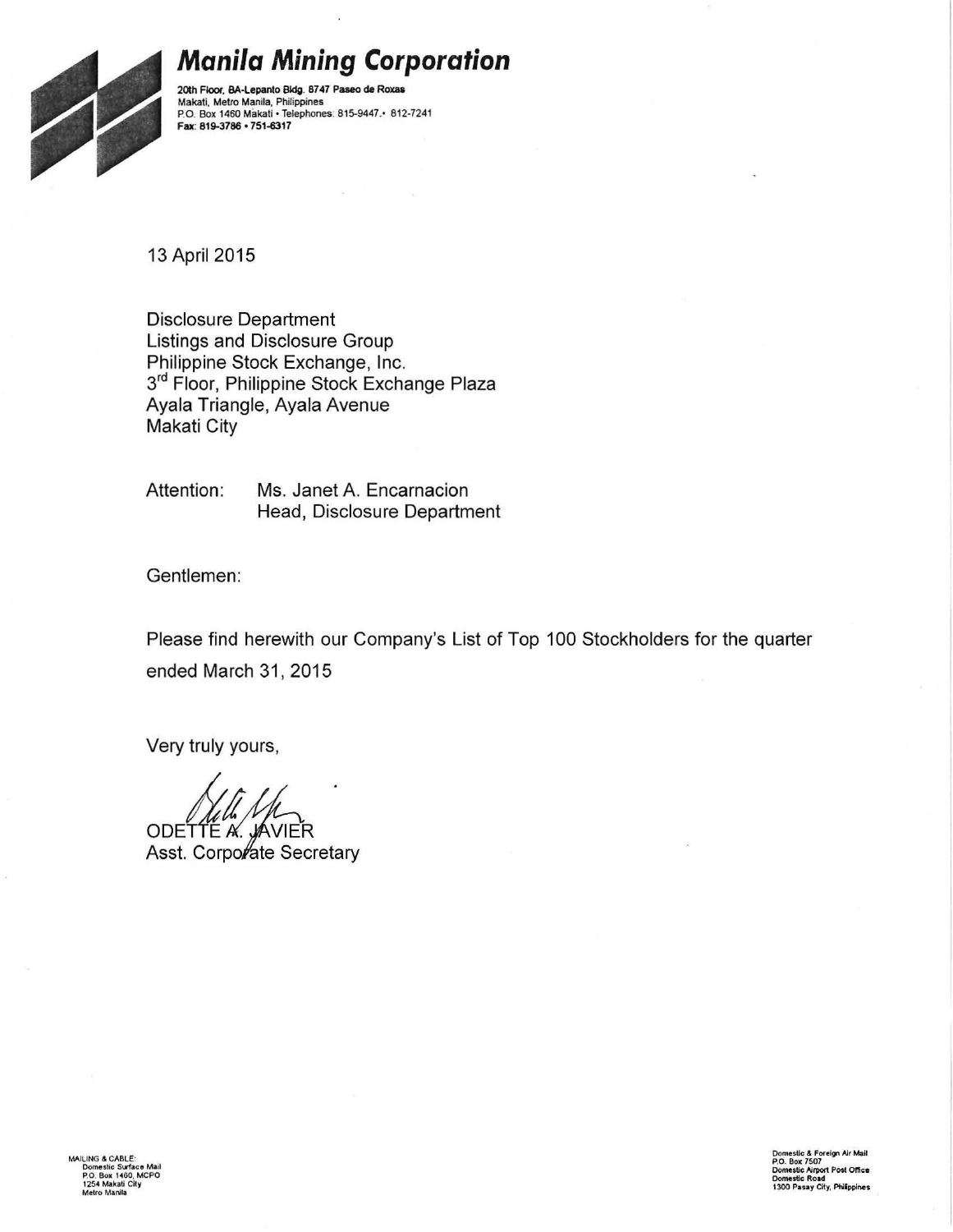# Manila Mining Corporation

**20th Floor, BA-Lepanto Bldg. 8747 Paseo de Roxas**
Makati, Metro Manila, Philippines
P.O. Box 1460 Makati • Telephones: 815-9447 • 812-7241
**Fax: 819-3786 • 751-6317**

13 April 2015

Disclosure Department
Listings and Disclosure Group
Philippine Stock Exchange, Inc.
3rd Floor, Philippine Stock Exchange Plaza
Ayala Triangle, Ayala Avenue
Makati City

Attention: Ms. Janet A. Encarnacion
Head, Disclosure Department

Gentlemen:

Please find herewith our Company's List of Top 100 Stockholders for the quarter ended March 31, 2015

Very truly yours,

ODETTE A. JAVIER
Asst. Corporate Secretary

MAILING & CABLE:
Domestic Surface Mail
P.O. Box 1460, MCPO
1254 Makati City
Metro Manila

Domestic & Foreign Air Mail
P.O. Box 7507
Domestic Airport Post Office
Domestic Road
1300 Pasay City, Philippines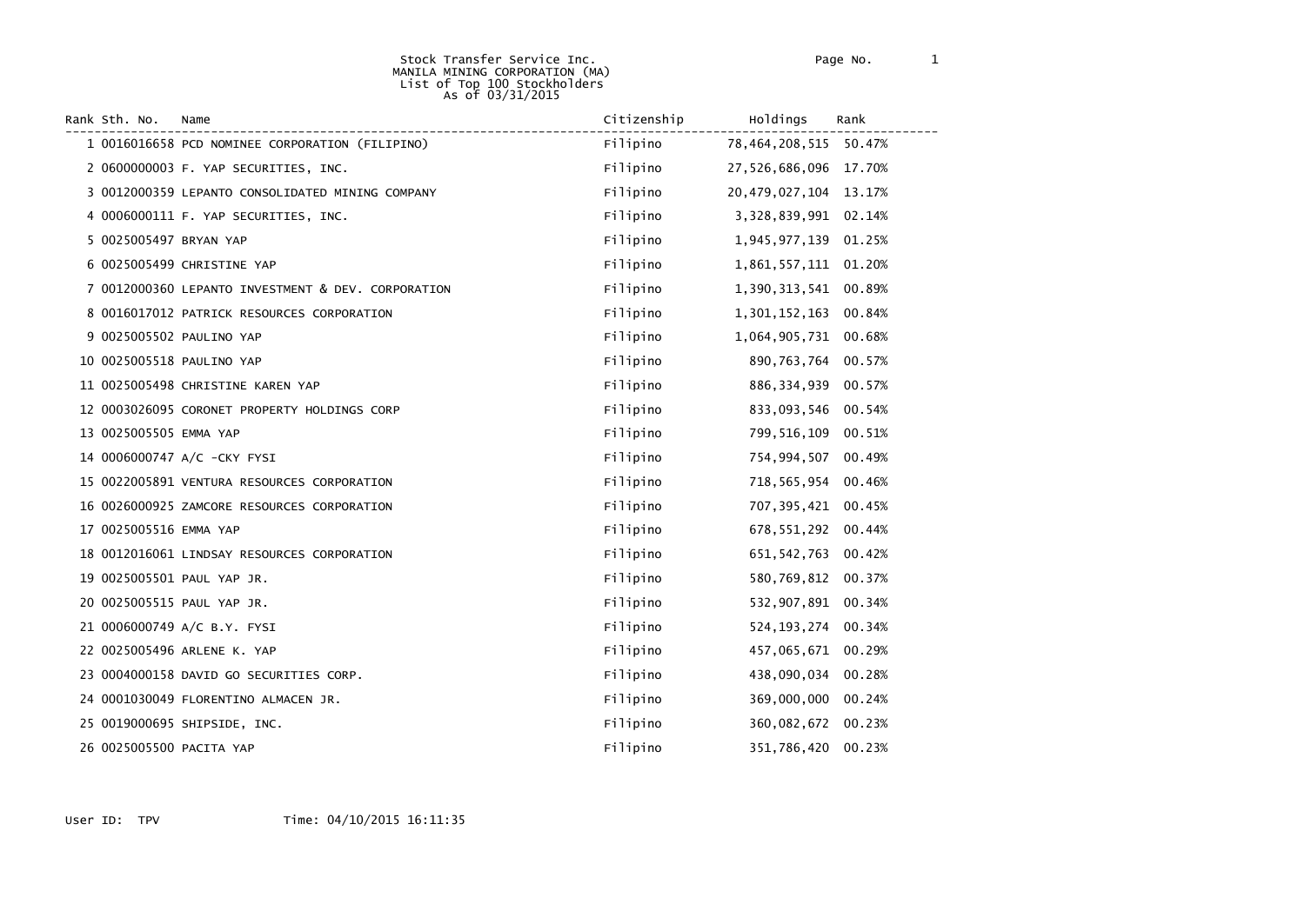Stock Transfer Service Inc.
MANILA MINING CORPORATION (MA)
List of Top 100 Stockholders
As of 03/31/2015

| Rank | Sth. No. | Name | Citizenship | Holdings | Rank |
|---|---|---|---|---|---|
| 1 | 0016016658 | PCD NOMINEE CORPORATION (FILIPINO) | Filipino | 78,464,208,515 | 50.47% |
| 2 | 0600000003 | F. YAP SECURITIES, INC. | Filipino | 27,526,686,096 | 17.70% |
| 3 | 0012000359 | LEPANTO CONSOLIDATED MINING COMPANY | Filipino | 20,479,027,104 | 13.17% |
| 4 | 0006000111 | F. YAP SECURITIES, INC. | Filipino | 3,328,839,991 | 02.14% |
| 5 | 0025005497 | BRYAN YAP | Filipino | 1,945,977,139 | 01.25% |
| 6 | 0025005499 | CHRISTINE YAP | Filipino | 1,861,557,111 | 01.20% |
| 7 | 0012000360 | LEPANTO INVESTMENT & DEV. CORPORATION | Filipino | 1,390,313,541 | 00.89% |
| 8 | 0016017012 | PATRICK RESOURCES CORPORATION | Filipino | 1,301,152,163 | 00.84% |
| 9 | 0025005502 | PAULINO YAP | Filipino | 1,064,905,731 | 00.68% |
| 10 | 0025005518 | PAULINO YAP | Filipino | 890,763,764 | 00.57% |
| 11 | 0025005498 | CHRISTINE KAREN YAP | Filipino | 886,334,939 | 00.57% |
| 12 | 0003026095 | CORONET PROPERTY HOLDINGS CORP | Filipino | 833,093,546 | 00.54% |
| 13 | 0025005505 | EMMA YAP | Filipino | 799,516,109 | 00.51% |
| 14 | 0006000747 | A/C -CKY FYSI | Filipino | 754,994,507 | 00.49% |
| 15 | 0022005891 | VENTURA RESOURCES CORPORATION | Filipino | 718,565,954 | 00.46% |
| 16 | 0026000925 | ZAMCORE RESOURCES CORPORATION | Filipino | 707,395,421 | 00.45% |
| 17 | 0025005516 | EMMA YAP | Filipino | 678,551,292 | 00.44% |
| 18 | 0012016061 | LINDSAY RESOURCES CORPORATION | Filipino | 651,542,763 | 00.42% |
| 19 | 0025005501 | PAUL YAP JR. | Filipino | 580,769,812 | 00.37% |
| 20 | 0025005515 | PAUL YAP JR. | Filipino | 532,907,891 | 00.34% |
| 21 | 0006000749 | A/C B.Y. FYSI | Filipino | 524,193,274 | 00.34% |
| 22 | 0025005496 | ARLENE K. YAP | Filipino | 457,065,671 | 00.29% |
| 23 | 0004000158 | DAVID GO SECURITIES CORP. | Filipino | 438,090,034 | 00.28% |
| 24 | 0001030049 | FLORENTINO ALMACEN JR. | Filipino | 369,000,000 | 00.24% |
| 25 | 0019000695 | SHIPSIDE, INC. | Filipino | 360,082,672 | 00.23% |
| 26 | 0025005500 | PACITA YAP | Filipino | 351,786,420 | 00.23% |

User ID: TPV Time: 04/10/2015 16:11:35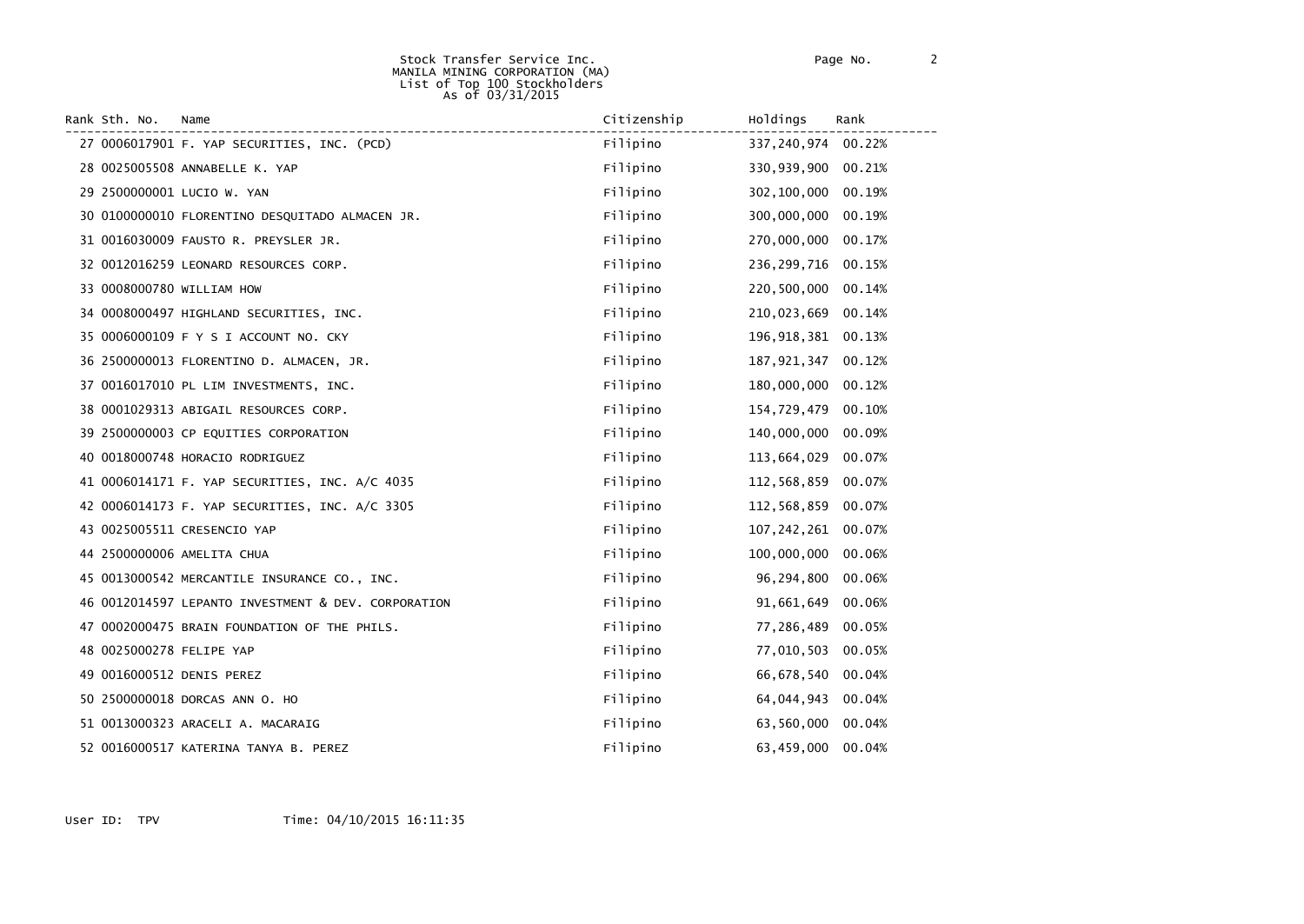Stock Transfer Service Inc.
MANILA MINING CORPORATION (MA)
List of Top 100 Stockholders
As of 03/31/2015

| Rank | Sth. No. | Name | Citizenship | Holdings | Rank |
|---|---|---|---|---|---|
| 27 | 0006017901 | F. YAP SECURITIES, INC. (PCD) | Filipino | 337,240,974 | 00.22% |
| 28 | 0025005508 | ANNABELLE K. YAP | Filipino | 330,939,900 | 00.21% |
| 29 | 2500000001 | LUCIO W. YAN | Filipino | 302,100,000 | 00.19% |
| 30 | 0100000010 | FLORENTINO DESQUITADO ALMACEN JR. | Filipino | 300,000,000 | 00.19% |
| 31 | 0016030009 | FAUSTO R. PREYSLER JR. | Filipino | 270,000,000 | 00.17% |
| 32 | 0012016259 | LEONARD RESOURCES CORP. | Filipino | 236,299,716 | 00.15% |
| 33 | 0008000780 | WILLIAM HOW | Filipino | 220,500,000 | 00.14% |
| 34 | 0008000497 | HIGHLAND SECURITIES, INC. | Filipino | 210,023,669 | 00.14% |
| 35 | 0006000109 | F Y S I ACCOUNT NO. CKY | Filipino | 196,918,381 | 00.13% |
| 36 | 2500000013 | FLORENTINO D. ALMACEN, JR. | Filipino | 187,921,347 | 00.12% |
| 37 | 0016017010 | PL LIM INVESTMENTS, INC. | Filipino | 180,000,000 | 00.12% |
| 38 | 0001029313 | ABIGAIL RESOURCES CORP. | Filipino | 154,729,479 | 00.10% |
| 39 | 2500000003 | CP EQUITIES CORPORATION | Filipino | 140,000,000 | 00.09% |
| 40 | 0018000748 | HORACIO RODRIGUEZ | Filipino | 113,664,029 | 00.07% |
| 41 | 0006014171 | F. YAP SECURITIES, INC. A/C 4035 | Filipino | 112,568,859 | 00.07% |
| 42 | 0006014173 | F. YAP SECURITIES, INC. A/C 3305 | Filipino | 112,568,859 | 00.07% |
| 43 | 0025005511 | CRESENCIO YAP | Filipino | 107,242,261 | 00.07% |
| 44 | 2500000006 | AMELITA CHUA | Filipino | 100,000,000 | 00.06% |
| 45 | 0013000542 | MERCANTILE INSURANCE CO., INC. | Filipino | 96,294,800 | 00.06% |
| 46 | 0012014597 | LEPANTO INVESTMENT & DEV. CORPORATION | Filipino | 91,661,649 | 00.06% |
| 47 | 0002000475 | BRAIN FOUNDATION OF THE PHILS. | Filipino | 77,286,489 | 00.05% |
| 48 | 0025000278 | FELIPE YAP | Filipino | 77,010,503 | 00.05% |
| 49 | 0016000512 | DENIS PEREZ | Filipino | 66,678,540 | 00.04% |
| 50 | 2500000018 | DORCAS ANN O. HO | Filipino | 64,044,943 | 00.04% |
| 51 | 0013000323 | ARACELI A. MACARAIG | Filipino | 63,560,000 | 00.04% |
| 52 | 0016000517 | KATERINA TANYA B. PEREZ | Filipino | 63,459,000 | 00.04% |

User ID: TPV Time: 04/10/2015 16:11:35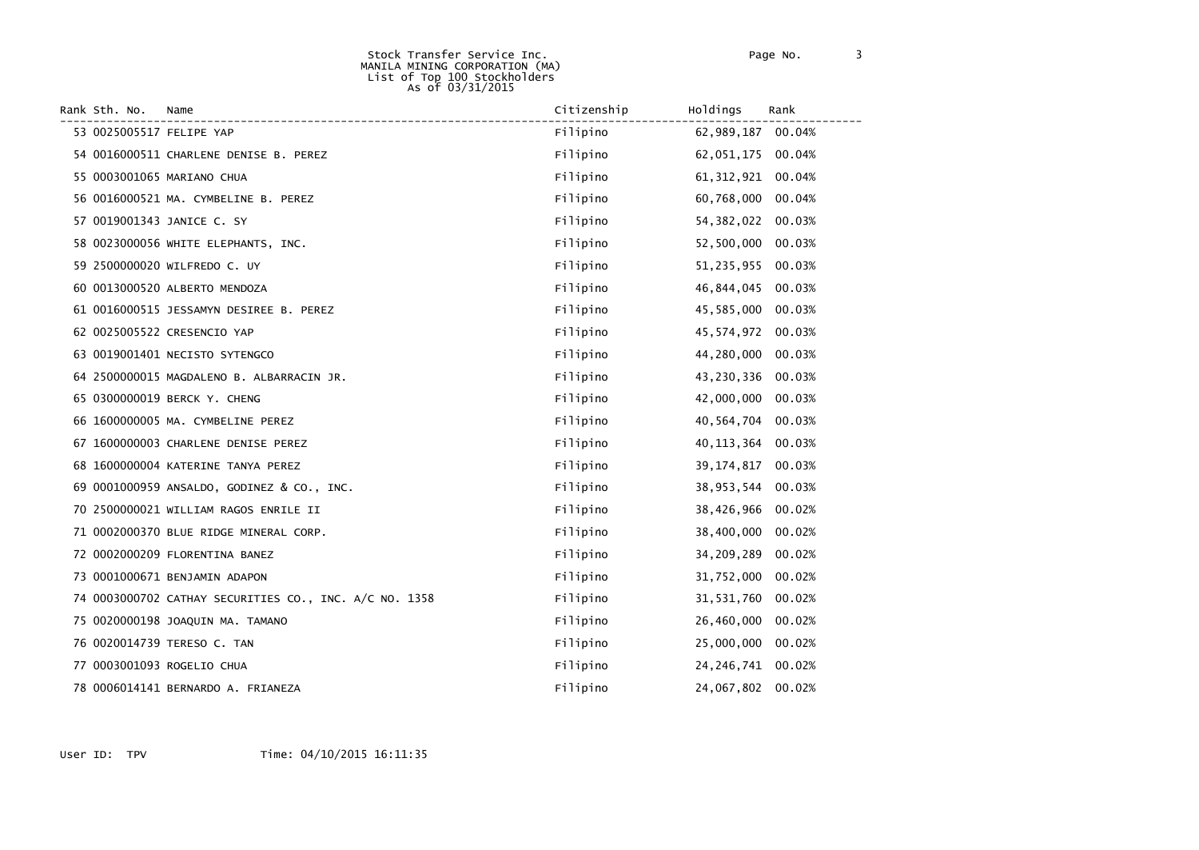Stock Transfer Service Inc.
MANILA MINING CORPORATION (MA)
List of Top 100 Stockholders
As of 03/31/2015

| Rank | Sth. No. | Name | Citizenship | Holdings | Rank |
|---|---|---|---|---|---|
| 53 | 0025005517 | FELIPE YAP | Filipino | 62,989,187 | 00.04% |
| 54 | 0016000511 | CHARLENE DENISE B. PEREZ | Filipino | 62,051,175 | 00.04% |
| 55 | 0003001065 | MARIANO CHUA | Filipino | 61,312,921 | 00.04% |
| 56 | 0016000521 | MA. CYMBELINE B. PEREZ | Filipino | 60,768,000 | 00.04% |
| 57 | 0019001343 | JANICE C. SY | Filipino | 54,382,022 | 00.03% |
| 58 | 0023000056 | WHITE ELEPHANTS, INC. | Filipino | 52,500,000 | 00.03% |
| 59 | 2500000020 | WILFREDO C. UY | Filipino | 51,235,955 | 00.03% |
| 60 | 0013000520 | ALBERTO MENDOZA | Filipino | 46,844,045 | 00.03% |
| 61 | 0016000515 | JESSAMYN DESIREE B. PEREZ | Filipino | 45,585,000 | 00.03% |
| 62 | 0025005522 | CRESENCIO YAP | Filipino | 45,574,972 | 00.03% |
| 63 | 0019001401 | NECISTO SYTENGCO | Filipino | 44,280,000 | 00.03% |
| 64 | 2500000015 | MAGDALENO B. ALBARRACIN JR. | Filipino | 43,230,336 | 00.03% |
| 65 | 0300000019 | BERCK Y. CHENG | Filipino | 42,000,000 | 00.03% |
| 66 | 1600000005 | MA. CYMBELINE PEREZ | Filipino | 40,564,704 | 00.03% |
| 67 | 1600000003 | CHARLENE DENISE PEREZ | Filipino | 40,113,364 | 00.03% |
| 68 | 1600000004 | KATERINE TANYA PEREZ | Filipino | 39,174,817 | 00.03% |
| 69 | 0001000959 | ANSALDO, GODINEZ & CO., INC. | Filipino | 38,953,544 | 00.03% |
| 70 | 2500000021 | WILLIAM RAGOS ENRILE II | Filipino | 38,426,966 | 00.02% |
| 71 | 0002000370 | BLUE RIDGE MINERAL CORP. | Filipino | 38,400,000 | 00.02% |
| 72 | 0002000209 | FLORENTINA BANEZ | Filipino | 34,209,289 | 00.02% |
| 73 | 0001000671 | BENJAMIN ADAPON | Filipino | 31,752,000 | 00.02% |
| 74 | 0003000702 | CATHAY SECURITIES CO., INC. A/C NO. 1358 | Filipino | 31,531,760 | 00.02% |
| 75 | 0020000198 | JOAQUIN MA. TAMANO | Filipino | 26,460,000 | 00.02% |
| 76 | 0020014739 | TERESO C. TAN | Filipino | 25,000,000 | 00.02% |
| 77 | 0003001093 | ROGELIO CHUA | Filipino | 24,246,741 | 00.02% |
| 78 | 0006014141 | BERNARDO A. FRIANEZA | Filipino | 24,067,802 | 00.02% |

User ID: TPV Time: 04/10/2015 16:11:35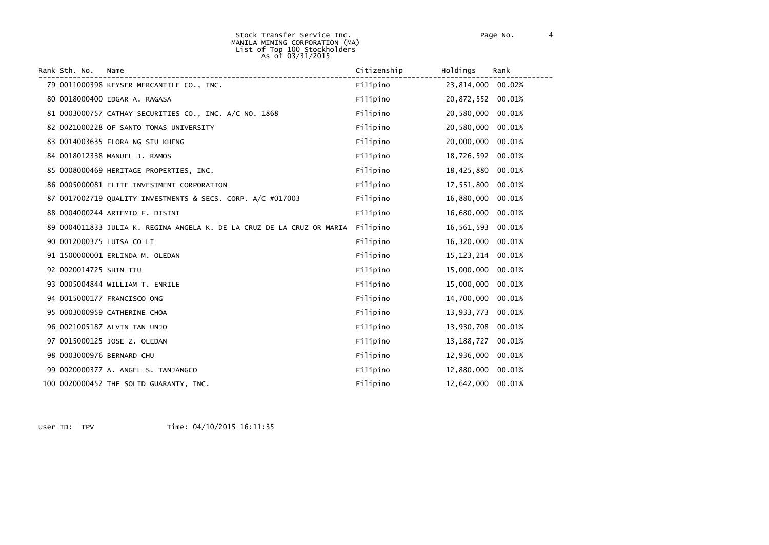Stock Transfer Service Inc.
MANILA MINING CORPORATION (MA)
List of Top 100 Stockholders
As of 03/31/2015

| Rank | Sth. No. | Name | Citizenship | Holdings | Rank |
|---|---|---|---|---|---|
| 79 | 0011000398 | KEYSER MERCANTILE CO., INC. | Filipino | 23,814,000 | 00.02% |
| 80 | 0018000400 | EDGAR A. RAGASA | Filipino | 20,872,552 | 00.01% |
| 81 | 0003000757 | CATHAY SECURITIES CO., INC. A/C NO. 1868 | Filipino | 20,580,000 | 00.01% |
| 82 | 0021000228 | OF SANTO TOMAS UNIVERSITY | Filipino | 20,580,000 | 00.01% |
| 83 | 0014003635 | FLORA NG SIU KHENG | Filipino | 20,000,000 | 00.01% |
| 84 | 0018012338 | MANUEL J. RAMOS | Filipino | 18,726,592 | 00.01% |
| 85 | 0008000469 | HERITAGE PROPERTIES, INC. | Filipino | 18,425,880 | 00.01% |
| 86 | 0005000081 | ELITE INVESTMENT CORPORATION | Filipino | 17,551,800 | 00.01% |
| 87 | 0017002719 | QUALITY INVESTMENTS & SECS. CORP. A/C #017003 | Filipino | 16,880,000 | 00.01% |
| 88 | 0004000244 | ARTEMIO F. DISINI | Filipino | 16,680,000 | 00.01% |
| 89 | 0004011833 | JULIA K. REGINA ANGELA K. DE LA CRUZ DE LA CRUZ OR MARIA | Filipino | 16,561,593 | 00.01% |
| 90 | 0012000375 | LUISA CO LI | Filipino | 16,320,000 | 00.01% |
| 91 | 1500000001 | ERLINDA M. OLEDAN | Filipino | 15,123,214 | 00.01% |
| 92 | 0020014725 | SHIN TIU | Filipino | 15,000,000 | 00.01% |
| 93 | 0005004844 | WILLIAM T. ENRILE | Filipino | 15,000,000 | 00.01% |
| 94 | 0015000177 | FRANCISCO ONG | Filipino | 14,700,000 | 00.01% |
| 95 | 0003000959 | CATHERINE CHOA | Filipino | 13,933,773 | 00.01% |
| 96 | 0021005187 | ALVIN TAN UNJO | Filipino | 13,930,708 | 00.01% |
| 97 | 0015000125 | JOSE Z. OLEDAN | Filipino | 13,188,727 | 00.01% |
| 98 | 0003000976 | BERNARD CHU | Filipino | 12,936,000 | 00.01% |
| 99 | 0020000377 | A. ANGEL S. TANJANGCO | Filipino | 12,880,000 | 00.01% |
| 100 | 0020000452 | THE SOLID GUARANTY, INC. | Filipino | 12,642,000 | 00.01% |

User ID: TPV Time: 04/10/2015 16:11:35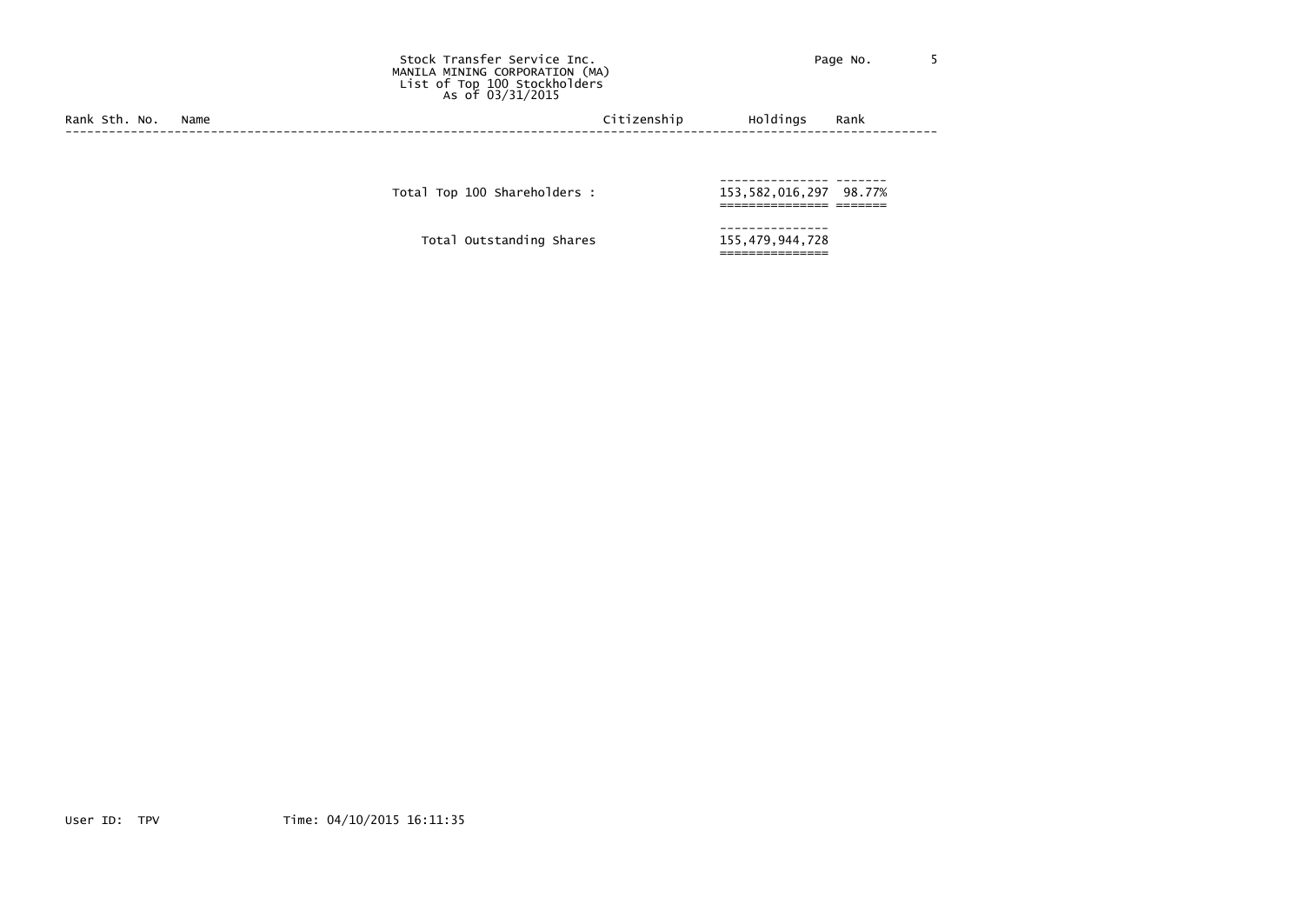Stock Transfer Service Inc.
MANILA MINING CORPORATION (MA)
List of Top 100 Stockholders
As of 03/31/2015

| Rank | Sth. No. | Name | Citizenship | Holdings | Rank |
|---|---|---|---|---|---|
| | | Total Top 100 Shareholders : | | 153,582,016,297 | 98.77% |
| | | Total Outstanding Shares | | 155,479,944,728 | |

User ID: TPV Time: 04/10/2015 16:11:35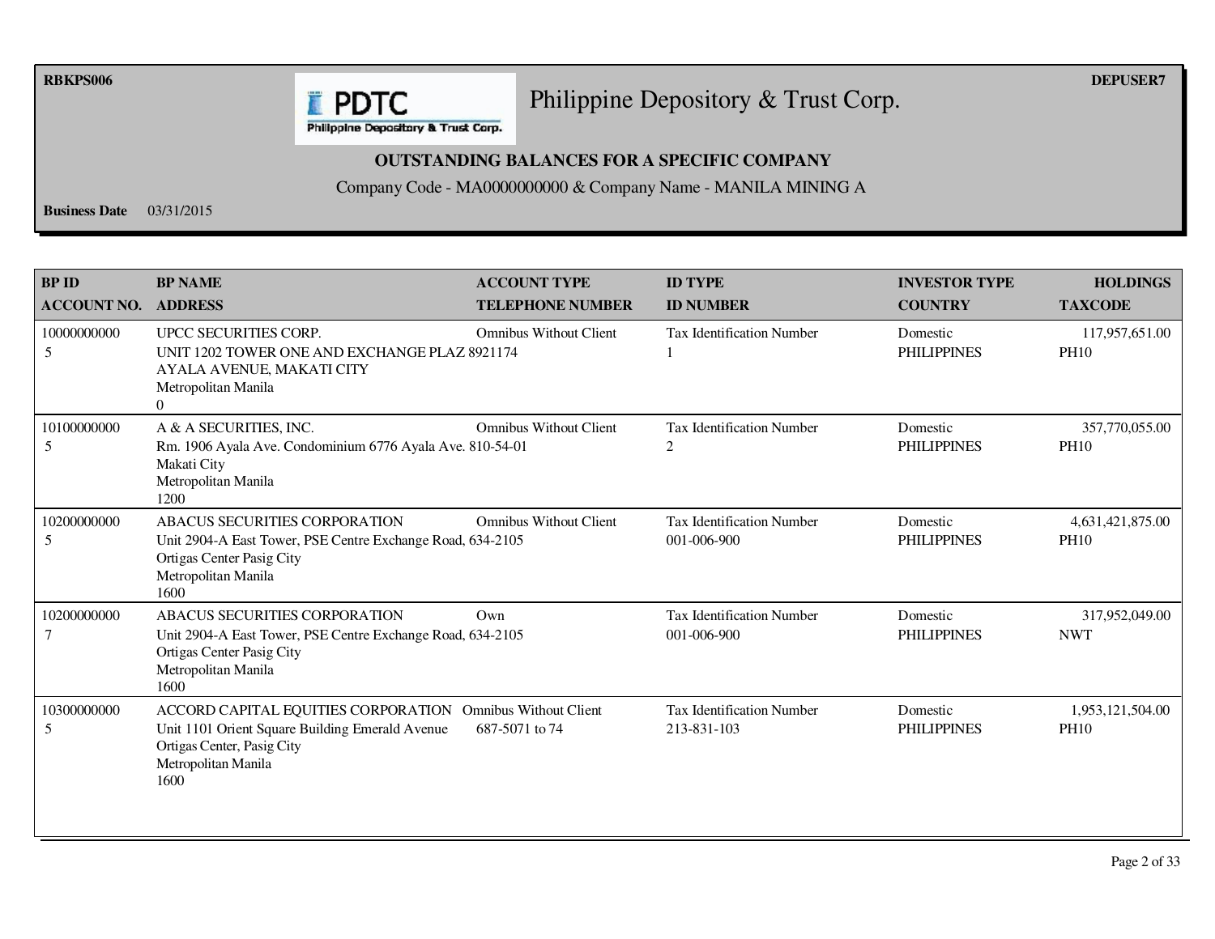RBKPS006 | DEPUSER7

# Philippine Depository & Trust Corp.

## OUTSTANDING BALANCES FOR A SPECIFIC COMPANY

Company Code - MA0000000000 & Company Name - MANILA MINING A

**Business Date** 03/31/2015

| BP ID<br>ACCOUNT NO. | BP NAME<br>ADDRESS | ACCOUNT TYPE<br>TELEPHONE NUMBER | ID TYPE<br>ID NUMBER | INVESTOR TYPE<br>COUNTRY | HOLDINGS<br>TAXCODE |
|---|---|---|---|---|---|
| 10000000000<br>5 | UPCC SECURITIES CORP.<br>UNIT 1202 TOWER ONE AND EXCHANGE PLAZ<br>AYALA AVENUE, MAKATI CITY<br>Metropolitan Manila<br>0 | Omnibus Without Client<br>8921174 | Tax Identification Number<br>1 | Domestic<br>PHILIPPINES | 117,957,651.00<br>PH10 |
| 10100000000<br>5 | A & A SECURITIES, INC.<br>Rm. 1906 Ayala Ave. Condominium 6776 Ayala Ave.<br>Makati City<br>Metropolitan Manila<br>1200 | Omnibus Without Client<br>810-54-01 | Tax Identification Number<br>2 | Domestic<br>PHILIPPINES | 357,770,055.00<br>PH10 |
| 10200000000<br>5 | ABACUS SECURITIES CORPORATION<br>Unit 2904-A East Tower, PSE Centre Exchange Road,<br>Ortigas Center Pasig City<br>Metropolitan Manila<br>1600 | Omnibus Without Client<br>634-2105 | Tax Identification Number<br>001-006-900 | Domestic<br>PHILIPPINES | 4,631,421,875.00<br>PH10 |
| 10200000000<br>7 | ABACUS SECURITIES CORPORATION<br>Unit 2904-A East Tower, PSE Centre Exchange Road,<br>Ortigas Center Pasig City<br>Metropolitan Manila<br>1600 | Own<br>634-2105 | Tax Identification Number<br>001-006-900 | Domestic<br>PHILIPPINES | 317,952,049.00<br>NWT |
| 10300000000<br>5 | ACCORD CAPITAL EQUITIES CORPORATION<br>Unit 1101 Orient Square Building Emerald Avenue<br>Ortigas Center, Pasig City<br>Metropolitan Manila<br>1600 | Omnibus Without Client<br>687-5071 to 74 | Tax Identification Number<br>213-831-103 | Domestic<br>PHILIPPINES | 1,953,121,504.00<br>PH10 |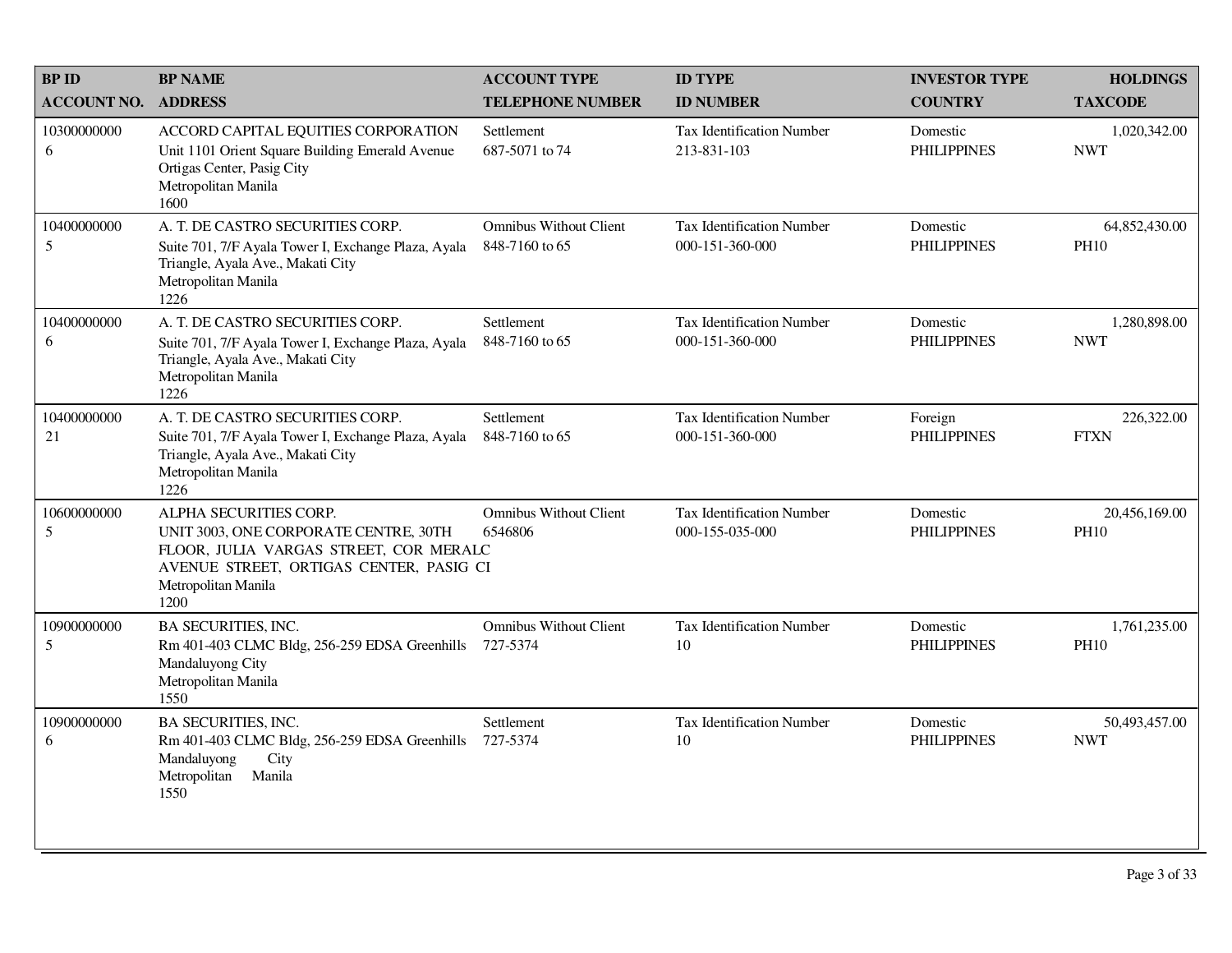| BP ID<br>ACCOUNT NO. | BP NAME<br>ADDRESS | ACCOUNT TYPE<br>TELEPHONE NUMBER | ID TYPE<br>ID NUMBER | INVESTOR TYPE<br>COUNTRY | HOLDINGS<br>TAXCODE |
|---|---|---|---|---|---|
| 10300000000<br>6 | ACCORD CAPITAL EQUITIES CORPORATION<br>Unit 1101 Orient Square Building Emerald Avenue Ortigas Center, Pasig City<br>Metropolitan Manila<br>1600 | Settlement<br>687-5071 to 74 | Tax Identification Number<br>213-831-103 | Domestic<br>PHILIPPINES | 1,020,342.00<br>NWT |
| 10400000000<br>5 | A. T. DE CASTRO SECURITIES CORP.<br>Suite 701, 7/F Ayala Tower I, Exchange Plaza, Ayala Triangle, Ayala Ave., Makati City<br>Metropolitan Manila<br>1226 | Omnibus Without Client<br>848-7160 to 65 | Tax Identification Number<br>000-151-360-000 | Domestic<br>PHILIPPINES | 64,852,430.00<br>PH10 |
| 10400000000<br>6 | A. T. DE CASTRO SECURITIES CORP.<br>Suite 701, 7/F Ayala Tower I, Exchange Plaza, Ayala Triangle, Ayala Ave., Makati City<br>Metropolitan Manila<br>1226 | Settlement<br>848-7160 to 65 | Tax Identification Number<br>000-151-360-000 | Domestic<br>PHILIPPINES | 1,280,898.00<br>NWT |
| 10400000000<br>21 | A. T. DE CASTRO SECURITIES CORP.<br>Suite 701, 7/F Ayala Tower I, Exchange Plaza, Ayala Triangle, Ayala Ave., Makati City<br>Metropolitan Manila<br>1226 | Settlement<br>848-7160 to 65 | Tax Identification Number<br>000-151-360-000 | Foreign<br>PHILIPPINES | 226,322.00<br>FTXN |
| 10600000000<br>5 | ALPHA SECURITIES CORP.<br>UNIT 3003, ONE CORPORATE CENTRE, 30TH FLOOR, JULIA VARGAS STREET, COR MERALC AVENUE STREET, ORTIGAS CENTER, PASIG CI<br>Metropolitan Manila<br>1200 | Omnibus Without Client<br>6546806 | Tax Identification Number<br>000-155-035-000 | Domestic<br>PHILIPPINES | 20,456,169.00<br>PH10 |
| 10900000000<br>5 | BA SECURITIES, INC.<br>Rm 401-403 CLMC Bldg, 256-259 EDSA Greenhills Mandaluyong City<br>Metropolitan Manila<br>1550 | Omnibus Without Client<br>727-5374 | Tax Identification Number<br>10 | Domestic<br>PHILIPPINES | 1,761,235.00<br>PH10 |
| 10900000000<br>6 | BA SECURITIES, INC.<br>Rm 401-403 CLMC Bldg, 256-259 EDSA Greenhills Mandaluyong City<br>Metropolitan Manila<br>1550 | Settlement<br>727-5374 | Tax Identification Number<br>10 | Domestic<br>PHILIPPINES | 50,493,457.00<br>NWT |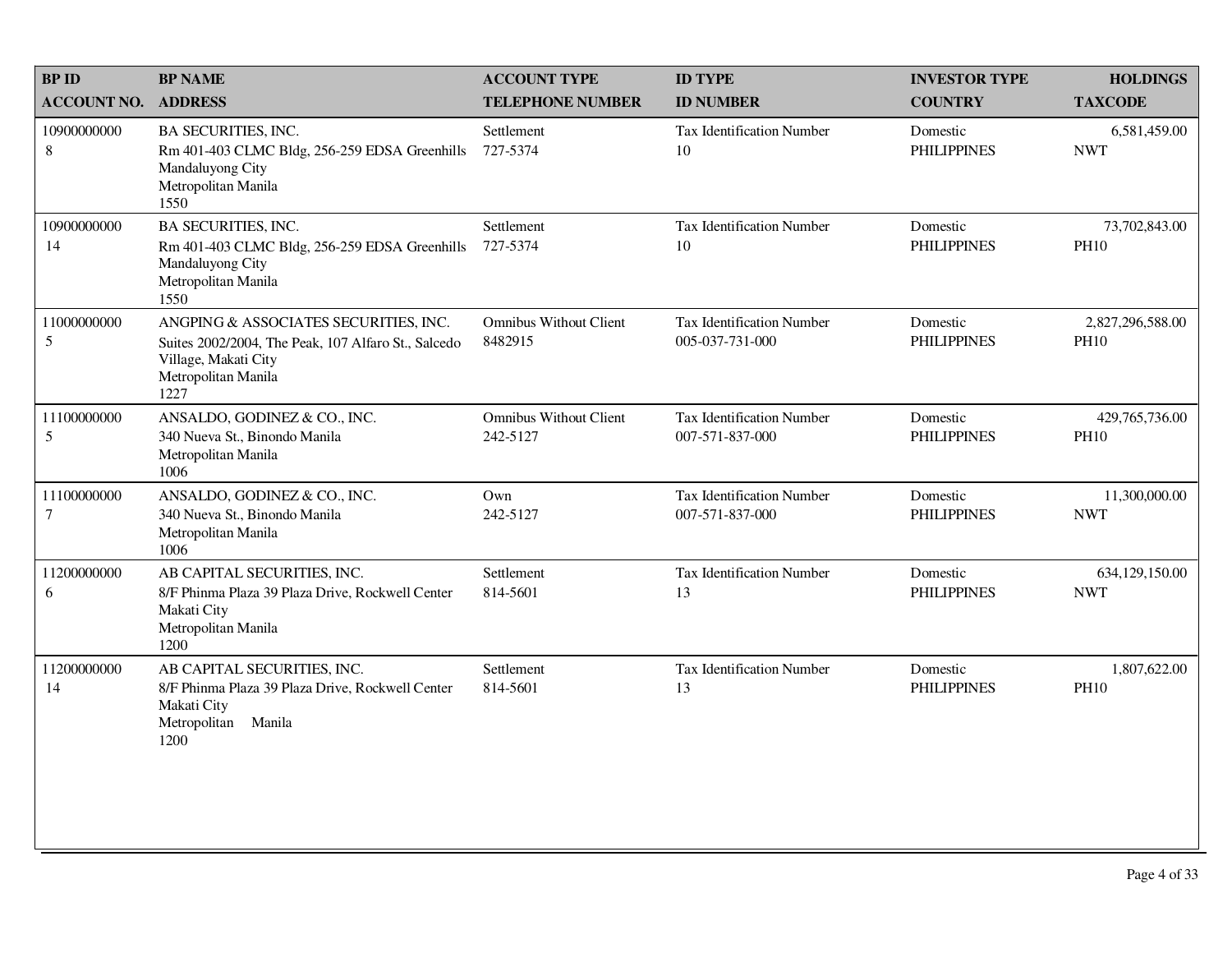| BP ID<br>ACCOUNT NO. | BP NAME<br>ADDRESS | ACCOUNT TYPE<br>TELEPHONE NUMBER | ID TYPE<br>ID NUMBER | INVESTOR TYPE<br>COUNTRY | HOLDINGS<br>TAXCODE |
|---|---|---|---|---|---|
| 10900000000<br>8 | BA SECURITIES, INC.<br>Rm 401-403 CLMC Bldg, 256-259 EDSA Greenhills<br>Mandaluyong City<br>Metropolitan Manila<br>1550 | Settlement<br>727-5374 | Tax Identification Number<br>10 | Domestic<br>PHILIPPINES | 6,581,459.00<br>NWT |
| 10900000000<br>14 | BA SECURITIES, INC.<br>Rm 401-403 CLMC Bldg, 256-259 EDSA Greenhills<br>Mandaluyong City<br>Metropolitan Manila<br>1550 | Settlement<br>727-5374 | Tax Identification Number<br>10 | Domestic<br>PHILIPPINES | 73,702,843.00<br>PH10 |
| 11000000000<br>5 | ANGPING & ASSOCIATES SECURITIES, INC.<br>Suites 2002/2004, The Peak, 107 Alfaro St., Salcedo Village, Makati City<br>Metropolitan Manila<br>1227 | Omnibus Without Client<br>8482915 | Tax Identification Number<br>005-037-731-000 | Domestic<br>PHILIPPINES | 2,827,296,588.00<br>PH10 |
| 11100000000<br>5 | ANSALDO, GODINEZ & CO., INC.<br>340 Nueva St., Binondo Manila<br>Metropolitan Manila<br>1006 | Omnibus Without Client<br>242-5127 | Tax Identification Number<br>007-571-837-000 | Domestic<br>PHILIPPINES | 429,765,736.00<br>PH10 |
| 11100000000<br>7 | ANSALDO, GODINEZ & CO., INC.<br>340 Nueva St., Binondo Manila<br>Metropolitan Manila<br>1006 | Own<br>242-5127 | Tax Identification Number<br>007-571-837-000 | Domestic<br>PHILIPPINES | 11,300,000.00<br>NWT |
| 11200000000<br>6 | AB CAPITAL SECURITIES, INC.<br>8/F Phinma Plaza 39 Plaza Drive, Rockwell Center<br>Makati City<br>Metropolitan Manila<br>1200 | Settlement<br>814-5601 | Tax Identification Number<br>13 | Domestic<br>PHILIPPINES | 634,129,150.00<br>NWT |
| 11200000000<br>14 | AB CAPITAL SECURITIES, INC.<br>8/F Phinma Plaza 39 Plaza Drive, Rockwell Center<br>Makati City<br>Metropolitan Manila<br>1200 | Settlement<br>814-5601 | Tax Identification Number<br>13 | Domestic<br>PHILIPPINES | 1,807,622.00<br>PH10 |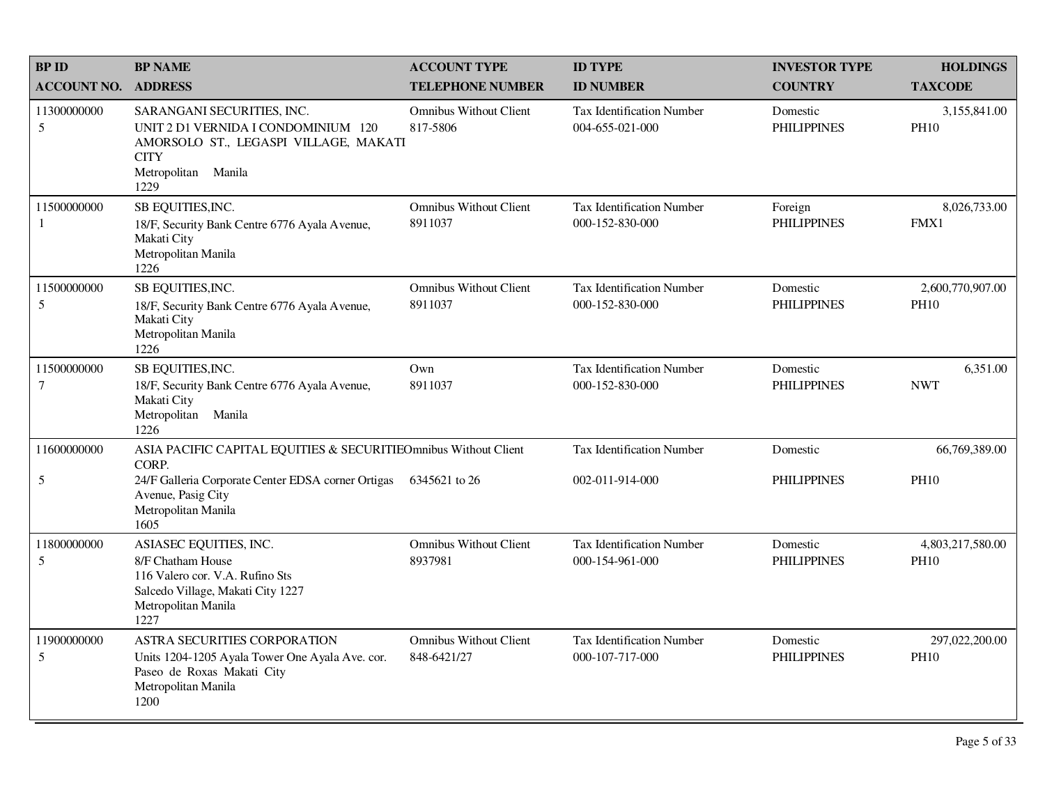| BP ID<br>ACCOUNT NO. | BP NAME<br>ADDRESS | ACCOUNT TYPE<br>TELEPHONE NUMBER | ID TYPE<br>ID NUMBER | INVESTOR TYPE<br>COUNTRY | HOLDINGS<br>TAXCODE |
|---|---|---|---|---|---|
| 11300000000<br>5 | SARANGANI SECURITIES, INC.<br>UNIT 2 D1 VERNIDA I CONDOMINIUM 120 AMORSOLO ST., LEGASPI VILLAGE, MAKATI CITY<br>Metropolitan Manila<br>1229 | Omnibus Without Client<br>817-5806 | Tax Identification Number<br>004-655-021-000 | Domestic<br>PHILIPPINES | 3,155,841.00<br>PH10 |
| 11500000000<br>1 | SB EQUITIES,INC.<br>18/F, Security Bank Centre 6776 Ayala Avenue, Makati City<br>Metropolitan Manila<br>1226 | Omnibus Without Client<br>8911037 | Tax Identification Number<br>000-152-830-000 | Foreign<br>PHILIPPINES | 8,026,733.00<br>FMX1 |
| 11500000000<br>5 | SB EQUITIES,INC.<br>18/F, Security Bank Centre 6776 Ayala Avenue, Makati City<br>Metropolitan Manila<br>1226 | Omnibus Without Client<br>8911037 | Tax Identification Number<br>000-152-830-000 | Domestic<br>PHILIPPINES | 2,600,770,907.00<br>PH10 |
| 11500000000<br>7 | SB EQUITIES,INC.<br>18/F, Security Bank Centre 6776 Ayala Avenue, Makati City<br>Metropolitan Manila<br>1226 | Own<br>8911037 | Tax Identification Number<br>000-152-830-000 | Domestic<br>PHILIPPINES | 6,351.00<br>NWT |
| 11600000000<br>5 | ASIA PACIFIC CAPITAL EQUITIES & SECURITIES CORP.<br>24/F Galleria Corporate Center EDSA corner Ortigas Avenue, Pasig City<br>Metropolitan Manila<br>1605 | Omnibus Without Client<br>6345621 to 26 | Tax Identification Number<br>002-011-914-000 | Domestic<br>PHILIPPINES | 66,769,389.00<br>PH10 |
| 11800000000<br>5 | ASIASEC EQUITIES, INC.<br>8/F Chatham House<br>116 Valero cor. V.A. Rufino Sts<br>Salcedo Village, Makati City 1227<br>Metropolitan Manila<br>1227 | Omnibus Without Client<br>8937981 | Tax Identification Number<br>000-154-961-000 | Domestic<br>PHILIPPINES | 4,803,217,580.00<br>PH10 |
| 11900000000<br>5 | ASTRA SECURITIES CORPORATION<br>Units 1204-1205 Ayala Tower One Ayala Ave. cor. Paseo de Roxas Makati City<br>Metropolitan Manila<br>1200 | Omnibus Without Client<br>848-6421/27 | Tax Identification Number<br>000-107-717-000 | Domestic<br>PHILIPPINES | 297,022,200.00<br>PH10 |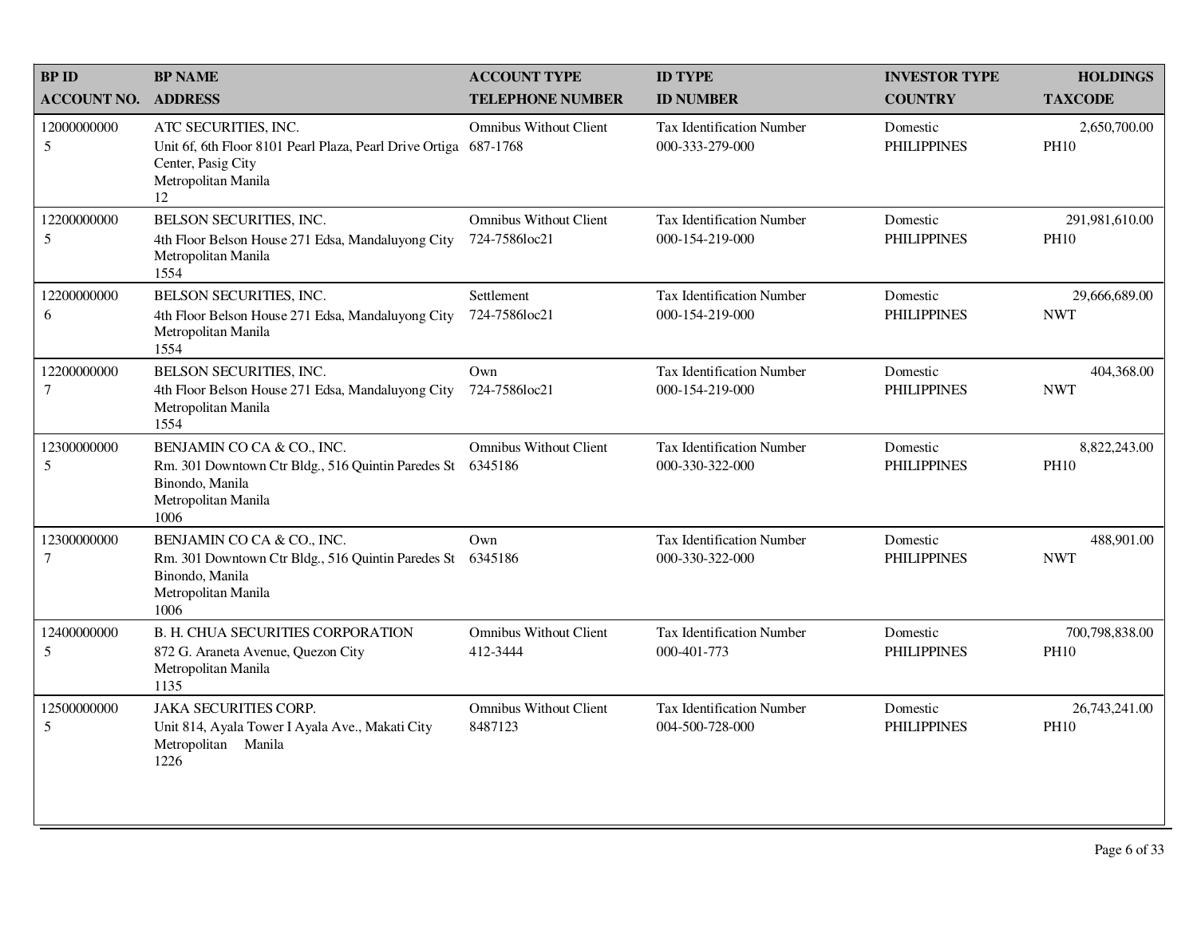| BP ID<br>ACCOUNT NO. | BP NAME<br>ADDRESS | ACCOUNT TYPE<br>TELEPHONE NUMBER | ID TYPE<br>ID NUMBER | INVESTOR TYPE<br>COUNTRY | HOLDINGS<br>TAXCODE |
|---|---|---|---|---|---|
| 12000000000<br>5 | ATC SECURITIES, INC.<br>Unit 6f, 6th Floor 8101 Pearl Plaza, Pearl Drive Ortiga Center, Pasig City<br>Metropolitan Manila<br>12 | Omnibus Without Client<br>687-1768 | Tax Identification Number<br>000-333-279-000 | Domestic<br>PHILIPPINES | 2,650,700.00<br>PH10 |
| 12200000000<br>5 | BELSON SECURITIES, INC.<br>4th Floor Belson House 271 Edsa, Mandaluyong City<br>Metropolitan Manila<br>1554 | Omnibus Without Client<br>724-7586loc21 | Tax Identification Number<br>000-154-219-000 | Domestic<br>PHILIPPINES | 291,981,610.00<br>PH10 |
| 12200000000<br>6 | BELSON SECURITIES, INC.<br>4th Floor Belson House 271 Edsa, Mandaluyong City<br>Metropolitan Manila<br>1554 | Settlement<br>724-7586loc21 | Tax Identification Number<br>000-154-219-000 | Domestic<br>PHILIPPINES | 29,666,689.00<br>NWT |
| 12200000000<br>7 | BELSON SECURITIES, INC.<br>4th Floor Belson House 271 Edsa, Mandaluyong City<br>Metropolitan Manila<br>1554 | Own<br>724-7586loc21 | Tax Identification Number<br>000-154-219-000 | Domestic<br>PHILIPPINES | 404,368.00<br>NWT |
| 12300000000<br>5 | BENJAMIN CO CA & CO., INC.<br>Rm. 301 Downtown Ctr Bldg., 516 Quintin Paredes St Binondo, Manila<br>Metropolitan Manila<br>1006 | Omnibus Without Client<br>6345186 | Tax Identification Number<br>000-330-322-000 | Domestic<br>PHILIPPINES | 8,822,243.00<br>PH10 |
| 12300000000<br>7 | BENJAMIN CO CA & CO., INC.<br>Rm. 301 Downtown Ctr Bldg., 516 Quintin Paredes St Binondo, Manila<br>Metropolitan Manila<br>1006 | Own<br>6345186 | Tax Identification Number<br>000-330-322-000 | Domestic<br>PHILIPPINES | 488,901.00<br>NWT |
| 12400000000<br>5 | B. H. CHUA SECURITIES CORPORATION<br>872 G. Araneta Avenue, Quezon City<br>Metropolitan Manila<br>1135 | Omnibus Without Client<br>412-3444 | Tax Identification Number<br>000-401-773 | Domestic<br>PHILIPPINES | 700,798,838.00<br>PH10 |
| 12500000000<br>5 | JAKA SECURITIES CORP.<br>Unit 814, Ayala Tower I Ayala Ave., Makati City<br>Metropolitan Manila<br>1226 | Omnibus Without Client<br>8487123 | Tax Identification Number<br>004-500-728-000 | Domestic<br>PHILIPPINES | 26,743,241.00<br>PH10 |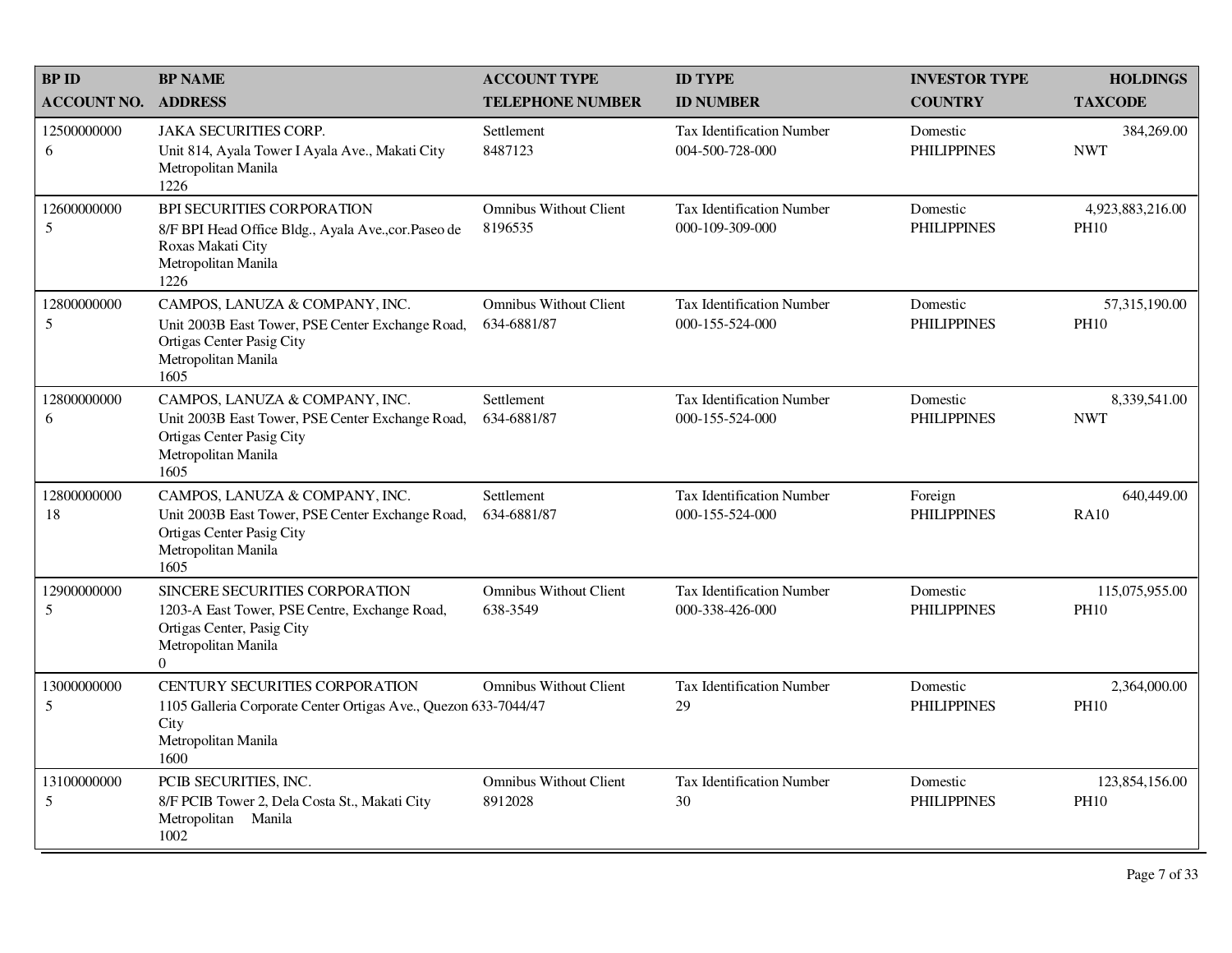| BP ID<br>ACCOUNT NO. | BP NAME<br>ADDRESS | ACCOUNT TYPE<br>TELEPHONE NUMBER | ID TYPE<br>ID NUMBER | INVESTOR TYPE<br>COUNTRY | HOLDINGS<br>TAXCODE |
|---|---|---|---|---|---|
| 12500000000<br>6 | JAKA SECURITIES CORP.<br>Unit 814, Ayala Tower I Ayala Ave., Makati City<br>Metropolitan Manila<br>1226 | Settlement<br>8487123 | Tax Identification Number<br>004-500-728-000 | Domestic<br>PHILIPPINES | 384,269.00<br>NWT |
| 12600000000<br>5 | BPI SECURITIES CORPORATION<br>8/F BPI Head Office Bldg., Ayala Ave.,cor.Paseo de Roxas Makati City<br>Metropolitan Manila<br>1226 | Omnibus Without Client<br>8196535 | Tax Identification Number<br>000-109-309-000 | Domestic<br>PHILIPPINES | 4,923,883,216.00<br>PH10 |
| 12800000000<br>5 | CAMPOS, LANUZA & COMPANY, INC.<br>Unit 2003B East Tower, PSE Center Exchange Road, Ortigas Center Pasig City<br>Metropolitan Manila<br>1605 | Omnibus Without Client<br>634-6881/87 | Tax Identification Number<br>000-155-524-000 | Domestic<br>PHILIPPINES | 57,315,190.00<br>PH10 |
| 12800000000<br>6 | CAMPOS, LANUZA & COMPANY, INC.<br>Unit 2003B East Tower, PSE Center Exchange Road, Ortigas Center Pasig City<br>Metropolitan Manila<br>1605 | Settlement<br>634-6881/87 | Tax Identification Number<br>000-155-524-000 | Domestic<br>PHILIPPINES | 8,339,541.00<br>NWT |
| 12800000000<br>18 | CAMPOS, LANUZA & COMPANY, INC.<br>Unit 2003B East Tower, PSE Center Exchange Road, Ortigas Center Pasig City<br>Metropolitan Manila<br>1605 | Settlement<br>634-6881/87 | Tax Identification Number<br>000-155-524-000 | Foreign<br>PHILIPPINES | 640,449.00<br>RA10 |
| 12900000000<br>5 | SINCERE SECURITIES CORPORATION<br>1203-A East Tower, PSE Centre, Exchange Road, Ortigas Center, Pasig City<br>Metropolitan Manila<br>0 | Omnibus Without Client<br>638-3549 | Tax Identification Number<br>000-338-426-000 | Domestic<br>PHILIPPINES | 115,075,955.00<br>PH10 |
| 13000000000<br>5 | CENTURY SECURITIES CORPORATION<br>1105 Galleria Corporate Center Ortigas Ave., Quezon City<br>Metropolitan Manila<br>1600 | Omnibus Without Client<br>633-7044/47 | Tax Identification Number<br>29 | Domestic<br>PHILIPPINES | 2,364,000.00<br>PH10 |
| 13100000000<br>5 | PCIB SECURITIES, INC.<br>8/F PCIB Tower 2, Dela Costa St., Makati City<br>Metropolitan Manila<br>1002 | Omnibus Without Client<br>8912028 | Tax Identification Number<br>30 | Domestic<br>PHILIPPINES | 123,854,156.00<br>PH10 |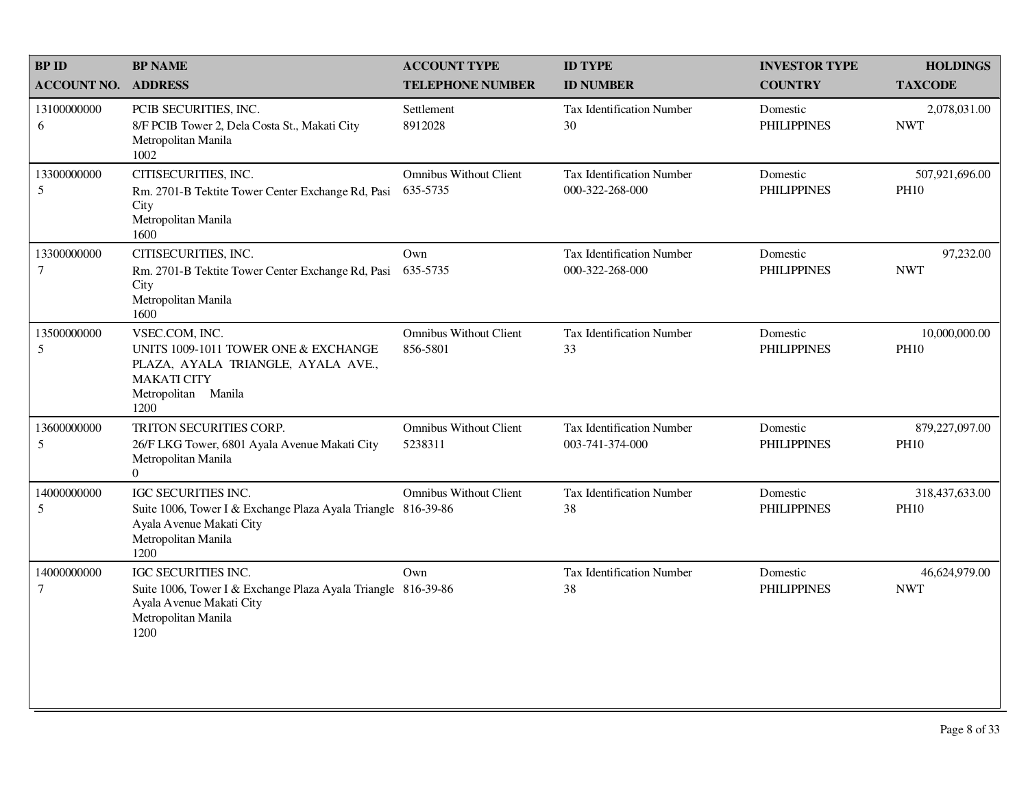| BP ID<br>ACCOUNT NO. | BP NAME<br>ADDRESS | ACCOUNT TYPE<br>TELEPHONE NUMBER | ID TYPE<br>ID NUMBER | INVESTOR TYPE<br>COUNTRY | HOLDINGS<br>TAXCODE |
|---|---|---|---|---|---|
| 13100000000<br>6 | PCIB SECURITIES, INC.<br>8/F PCIB Tower 2, Dela Costa St., Makati City<br>Metropolitan Manila<br>1002 | Settlement<br>8912028 | Tax Identification Number<br>30 | Domestic<br>PHILIPPINES | 2,078,031.00<br>NWT |
| 13300000000<br>5 | CITISECURITIES, INC.<br>Rm. 2701-B Tektite Tower Center Exchange Rd, Pasi City<br>Metropolitan Manila<br>1600 | Omnibus Without Client<br>635-5735 | Tax Identification Number<br>000-322-268-000 | Domestic<br>PHILIPPINES | 507,921,696.00<br>PH10 |
| 13300000000<br>7 | CITISECURITIES, INC.<br>Rm. 2701-B Tektite Tower Center Exchange Rd, Pasi City<br>Metropolitan Manila<br>1600 | Own<br>635-5735 | Tax Identification Number<br>000-322-268-000 | Domestic<br>PHILIPPINES | 97,232.00<br>NWT |
| 13500000000<br>5 | VSEC.COM, INC.<br>UNITS 1009-1011 TOWER ONE & EXCHANGE PLAZA, AYALA TRIANGLE, AYALA AVE., MAKATI CITY<br>Metropolitan Manila<br>1200 | Omnibus Without Client<br>856-5801 | Tax Identification Number<br>33 | Domestic<br>PHILIPPINES | 10,000,000.00<br>PH10 |
| 13600000000<br>5 | TRITON SECURITIES CORP.<br>26/F LKG Tower, 6801 Ayala Avenue Makati City<br>Metropolitan Manila<br>0 | Omnibus Without Client<br>5238311 | Tax Identification Number<br>003-741-374-000 | Domestic<br>PHILIPPINES | 879,227,097.00<br>PH10 |
| 14000000000<br>5 | IGC SECURITIES INC.<br>Suite 1006, Tower I & Exchange Plaza Ayala Triangle Ayala Avenue Makati City<br>Metropolitan Manila<br>1200 | Omnibus Without Client<br>816-39-86 | Tax Identification Number<br>38 | Domestic<br>PHILIPPINES | 318,437,633.00<br>PH10 |
| 14000000000<br>7 | IGC SECURITIES INC.<br>Suite 1006, Tower I & Exchange Plaza Ayala Triangle Ayala Avenue Makati City<br>Metropolitan Manila<br>1200 | Own<br>816-39-86 | Tax Identification Number<br>38 | Domestic<br>PHILIPPINES | 46,624,979.00<br>NWT |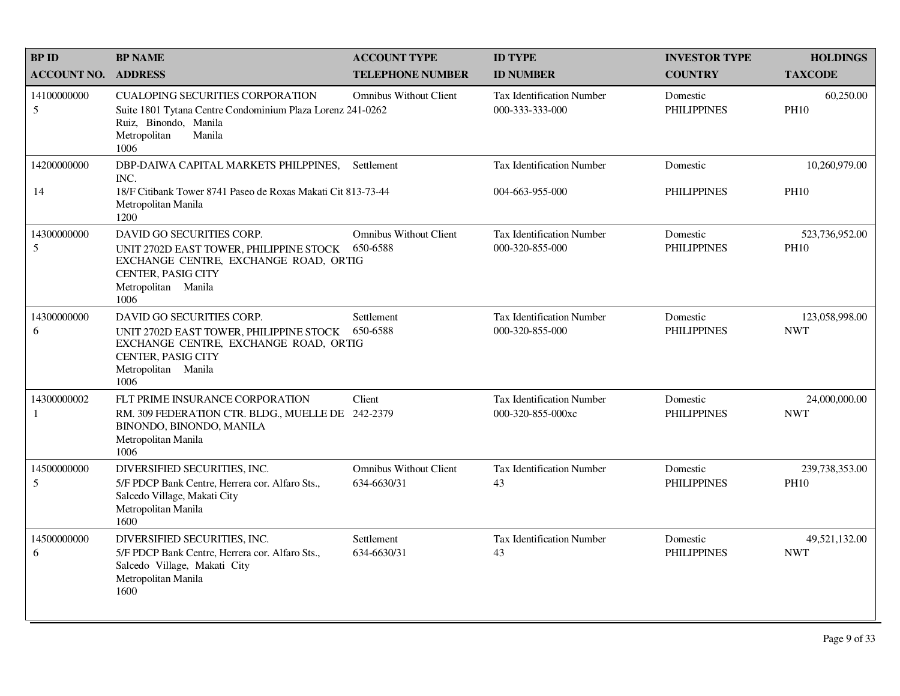| BP ID<br>ACCOUNT NO. | BP NAME<br>ADDRESS | ACCOUNT TYPE<br>TELEPHONE NUMBER | ID TYPE<br>ID NUMBER | INVESTOR TYPE<br>COUNTRY | HOLDINGS<br>TAXCODE |
|---|---|---|---|---|---|
| 14100000000<br>5 | CUALOPING SECURITIES CORPORATION<br>Suite 1801 Tytana Centre Condominium Plaza Lorenz Ruiz, Binondo, Manila<br>Metropolitan Manila<br>1006 | Omnibus Without Client<br>241-0262 | Tax Identification Number<br>000-333-333-000 | Domestic<br>PHILIPPINES | 60,250.00<br>PH10 |
| 14200000000<br>14 | DBP-DAIWA CAPITAL MARKETS PHILPPINES, INC.<br>18/F Citibank Tower 8741 Paseo de Roxas Makati Cit<br>Metropolitan Manila<br>1200 | Settlement<br>813-73-44 | Tax Identification Number<br>004-663-955-000 | Domestic<br>PHILIPPINES | 10,260,979.00<br>PH10 |
| 14300000000<br>5 | DAVID GO SECURITIES CORP.<br>UNIT 2702D EAST TOWER, PHILIPPINE STOCK EXCHANGE CENTRE, EXCHANGE ROAD, ORTIG CENTER, PASIG CITY<br>Metropolitan Manila<br>1006 | Omnibus Without Client<br>650-6588 | Tax Identification Number<br>000-320-855-000 | Domestic<br>PHILIPPINES | 523,736,952.00<br>PH10 |
| 14300000000<br>6 | DAVID GO SECURITIES CORP.<br>UNIT 2702D EAST TOWER, PHILIPPINE STOCK EXCHANGE CENTRE, EXCHANGE ROAD, ORTIG CENTER, PASIG CITY<br>Metropolitan Manila<br>1006 | Settlement<br>650-6588 | Tax Identification Number<br>000-320-855-000 | Domestic<br>PHILIPPINES | 123,058,998.00<br>NWT |
| 14300000002<br>1 | FLT PRIME INSURANCE CORPORATION<br>RM. 309 FEDERATION CTR. BLDG., MUELLE DE BINONDO, BINONDO, MANILA<br>Metropolitan Manila<br>1006 | Client<br>242-2379 | Tax Identification Number<br>000-320-855-000xc | Domestic<br>PHILIPPINES | 24,000,000.00<br>NWT |
| 14500000000<br>5 | DIVERSIFIED SECURITIES, INC.<br>5/F PDCP Bank Centre, Herrera cor. Alfaro Sts., Salcedo Village, Makati City<br>Metropolitan Manila<br>1600 | Omnibus Without Client<br>634-6630/31 | Tax Identification Number<br>43 | Domestic<br>PHILIPPINES | 239,738,353.00<br>PH10 |
| 14500000000<br>6 | DIVERSIFIED SECURITIES, INC.<br>5/F PDCP Bank Centre, Herrera cor. Alfaro Sts., Salcedo Village, Makati City<br>Metropolitan Manila<br>1600 | Settlement<br>634-6630/31 | Tax Identification Number<br>43 | Domestic<br>PHILIPPINES | 49,521,132.00<br>NWT |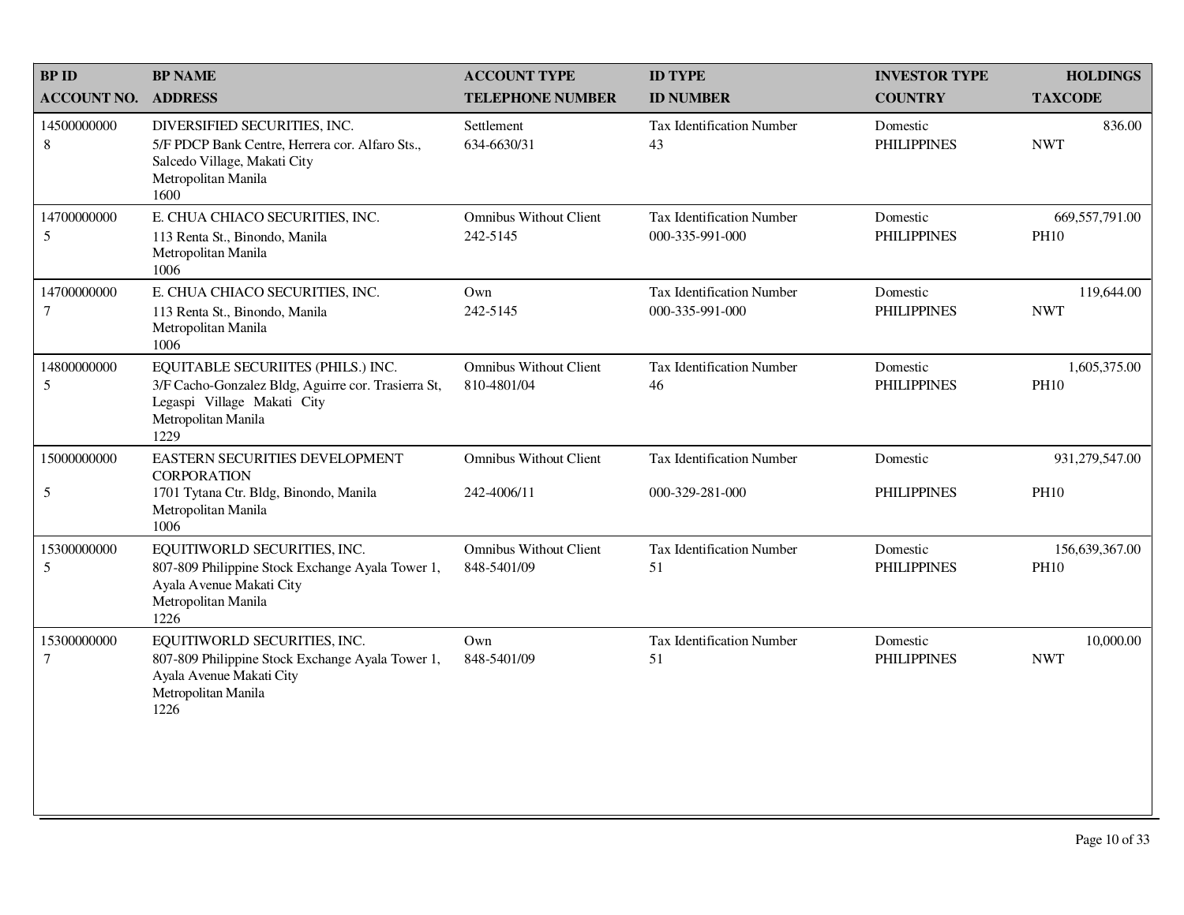| BP ID<br>ACCOUNT NO. | BP NAME<br>ADDRESS | ACCOUNT TYPE<br>TELEPHONE NUMBER | ID TYPE<br>ID NUMBER | INVESTOR TYPE<br>COUNTRY | HOLDINGS<br>TAXCODE |
|---|---|---|---|---|---|
| 14500000000<br>8 | DIVERSIFIED SECURITIES, INC.<br>5/F PDCP Bank Centre, Herrera cor. Alfaro Sts., Salcedo Village, Makati City<br>Metropolitan Manila<br>1600 | Settlement<br>634-6630/31 | Tax Identification Number<br>43 | Domestic<br>PHILIPPINES | 836.00<br>NWT |
| 14700000000<br>5 | E. CHUA CHIACO SECURITIES, INC.<br>113 Renta St., Binondo, Manila<br>Metropolitan Manila<br>1006 | Omnibus Without Client<br>242-5145 | Tax Identification Number<br>000-335-991-000 | Domestic<br>PHILIPPINES | 669,557,791.00<br>PH10 |
| 14700000000<br>7 | E. CHUA CHIACO SECURITIES, INC.<br>113 Renta St., Binondo, Manila<br>Metropolitan Manila<br>1006 | Own<br>242-5145 | Tax Identification Number<br>000-335-991-000 | Domestic<br>PHILIPPINES | 119,644.00<br>NWT |
| 14800000000<br>5 | EQUITABLE SECURIITES (PHILS.) INC.<br>3/F Cacho-Gonzalez Bldg, Aguirre cor. Trasierra St, Legaspi Village Makati City<br>Metropolitan Manila<br>1229 | Omnibus Without Client<br>810-4801/04 | Tax Identification Number<br>46 | Domestic<br>PHILIPPINES | 1,605,375.00<br>PH10 |
| 15000000000<br>5 | EASTERN SECURITIES DEVELOPMENT CORPORATION<br>1701 Tytana Ctr. Bldg, Binondo, Manila<br>Metropolitan Manila<br>1006 | Omnibus Without Client<br>242-4006/11 | Tax Identification Number<br>000-329-281-000 | Domestic<br>PHILIPPINES | 931,279,547.00<br>PH10 |
| 15300000000<br>5 | EQUITIWORLD SECURITIES, INC.<br>807-809 Philippine Stock Exchange Ayala Tower 1, Ayala Avenue Makati City<br>Metropolitan Manila<br>1226 | Omnibus Without Client<br>848-5401/09 | Tax Identification Number<br>51 | Domestic<br>PHILIPPINES | 156,639,367.00<br>PH10 |
| 15300000000<br>7 | EQUITIWORLD SECURITIES, INC.<br>807-809 Philippine Stock Exchange Ayala Tower 1, Ayala Avenue Makati City<br>Metropolitan Manila<br>1226 | Own<br>848-5401/09 | Tax Identification Number<br>51 | Domestic<br>PHILIPPINES | 10,000.00<br>NWT |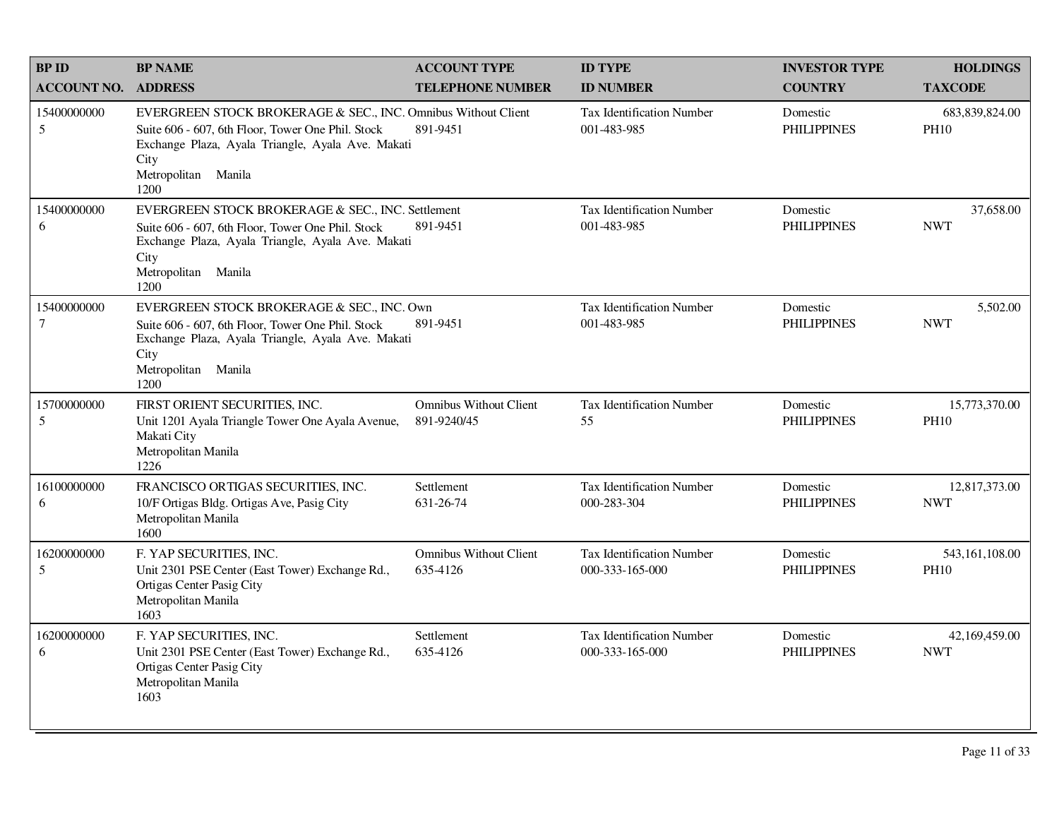| BP ID<br>ACCOUNT NO. | BP NAME<br>ADDRESS | ACCOUNT TYPE<br>TELEPHONE NUMBER | ID TYPE<br>ID NUMBER | INVESTOR TYPE<br>COUNTRY | HOLDINGS<br>TAXCODE |
|---|---|---|---|---|---|
| 15400000000<br>5 | EVERGREEN STOCK BROKERAGE & SEC., INC.<br>Suite 606 - 607, 6th Floor, Tower One Phil. Stock Exchange Plaza, Ayala Triangle, Ayala Ave. Makati City<br>Metropolitan Manila<br>1200 | Omnibus Without Client<br>891-9451 | Tax Identification Number<br>001-483-985 | Domestic<br>PHILIPPINES | 683,839,824.00<br>PH10 |
| 15400000000<br>6 | EVERGREEN STOCK BROKERAGE & SEC., INC.<br>Suite 606 - 607, 6th Floor, Tower One Phil. Stock Exchange Plaza, Ayala Triangle, Ayala Ave. Makati City<br>Metropolitan Manila<br>1200 | Settlement<br>891-9451 | Tax Identification Number<br>001-483-985 | Domestic<br>PHILIPPINES | 37,658.00<br>NWT |
| 15400000000<br>7 | EVERGREEN STOCK BROKERAGE & SEC., INC.<br>Suite 606 - 607, 6th Floor, Tower One Phil. Stock Exchange Plaza, Ayala Triangle, Ayala Ave. Makati City<br>Metropolitan Manila<br>1200 | Own<br>891-9451 | Tax Identification Number<br>001-483-985 | Domestic<br>PHILIPPINES | 5,502.00<br>NWT |
| 15700000000<br>5 | FIRST ORIENT SECURITIES, INC.<br>Unit 1201 Ayala Triangle Tower One Ayala Avenue, Makati City<br>Metropolitan Manila<br>1226 | Omnibus Without Client<br>891-9240/45 | Tax Identification Number<br>55 | Domestic<br>PHILIPPINES | 15,773,370.00<br>PH10 |
| 16100000000<br>6 | FRANCISCO ORTIGAS SECURITIES, INC.<br>10/F Ortigas Bldg. Ortigas Ave, Pasig City<br>Metropolitan Manila<br>1600 | Settlement<br>631-26-74 | Tax Identification Number<br>000-283-304 | Domestic<br>PHILIPPINES | 12,817,373.00<br>NWT |
| 16200000000<br>5 | F. YAP SECURITIES, INC.<br>Unit 2301 PSE Center (East Tower) Exchange Rd., Ortigas Center Pasig City<br>Metropolitan Manila<br>1603 | Omnibus Without Client<br>635-4126 | Tax Identification Number<br>000-333-165-000 | Domestic<br>PHILIPPINES | 543,161,108.00<br>PH10 |
| 16200000000<br>6 | F. YAP SECURITIES, INC.<br>Unit 2301 PSE Center (East Tower) Exchange Rd., Ortigas Center Pasig City<br>Metropolitan Manila<br>1603 | Settlement<br>635-4126 | Tax Identification Number<br>000-333-165-000 | Domestic<br>PHILIPPINES | 42,169,459.00<br>NWT |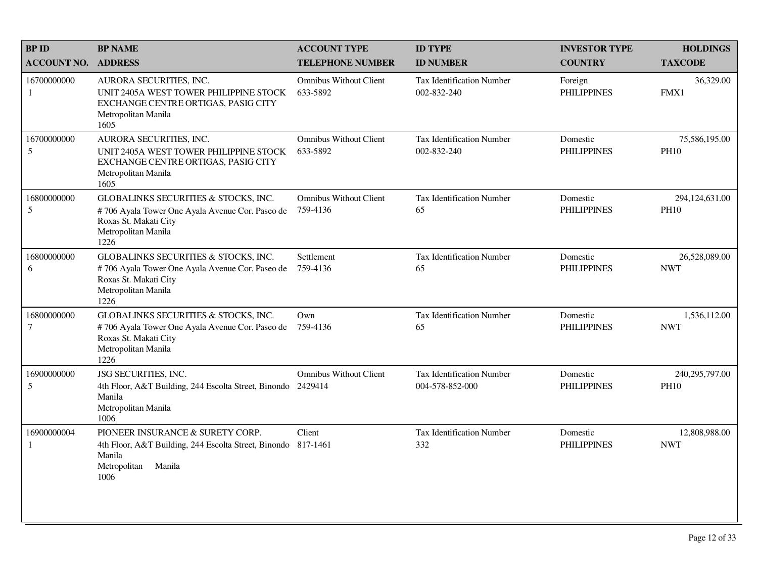| BP ID<br>ACCOUNT NO. | BP NAME<br>ADDRESS | ACCOUNT TYPE<br>TELEPHONE NUMBER | ID TYPE<br>ID NUMBER | INVESTOR TYPE<br>COUNTRY | HOLDINGS<br>TAXCODE |
|---|---|---|---|---|---|
| 16700000000<br>1 | AURORA SECURITIES, INC.<br>UNIT 2405A WEST TOWER PHILIPPINE STOCK EXCHANGE CENTRE ORTIGAS, PASIG CITY<br>Metropolitan Manila<br>1605 | Omnibus Without Client<br>633-5892 | Tax Identification Number<br>002-832-240 | Foreign<br>PHILIPPINES | 36,329.00<br>FMX1 |
| 16700000000<br>5 | AURORA SECURITIES, INC.<br>UNIT 2405A WEST TOWER PHILIPPINE STOCK EXCHANGE CENTRE ORTIGAS, PASIG CITY<br>Metropolitan Manila<br>1605 | Omnibus Without Client<br>633-5892 | Tax Identification Number<br>002-832-240 | Domestic<br>PHILIPPINES | 75,586,195.00<br>PH10 |
| 16800000000<br>5 | GLOBALINKS SECURITIES & STOCKS, INC.<br># 706 Ayala Tower One Ayala Avenue Cor. Paseo de Roxas St. Makati City<br>Metropolitan Manila<br>1226 | Omnibus Without Client<br>759-4136 | Tax Identification Number<br>65 | Domestic<br>PHILIPPINES | 294,124,631.00<br>PH10 |
| 16800000000<br>6 | GLOBALINKS SECURITIES & STOCKS, INC.<br># 706 Ayala Tower One Ayala Avenue Cor. Paseo de Roxas St. Makati City<br>Metropolitan Manila<br>1226 | Settlement<br>759-4136 | Tax Identification Number<br>65 | Domestic<br>PHILIPPINES | 26,528,089.00<br>NWT |
| 16800000000<br>7 | GLOBALINKS SECURITIES & STOCKS, INC.<br># 706 Ayala Tower One Ayala Avenue Cor. Paseo de Roxas St. Makati City<br>Metropolitan Manila<br>1226 | Own<br>759-4136 | Tax Identification Number<br>65 | Domestic<br>PHILIPPINES | 1,536,112.00<br>NWT |
| 16900000000<br>5 | JSG SECURITIES, INC.<br>4th Floor, A&T Building, 244 Escolta Street, Binondo Manila<br>Metropolitan Manila<br>1006 | Omnibus Without Client<br>2429414 | Tax Identification Number<br>004-578-852-000 | Domestic<br>PHILIPPINES | 240,295,797.00<br>PH10 |
| 16900000004<br>1 | PIONEER INSURANCE & SURETY CORP.<br>4th Floor, A&T Building, 244 Escolta Street, Binondo Manila<br>Metropolitan Manila<br>1006 | Client<br>817-1461 | Tax Identification Number<br>332 | Domestic<br>PHILIPPINES | 12,808,988.00<br>NWT |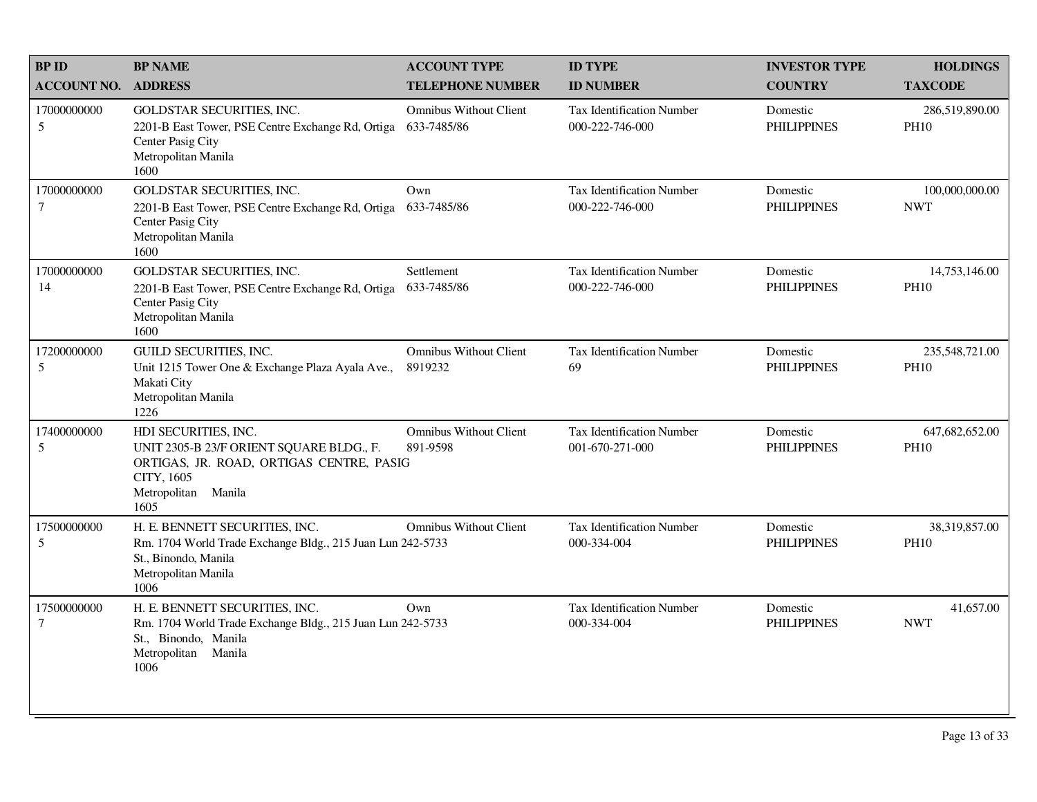| BP ID<br>ACCOUNT NO. | BP NAME<br>ADDRESS | ACCOUNT TYPE<br>TELEPHONE NUMBER | ID TYPE<br>ID NUMBER | INVESTOR TYPE<br>COUNTRY | HOLDINGS<br>TAXCODE |
|---|---|---|---|---|---|
| 17000000000<br>5 | GOLDSTAR SECURITIES, INC.<br>2201-B East Tower, PSE Centre Exchange Rd, Ortiga Center Pasig City<br>Metropolitan Manila<br>1600 | Omnibus Without Client<br>633-7485/86 | Tax Identification Number<br>000-222-746-000 | Domestic<br>PHILIPPINES | 286,519,890.00<br>PH10 |
| 17000000000<br>7 | GOLDSTAR SECURITIES, INC.<br>2201-B East Tower, PSE Centre Exchange Rd, Ortiga Center Pasig City<br>Metropolitan Manila<br>1600 | Own<br>633-7485/86 | Tax Identification Number<br>000-222-746-000 | Domestic<br>PHILIPPINES | 100,000,000.00<br>NWT |
| 17000000000<br>14 | GOLDSTAR SECURITIES, INC.<br>2201-B East Tower, PSE Centre Exchange Rd, Ortiga Center Pasig City<br>Metropolitan Manila<br>1600 | Settlement<br>633-7485/86 | Tax Identification Number<br>000-222-746-000 | Domestic<br>PHILIPPINES | 14,753,146.00<br>PH10 |
| 17200000000<br>5 | GUILD SECURITIES, INC.<br>Unit 1215 Tower One & Exchange Plaza Ayala Ave., Makati City<br>Metropolitan Manila<br>1226 | Omnibus Without Client<br>8919232 | Tax Identification Number<br>69 | Domestic<br>PHILIPPINES | 235,548,721.00<br>PH10 |
| 17400000000<br>5 | HDI SECURITIES, INC.<br>UNIT 2305-B 23/F ORIENT SQUARE BLDG., F. ORTIGAS, JR. ROAD, ORTIGAS CENTRE, PASIG CITY, 1605<br>Metropolitan Manila<br>1605 | Omnibus Without Client<br>891-9598 | Tax Identification Number<br>001-670-271-000 | Domestic<br>PHILIPPINES | 647,682,652.00<br>PH10 |
| 17500000000<br>5 | H. E. BENNETT SECURITIES, INC.<br>Rm. 1704 World Trade Exchange Bldg., 215 Juan Lun St., Binondo, Manila<br>Metropolitan Manila<br>1006 | Omnibus Without Client<br>242-5733 | Tax Identification Number<br>000-334-004 | Domestic<br>PHILIPPINES | 38,319,857.00<br>PH10 |
| 17500000000<br>7 | H. E. BENNETT SECURITIES, INC.<br>Rm. 1704 World Trade Exchange Bldg., 215 Juan Lun St., Binondo, Manila<br>Metropolitan Manila<br>1006 | Own<br>242-5733 | Tax Identification Number<br>000-334-004 | Domestic<br>PHILIPPINES | 41,657.00<br>NWT |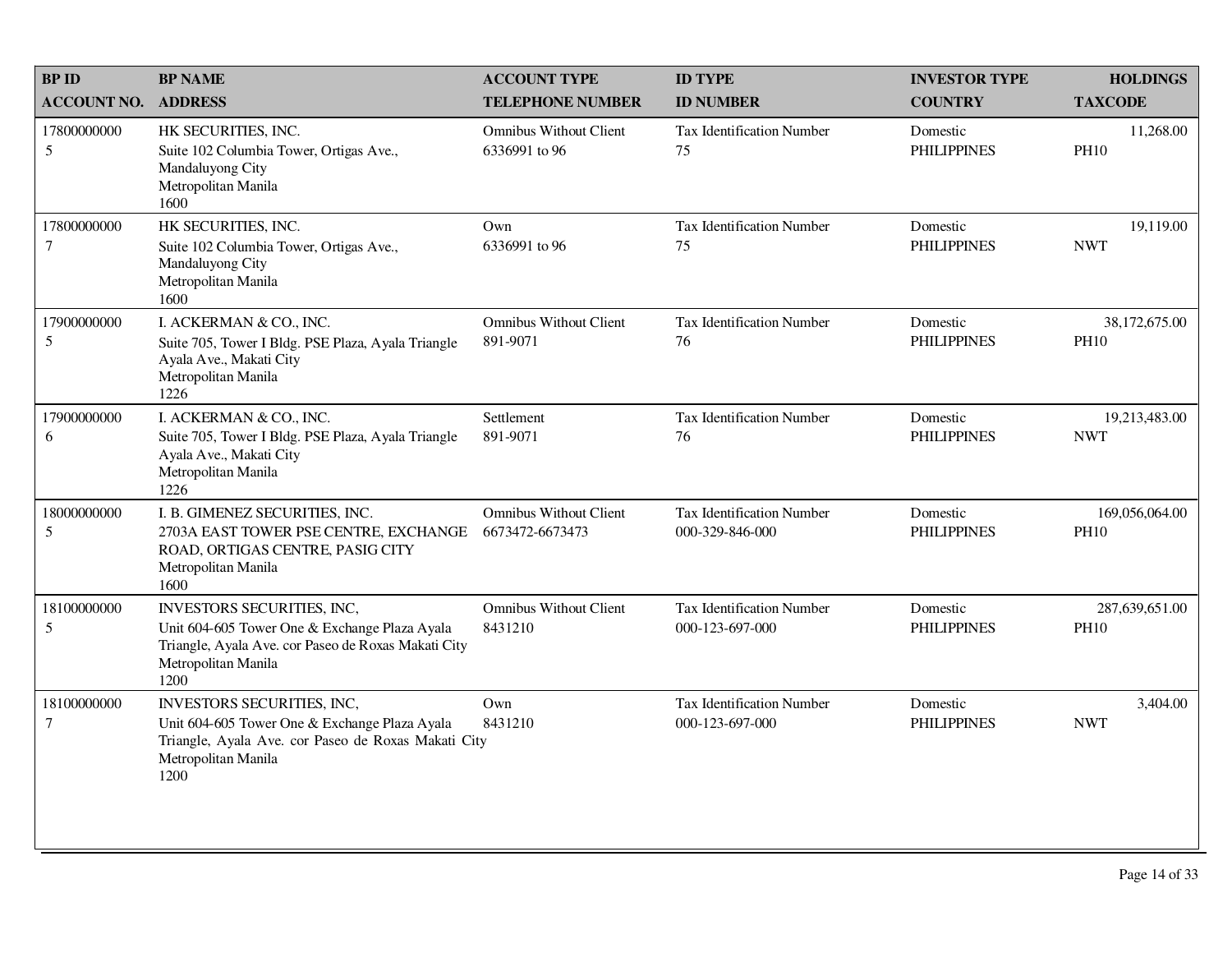| BP ID<br>ACCOUNT NO. | BP NAME<br>ADDRESS | ACCOUNT TYPE<br>TELEPHONE NUMBER | ID TYPE<br>ID NUMBER | INVESTOR TYPE<br>COUNTRY | HOLDINGS<br>TAXCODE |
|---|---|---|---|---|---|
| 17800000000<br>5 | HK SECURITIES, INC.<br>Suite 102 Columbia Tower, Ortigas Ave., Mandaluyong City<br>Metropolitan Manila<br>1600 | Omnibus Without Client<br>6336991 to 96 | Tax Identification Number<br>75 | Domestic<br>PHILIPPINES | 11,268.00<br>PH10 |
| 17800000000<br>7 | HK SECURITIES, INC.<br>Suite 102 Columbia Tower, Ortigas Ave., Mandaluyong City<br>Metropolitan Manila<br>1600 | Own<br>6336991 to 96 | Tax Identification Number<br>75 | Domestic<br>PHILIPPINES | 19,119.00<br>NWT |
| 17900000000<br>5 | I. ACKERMAN & CO., INC.<br>Suite 705, Tower I Bldg. PSE Plaza, Ayala Triangle Ayala Ave., Makati City<br>Metropolitan Manila<br>1226 | Omnibus Without Client<br>891-9071 | Tax Identification Number<br>76 | Domestic<br>PHILIPPINES | 38,172,675.00<br>PH10 |
| 17900000000<br>6 | I. ACKERMAN & CO., INC.<br>Suite 705, Tower I Bldg. PSE Plaza, Ayala Triangle Ayala Ave., Makati City<br>Metropolitan Manila<br>1226 | Settlement<br>891-9071 | Tax Identification Number<br>76 | Domestic<br>PHILIPPINES | 19,213,483.00<br>NWT |
| 18000000000<br>5 | I. B. GIMENEZ SECURITIES, INC.<br>2703A EAST TOWER PSE CENTRE, EXCHANGE ROAD, ORTIGAS CENTRE, PASIG CITY<br>Metropolitan Manila<br>1600 | Omnibus Without Client<br>6673472-6673473 | Tax Identification Number<br>000-329-846-000 | Domestic<br>PHILIPPINES | 169,056,064.00<br>PH10 |
| 18100000000<br>5 | INVESTORS SECURITIES, INC,<br>Unit 604-605 Tower One & Exchange Plaza Ayala Triangle, Ayala Ave. cor Paseo de Roxas Makati City<br>Metropolitan Manila<br>1200 | Omnibus Without Client<br>8431210 | Tax Identification Number<br>000-123-697-000 | Domestic<br>PHILIPPINES | 287,639,651.00<br>PH10 |
| 18100000000<br>7 | INVESTORS SECURITIES, INC,<br>Unit 604-605 Tower One & Exchange Plaza Ayala Triangle, Ayala Ave. cor Paseo de Roxas Makati City<br>Metropolitan Manila<br>1200 | Own<br>8431210 | Tax Identification Number<br>000-123-697-000 | Domestic<br>PHILIPPINES | 3,404.00<br>NWT |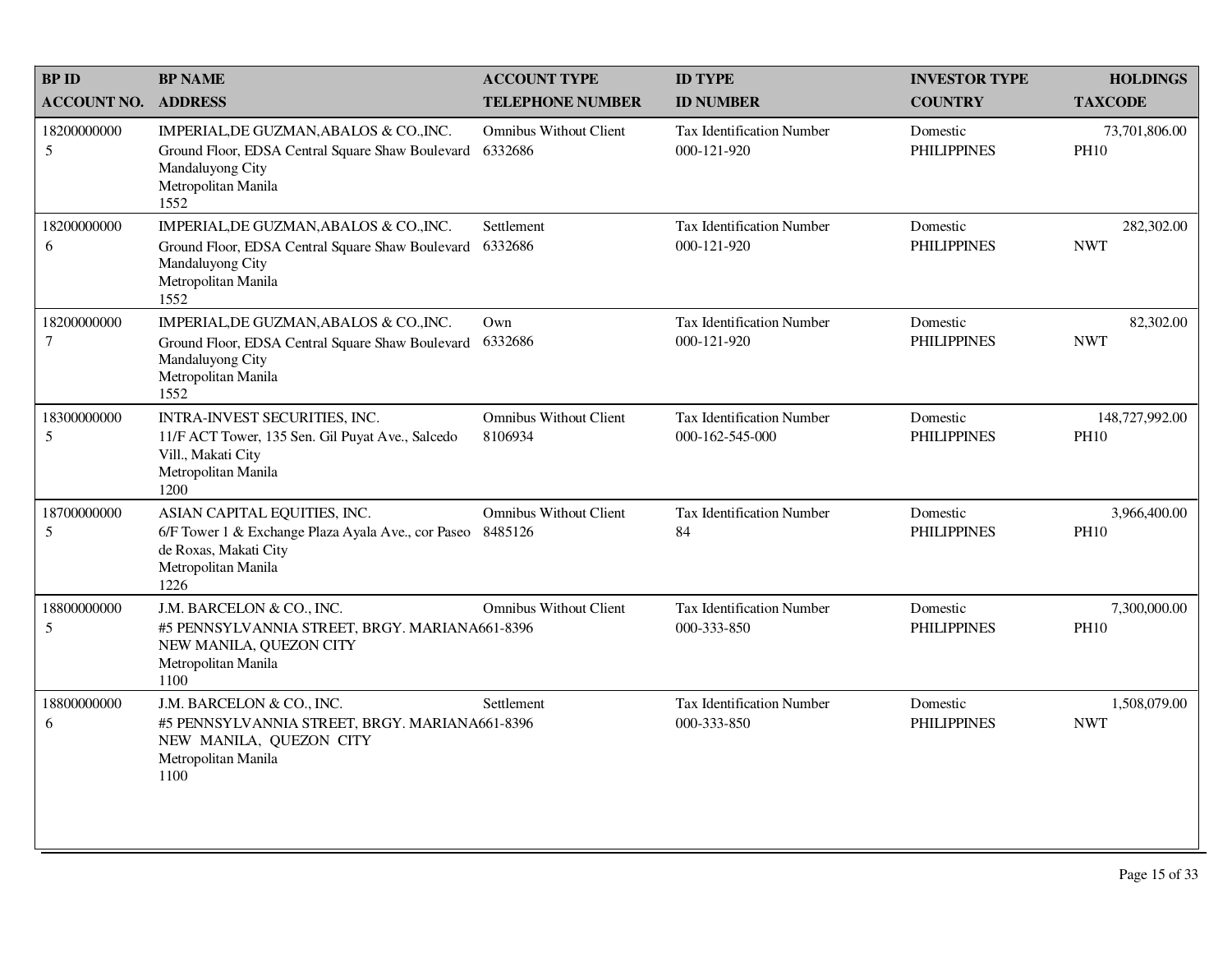| BP ID<br>ACCOUNT NO. | BP NAME<br>ADDRESS | ACCOUNT TYPE<br>TELEPHONE NUMBER | ID TYPE<br>ID NUMBER | INVESTOR TYPE<br>COUNTRY | HOLDINGS<br>TAXCODE |
|---|---|---|---|---|---|
| 18200000000<br>5 | IMPERIAL,DE GUZMAN,ABALOS & CO.,INC.<br>Ground Floor, EDSA Central Square Shaw Boulevard<br>Mandaluyong City<br>Metropolitan Manila<br>1552 | Omnibus Without Client<br>6332686 | Tax Identification Number<br>000-121-920 | Domestic<br>PHILIPPINES | 73,701,806.00<br>PH10 |
| 18200000000<br>6 | IMPERIAL,DE GUZMAN,ABALOS & CO.,INC.<br>Ground Floor, EDSA Central Square Shaw Boulevard<br>Mandaluyong City<br>Metropolitan Manila<br>1552 | Settlement<br>6332686 | Tax Identification Number<br>000-121-920 | Domestic<br>PHILIPPINES | 282,302.00<br>NWT |
| 18200000000<br>7 | IMPERIAL,DE GUZMAN,ABALOS & CO.,INC.<br>Ground Floor, EDSA Central Square Shaw Boulevard<br>Mandaluyong City<br>Metropolitan Manila<br>1552 | Own<br>6332686 | Tax Identification Number<br>000-121-920 | Domestic<br>PHILIPPINES | 82,302.00<br>NWT |
| 18300000000<br>5 | INTRA-INVEST SECURITIES, INC.<br>11/F ACT Tower, 135 Sen. Gil Puyat Ave., Salcedo Vill., Makati City<br>Metropolitan Manila<br>1200 | Omnibus Without Client<br>8106934 | Tax Identification Number<br>000-162-545-000 | Domestic<br>PHILIPPINES | 148,727,992.00<br>PH10 |
| 18700000000<br>5 | ASIAN CAPITAL EQUITIES, INC.<br>6/F Tower 1 & Exchange Plaza Ayala Ave., cor Paseo de Roxas, Makati City<br>Metropolitan Manila<br>1226 | Omnibus Without Client<br>8485126 | Tax Identification Number<br>84 | Domestic<br>PHILIPPINES | 3,966,400.00<br>PH10 |
| 18800000000<br>5 | J.M. BARCELON & CO., INC.<br>#5 PENNSYLVANNIA STREET, BRGY. MARIANA<br>NEW MANILA, QUEZON CITY<br>Metropolitan Manila<br>1100 | Omnibus Without Client<br>661-8396 | Tax Identification Number<br>000-333-850 | Domestic<br>PHILIPPINES | 7,300,000.00<br>PH10 |
| 18800000000<br>6 | J.M. BARCELON & CO., INC.<br>#5 PENNSYLVANNIA STREET, BRGY. MARIANA<br>NEW MANILA, QUEZON CITY<br>Metropolitan Manila<br>1100 | Settlement<br>661-8396 | Tax Identification Number<br>000-333-850 | Domestic<br>PHILIPPINES | 1,508,079.00<br>NWT |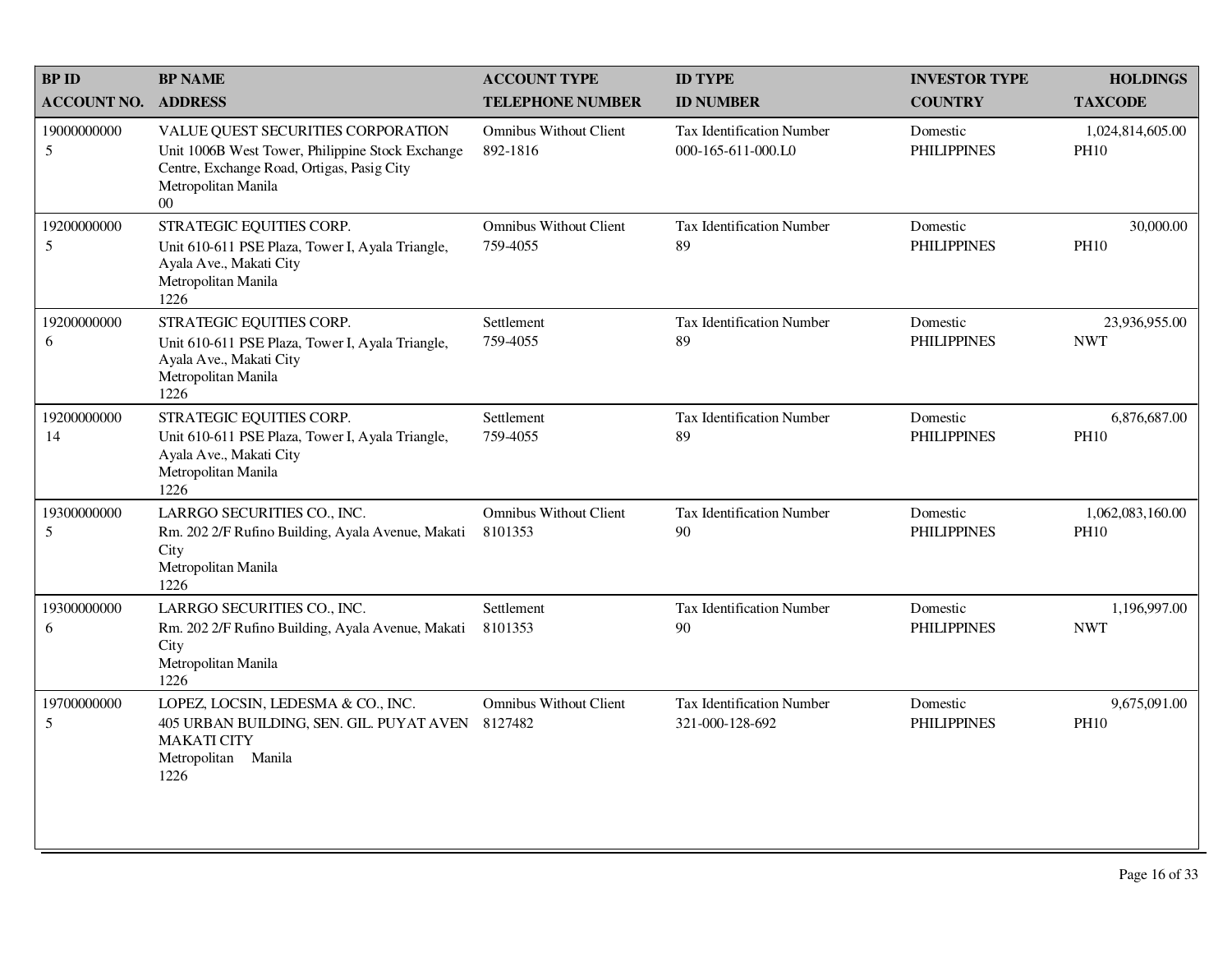| BP ID<br>ACCOUNT NO. | BP NAME<br>ADDRESS | ACCOUNT TYPE<br>TELEPHONE NUMBER | ID TYPE<br>ID NUMBER | INVESTOR TYPE<br>COUNTRY | HOLDINGS<br>TAXCODE |
|---|---|---|---|---|---|
| 19000000000<br>5 | VALUE QUEST SECURITIES CORPORATION<br>Unit 1006B West Tower, Philippine Stock Exchange Centre, Exchange Road, Ortigas, Pasig City<br>Metropolitan Manila<br>00 | Omnibus Without Client<br>892-1816 | Tax Identification Number<br>000-165-611-000.L0 | Domestic<br>PHILIPPINES | 1,024,814,605.00<br>PH10 |
| 19200000000<br>5 | STRATEGIC EQUITIES CORP.<br>Unit 610-611 PSE Plaza, Tower I, Ayala Triangle, Ayala Ave., Makati City<br>Metropolitan Manila<br>1226 | Omnibus Without Client<br>759-4055 | Tax Identification Number<br>89 | Domestic<br>PHILIPPINES | 30,000.00<br>PH10 |
| 19200000000<br>6 | STRATEGIC EQUITIES CORP.<br>Unit 610-611 PSE Plaza, Tower I, Ayala Triangle, Ayala Ave., Makati City<br>Metropolitan Manila<br>1226 | Settlement<br>759-4055 | Tax Identification Number<br>89 | Domestic<br>PHILIPPINES | 23,936,955.00<br>NWT |
| 19200000000<br>14 | STRATEGIC EQUITIES CORP.<br>Unit 610-611 PSE Plaza, Tower I, Ayala Triangle, Ayala Ave., Makati City<br>Metropolitan Manila<br>1226 | Settlement<br>759-4055 | Tax Identification Number<br>89 | Domestic<br>PHILIPPINES | 6,876,687.00<br>PH10 |
| 19300000000<br>5 | LARRGO SECURITIES CO., INC.<br>Rm. 202 2/F Rufino Building, Ayala Avenue, Makati City<br>Metropolitan Manila<br>1226 | Omnibus Without Client<br>8101353 | Tax Identification Number<br>90 | Domestic<br>PHILIPPINES | 1,062,083,160.00<br>PH10 |
| 19300000000<br>6 | LARRGO SECURITIES CO., INC.<br>Rm. 202 2/F Rufino Building, Ayala Avenue, Makati City<br>Metropolitan Manila<br>1226 | Settlement<br>8101353 | Tax Identification Number<br>90 | Domestic<br>PHILIPPINES | 1,196,997.00<br>NWT |
| 19700000000<br>5 | LOPEZ, LOCSIN, LEDESMA & CO., INC.<br>405 URBAN BUILDING, SEN. GIL. PUYAT AVEN MAKATI CITY<br>Metropolitan Manila<br>1226 | Omnibus Without Client<br>8127482 | Tax Identification Number<br>321-000-128-692 | Domestic<br>PHILIPPINES | 9,675,091.00<br>PH10 |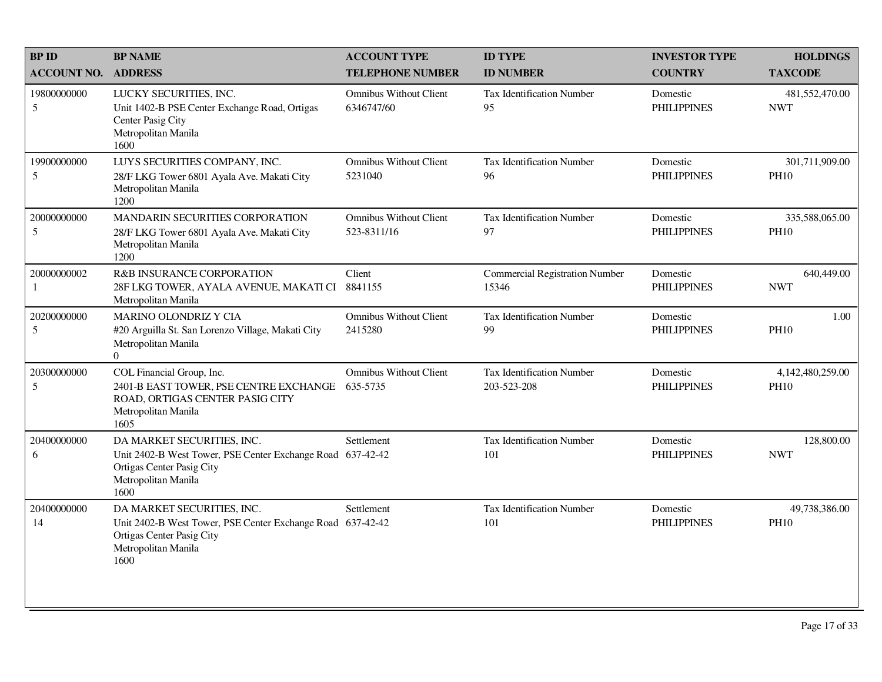| BP ID<br>ACCOUNT NO. | BP NAME<br>ADDRESS | ACCOUNT TYPE<br>TELEPHONE NUMBER | ID TYPE<br>ID NUMBER | INVESTOR TYPE<br>COUNTRY | HOLDINGS<br>TAXCODE |
|---|---|---|---|---|---|
| 19800000000<br>5 | LUCKY SECURITIES, INC.<br>Unit 1402-B PSE Center Exchange Road, Ortigas Center Pasig City<br>Metropolitan Manila<br>1600 | Omnibus Without Client<br>6346747/60 | Tax Identification Number<br>95 | Domestic<br>PHILIPPINES | 481,552,470.00<br>NWT |
| 19900000000<br>5 | LUYS SECURITIES COMPANY, INC.<br>28/F LKG Tower 6801 Ayala Ave. Makati City<br>Metropolitan Manila<br>1200 | Omnibus Without Client<br>5231040 | Tax Identification Number<br>96 | Domestic<br>PHILIPPINES | 301,711,909.00<br>PH10 |
| 20000000000<br>5 | MANDARIN SECURITIES CORPORATION<br>28/F LKG Tower 6801 Ayala Ave. Makati City<br>Metropolitan Manila<br>1200 | Omnibus Without Client<br>523-8311/16 | Tax Identification Number<br>97 | Domestic<br>PHILIPPINES | 335,588,065.00<br>PH10 |
| 20000000002<br>1 | R&B INSURANCE CORPORATION<br>28F LKG TOWER, AYALA AVENUE, MAKATI CI<br>Metropolitan Manila | Client<br>8841155 | Commercial Registration Number<br>15346 | Domestic<br>PHILIPPINES | 640,449.00<br>NWT |
| 20200000000<br>5 | MARINO OLONDRIZ Y CIA<br>#20 Arguilla St. San Lorenzo Village, Makati City<br>Metropolitan Manila<br>0 | Omnibus Without Client<br>2415280 | Tax Identification Number<br>99 | Domestic<br>PHILIPPINES | 1.00<br>PH10 |
| 20300000000<br>5 | COL Financial Group, Inc.<br>2401-B EAST TOWER, PSE CENTRE EXCHANGE ROAD, ORTIGAS CENTER PASIG CITY<br>Metropolitan Manila<br>1605 | Omnibus Without Client<br>635-5735 | Tax Identification Number<br>203-523-208 | Domestic<br>PHILIPPINES | 4,142,480,259.00<br>PH10 |
| 20400000000<br>6 | DA MARKET SECURITIES, INC.<br>Unit 2402-B West Tower, PSE Center Exchange Road Ortigas Center Pasig City<br>Metropolitan Manila<br>1600 | Settlement<br>637-42-42 | Tax Identification Number<br>101 | Domestic<br>PHILIPPINES | 128,800.00<br>NWT |
| 20400000000<br>14 | DA MARKET SECURITIES, INC.<br>Unit 2402-B West Tower, PSE Center Exchange Road Ortigas Center Pasig City<br>Metropolitan Manila<br>1600 | Settlement<br>637-42-42 | Tax Identification Number<br>101 | Domestic<br>PHILIPPINES | 49,738,386.00<br>PH10 |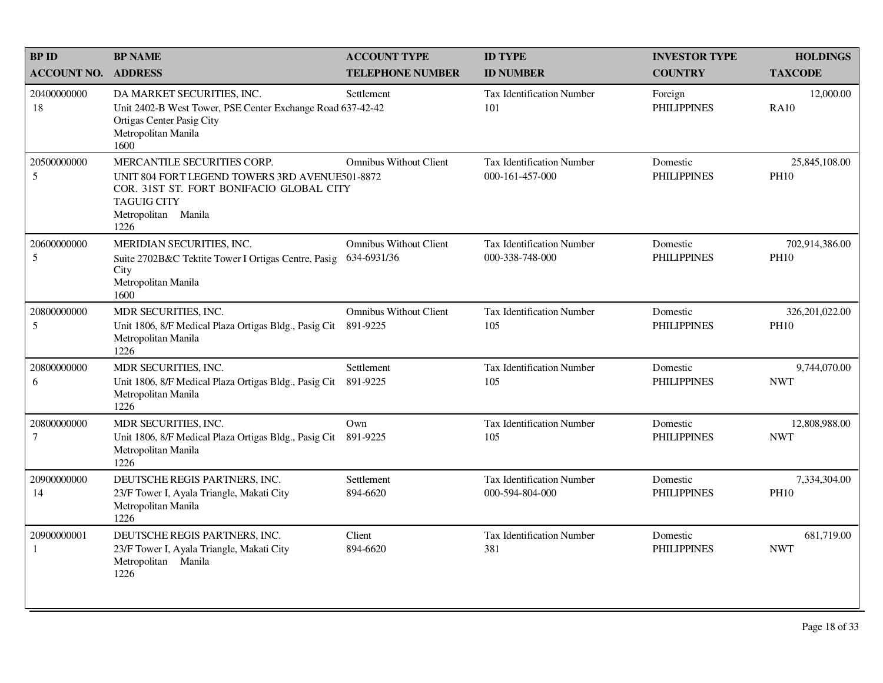| BP ID<br>ACCOUNT NO. | BP NAME<br>ADDRESS | ACCOUNT TYPE<br>TELEPHONE NUMBER | ID TYPE<br>ID NUMBER | INVESTOR TYPE<br>COUNTRY | HOLDINGS<br>TAXCODE |
|---|---|---|---|---|---|
| 20400000000<br>18 | DA MARKET SECURITIES, INC.<br>Unit 2402-B West Tower, PSE Center Exchange Road Ortigas Center Pasig City<br>Metropolitan Manila<br>1600 | Settlement<br>637-42-42 | Tax Identification Number<br>101 | Foreign<br>PHILIPPINES | 12,000.00<br>RA10 |
| 20500000000<br>5 | MERCANTILE SECURITIES CORP.<br>UNIT 804 FORT LEGEND TOWERS 3RD AVENUE COR. 31ST ST. FORT BONIFACIO GLOBAL CITY TAGUIG CITY<br>Metropolitan Manila<br>1226 | Omnibus Without Client<br>501-8872 | Tax Identification Number<br>000-161-457-000 | Domestic<br>PHILIPPINES | 25,845,108.00<br>PH10 |
| 20600000000<br>5 | MERIDIAN SECURITIES, INC.<br>Suite 2702B&C Tektite Tower I Ortigas Centre, Pasig City<br>Metropolitan Manila<br>1600 | Omnibus Without Client<br>634-6931/36 | Tax Identification Number<br>000-338-748-000 | Domestic<br>PHILIPPINES | 702,914,386.00<br>PH10 |
| 20800000000<br>5 | MDR SECURITIES, INC.<br>Unit 1806, 8/F Medical Plaza Ortigas Bldg., Pasig Cit<br>Metropolitan Manila<br>1226 | Omnibus Without Client<br>891-9225 | Tax Identification Number<br>105 | Domestic<br>PHILIPPINES | 326,201,022.00<br>PH10 |
| 20800000000<br>6 | MDR SECURITIES, INC.<br>Unit 1806, 8/F Medical Plaza Ortigas Bldg., Pasig Cit<br>Metropolitan Manila<br>1226 | Settlement<br>891-9225 | Tax Identification Number<br>105 | Domestic<br>PHILIPPINES | 9,744,070.00<br>NWT |
| 20800000000<br>7 | MDR SECURITIES, INC.<br>Unit 1806, 8/F Medical Plaza Ortigas Bldg., Pasig Cit<br>Metropolitan Manila<br>1226 | Own<br>891-9225 | Tax Identification Number<br>105 | Domestic<br>PHILIPPINES | 12,808,988.00<br>NWT |
| 20900000000<br>14 | DEUTSCHE REGIS PARTNERS, INC.<br>23/F Tower I, Ayala Triangle, Makati City<br>Metropolitan Manila<br>1226 | Settlement<br>894-6620 | Tax Identification Number<br>000-594-804-000 | Domestic<br>PHILIPPINES | 7,334,304.00<br>PH10 |
| 20900000001<br>1 | DEUTSCHE REGIS PARTNERS, INC.<br>23/F Tower I, Ayala Triangle, Makati City<br>Metropolitan Manila<br>1226 | Client<br>894-6620 | Tax Identification Number<br>381 | Domestic<br>PHILIPPINES | 681,719.00<br>NWT |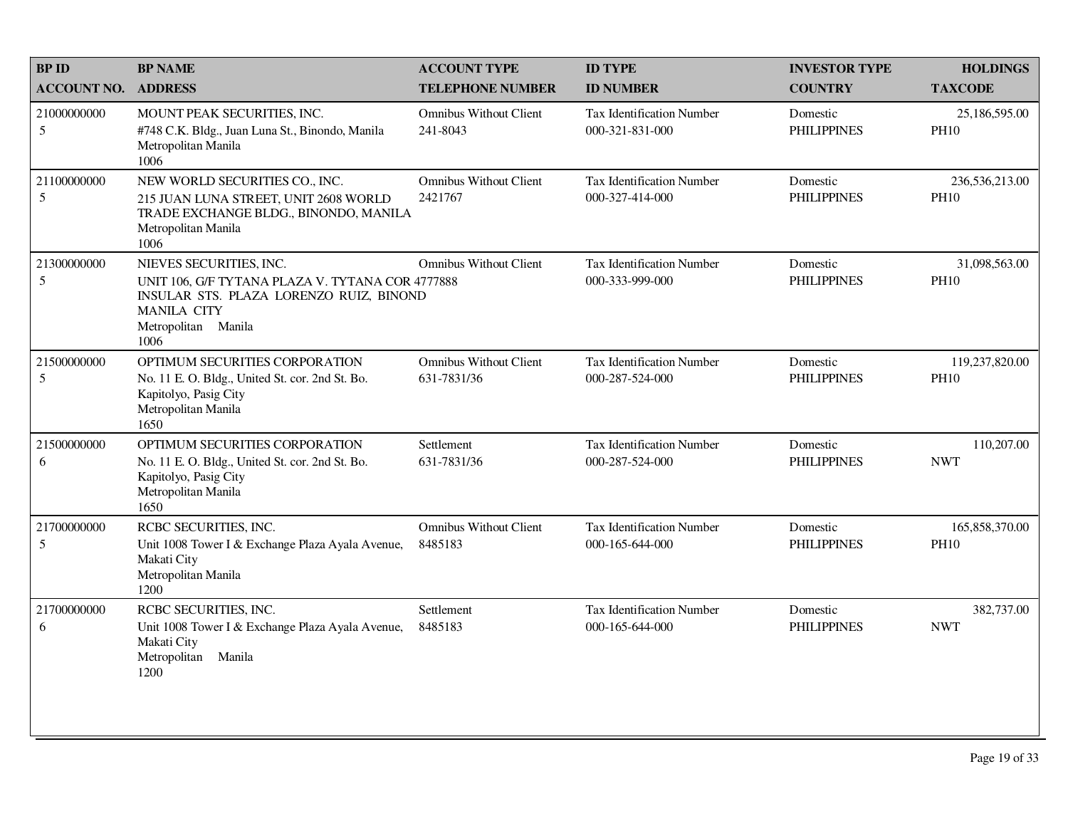| BP ID<br>ACCOUNT NO. | BP NAME<br>ADDRESS | ACCOUNT TYPE<br>TELEPHONE NUMBER | ID TYPE<br>ID NUMBER | INVESTOR TYPE<br>COUNTRY | HOLDINGS<br>TAXCODE |
|---|---|---|---|---|---|
| 21000000000<br>5 | MOUNT PEAK SECURITIES, INC.<br>#748 C.K. Bldg., Juan Luna St., Binondo, Manila<br>Metropolitan Manila<br>1006 | Omnibus Without Client<br>241-8043 | Tax Identification Number<br>000-321-831-000 | Domestic<br>PHILIPPINES | 25,186,595.00<br>PH10 |
| 21100000000<br>5 | NEW WORLD SECURITIES CO., INC.<br>215 JUAN LUNA STREET, UNIT 2608 WORLD TRADE EXCHANGE BLDG., BINONDO, MANILA<br>Metropolitan Manila<br>1006 | Omnibus Without Client<br>2421767 | Tax Identification Number<br>000-327-414-000 | Domestic<br>PHILIPPINES | 236,536,213.00<br>PH10 |
| 21300000000<br>5 | NIEVES SECURITIES, INC.<br>UNIT 106, G/F TYTANA PLAZA V. TYTANA COR INSULAR STS. PLAZA LORENZO RUIZ, BINOND MANILA CITY<br>Metropolitan Manila<br>1006 | Omnibus Without Client<br>4777888 | Tax Identification Number<br>000-333-999-000 | Domestic<br>PHILIPPINES | 31,098,563.00<br>PH10 |
| 21500000000<br>5 | OPTIMUM SECURITIES CORPORATION<br>No. 11 E. O. Bldg., United St. cor. 2nd St. Bo. Kapitolyo, Pasig City<br>Metropolitan Manila<br>1650 | Omnibus Without Client<br>631-7831/36 | Tax Identification Number<br>000-287-524-000 | Domestic<br>PHILIPPINES | 119,237,820.00<br>PH10 |
| 21500000000<br>6 | OPTIMUM SECURITIES CORPORATION<br>No. 11 E. O. Bldg., United St. cor. 2nd St. Bo. Kapitolyo, Pasig City<br>Metropolitan Manila<br>1650 | Settlement<br>631-7831/36 | Tax Identification Number<br>000-287-524-000 | Domestic<br>PHILIPPINES | 110,207.00<br>NWT |
| 21700000000<br>5 | RCBC SECURITIES, INC.<br>Unit 1008 Tower I & Exchange Plaza Ayala Avenue, Makati City<br>Metropolitan Manila<br>1200 | Omnibus Without Client<br>8485183 | Tax Identification Number<br>000-165-644-000 | Domestic<br>PHILIPPINES | 165,858,370.00<br>PH10 |
| 21700000000<br>6 | RCBC SECURITIES, INC.<br>Unit 1008 Tower I & Exchange Plaza Ayala Avenue, Makati City<br>Metropolitan Manila<br>1200 | Settlement<br>8485183 | Tax Identification Number<br>000-165-644-000 | Domestic<br>PHILIPPINES | 382,737.00<br>NWT |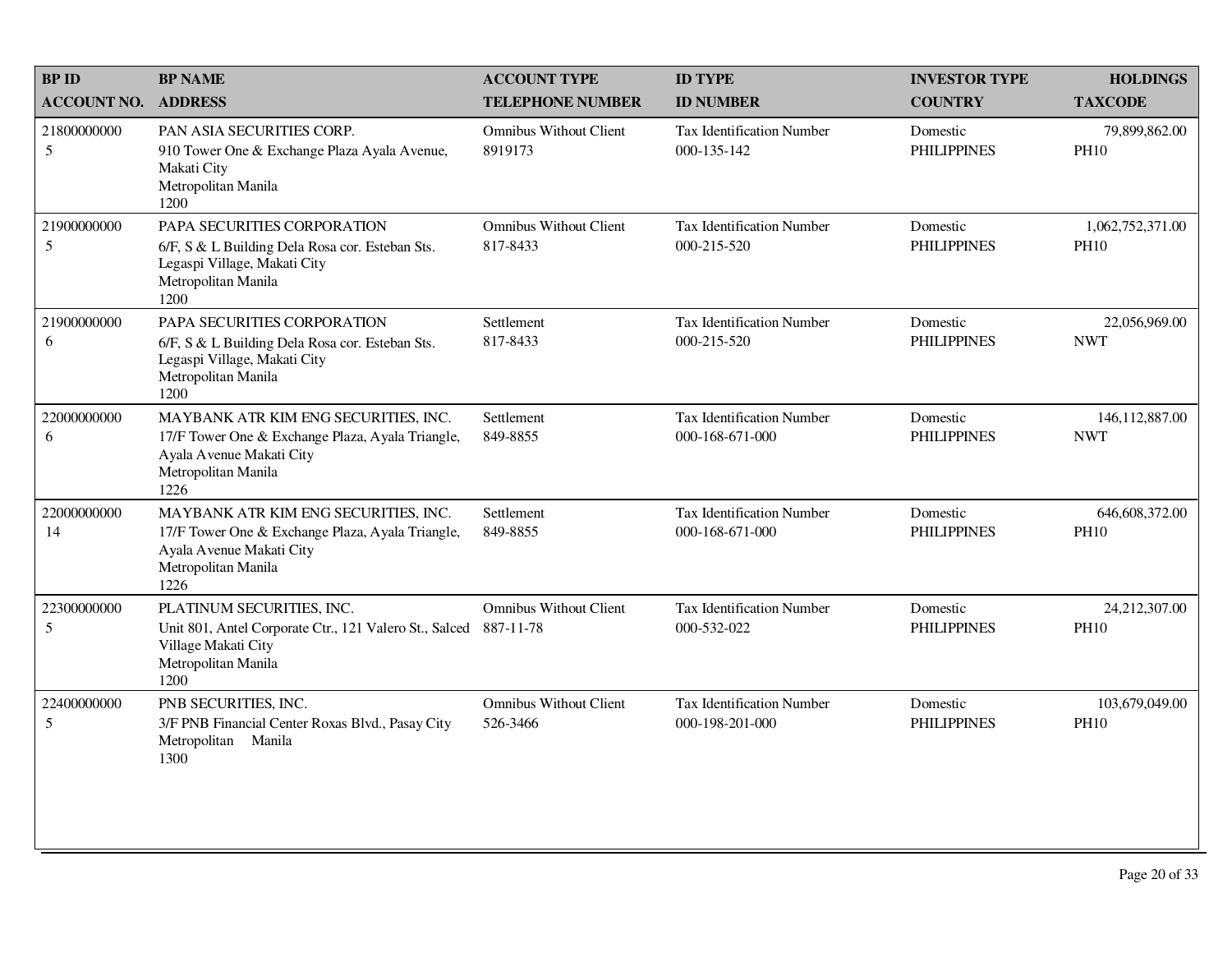| BP ID<br>ACCOUNT NO. | BP NAME<br>ADDRESS | ACCOUNT TYPE<br>TELEPHONE NUMBER | ID TYPE<br>ID NUMBER | INVESTOR TYPE<br>COUNTRY | HOLDINGS<br>TAXCODE |
|---|---|---|---|---|---|
| 21800000000<br>5 | PAN ASIA SECURITIES CORP.<br>910 Tower One & Exchange Plaza Ayala Avenue, Makati City<br>Metropolitan Manila<br>1200 | Omnibus Without Client<br>8919173 | Tax Identification Number<br>000-135-142 | Domestic<br>PHILIPPINES | 79,899,862.00<br>PH10 |
| 21900000000<br>5 | PAPA SECURITIES CORPORATION<br>6/F, S & L Building Dela Rosa cor. Esteban Sts. Legaspi Village, Makati City<br>Metropolitan Manila<br>1200 | Omnibus Without Client<br>817-8433 | Tax Identification Number<br>000-215-520 | Domestic<br>PHILIPPINES | 1,062,752,371.00<br>PH10 |
| 21900000000<br>6 | PAPA SECURITIES CORPORATION<br>6/F, S & L Building Dela Rosa cor. Esteban Sts. Legaspi Village, Makati City<br>Metropolitan Manila<br>1200 | Settlement<br>817-8433 | Tax Identification Number<br>000-215-520 | Domestic<br>PHILIPPINES | 22,056,969.00<br>NWT |
| 22000000000<br>6 | MAYBANK ATR KIM ENG SECURITIES, INC.<br>17/F Tower One & Exchange Plaza, Ayala Triangle, Ayala Avenue Makati City<br>Metropolitan Manila<br>1226 | Settlement<br>849-8855 | Tax Identification Number<br>000-168-671-000 | Domestic<br>PHILIPPINES | 146,112,887.00<br>NWT |
| 22000000000<br>14 | MAYBANK ATR KIM ENG SECURITIES, INC.<br>17/F Tower One & Exchange Plaza, Ayala Triangle, Ayala Avenue Makati City<br>Metropolitan Manila<br>1226 | Settlement<br>849-8855 | Tax Identification Number<br>000-168-671-000 | Domestic<br>PHILIPPINES | 646,608,372.00<br>PH10 |
| 22300000000<br>5 | PLATINUM SECURITIES, INC.<br>Unit 801, Antel Corporate Ctr., 121 Valero St., Salced Village Makati City<br>Metropolitan Manila<br>1200 | Omnibus Without Client<br>887-11-78 | Tax Identification Number<br>000-532-022 | Domestic<br>PHILIPPINES | 24,212,307.00<br>PH10 |
| 22400000000<br>5 | PNB SECURITIES, INC.<br>3/F PNB Financial Center Roxas Blvd., Pasay City<br>Metropolitan Manila<br>1300 | Omnibus Without Client<br>526-3466 | Tax Identification Number<br>000-198-201-000 | Domestic<br>PHILIPPINES | 103,679,049.00<br>PH10 |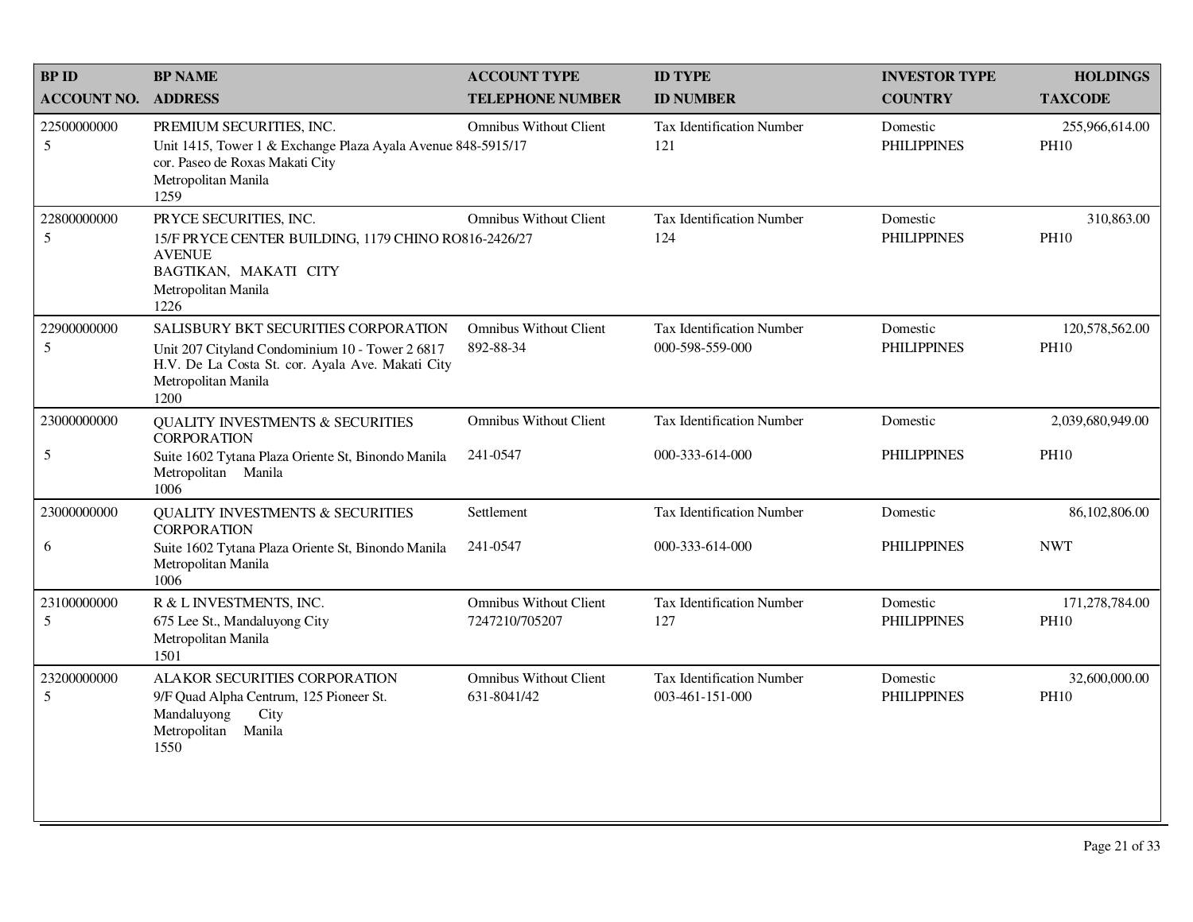| BP ID<br>ACCOUNT NO. | BP NAME<br>ADDRESS | ACCOUNT TYPE<br>TELEPHONE NUMBER | ID TYPE<br>ID NUMBER | INVESTOR TYPE<br>COUNTRY | HOLDINGS<br>TAXCODE |
|---|---|---|---|---|---|
| 22500000000<br>5 | PREMIUM SECURITIES, INC.<br>Unit 1415, Tower 1 & Exchange Plaza Ayala Avenue cor. Paseo de Roxas Makati City<br>Metropolitan Manila<br>1259 | Omnibus Without Client<br>848-5915/17 | Tax Identification Number<br>121 | Domestic<br>PHILIPPINES | 255,966,614.00<br>PH10 |
| 22800000000<br>5 | PRYCE SECURITIES, INC.<br>15/F PRYCE CENTER BUILDING, 1179 CHINO RO AVENUE<br>BAGTIKAN, MAKATI CITY<br>Metropolitan Manila<br>1226 | Omnibus Without Client<br>816-2426/27 | Tax Identification Number<br>124 | Domestic<br>PHILIPPINES | 310,863.00<br>PH10 |
| 22900000000<br>5 | SALISBURY BKT SECURITIES CORPORATION<br>Unit 207 Cityland Condominium 10 - Tower 2 6817 H.V. De La Costa St. cor. Ayala Ave. Makati City<br>Metropolitan Manila<br>1200 | Omnibus Without Client<br>892-88-34 | Tax Identification Number<br>000-598-559-000 | Domestic<br>PHILIPPINES | 120,578,562.00<br>PH10 |
| 23000000000<br>5 | QUALITY INVESTMENTS & SECURITIES CORPORATION<br>Suite 1602 Tytana Plaza Oriente St, Binondo Manila<br>Metropolitan Manila<br>1006 | Omnibus Without Client<br>241-0547 | Tax Identification Number<br>000-333-614-000 | Domestic<br>PHILIPPINES | 2,039,680,949.00<br>PH10 |
| 23000000000<br>6 | QUALITY INVESTMENTS & SECURITIES CORPORATION<br>Suite 1602 Tytana Plaza Oriente St, Binondo Manila<br>Metropolitan Manila<br>1006 | Settlement<br>241-0547 | Tax Identification Number<br>000-333-614-000 | Domestic<br>PHILIPPINES | 86,102,806.00<br>NWT |
| 23100000000<br>5 | R & L INVESTMENTS, INC.<br>675 Lee St., Mandaluyong City<br>Metropolitan Manila<br>1501 | Omnibus Without Client<br>7247210/705207 | Tax Identification Number<br>127 | Domestic<br>PHILIPPINES | 171,278,784.00<br>PH10 |
| 23200000000<br>5 | ALAKOR SECURITIES CORPORATION<br>9/F Quad Alpha Centrum, 125 Pioneer St.<br>Mandaluyong City<br>Metropolitan Manila<br>1550 | Omnibus Without Client<br>631-8041/42 | Tax Identification Number<br>003-461-151-000 | Domestic<br>PHILIPPINES | 32,600,000.00<br>PH10 |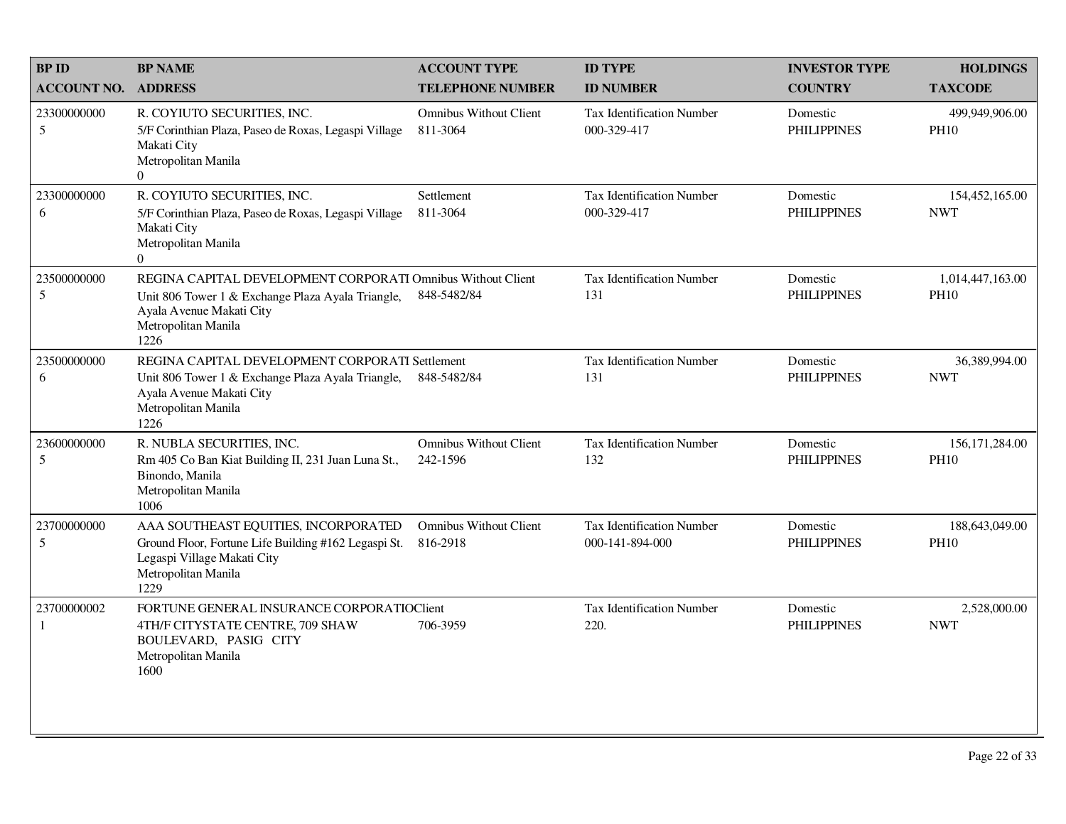| BP ID<br>ACCOUNT NO. | BP NAME<br>ADDRESS | ACCOUNT TYPE<br>TELEPHONE NUMBER | ID TYPE<br>ID NUMBER | INVESTOR TYPE<br>COUNTRY | HOLDINGS<br>TAXCODE |
|---|---|---|---|---|---|
| 23300000000<br>5 | R. COYIUTO SECURITIES, INC.<br>5/F Corinthian Plaza, Paseo de Roxas, Legaspi Village<br>Makati City<br>Metropolitan Manila<br>0 | Omnibus Without Client<br>811-3064 | Tax Identification Number<br>000-329-417 | Domestic<br>PHILIPPINES | 499,949,906.00<br>PH10 |
| 23300000000<br>6 | R. COYIUTO SECURITIES, INC.<br>5/F Corinthian Plaza, Paseo de Roxas, Legaspi Village<br>Makati City<br>Metropolitan Manila<br>0 | Settlement<br>811-3064 | Tax Identification Number<br>000-329-417 | Domestic<br>PHILIPPINES | 154,452,165.00<br>NWT |
| 23500000000<br>5 | REGINA CAPITAL DEVELOPMENT CORPORATI<br>Unit 806 Tower 1 & Exchange Plaza Ayala Triangle,<br>Ayala Avenue Makati City<br>Metropolitan Manila<br>1226 | Omnibus Without Client<br>848-5482/84 | Tax Identification Number<br>131 | Domestic<br>PHILIPPINES | 1,014,447,163.00<br>PH10 |
| 23500000000<br>6 | REGINA CAPITAL DEVELOPMENT CORPORATI<br>Unit 806 Tower 1 & Exchange Plaza Ayala Triangle,<br>Ayala Avenue Makati City<br>Metropolitan Manila<br>1226 | Settlement<br>848-5482/84 | Tax Identification Number<br>131 | Domestic<br>PHILIPPINES | 36,389,994.00<br>NWT |
| 23600000000<br>5 | R. NUBLA SECURITIES, INC.<br>Rm 405 Co Ban Kiat Building II, 231 Juan Luna St.,<br>Binondo, Manila<br>Metropolitan Manila<br>1006 | Omnibus Without Client<br>242-1596 | Tax Identification Number<br>132 | Domestic<br>PHILIPPINES | 156,171,284.00<br>PH10 |
| 23700000000<br>5 | AAA SOUTHEAST EQUITIES, INCORPORATED<br>Ground Floor, Fortune Life Building #162 Legaspi St.<br>Legaspi Village Makati City<br>Metropolitan Manila<br>1229 | Omnibus Without Client<br>816-2918 | Tax Identification Number<br>000-141-894-000 | Domestic<br>PHILIPPINES | 188,643,049.00<br>PH10 |
| 23700000002<br>1 | FORTUNE GENERAL INSURANCE CORPORATIO<br>4TH/F CITYSTATE CENTRE, 709 SHAW<br>BOULEVARD, PASIG CITY<br>Metropolitan Manila<br>1600 | Client<br>706-3959 | Tax Identification Number<br>220. | Domestic<br>PHILIPPINES | 2,528,000.00<br>NWT |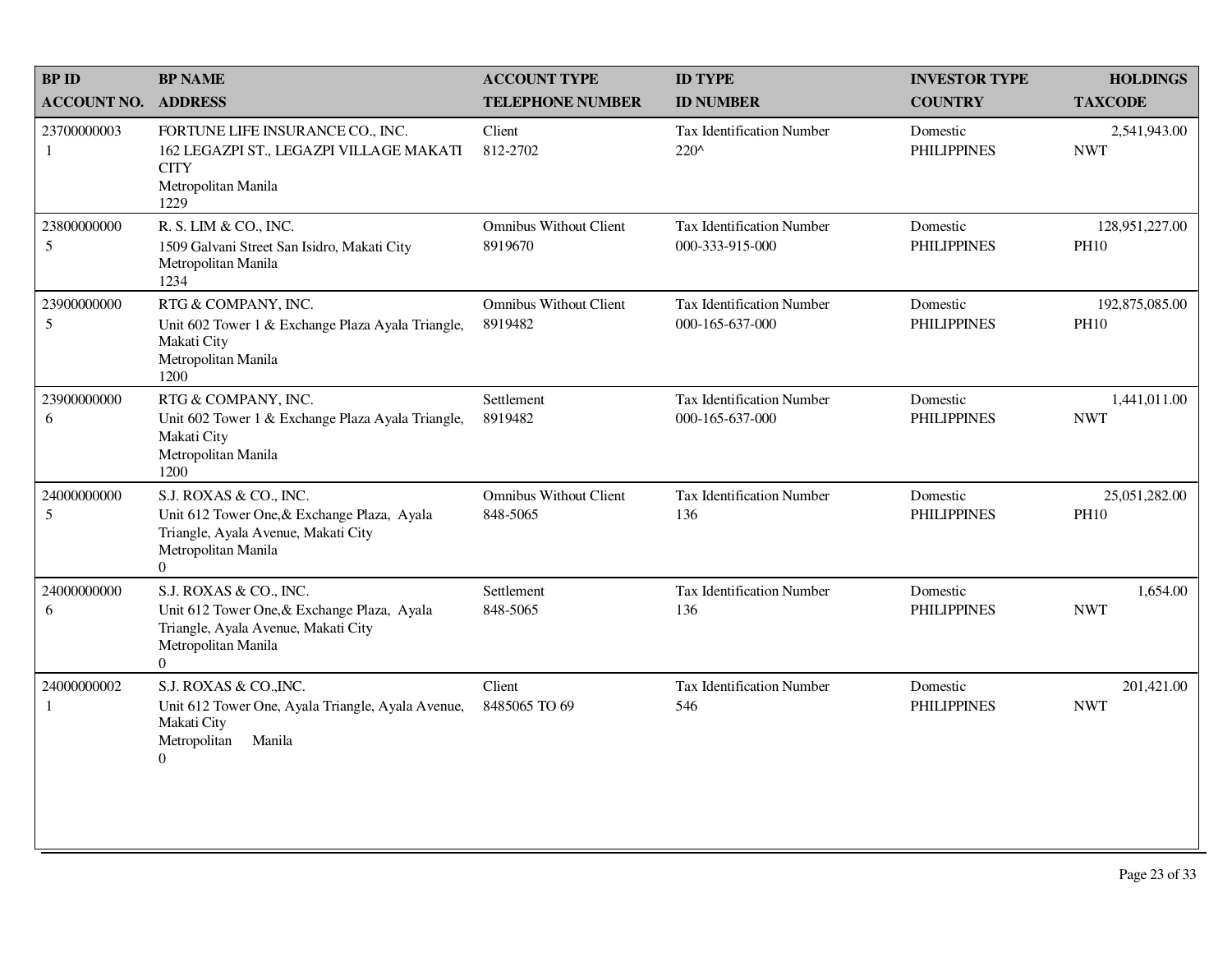| BP ID<br>ACCOUNT NO. | BP NAME<br>ADDRESS | ACCOUNT TYPE<br>TELEPHONE NUMBER | ID TYPE<br>ID NUMBER | INVESTOR TYPE<br>COUNTRY | HOLDINGS<br>TAXCODE |
|---|---|---|---|---|---|
| 23700000003<br>1 | FORTUNE LIFE INSURANCE CO., INC.<br>162 LEGAZPI ST., LEGAZPI VILLAGE MAKATI CITY<br>Metropolitan Manila<br>1229 | Client<br>812-2702 | Tax Identification Number<br>220^ | Domestic<br>PHILIPPINES | 2,541,943.00<br>NWT |
| 23800000000<br>5 | R. S. LIM & CO., INC.<br>1509 Galvani Street San Isidro, Makati City<br>Metropolitan Manila<br>1234 | Omnibus Without Client<br>8919670 | Tax Identification Number<br>000-333-915-000 | Domestic<br>PHILIPPINES | 128,951,227.00<br>PH10 |
| 23900000000<br>5 | RTG & COMPANY, INC.<br>Unit 602 Tower 1 & Exchange Plaza Ayala Triangle, Makati City<br>Metropolitan Manila<br>1200 | Omnibus Without Client<br>8919482 | Tax Identification Number<br>000-165-637-000 | Domestic<br>PHILIPPINES | 192,875,085.00<br>PH10 |
| 23900000000<br>6 | RTG & COMPANY, INC.<br>Unit 602 Tower 1 & Exchange Plaza Ayala Triangle, Makati City<br>Metropolitan Manila<br>1200 | Settlement<br>8919482 | Tax Identification Number<br>000-165-637-000 | Domestic<br>PHILIPPINES | 1,441,011.00<br>NWT |
| 24000000000<br>5 | S.J. ROXAS & CO., INC.<br>Unit 612 Tower One,& Exchange Plaza, Ayala Triangle, Ayala Avenue, Makati City<br>Metropolitan Manila<br>0 | Omnibus Without Client<br>848-5065 | Tax Identification Number<br>136 | Domestic<br>PHILIPPINES | 25,051,282.00<br>PH10 |
| 24000000000<br>6 | S.J. ROXAS & CO., INC.<br>Unit 612 Tower One,& Exchange Plaza, Ayala Triangle, Ayala Avenue, Makati City<br>Metropolitan Manila<br>0 | Settlement<br>848-5065 | Tax Identification Number<br>136 | Domestic<br>PHILIPPINES | 1,654.00<br>NWT |
| 24000000002<br>1 | S.J. ROXAS & CO.,INC.<br>Unit 612 Tower One, Ayala Triangle, Ayala Avenue, Makati City<br>Metropolitan Manila<br>0 | Client<br>8485065 TO 69 | Tax Identification Number<br>546 | Domestic<br>PHILIPPINES | 201,421.00<br>NWT |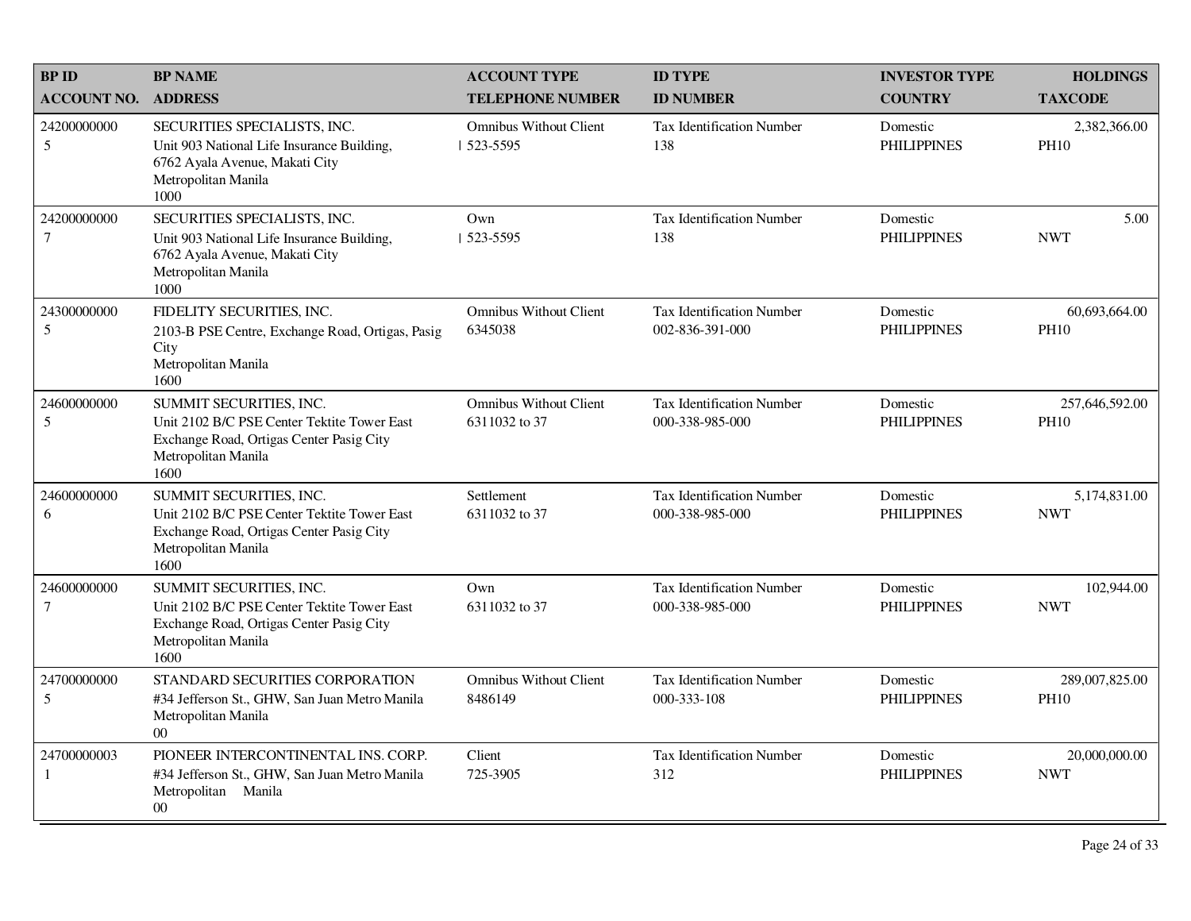| BP ID<br>ACCOUNT NO. | BP NAME<br>ADDRESS | ACCOUNT TYPE<br>TELEPHONE NUMBER | ID TYPE<br>ID NUMBER | INVESTOR TYPE<br>COUNTRY | HOLDINGS<br>TAXCODE |
|---|---|---|---|---|---|
| 24200000000<br>5 | SECURITIES SPECIALISTS, INC.<br>Unit 903 National Life Insurance Building,<br>6762 Ayala Avenue, Makati City<br>Metropolitan Manila<br>1000 | Omnibus Without Client<br>523-5595 | Tax Identification Number<br>138 | Domestic<br>PHILIPPINES | 2,382,366.00<br>PH10 |
| 24200000000<br>7 | SECURITIES SPECIALISTS, INC.<br>Unit 903 National Life Insurance Building,<br>6762 Ayala Avenue, Makati City<br>Metropolitan Manila<br>1000 | Own<br>523-5595 | Tax Identification Number<br>138 | Domestic<br>PHILIPPINES | 5.00<br>NWT |
| 24300000000<br>5 | FIDELITY SECURITIES, INC.<br>2103-B PSE Centre, Exchange Road, Ortigas, Pasig City<br>Metropolitan Manila<br>1600 | Omnibus Without Client<br>6345038 | Tax Identification Number<br>002-836-391-000 | Domestic<br>PHILIPPINES | 60,693,664.00<br>PH10 |
| 24600000000<br>5 | SUMMIT SECURITIES, INC.<br>Unit 2102 B/C PSE Center Tektite Tower East<br>Exchange Road, Ortigas Center Pasig City<br>Metropolitan Manila<br>1600 | Omnibus Without Client<br>6311032 to 37 | Tax Identification Number<br>000-338-985-000 | Domestic<br>PHILIPPINES | 257,646,592.00<br>PH10 |
| 24600000000<br>6 | SUMMIT SECURITIES, INC.<br>Unit 2102 B/C PSE Center Tektite Tower East<br>Exchange Road, Ortigas Center Pasig City<br>Metropolitan Manila<br>1600 | Settlement<br>6311032 to 37 | Tax Identification Number<br>000-338-985-000 | Domestic<br>PHILIPPINES | 5,174,831.00<br>NWT |
| 24600000000<br>7 | SUMMIT SECURITIES, INC.<br>Unit 2102 B/C PSE Center Tektite Tower East<br>Exchange Road, Ortigas Center Pasig City<br>Metropolitan Manila<br>1600 | Own<br>6311032 to 37 | Tax Identification Number<br>000-338-985-000 | Domestic<br>PHILIPPINES | 102,944.00<br>NWT |
| 24700000000<br>5 | STANDARD SECURITIES CORPORATION<br>#34 Jefferson St., GHW, San Juan Metro Manila<br>Metropolitan Manila<br>00 | Omnibus Without Client<br>8486149 | Tax Identification Number<br>000-333-108 | Domestic<br>PHILIPPINES | 289,007,825.00<br>PH10 |
| 24700000003<br>1 | PIONEER INTERCONTINENTAL INS. CORP.<br>#34 Jefferson St., GHW, San Juan Metro Manila<br>Metropolitan Manila<br>00 | Client<br>725-3905 | Tax Identification Number<br>312 | Domestic<br>PHILIPPINES | 20,000,000.00<br>NWT |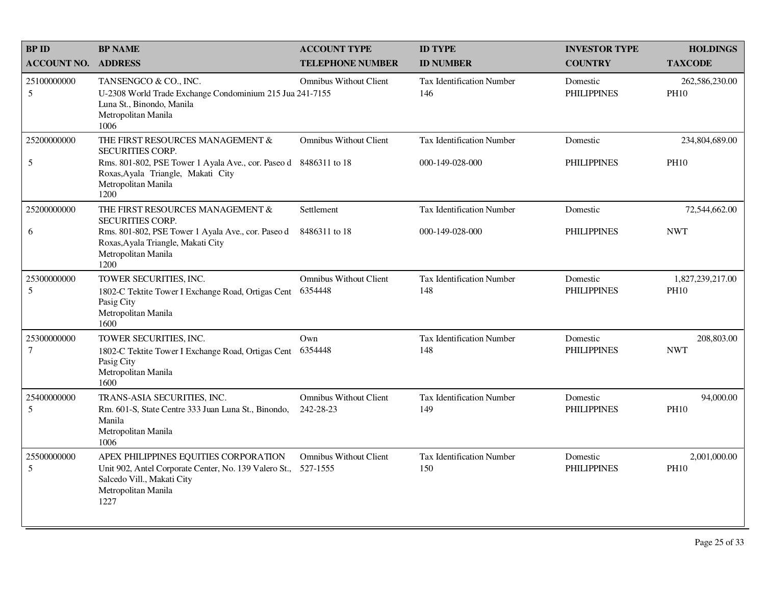| BP ID<br>ACCOUNT NO. | BP NAME<br>ADDRESS | ACCOUNT TYPE<br>TELEPHONE NUMBER | ID TYPE<br>ID NUMBER | INVESTOR TYPE<br>COUNTRY | HOLDINGS<br>TAXCODE |
|---|---|---|---|---|---|
| 25100000000<br>5 | TANSENGCO & CO., INC.<br>U-2308 World Trade Exchange Condominium 215 Jua<br>Luna St., Binondo, Manila<br>Metropolitan Manila<br>1006 | Omnibus Without Client<br>241-7155 | Tax Identification Number<br>146 | Domestic<br>PHILIPPINES | 262,586,230.00<br>PH10 |
| 25200000000<br>5 | THE FIRST RESOURCES MANAGEMENT & SECURITIES CORP.<br>Rms. 801-802, PSE Tower 1 Ayala Ave., cor. Paseo d<br>Roxas,Ayala Triangle, Makati City<br>Metropolitan Manila<br>1200 | Omnibus Without Client<br>8486311 to 18 | Tax Identification Number<br>000-149-028-000 | Domestic<br>PHILIPPINES | 234,804,689.00<br>PH10 |
| 25200000000<br>6 | THE FIRST RESOURCES MANAGEMENT & SECURITIES CORP.<br>Rms. 801-802, PSE Tower 1 Ayala Ave., cor. Paseo d<br>Roxas,Ayala Triangle, Makati City<br>Metropolitan Manila<br>1200 | Settlement<br>8486311 to 18 | Tax Identification Number<br>000-149-028-000 | Domestic<br>PHILIPPINES | 72,544,662.00<br>NWT |
| 25300000000<br>5 | TOWER SECURITIES, INC.<br>1802-C Tektite Tower I Exchange Road, Ortigas Cent<br>Pasig City<br>Metropolitan Manila<br>1600 | Omnibus Without Client<br>6354448 | Tax Identification Number<br>148 | Domestic<br>PHILIPPINES | 1,827,239,217.00<br>PH10 |
| 25300000000<br>7 | TOWER SECURITIES, INC.<br>1802-C Tektite Tower I Exchange Road, Ortigas Cent<br>Pasig City<br>Metropolitan Manila<br>1600 | Own<br>6354448 | Tax Identification Number<br>148 | Domestic<br>PHILIPPINES | 208,803.00<br>NWT |
| 25400000000<br>5 | TRANS-ASIA SECURITIES, INC.<br>Rm. 601-S, State Centre 333 Juan Luna St., Binondo,<br>Manila<br>Metropolitan Manila<br>1006 | Omnibus Without Client<br>242-28-23 | Tax Identification Number<br>149 | Domestic<br>PHILIPPINES | 94,000.00<br>PH10 |
| 25500000000<br>5 | APEX PHILIPPINES EQUITIES CORPORATION<br>Unit 902, Antel Corporate Center, No. 139 Valero St.,<br>Salcedo Vill., Makati City<br>Metropolitan Manila<br>1227 | Omnibus Without Client<br>527-1555 | Tax Identification Number<br>150 | Domestic<br>PHILIPPINES | 2,001,000.00<br>PH10 |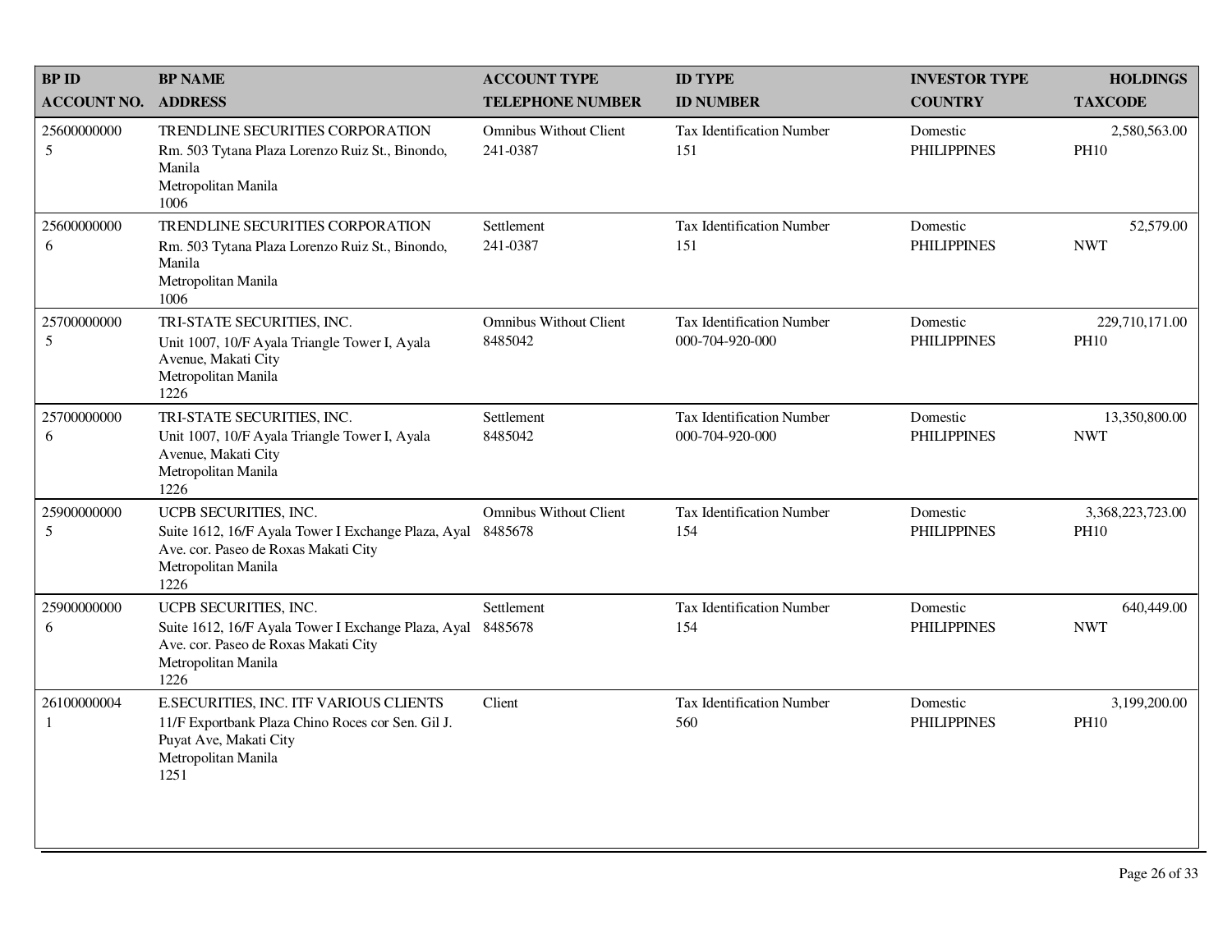| BP ID<br>ACCOUNT NO. | BP NAME<br>ADDRESS | ACCOUNT TYPE<br>TELEPHONE NUMBER | ID TYPE<br>ID NUMBER | INVESTOR TYPE<br>COUNTRY | HOLDINGS<br>TAXCODE |
|---|---|---|---|---|---|
| 25600000000<br>5 | TRENDLINE SECURITIES CORPORATION<br>Rm. 503 Tytana Plaza Lorenzo Ruiz St., Binondo, Manila<br>Metropolitan Manila<br>1006 | Omnibus Without Client<br>241-0387 | Tax Identification Number<br>151 | Domestic<br>PHILIPPINES | 2,580,563.00<br>PH10 |
| 25600000000<br>6 | TRENDLINE SECURITIES CORPORATION<br>Rm. 503 Tytana Plaza Lorenzo Ruiz St., Binondo, Manila<br>Metropolitan Manila<br>1006 | Settlement<br>241-0387 | Tax Identification Number<br>151 | Domestic<br>PHILIPPINES | 52,579.00<br>NWT |
| 25700000000<br>5 | TRI-STATE SECURITIES, INC.<br>Unit 1007, 10/F Ayala Triangle Tower I, Ayala Avenue, Makati City<br>Metropolitan Manila<br>1226 | Omnibus Without Client<br>8485042 | Tax Identification Number<br>000-704-920-000 | Domestic<br>PHILIPPINES | 229,710,171.00<br>PH10 |
| 25700000000<br>6 | TRI-STATE SECURITIES, INC.<br>Unit 1007, 10/F Ayala Triangle Tower I, Ayala Avenue, Makati City<br>Metropolitan Manila<br>1226 | Settlement<br>8485042 | Tax Identification Number<br>000-704-920-000 | Domestic<br>PHILIPPINES | 13,350,800.00<br>NWT |
| 25900000000<br>5 | UCPB SECURITIES, INC.<br>Suite 1612, 16/F Ayala Tower I Exchange Plaza, Ayal Ave. cor. Paseo de Roxas Makati City<br>Metropolitan Manila<br>1226 | Omnibus Without Client<br>8485678 | Tax Identification Number<br>154 | Domestic<br>PHILIPPINES | 3,368,223,723.00<br>PH10 |
| 25900000000<br>6 | UCPB SECURITIES, INC.<br>Suite 1612, 16/F Ayala Tower I Exchange Plaza, Ayal Ave. cor. Paseo de Roxas Makati City<br>Metropolitan Manila<br>1226 | Settlement<br>8485678 | Tax Identification Number<br>154 | Domestic<br>PHILIPPINES | 640,449.00<br>NWT |
| 26100000004<br>1 | E.SECURITIES, INC. ITF VARIOUS CLIENTS<br>11/F Exportbank Plaza Chino Roces cor Sen. Gil J. Puyat Ave, Makati City<br>Metropolitan Manila<br>1251 | Client | Tax Identification Number<br>560 | Domestic<br>PHILIPPINES | 3,199,200.00<br>PH10 |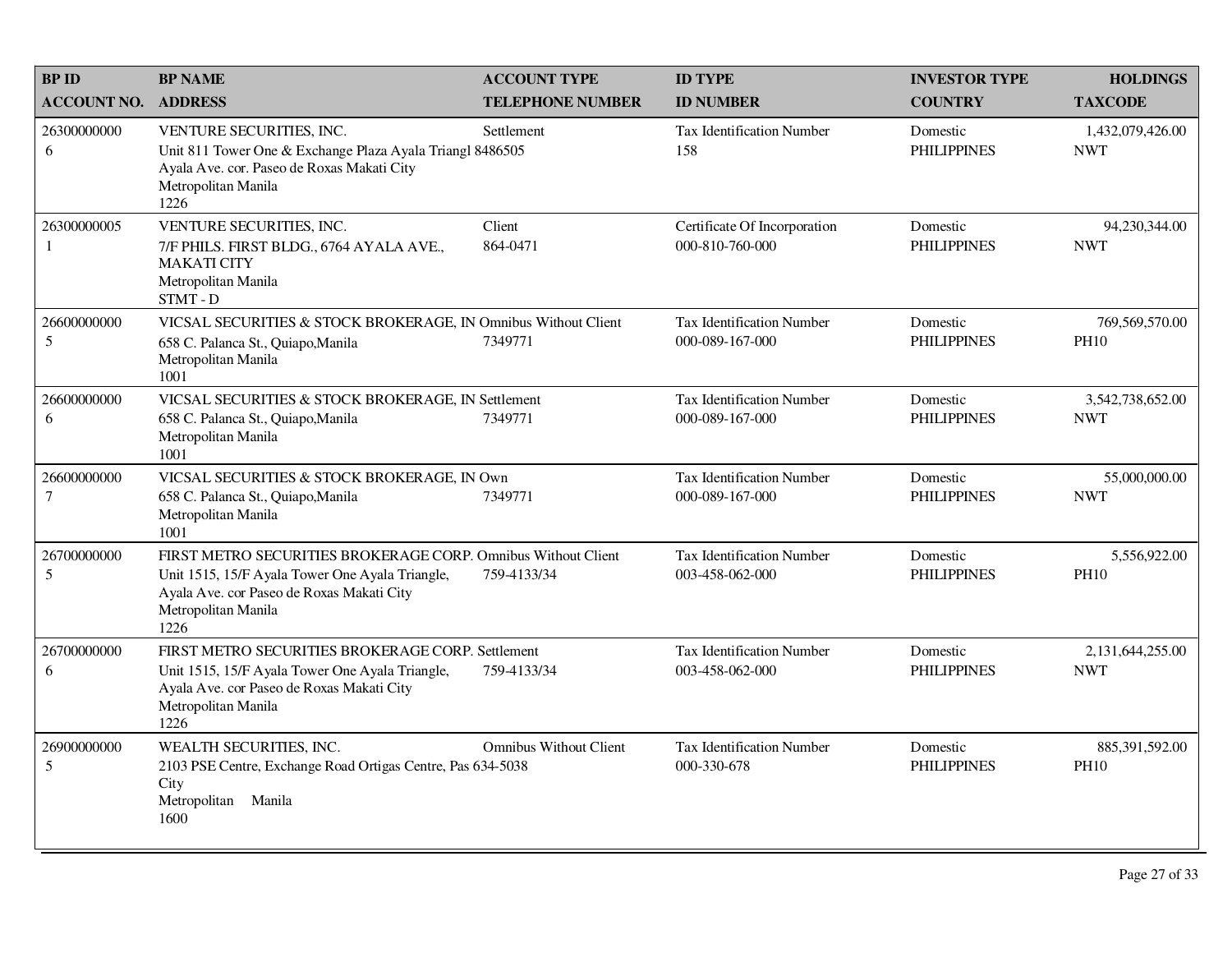| BP ID<br>ACCOUNT NO. | BP NAME<br>ADDRESS | ACCOUNT TYPE<br>TELEPHONE NUMBER | ID TYPE<br>ID NUMBER | INVESTOR TYPE<br>COUNTRY | HOLDINGS<br>TAXCODE |
|---|---|---|---|---|---|
| 26300000000<br>6 | VENTURE SECURITIES, INC.<br>Unit 811 Tower One & Exchange Plaza Ayala Triangl<br>Ayala Ave. cor. Paseo de Roxas Makati City<br>Metropolitan Manila<br>1226 | Settlement<br>8486505 | Tax Identification Number<br>158 | Domestic<br>PHILIPPINES | 1,432,079,426.00<br>NWT |
| 26300000005<br>1 | VENTURE SECURITIES, INC.<br>7/F PHILS. FIRST BLDG., 6764 AYALA AVE., MAKATI CITY<br>Metropolitan Manila<br>STMT - D | Client<br>864-0471 | Certificate Of Incorporation<br>000-810-760-000 | Domestic<br>PHILIPPINES | 94,230,344.00<br>NWT |
| 26600000000<br>5 | VICSAL SECURITIES & STOCK BROKERAGE, IN<br>658 C. Palanca St., Quiapo,Manila<br>Metropolitan Manila<br>1001 | Omnibus Without Client<br>7349771 | Tax Identification Number<br>000-089-167-000 | Domestic<br>PHILIPPINES | 769,569,570.00<br>PH10 |
| 26600000000<br>6 | VICSAL SECURITIES & STOCK BROKERAGE, IN<br>658 C. Palanca St., Quiapo,Manila<br>Metropolitan Manila<br>1001 | Settlement<br>7349771 | Tax Identification Number<br>000-089-167-000 | Domestic<br>PHILIPPINES | 3,542,738,652.00<br>NWT |
| 26600000000<br>7 | VICSAL SECURITIES & STOCK BROKERAGE, IN<br>658 C. Palanca St., Quiapo,Manila<br>Metropolitan Manila<br>1001 | Own<br>7349771 | Tax Identification Number<br>000-089-167-000 | Domestic<br>PHILIPPINES | 55,000,000.00<br>NWT |
| 26700000000<br>5 | FIRST METRO SECURITIES BROKERAGE CORP.<br>Unit 1515, 15/F Ayala Tower One Ayala Triangle, Ayala Ave. cor Paseo de Roxas Makati City<br>Metropolitan Manila<br>1226 | Omnibus Without Client<br>759-4133/34 | Tax Identification Number<br>003-458-062-000 | Domestic<br>PHILIPPINES | 5,556,922.00<br>PH10 |
| 26700000000<br>6 | FIRST METRO SECURITIES BROKERAGE CORP.<br>Unit 1515, 15/F Ayala Tower One Ayala Triangle, Ayala Ave. cor Paseo de Roxas Makati City<br>Metropolitan Manila<br>1226 | Settlement<br>759-4133/34 | Tax Identification Number<br>003-458-062-000 | Domestic<br>PHILIPPINES | 2,131,644,255.00<br>NWT |
| 26900000000<br>5 | WEALTH SECURITIES, INC.<br>2103 PSE Centre, Exchange Road Ortigas Centre, Pas City<br>Metropolitan Manila<br>1600 | Omnibus Without Client<br>634-5038 | Tax Identification Number<br>000-330-678 | Domestic<br>PHILIPPINES | 885,391,592.00<br>PH10 |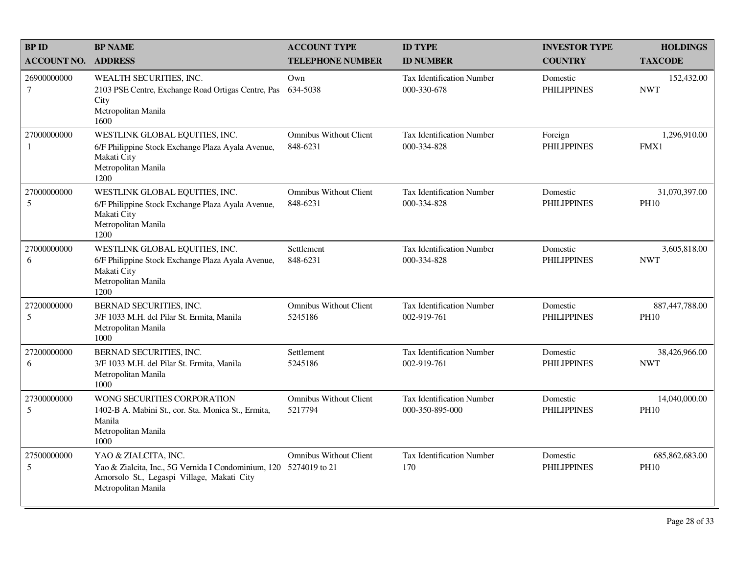| BP ID<br>ACCOUNT NO. | BP NAME<br>ADDRESS | ACCOUNT TYPE<br>TELEPHONE NUMBER | ID TYPE<br>ID NUMBER | INVESTOR TYPE<br>COUNTRY | HOLDINGS<br>TAXCODE |
|---|---|---|---|---|---|
| 26900000000<br>7 | WEALTH SECURITIES, INC.<br>2103 PSE Centre, Exchange Road Ortigas Centre, Pas City<br>Metropolitan Manila<br>1600 | Own<br>634-5038 | Tax Identification Number<br>000-330-678 | Domestic<br>PHILIPPINES | 152,432.00<br>NWT |
| 27000000000<br>1 | WESTLINK GLOBAL EQUITIES, INC.<br>6/F Philippine Stock Exchange Plaza Ayala Avenue, Makati City<br>Metropolitan Manila<br>1200 | Omnibus Without Client<br>848-6231 | Tax Identification Number<br>000-334-828 | Foreign<br>PHILIPPINES | 1,296,910.00<br>FMX1 |
| 27000000000<br>5 | WESTLINK GLOBAL EQUITIES, INC.<br>6/F Philippine Stock Exchange Plaza Ayala Avenue, Makati City<br>Metropolitan Manila<br>1200 | Omnibus Without Client<br>848-6231 | Tax Identification Number<br>000-334-828 | Domestic<br>PHILIPPINES | 31,070,397.00<br>PH10 |
| 27000000000<br>6 | WESTLINK GLOBAL EQUITIES, INC.<br>6/F Philippine Stock Exchange Plaza Ayala Avenue, Makati City<br>Metropolitan Manila<br>1200 | Settlement<br>848-6231 | Tax Identification Number<br>000-334-828 | Domestic<br>PHILIPPINES | 3,605,818.00<br>NWT |
| 27200000000<br>5 | BERNAD SECURITIES, INC.<br>3/F 1033 M.H. del Pilar St. Ermita, Manila<br>Metropolitan Manila<br>1000 | Omnibus Without Client<br>5245186 | Tax Identification Number<br>002-919-761 | Domestic<br>PHILIPPINES | 887,447,788.00<br>PH10 |
| 27200000000<br>6 | BERNAD SECURITIES, INC.<br>3/F 1033 M.H. del Pilar St. Ermita, Manila<br>Metropolitan Manila<br>1000 | Settlement<br>5245186 | Tax Identification Number<br>002-919-761 | Domestic<br>PHILIPPINES | 38,426,966.00<br>NWT |
| 27300000000<br>5 | WONG SECURITIES CORPORATION<br>1402-B A. Mabini St., cor. Sta. Monica St., Ermita, Manila<br>Metropolitan Manila<br>1000 | Omnibus Without Client<br>5217794 | Tax Identification Number<br>000-350-895-000 | Domestic<br>PHILIPPINES | 14,040,000.00<br>PH10 |
| 27500000000<br>5 | YAO & ZIALCITA, INC.<br>Yao & Zialcita, Inc., 5G Vernida I Condominium, 120 Amorsolo St., Legaspi Village, Makati City<br>Metropolitan Manila | Omnibus Without Client<br>5274019 to 21 | Tax Identification Number<br>170 | Domestic<br>PHILIPPINES | 685,862,683.00<br>PH10 |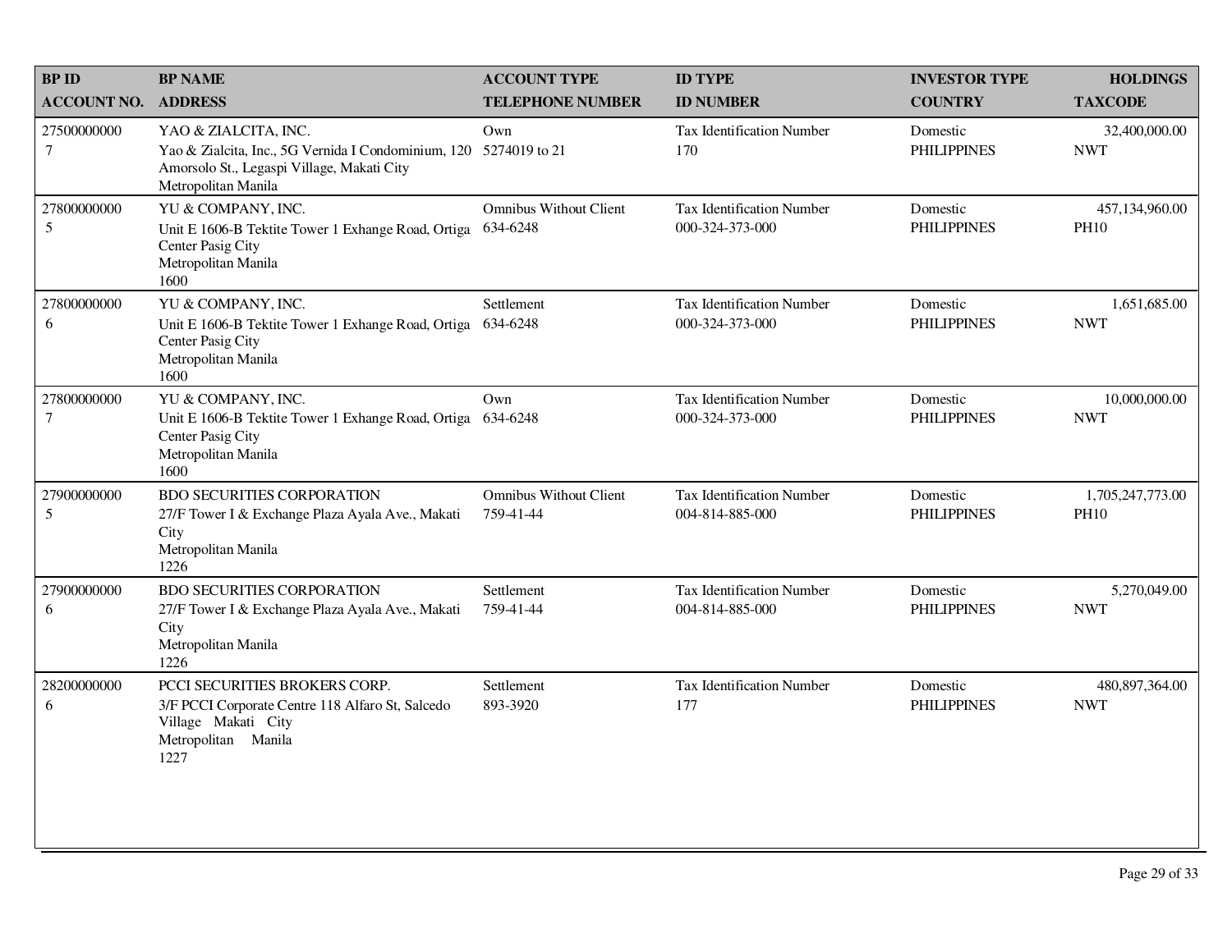| BP ID<br>ACCOUNT NO. | BP NAME<br>ADDRESS | ACCOUNT TYPE<br>TELEPHONE NUMBER | ID TYPE<br>ID NUMBER | INVESTOR TYPE<br>COUNTRY | HOLDINGS<br>TAXCODE |
|---|---|---|---|---|---|
| 27500000000<br>7 | YAO & ZIALCITA, INC.<br>Yao & Zialcita, Inc., 5G Vernida I Condominium, 120 Amorsolo St., Legaspi Village, Makati City<br>Metropolitan Manila | Own<br>5274019 to 21 | Tax Identification Number<br>170 | Domestic<br>PHILIPPINES | 32,400,000.00<br>NWT |
| 27800000000<br>5 | YU & COMPANY, INC.<br>Unit E 1606-B Tektite Tower 1 Exhange Road, Ortiga Center Pasig City<br>Metropolitan Manila<br>1600 | Omnibus Without Client<br>634-6248 | Tax Identification Number<br>000-324-373-000 | Domestic<br>PHILIPPINES | 457,134,960.00<br>PH10 |
| 27800000000<br>6 | YU & COMPANY, INC.<br>Unit E 1606-B Tektite Tower 1 Exhange Road, Ortiga Center Pasig City<br>Metropolitan Manila<br>1600 | Settlement<br>634-6248 | Tax Identification Number<br>000-324-373-000 | Domestic<br>PHILIPPINES | 1,651,685.00<br>NWT |
| 27800000000<br>7 | YU & COMPANY, INC.<br>Unit E 1606-B Tektite Tower 1 Exhange Road, Ortiga Center Pasig City<br>Metropolitan Manila<br>1600 | Own<br>634-6248 | Tax Identification Number<br>000-324-373-000 | Domestic<br>PHILIPPINES | 10,000,000.00<br>NWT |
| 27900000000<br>5 | BDO SECURITIES CORPORATION<br>27/F Tower I & Exchange Plaza Ayala Ave., Makati City<br>Metropolitan Manila<br>1226 | Omnibus Without Client<br>759-41-44 | Tax Identification Number<br>004-814-885-000 | Domestic<br>PHILIPPINES | 1,705,247,773.00<br>PH10 |
| 27900000000<br>6 | BDO SECURITIES CORPORATION<br>27/F Tower I & Exchange Plaza Ayala Ave., Makati City<br>Metropolitan Manila<br>1226 | Settlement<br>759-41-44 | Tax Identification Number<br>004-814-885-000 | Domestic<br>PHILIPPINES | 5,270,049.00<br>NWT |
| 28200000000<br>6 | PCCI SECURITIES BROKERS CORP.<br>3/F PCCI Corporate Centre 118 Alfaro St, Salcedo Village Makati City<br>Metropolitan Manila<br>1227 | Settlement<br>893-3920 | Tax Identification Number<br>177 | Domestic<br>PHILIPPINES | 480,897,364.00<br>NWT |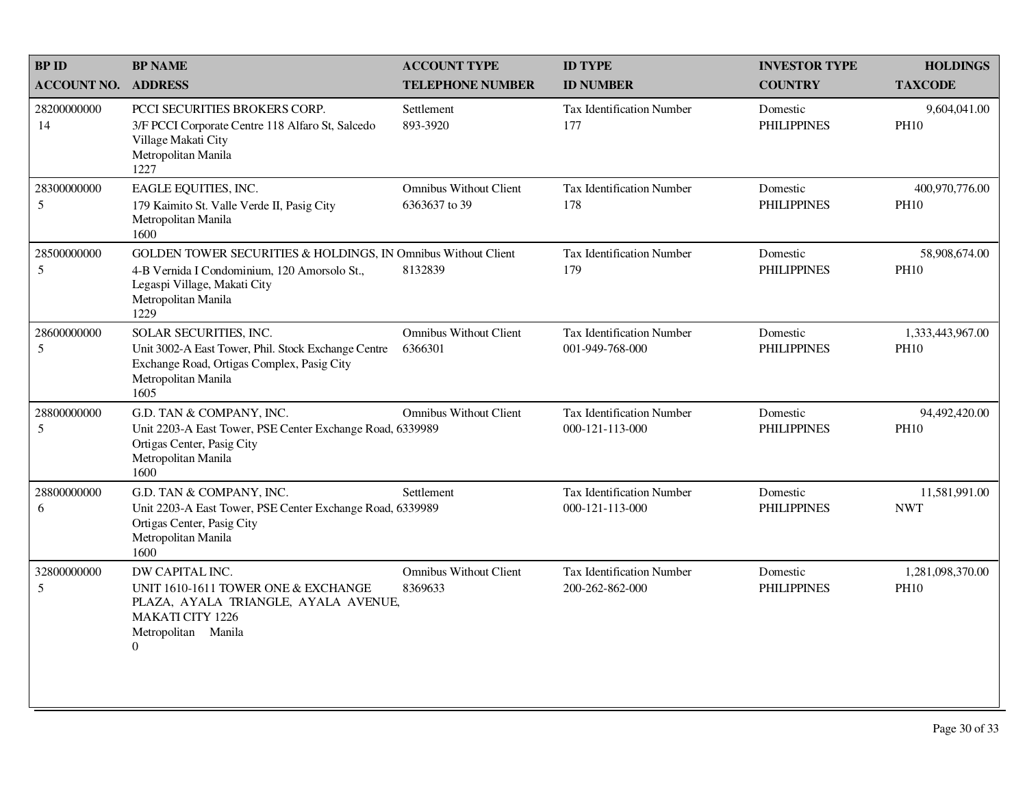| BP ID<br>ACCOUNT NO. | BP NAME<br>ADDRESS | ACCOUNT TYPE<br>TELEPHONE NUMBER | ID TYPE<br>ID NUMBER | INVESTOR TYPE<br>COUNTRY | HOLDINGS<br>TAXCODE |
|---|---|---|---|---|---|
| 28200000000<br>14 | PCCI SECURITIES BROKERS CORP.<br>3/F PCCI Corporate Centre 118 Alfaro St, Salcedo Village Makati City<br>Metropolitan Manila<br>1227 | Settlement<br>893-3920 | Tax Identification Number<br>177 | Domestic<br>PHILIPPINES | 9,604,041.00<br>PH10 |
| 28300000000<br>5 | EAGLE EQUITIES, INC.<br>179 Kaimito St. Valle Verde II, Pasig City<br>Metropolitan Manila<br>1600 | Omnibus Without Client<br>6363637 to 39 | Tax Identification Number<br>178 | Domestic<br>PHILIPPINES | 400,970,776.00<br>PH10 |
| 28500000000<br>5 | GOLDEN TOWER SECURITIES & HOLDINGS, IN<br>4-B Vernida I Condominium, 120 Amorsolo St., Legaspi Village, Makati City<br>Metropolitan Manila<br>1229 | Omnibus Without Client<br>8132839 | Tax Identification Number<br>179 | Domestic<br>PHILIPPINES | 58,908,674.00<br>PH10 |
| 28600000000<br>5 | SOLAR SECURITIES, INC.<br>Unit 3002-A East Tower, Phil. Stock Exchange Centre Exchange Road, Ortigas Complex, Pasig City<br>Metropolitan Manila<br>1605 | Omnibus Without Client<br>6366301 | Tax Identification Number<br>001-949-768-000 | Domestic<br>PHILIPPINES | 1,333,443,967.00<br>PH10 |
| 28800000000<br>5 | G.D. TAN & COMPANY, INC.<br>Unit 2203-A East Tower, PSE Center Exchange Road, Ortigas Center, Pasig City<br>Metropolitan Manila<br>1600 | Omnibus Without Client<br>6339989 | Tax Identification Number<br>000-121-113-000 | Domestic<br>PHILIPPINES | 94,492,420.00<br>PH10 |
| 28800000000<br>6 | G.D. TAN & COMPANY, INC.<br>Unit 2203-A East Tower, PSE Center Exchange Road, Ortigas Center, Pasig City<br>Metropolitan Manila<br>1600 | Settlement<br>6339989 | Tax Identification Number<br>000-121-113-000 | Domestic<br>PHILIPPINES | 11,581,991.00<br>NWT |
| 32800000000<br>5 | DW CAPITAL INC.<br>UNIT 1610-1611 TOWER ONE & EXCHANGE PLAZA, AYALA TRIANGLE, AYALA AVENUE, MAKATI CITY 1226<br>Metropolitan Manila<br>0 | Omnibus Without Client<br>8369633 | Tax Identification Number<br>200-262-862-000 | Domestic<br>PHILIPPINES | 1,281,098,370.00<br>PH10 |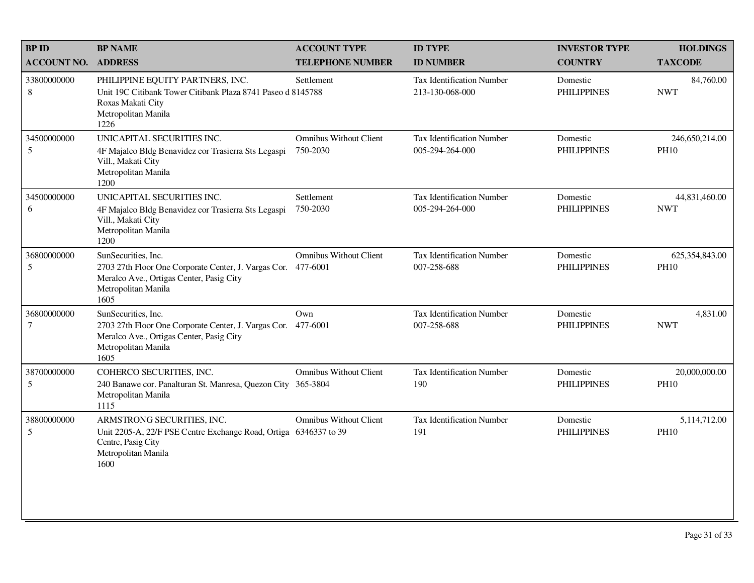| BP ID<br>ACCOUNT NO. | BP NAME<br>ADDRESS | ACCOUNT TYPE<br>TELEPHONE NUMBER | ID TYPE<br>ID NUMBER | INVESTOR TYPE<br>COUNTRY | HOLDINGS<br>TAXCODE |
|---|---|---|---|---|---|
| 33800000000<br>8 | PHILIPPINE EQUITY PARTNERS, INC.<br>Unit 19C Citibank Tower Citibank Plaza 8741 Paseo d<br>Roxas Makati City<br>Metropolitan Manila<br>1226 | Settlement<br>8145788 | Tax Identification Number<br>213-130-068-000 | Domestic<br>PHILIPPINES | 84,760.00<br>NWT |
| 34500000000<br>5 | UNICAPITAL SECURITIES INC.<br>4F Majalco Bldg Benavidez cor Trasierra Sts Legaspi Vill., Makati City<br>Metropolitan Manila<br>1200 | Omnibus Without Client<br>750-2030 | Tax Identification Number<br>005-294-264-000 | Domestic<br>PHILIPPINES | 246,650,214.00<br>PH10 |
| 34500000000<br>6 | UNICAPITAL SECURITIES INC.<br>4F Majalco Bldg Benavidez cor Trasierra Sts Legaspi Vill., Makati City<br>Metropolitan Manila<br>1200 | Settlement<br>750-2030 | Tax Identification Number<br>005-294-264-000 | Domestic<br>PHILIPPINES | 44,831,460.00<br>NWT |
| 36800000000<br>5 | SunSecurities, Inc.<br>2703 27th Floor One Corporate Center, J. Vargas Cor. Meralco Ave., Ortigas Center, Pasig City<br>Metropolitan Manila<br>1605 | Omnibus Without Client<br>477-6001 | Tax Identification Number<br>007-258-688 | Domestic<br>PHILIPPINES | 625,354,843.00<br>PH10 |
| 36800000000<br>7 | SunSecurities, Inc.<br>2703 27th Floor One Corporate Center, J. Vargas Cor. Meralco Ave., Ortigas Center, Pasig City<br>Metropolitan Manila<br>1605 | Own<br>477-6001 | Tax Identification Number<br>007-258-688 | Domestic<br>PHILIPPINES | 4,831.00<br>NWT |
| 38700000000<br>5 | COHERCO SECURITIES, INC.<br>240 Banawe cor. Panalturan St. Manresa, Quezon City<br>Metropolitan Manila<br>1115 | Omnibus Without Client<br>365-3804 | Tax Identification Number<br>190 | Domestic<br>PHILIPPINES | 20,000,000.00<br>PH10 |
| 38800000000<br>5 | ARMSTRONG SECURITIES, INC.<br>Unit 2205-A, 22/F PSE Centre Exchange Road, Ortiga Centre, Pasig City<br>Metropolitan Manila<br>1600 | Omnibus Without Client<br>6346337 to 39 | Tax Identification Number<br>191 | Domestic<br>PHILIPPINES | 5,114,712.00<br>PH10 |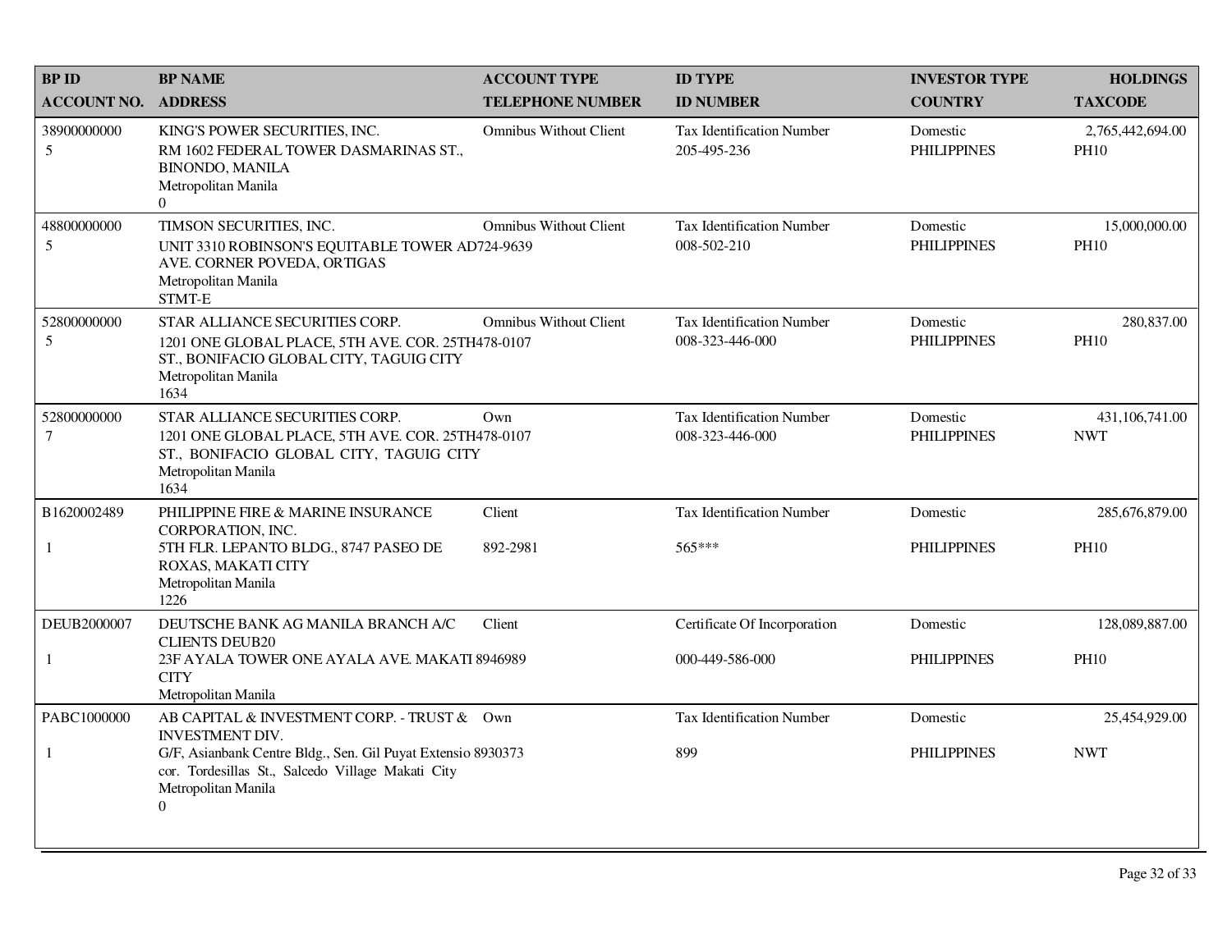| BP ID<br>ACCOUNT NO. | BP NAME<br>ADDRESS | ACCOUNT TYPE<br>TELEPHONE NUMBER | ID TYPE<br>ID NUMBER | INVESTOR TYPE<br>COUNTRY | HOLDINGS<br>TAXCODE |
|---|---|---|---|---|---|
| 38900000000<br>5 | KING'S POWER SECURITIES, INC.<br>RM 1602 FEDERAL TOWER DASMARINAS ST., BINONDO, MANILA<br>Metropolitan Manila<br>0 | Omnibus Without Client | Tax Identification Number<br>205-495-236 | Domestic<br>PHILIPPINES | 2,765,442,694.00<br>PH10 |
| 48800000000<br>5 | TIMSON SECURITIES, INC.<br>UNIT 3310 ROBINSON'S EQUITABLE TOWER ADB AVE. CORNER POVEDA, ORTIGAS<br>Metropolitan Manila<br>STMT-E | Omnibus Without Client<br>724-9639 | Tax Identification Number<br>008-502-210 | Domestic<br>PHILIPPINES | 15,000,000.00<br>PH10 |
| 52800000000<br>5 | STAR ALLIANCE SECURITIES CORP.<br>1201 ONE GLOBAL PLACE, 5TH AVE. COR. 25TH ST., BONIFACIO GLOBAL CITY, TAGUIG CITY<br>Metropolitan Manila<br>1634 | Omnibus Without Client<br>478-0107 | Tax Identification Number<br>008-323-446-000 | Domestic<br>PHILIPPINES | 280,837.00<br>PH10 |
| 52800000000<br>7 | STAR ALLIANCE SECURITIES CORP.<br>1201 ONE GLOBAL PLACE, 5TH AVE. COR. 25TH ST., BONIFACIO GLOBAL CITY, TAGUIG CITY<br>Metropolitan Manila<br>1634 | Own<br>478-0107 | Tax Identification Number<br>008-323-446-000 | Domestic<br>PHILIPPINES | 431,106,741.00<br>NWT |
| B1620002489<br>1 | PHILIPPINE FIRE & MARINE INSURANCE CORPORATION, INC.<br>5TH FLR. LEPANTO BLDG., 8747 PASEO DE ROXAS, MAKATI CITY<br>Metropolitan Manila<br>1226 | Client<br>892-2981 | Tax Identification Number<br>565*** | Domestic<br>PHILIPPINES | 285,676,879.00<br>PH10 |
| DEUB2000007<br>1 | DEUTSCHE BANK AG MANILA BRANCH A/C CLIENTS DEUB20<br>23F AYALA TOWER ONE AYALA AVE. MAKATI CITY<br>Metropolitan Manila | Client<br>8946989 | Certificate Of Incorporation<br>000-449-586-000 | Domestic<br>PHILIPPINES | 128,089,887.00<br>PH10 |
| PABC1000000<br>1 | AB CAPITAL & INVESTMENT CORP. - TRUST & INVESTMENT DIV.<br>G/F, Asianbank Centre Bldg., Sen. Gil Puyat Extensio cor. Tordesillas St., Salcedo Village Makati City<br>Metropolitan Manila<br>0 | Own<br>8930373 | Tax Identification Number<br>899 | Domestic<br>PHILIPPINES | 25,454,929.00<br>NWT |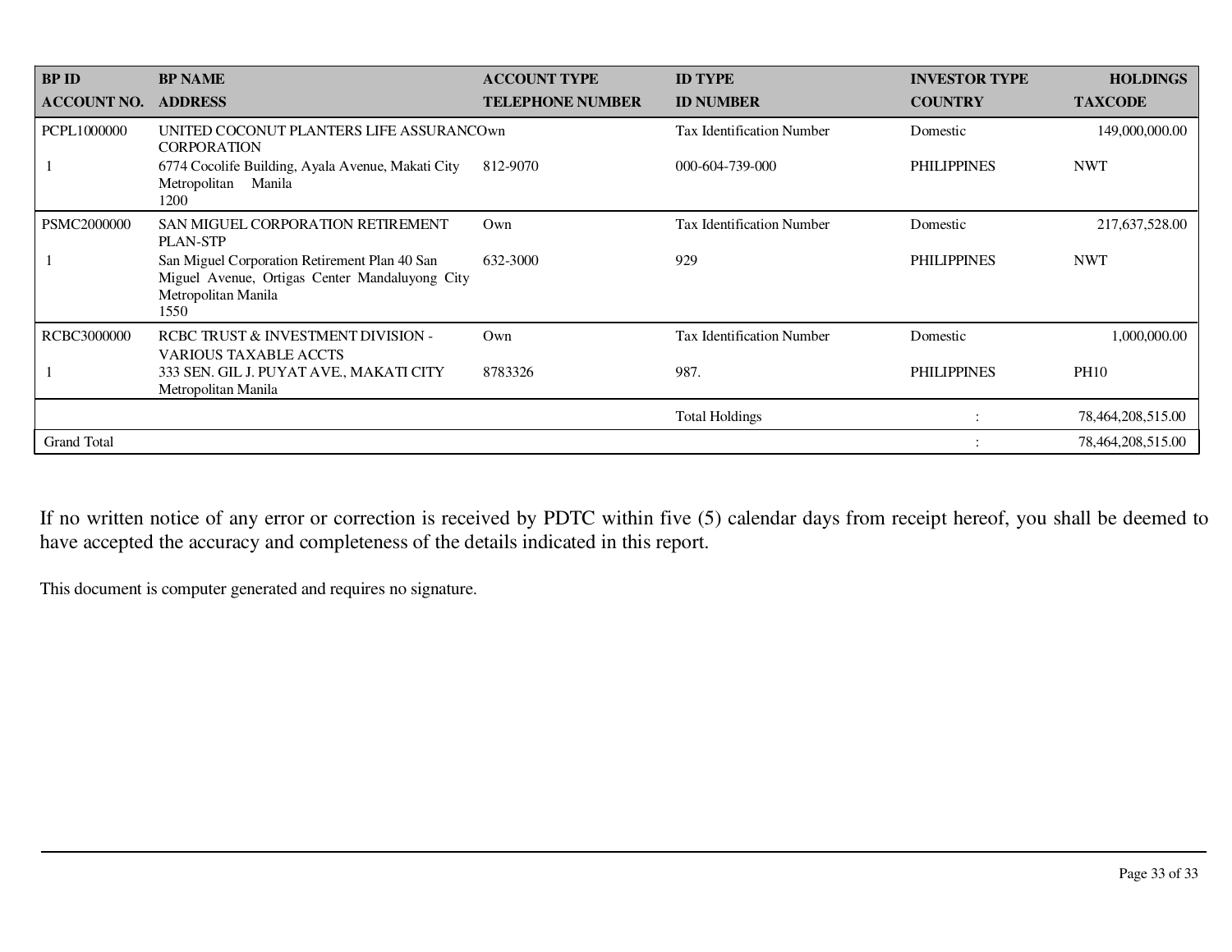| BP ID<br>ACCOUNT NO. | BP NAME<br>ADDRESS | ACCOUNT TYPE<br>TELEPHONE NUMBER | ID TYPE<br>ID NUMBER | INVESTOR TYPE<br>COUNTRY | HOLDINGS<br>TAXCODE |
|---|---|---|---|---|---|
| PCPL1000000 | UNITED COCONUT PLANTERS LIFE ASSURANCE CORPORATION | Own | Tax Identification Number | Domestic | 149,000,000.00 |
| 1 | 6774 Cocolife Building, Ayala Avenue, Makati City Metropolitan Manila 1200 | 812-9070 | 000-604-739-000 | PHILIPPINES | NWT |
| PSMC2000000 | SAN MIGUEL CORPORATION RETIREMENT PLAN-STP | Own | Tax Identification Number | Domestic | 217,637,528.00 |
| 1 | San Miguel Corporation Retirement Plan 40 San Miguel Avenue, Ortigas Center Mandaluyong City Metropolitan Manila 1550 | 632-3000 | 929 | PHILIPPINES | NWT |
| RCBC3000000 | RCBC TRUST & INVESTMENT DIVISION - VARIOUS TAXABLE ACCTS | Own | Tax Identification Number | Domestic | 1,000,000.00 |
| 1 | 333 SEN. GIL J. PUYAT AVE., MAKATI CITY Metropolitan Manila | 8783326 | 987. | PHILIPPINES | PH10 |
| | | | Total Holdings | : | 78,464,208,515.00 |
| Grand Total | | | | : | 78,464,208,515.00 |

If no written notice of any error or correction is received by PDTC within five (5) calendar days from receipt hereof, you shall be deemed to have accepted the accuracy and completeness of the details indicated in this report.

This document is computer generated and requires no signature.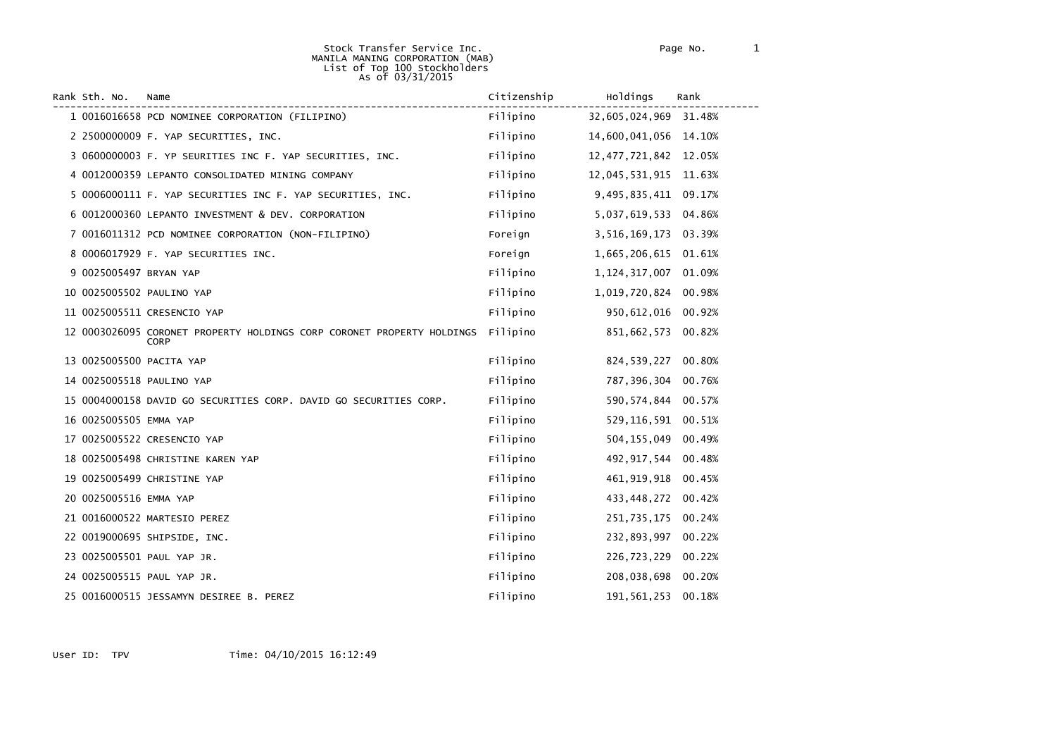Stock Transfer Service Inc.
MANILA MANING CORPORATION (MAB)
List of Top 100 Stockholders
As of 03/31/2015

| Rank | Sth. No. | Name | Citizenship | Holdings | Rank |
|---|---|---|---|---|---|
| 1 | 0016016658 | PCD NOMINEE CORPORATION (FILIPINO) | Filipino | 32,605,024,969 | 31.48% |
| 2 | 2500000009 | F. YAP SECURITIES, INC. | Filipino | 14,600,041,056 | 14.10% |
| 3 | 0600000003 | F. YP SEURITIES INC F. YAP SECURITIES, INC. | Filipino | 12,477,721,842 | 12.05% |
| 4 | 0012000359 | LEPANTO CONSOLIDATED MINING COMPANY | Filipino | 12,045,531,915 | 11.63% |
| 5 | 0006000111 | F. YAP SECURITIES INC F. YAP SECURITIES, INC. | Filipino | 9,495,835,411 | 09.17% |
| 6 | 0012000360 | LEPANTO INVESTMENT & DEV. CORPORATION | Filipino | 5,037,619,533 | 04.86% |
| 7 | 0016011312 | PCD NOMINEE CORPORATION (NON-FILIPINO) | Foreign | 3,516,169,173 | 03.39% |
| 8 | 0006017929 | F. YAP SECURITIES INC. | Foreign | 1,665,206,615 | 01.61% |
| 9 | 0025005497 | BRYAN YAP | Filipino | 1,124,317,007 | 01.09% |
| 10 | 0025005502 | PAULINO YAP | Filipino | 1,019,720,824 | 00.98% |
| 11 | 0025005511 | CRESENCIO YAP | Filipino | 950,612,016 | 00.92% |
| 12 | 0003026095 | CORONET PROPERTY HOLDINGS CORP CORONET PROPERTY HOLDINGS CORP | Filipino | 851,662,573 | 00.82% |
| 13 | 0025005500 | PACITA YAP | Filipino | 824,539,227 | 00.80% |
| 14 | 0025005518 | PAULINO YAP | Filipino | 787,396,304 | 00.76% |
| 15 | 0004000158 | DAVID GO SECURITIES CORP. DAVID GO SECURITIES CORP. | Filipino | 590,574,844 | 00.57% |
| 16 | 0025005505 | EMMA YAP | Filipino | 529,116,591 | 00.51% |
| 17 | 0025005522 | CRESENCIO YAP | Filipino | 504,155,049 | 00.49% |
| 18 | 0025005498 | CHRISTINE KAREN YAP | Filipino | 492,917,544 | 00.48% |
| 19 | 0025005499 | CHRISTINE YAP | Filipino | 461,919,918 | 00.45% |
| 20 | 0025005516 | EMMA YAP | Filipino | 433,448,272 | 00.42% |
| 21 | 0016000522 | MARTESIO PEREZ | Filipino | 251,735,175 | 00.24% |
| 22 | 0019000695 | SHIPSIDE, INC. | Filipino | 232,893,997 | 00.22% |
| 23 | 0025005501 | PAUL YAP JR. | Filipino | 226,723,229 | 00.22% |
| 24 | 0025005515 | PAUL YAP JR. | Filipino | 208,038,698 | 00.20% |
| 25 | 0016000515 | JESSAMYN DESIREE B. PEREZ | Filipino | 191,561,253 | 00.18% |

User ID: TPV Time: 04/10/2015 16:12:49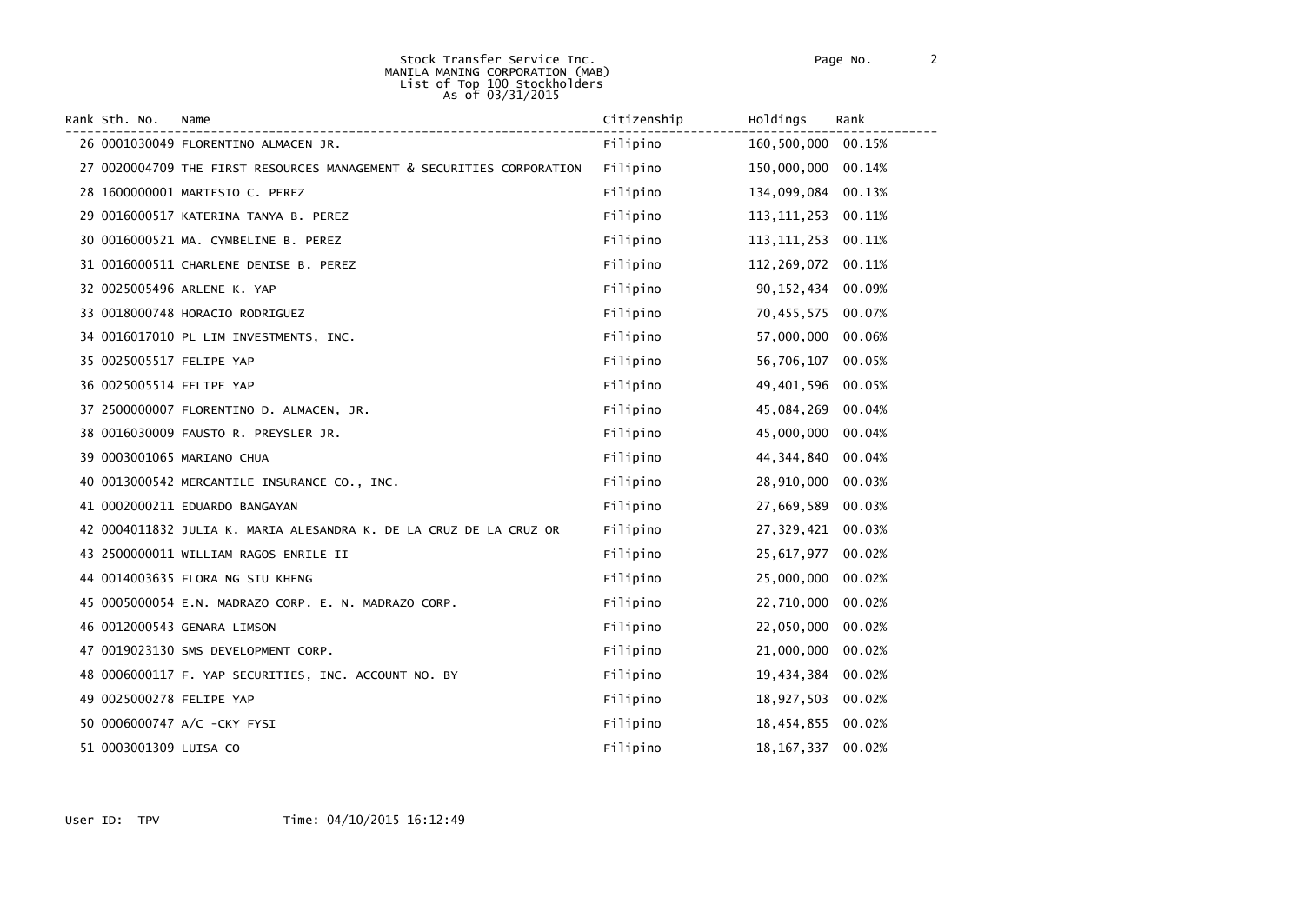Stock Transfer Service Inc.
MANILA MANING CORPORATION (MAB)
List of Top 100 Stockholders
As of 03/31/2015

| Rank | Sth. No. | Name | Citizenship | Holdings | Rank |
|---|---|---|---|---|---|
| 26 | 0001030049 | FLORENTINO ALMACEN JR. | Filipino | 160,500,000 | 00.15% |
| 27 | 0020004709 | THE FIRST RESOURCES MANAGEMENT & SECURITIES CORPORATION | Filipino | 150,000,000 | 00.14% |
| 28 | 1600000001 | MARTESIO C. PEREZ | Filipino | 134,099,084 | 00.13% |
| 29 | 0016000517 | KATERINA TANYA B. PEREZ | Filipino | 113,111,253 | 00.11% |
| 30 | 0016000521 | MA. CYMBELINE B. PEREZ | Filipino | 113,111,253 | 00.11% |
| 31 | 0016000511 | CHARLENE DENISE B. PEREZ | Filipino | 112,269,072 | 00.11% |
| 32 | 0025005496 | ARLENE K. YAP | Filipino | 90,152,434 | 00.09% |
| 33 | 0018000748 | HORACIO RODRIGUEZ | Filipino | 70,455,575 | 00.07% |
| 34 | 0016017010 | PL LIM INVESTMENTS, INC. | Filipino | 57,000,000 | 00.06% |
| 35 | 0025005517 | FELIPE YAP | Filipino | 56,706,107 | 00.05% |
| 36 | 0025005514 | FELIPE YAP | Filipino | 49,401,596 | 00.05% |
| 37 | 2500000007 | FLORENTINO D. ALMACEN, JR. | Filipino | 45,084,269 | 00.04% |
| 38 | 0016030009 | FAUSTO R. PREYSLER JR. | Filipino | 45,000,000 | 00.04% |
| 39 | 0003001065 | MARIANO CHUA | Filipino | 44,344,840 | 00.04% |
| 40 | 0013000542 | MERCANTILE INSURANCE CO., INC. | Filipino | 28,910,000 | 00.03% |
| 41 | 0002000211 | EDUARDO BANGAYAN | Filipino | 27,669,589 | 00.03% |
| 42 | 0004011832 | JULIA K. MARIA ALESANDRA K. DE LA CRUZ DE LA CRUZ OR | Filipino | 27,329,421 | 00.03% |
| 43 | 2500000011 | WILLIAM RAGOS ENRILE II | Filipino | 25,617,977 | 00.02% |
| 44 | 0014003635 | FLORA NG SIU KHENG | Filipino | 25,000,000 | 00.02% |
| 45 | 0005000054 | E.N. MADRAZO CORP. E. N. MADRAZO CORP. | Filipino | 22,710,000 | 00.02% |
| 46 | 0012000543 | GENARA LIMSON | Filipino | 22,050,000 | 00.02% |
| 47 | 0019023130 | SMS DEVELOPMENT CORP. | Filipino | 21,000,000 | 00.02% |
| 48 | 0006000117 | F. YAP SECURITIES, INC. ACCOUNT NO. BY | Filipino | 19,434,384 | 00.02% |
| 49 | 0025000278 | FELIPE YAP | Filipino | 18,927,503 | 00.02% |
| 50 | 0006000747 | A/C -CKY FYSI | Filipino | 18,454,855 | 00.02% |
| 51 | 0003001309 | LUISA CO | Filipino | 18,167,337 | 00.02% |

User ID: TPV Time: 04/10/2015 16:12:49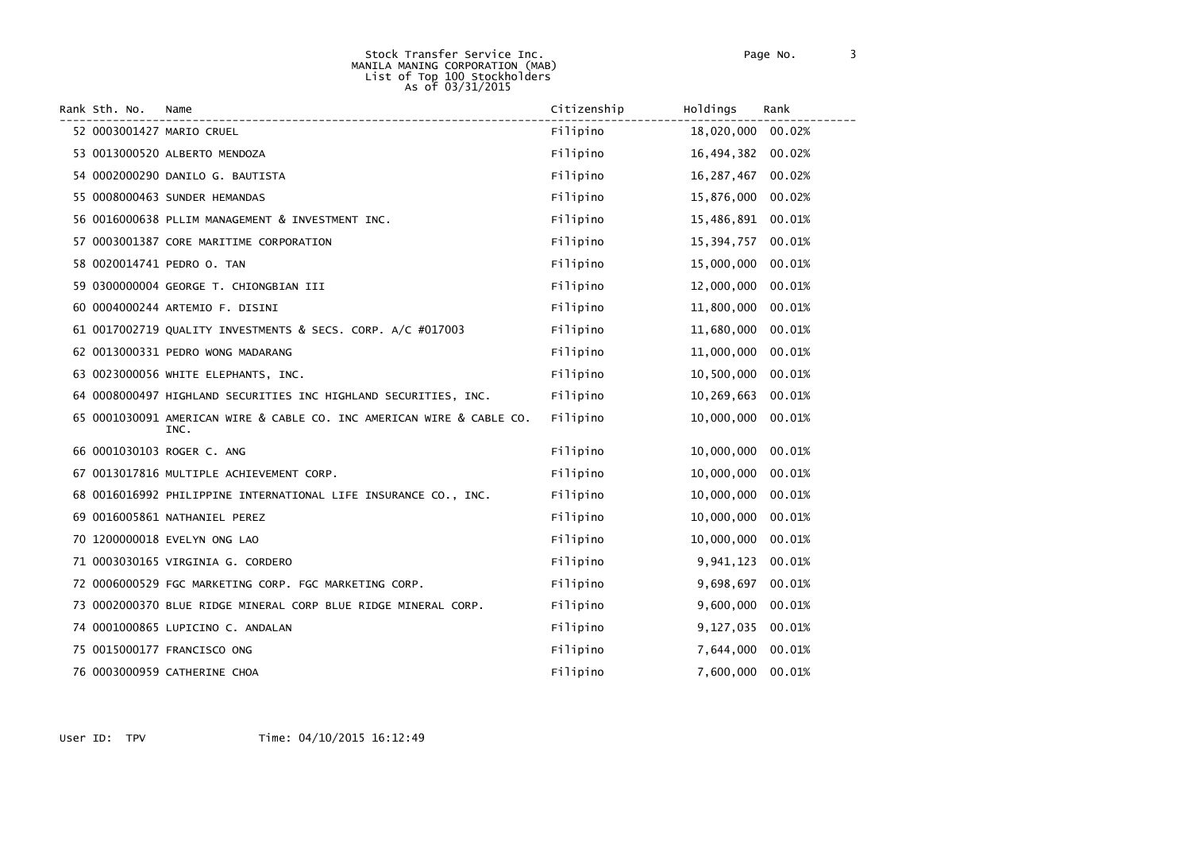Stock Transfer Service Inc.
MANILA MANING CORPORATION (MAB)
List of Top 100 Stockholders
As of 03/31/2015

| Rank | Sth. No. | Name | Citizenship | Holdings | Rank |
|---|---|---|---|---|---|
| 52 | 0003001427 | MARIO CRUEL | Filipino | 18,020,000 | 00.02% |
| 53 | 0013000520 | ALBERTO MENDOZA | Filipino | 16,494,382 | 00.02% |
| 54 | 0002000290 | DANILO G. BAUTISTA | Filipino | 16,287,467 | 00.02% |
| 55 | 0008000463 | SUNDER HEMANDAS | Filipino | 15,876,000 | 00.02% |
| 56 | 0016000638 | PLLIM MANAGEMENT & INVESTMENT INC. | Filipino | 15,486,891 | 00.01% |
| 57 | 0003001387 | CORE MARITIME CORPORATION | Filipino | 15,394,757 | 00.01% |
| 58 | 0020014741 | PEDRO O. TAN | Filipino | 15,000,000 | 00.01% |
| 59 | 0300000004 | GEORGE T. CHIONGBIAN III | Filipino | 12,000,000 | 00.01% |
| 60 | 0004000244 | ARTEMIO F. DISINI | Filipino | 11,800,000 | 00.01% |
| 61 | 0017002719 | QUALITY INVESTMENTS & SECS. CORP. A/C #017003 | Filipino | 11,680,000 | 00.01% |
| 62 | 0013000331 | PEDRO WONG MADARANG | Filipino | 11,000,000 | 00.01% |
| 63 | 0023000056 | WHITE ELEPHANTS, INC. | Filipino | 10,500,000 | 00.01% |
| 64 | 0008000497 | HIGHLAND SECURITIES INC HIGHLAND SECURITIES, INC. | Filipino | 10,269,663 | 00.01% |
| 65 | 0001030091 | AMERICAN WIRE & CABLE CO. INC AMERICAN WIRE & CABLE CO. INC. | Filipino | 10,000,000 | 00.01% |
| 66 | 0001030103 | ROGER C. ANG | Filipino | 10,000,000 | 00.01% |
| 67 | 0013017816 | MULTIPLE ACHIEVEMENT CORP. | Filipino | 10,000,000 | 00.01% |
| 68 | 0016016992 | PHILIPPINE INTERNATIONAL LIFE INSURANCE CO., INC. | Filipino | 10,000,000 | 00.01% |
| 69 | 0016005861 | NATHANIEL PEREZ | Filipino | 10,000,000 | 00.01% |
| 70 | 1200000018 | EVELYN ONG LAO | Filipino | 10,000,000 | 00.01% |
| 71 | 0003030165 | VIRGINIA G. CORDERO | Filipino | 9,941,123 | 00.01% |
| 72 | 0006000529 | FGC MARKETING CORP. FGC MARKETING CORP. | Filipino | 9,698,697 | 00.01% |
| 73 | 0002000370 | BLUE RIDGE MINERAL CORP BLUE RIDGE MINERAL CORP. | Filipino | 9,600,000 | 00.01% |
| 74 | 0001000865 | LUPICINO C. ANDALAN | Filipino | 9,127,035 | 00.01% |
| 75 | 0015000177 | FRANCISCO ONG | Filipino | 7,644,000 | 00.01% |
| 76 | 0003000959 | CATHERINE CHOA | Filipino | 7,600,000 | 00.01% |

User ID: TPV Time: 04/10/2015 16:12:49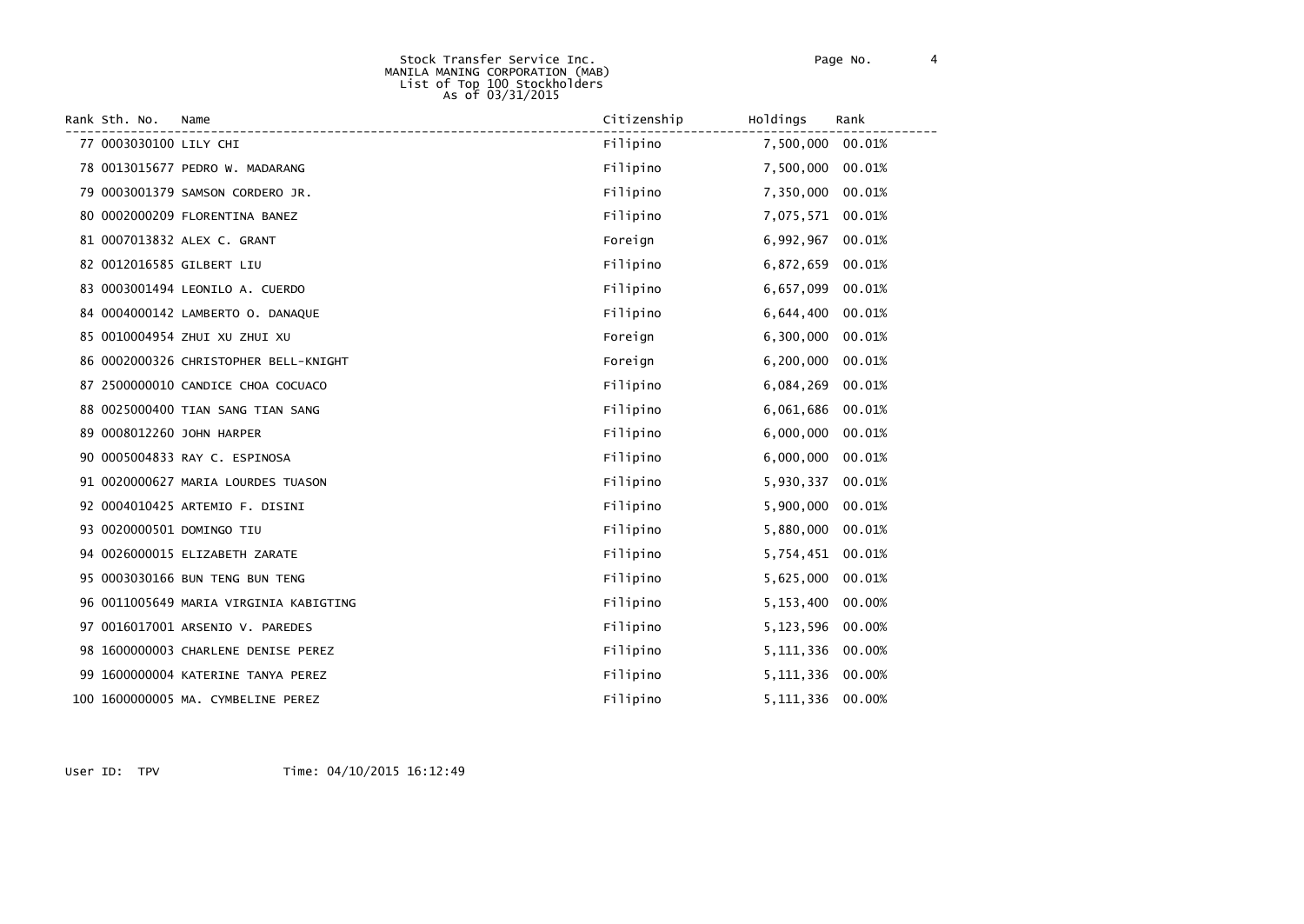Stock Transfer Service Inc.
MANILA MANING CORPORATION (MAB)
List of Top 100 Stockholders
As of 03/31/2015

| Rank | Sth. No. | Name | Citizenship | Holdings | Rank |
|---|---|---|---|---|---|
| 77 | 0003030100 | LILY CHI | Filipino | 7,500,000 | 00.01% |
| 78 | 0013015677 | PEDRO W. MADARANG | Filipino | 7,500,000 | 00.01% |
| 79 | 0003001379 | SAMSON CORDERO JR. | Filipino | 7,350,000 | 00.01% |
| 80 | 0002000209 | FLORENTINA BANEZ | Filipino | 7,075,571 | 00.01% |
| 81 | 0007013832 | ALEX C. GRANT | Foreign | 6,992,967 | 00.01% |
| 82 | 0012016585 | GILBERT LIU | Filipino | 6,872,659 | 00.01% |
| 83 | 0003001494 | LEONILO A. CUERDO | Filipino | 6,657,099 | 00.01% |
| 84 | 0004000142 | LAMBERTO O. DANAQUE | Filipino | 6,644,400 | 00.01% |
| 85 | 0010004954 | ZHUI XU ZHUI XU | Foreign | 6,300,000 | 00.01% |
| 86 | 0002000326 | CHRISTOPHER BELL-KNIGHT | Foreign | 6,200,000 | 00.01% |
| 87 | 2500000010 | CANDICE CHOA COCUACO | Filipino | 6,084,269 | 00.01% |
| 88 | 0025000400 | TIAN SANG TIAN SANG | Filipino | 6,061,686 | 00.01% |
| 89 | 0008012260 | JOHN HARPER | Filipino | 6,000,000 | 00.01% |
| 90 | 0005004833 | RAY C. ESPINOSA | Filipino | 6,000,000 | 00.01% |
| 91 | 0020000627 | MARIA LOURDES TUASON | Filipino | 5,930,337 | 00.01% |
| 92 | 0004010425 | ARTEMIO F. DISINI | Filipino | 5,900,000 | 00.01% |
| 93 | 0020000501 | DOMINGO TIU | Filipino | 5,880,000 | 00.01% |
| 94 | 0026000015 | ELIZABETH ZARATE | Filipino | 5,754,451 | 00.01% |
| 95 | 0003030166 | BUN TENG BUN TENG | Filipino | 5,625,000 | 00.01% |
| 96 | 0011005649 | MARIA VIRGINIA KABIGTING | Filipino | 5,153,400 | 00.00% |
| 97 | 0016017001 | ARSENIO V. PAREDES | Filipino | 5,123,596 | 00.00% |
| 98 | 1600000003 | CHARLENE DENISE PEREZ | Filipino | 5,111,336 | 00.00% |
| 99 | 1600000004 | KATERINE TANYA PEREZ | Filipino | 5,111,336 | 00.00% |
| 100 | 1600000005 | MA. CYMBELINE PEREZ | Filipino | 5,111,336 | 00.00% |

User ID: TPV Time: 04/10/2015 16:12:49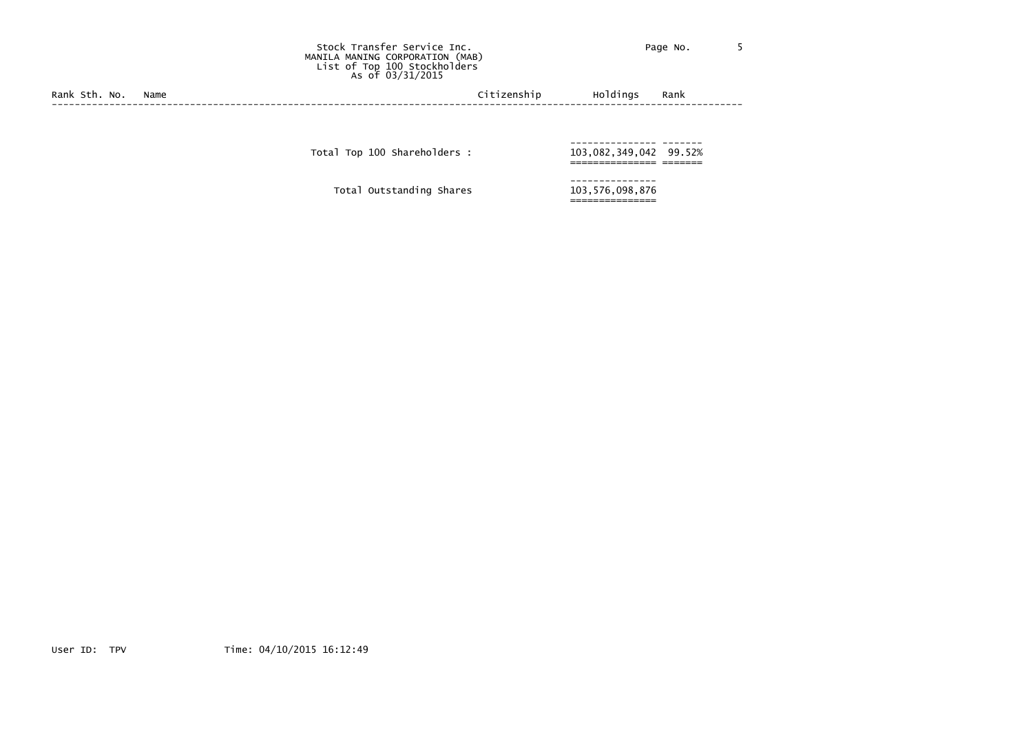Stock Transfer Service Inc.
MANILA MANING CORPORATION (MAB)
List of Top 100 Stockholders
As of 03/31/2015

| Rank | Sth. No. | Name | Citizenship | Holdings | Rank |
|---|---|---|---|---|---|
| | | Total Top 100 Shareholders : | | 103,082,349,042 | 99.52% |
| | | Total Outstanding Shares | | 103,576,098,876 | |

User ID: TPV Time: 04/10/2015 16:12:49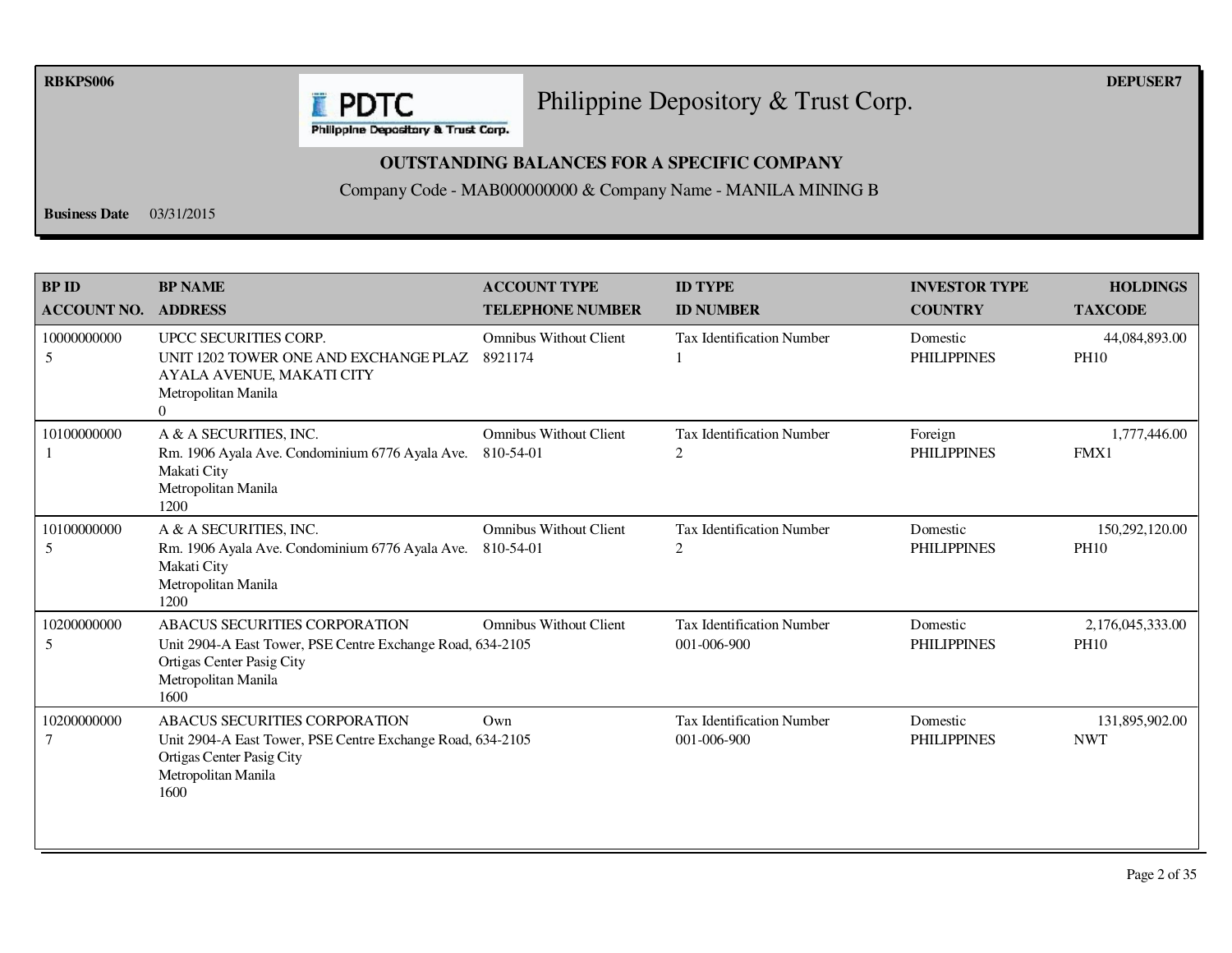RBKPS006

DEPUSER7

# Philippine Depository & Trust Corp.

## OUTSTANDING BALANCES FOR A SPECIFIC COMPANY

Company Code - MAB000000000 & Company Name - MANILA MINING B

**Business Date** 03/31/2015

| BP ID / ACCOUNT NO. | BP NAME / ADDRESS | ACCOUNT TYPE / TELEPHONE NUMBER | ID TYPE / ID NUMBER | INVESTOR TYPE / COUNTRY | HOLDINGS / TAXCODE |
|---|---|---|---|---|---|
| 10000000000 5 | UPCC SECURITIES CORP. UNIT 1202 TOWER ONE AND EXCHANGE PLAZ AYALA AVENUE, MAKATI CITY Metropolitan Manila 0 | Omnibus Without Client 8921174 | Tax Identification Number 1 | Domestic PHILIPPINES | 44,084,893.00 PH10 |
| 10100000000 1 | A & A SECURITIES, INC. Rm. 1906 Ayala Ave. Condominium 6776 Ayala Ave. Makati City Metropolitan Manila 1200 | Omnibus Without Client 810-54-01 | Tax Identification Number 2 | Foreign PHILIPPINES | 1,777,446.00 FMX1 |
| 10100000000 5 | A & A SECURITIES, INC. Rm. 1906 Ayala Ave. Condominium 6776 Ayala Ave. Makati City Metropolitan Manila 1200 | Omnibus Without Client 810-54-01 | Tax Identification Number 2 | Domestic PHILIPPINES | 150,292,120.00 PH10 |
| 10200000000 5 | ABACUS SECURITIES CORPORATION Unit 2904-A East Tower, PSE Centre Exchange Road, Ortigas Center Pasig City Metropolitan Manila 1600 | Omnibus Without Client 634-2105 | Tax Identification Number 001-006-900 | Domestic PHILIPPINES | 2,176,045,333.00 PH10 |
| 10200000000 7 | ABACUS SECURITIES CORPORATION Unit 2904-A East Tower, PSE Centre Exchange Road, Ortigas Center Pasig City Metropolitan Manila 1600 | Own 634-2105 | Tax Identification Number 001-006-900 | Domestic PHILIPPINES | 131,895,902.00 NWT |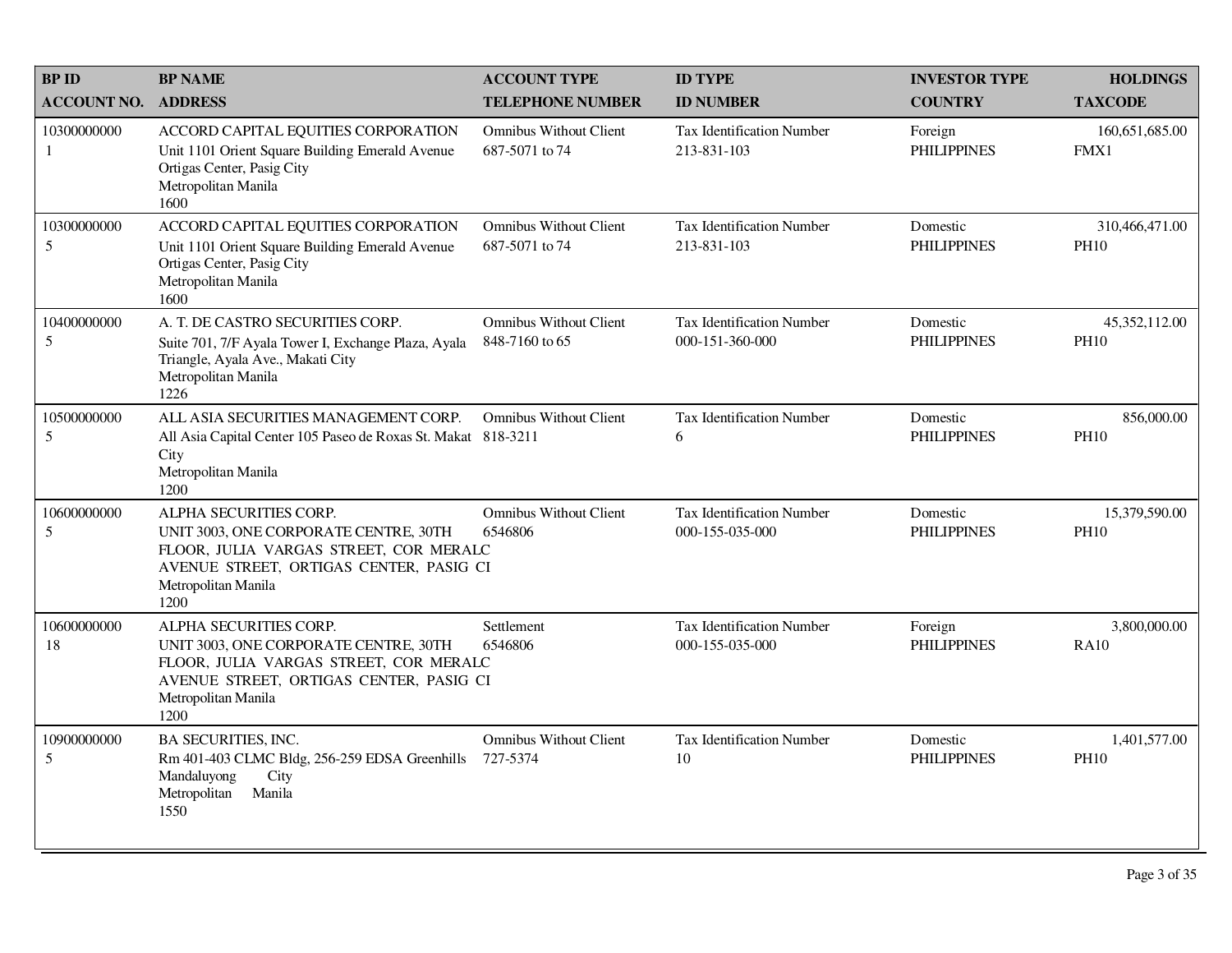| BP ID<br>ACCOUNT NO. | BP NAME<br>ADDRESS | ACCOUNT TYPE<br>TELEPHONE NUMBER | ID TYPE<br>ID NUMBER | INVESTOR TYPE<br>COUNTRY | HOLDINGS<br>TAXCODE |
|---|---|---|---|---|---|
| 10300000000<br>1 | ACCORD CAPITAL EQUITIES CORPORATION<br>Unit 1101 Orient Square Building Emerald Avenue Ortigas Center, Pasig City<br>Metropolitan Manila<br>1600 | Omnibus Without Client<br>687-5071 to 74 | Tax Identification Number<br>213-831-103 | Foreign<br>PHILIPPINES | 160,651,685.00<br>FMX1 |
| 10300000000<br>5 | ACCORD CAPITAL EQUITIES CORPORATION<br>Unit 1101 Orient Square Building Emerald Avenue Ortigas Center, Pasig City<br>Metropolitan Manila<br>1600 | Omnibus Without Client<br>687-5071 to 74 | Tax Identification Number<br>213-831-103 | Domestic<br>PHILIPPINES | 310,466,471.00<br>PH10 |
| 10400000000<br>5 | A. T. DE CASTRO SECURITIES CORP.<br>Suite 701, 7/F Ayala Tower I, Exchange Plaza, Ayala Triangle, Ayala Ave., Makati City<br>Metropolitan Manila<br>1226 | Omnibus Without Client<br>848-7160 to 65 | Tax Identification Number<br>000-151-360-000 | Domestic<br>PHILIPPINES | 45,352,112.00<br>PH10 |
| 10500000000<br>5 | ALL ASIA SECURITIES MANAGEMENT CORP.<br>All Asia Capital Center 105 Paseo de Roxas St. Makat City<br>Metropolitan Manila<br>1200 | Omnibus Without Client<br>818-3211 | Tax Identification Number<br>6 | Domestic<br>PHILIPPINES | 856,000.00<br>PH10 |
| 10600000000<br>5 | ALPHA SECURITIES CORP.<br>UNIT 3003, ONE CORPORATE CENTRE, 30TH FLOOR, JULIA VARGAS STREET, COR MERALC AVENUE STREET, ORTIGAS CENTER, PASIG CI<br>Metropolitan Manila<br>1200 | Omnibus Without Client<br>6546806 | Tax Identification Number<br>000-155-035-000 | Domestic<br>PHILIPPINES | 15,379,590.00<br>PH10 |
| 10600000000<br>18 | ALPHA SECURITIES CORP.<br>UNIT 3003, ONE CORPORATE CENTRE, 30TH FLOOR, JULIA VARGAS STREET, COR MERALC AVENUE STREET, ORTIGAS CENTER, PASIG CI<br>Metropolitan Manila<br>1200 | Settlement<br>6546806 | Tax Identification Number<br>000-155-035-000 | Foreign<br>PHILIPPINES | 3,800,000.00<br>RA10 |
| 10900000000<br>5 | BA SECURITIES, INC.<br>Rm 401-403 CLMC Bldg, 256-259 EDSA Greenhills Mandaluyong City<br>Metropolitan Manila<br>1550 | Omnibus Without Client<br>727-5374 | Tax Identification Number<br>10 | Domestic<br>PHILIPPINES | 1,401,577.00<br>PH10 |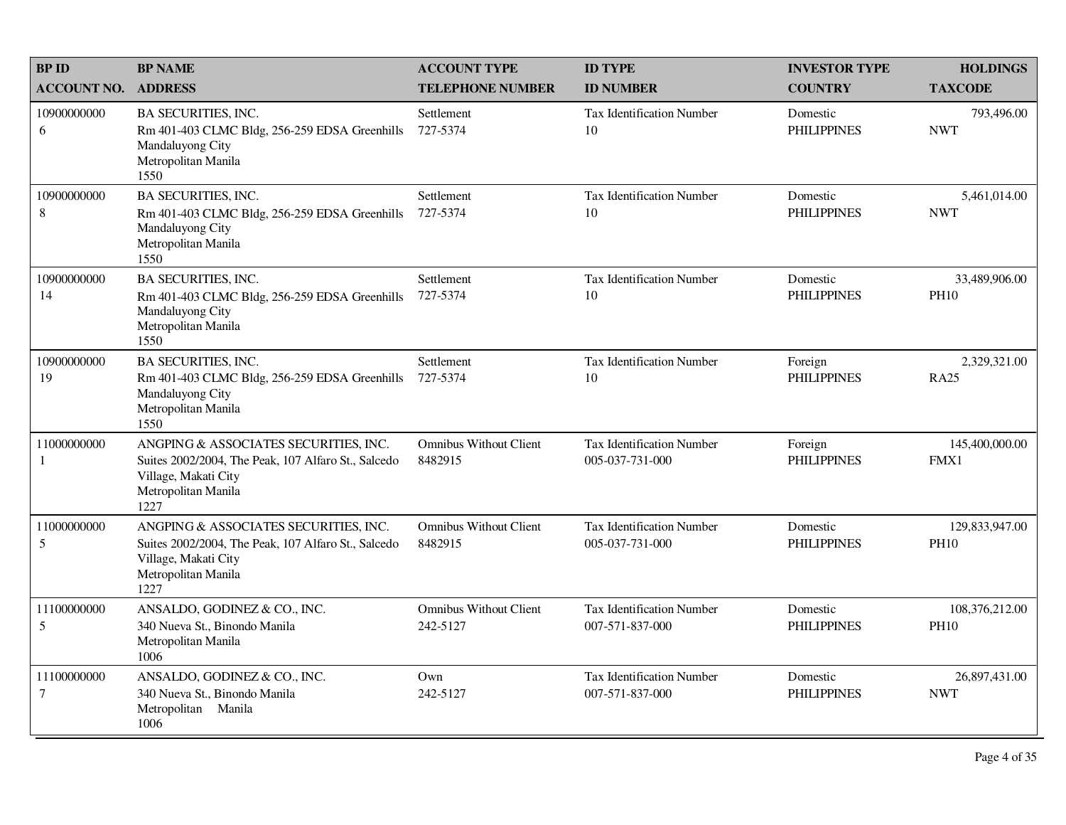| BP ID<br>ACCOUNT NO. | BP NAME<br>ADDRESS | ACCOUNT TYPE<br>TELEPHONE NUMBER | ID TYPE<br>ID NUMBER | INVESTOR TYPE<br>COUNTRY | HOLDINGS<br>TAXCODE |
|---|---|---|---|---|---|
| 10900000000<br>6 | BA SECURITIES, INC.<br>Rm 401-403 CLMC Bldg, 256-259 EDSA Greenhills Mandaluyong City<br>Metropolitan Manila<br>1550 | Settlement<br>727-5374 | Tax Identification Number<br>10 | Domestic<br>PHILIPPINES | 793,496.00<br>NWT |
| 10900000000<br>8 | BA SECURITIES, INC.<br>Rm 401-403 CLMC Bldg, 256-259 EDSA Greenhills Mandaluyong City<br>Metropolitan Manila<br>1550 | Settlement<br>727-5374 | Tax Identification Number<br>10 | Domestic<br>PHILIPPINES | 5,461,014.00<br>NWT |
| 10900000000<br>14 | BA SECURITIES, INC.<br>Rm 401-403 CLMC Bldg, 256-259 EDSA Greenhills Mandaluyong City<br>Metropolitan Manila<br>1550 | Settlement<br>727-5374 | Tax Identification Number<br>10 | Domestic<br>PHILIPPINES | 33,489,906.00<br>PH10 |
| 10900000000<br>19 | BA SECURITIES, INC.<br>Rm 401-403 CLMC Bldg, 256-259 EDSA Greenhills Mandaluyong City<br>Metropolitan Manila<br>1550 | Settlement<br>727-5374 | Tax Identification Number<br>10 | Foreign<br>PHILIPPINES | 2,329,321.00<br>RA25 |
| 11000000000<br>1 | ANGPING & ASSOCIATES SECURITIES, INC.<br>Suites 2002/2004, The Peak, 107 Alfaro St., Salcedo Village, Makati City<br>Metropolitan Manila<br>1227 | Omnibus Without Client<br>8482915 | Tax Identification Number<br>005-037-731-000 | Foreign<br>PHILIPPINES | 145,400,000.00<br>FMX1 |
| 11000000000<br>5 | ANGPING & ASSOCIATES SECURITIES, INC.<br>Suites 2002/2004, The Peak, 107 Alfaro St., Salcedo Village, Makati City<br>Metropolitan Manila<br>1227 | Omnibus Without Client<br>8482915 | Tax Identification Number<br>005-037-731-000 | Domestic<br>PHILIPPINES | 129,833,947.00<br>PH10 |
| 11100000000<br>5 | ANSALDO, GODINEZ & CO., INC.<br>340 Nueva St., Binondo Manila<br>Metropolitan Manila<br>1006 | Omnibus Without Client<br>242-5127 | Tax Identification Number<br>007-571-837-000 | Domestic<br>PHILIPPINES | 108,376,212.00<br>PH10 |
| 11100000000<br>7 | ANSALDO, GODINEZ & CO., INC.<br>340 Nueva St., Binondo Manila<br>Metropolitan Manila<br>1006 | Own<br>242-5127 | Tax Identification Number<br>007-571-837-000 | Domestic<br>PHILIPPINES | 26,897,431.00<br>NWT |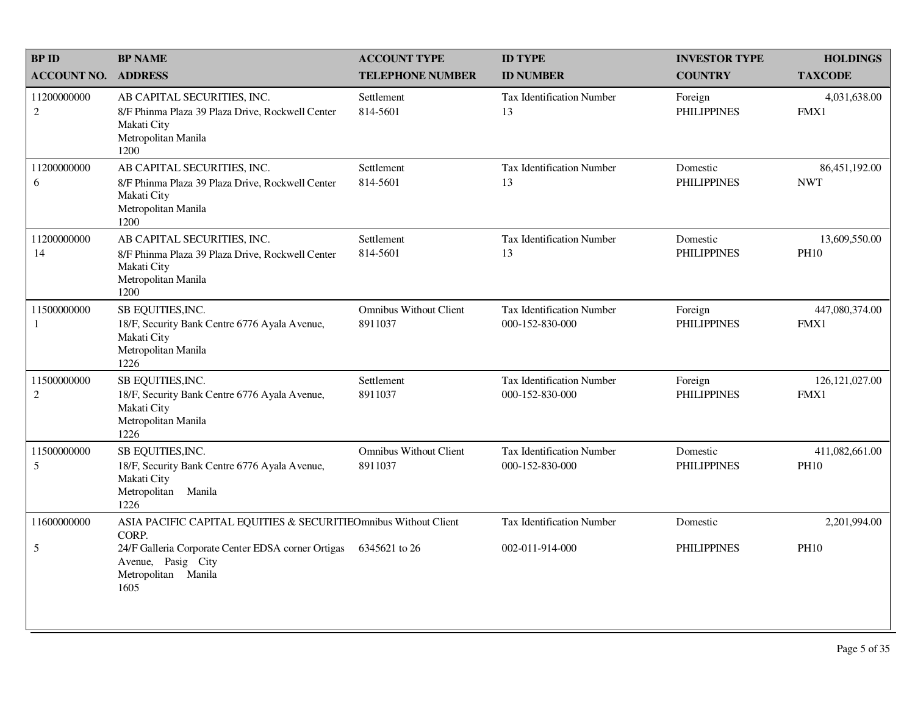| BP ID<br>ACCOUNT NO. | BP NAME<br>ADDRESS | ACCOUNT TYPE<br>TELEPHONE NUMBER | ID TYPE<br>ID NUMBER | INVESTOR TYPE<br>COUNTRY | HOLDINGS<br>TAXCODE |
|---|---|---|---|---|---|
| 11200000000<br>2 | AB CAPITAL SECURITIES, INC.<br>8/F Phinma Plaza 39 Plaza Drive, Rockwell Center<br>Makati City<br>Metropolitan Manila<br>1200 | Settlement<br>814-5601 | Tax Identification Number<br>13 | Foreign<br>PHILIPPINES | 4,031,638.00<br>FMX1 |
| 11200000000<br>6 | AB CAPITAL SECURITIES, INC.<br>8/F Phinma Plaza 39 Plaza Drive, Rockwell Center<br>Makati City<br>Metropolitan Manila<br>1200 | Settlement<br>814-5601 | Tax Identification Number<br>13 | Domestic<br>PHILIPPINES | 86,451,192.00<br>NWT |
| 11200000000<br>14 | AB CAPITAL SECURITIES, INC.<br>8/F Phinma Plaza 39 Plaza Drive, Rockwell Center<br>Makati City<br>Metropolitan Manila<br>1200 | Settlement<br>814-5601 | Tax Identification Number<br>13 | Domestic<br>PHILIPPINES | 13,609,550.00<br>PH10 |
| 11500000000<br>1 | SB EQUITIES,INC.<br>18/F, Security Bank Centre 6776 Ayala Avenue,<br>Makati City<br>Metropolitan Manila<br>1226 | Omnibus Without Client<br>8911037 | Tax Identification Number<br>000-152-830-000 | Foreign<br>PHILIPPINES | 447,080,374.00<br>FMX1 |
| 11500000000<br>2 | SB EQUITIES,INC.<br>18/F, Security Bank Centre 6776 Ayala Avenue,<br>Makati City<br>Metropolitan Manila<br>1226 | Settlement<br>8911037 | Tax Identification Number<br>000-152-830-000 | Foreign<br>PHILIPPINES | 126,121,027.00<br>FMX1 |
| 11500000000<br>5 | SB EQUITIES,INC.<br>18/F, Security Bank Centre 6776 Ayala Avenue,<br>Makati City<br>Metropolitan Manila<br>1226 | Omnibus Without Client<br>8911037 | Tax Identification Number<br>000-152-830-000 | Domestic<br>PHILIPPINES | 411,082,661.00<br>PH10 |
| 11600000000<br>5 | ASIA PACIFIC CAPITAL EQUITIES & SECURITIES CORP.<br>24/F Galleria Corporate Center EDSA corner Ortigas Avenue, Pasig City<br>Metropolitan Manila<br>1605 | Omnibus Without Client<br>6345621 to 26 | Tax Identification Number<br>002-011-914-000 | Domestic<br>PHILIPPINES | 2,201,994.00<br>PH10 |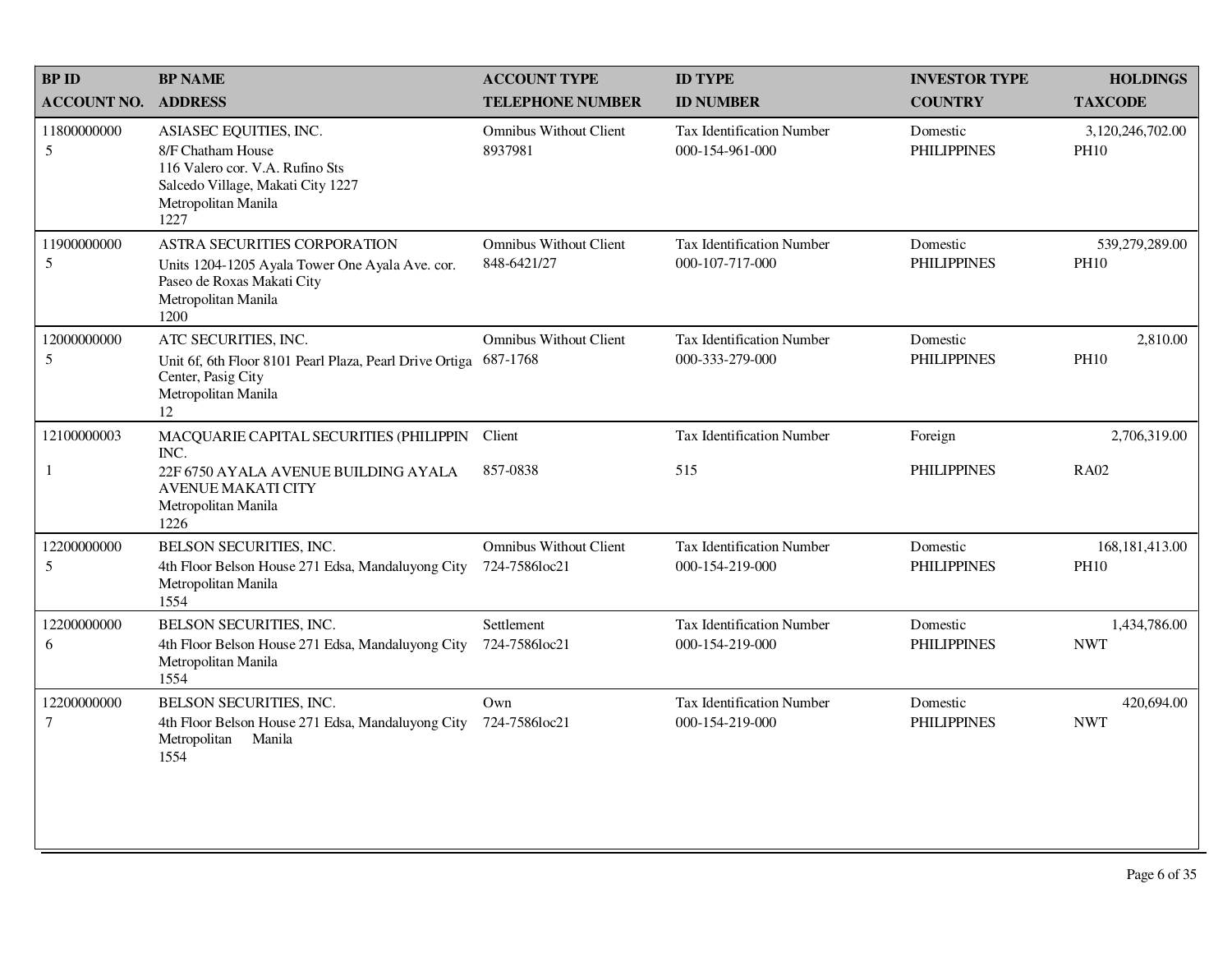| BP ID<br>ACCOUNT NO. | BP NAME<br>ADDRESS | ACCOUNT TYPE<br>TELEPHONE NUMBER | ID TYPE<br>ID NUMBER | INVESTOR TYPE<br>COUNTRY | HOLDINGS<br>TAXCODE |
|---|---|---|---|---|---|
| 11800000000<br>5 | ASIASEC EQUITIES, INC.<br>8/F Chatham House<br>116 Valero cor. V.A. Rufino Sts<br>Salcedo Village, Makati City 1227<br>Metropolitan Manila<br>1227 | Omnibus Without Client<br>8937981 | Tax Identification Number<br>000-154-961-000 | Domestic<br>PHILIPPINES | 3,120,246,702.00<br>PH10 |
| 11900000000<br>5 | ASTRA SECURITIES CORPORATION<br>Units 1204-1205 Ayala Tower One Ayala Ave. cor. Paseo de Roxas Makati City<br>Metropolitan Manila<br>1200 | Omnibus Without Client<br>848-6421/27 | Tax Identification Number<br>000-107-717-000 | Domestic<br>PHILIPPINES | 539,279,289.00<br>PH10 |
| 12000000000<br>5 | ATC SECURITIES, INC.<br>Unit 6f, 6th Floor 8101 Pearl Plaza, Pearl Drive Ortiga Center, Pasig City<br>Metropolitan Manila<br>12 | Omnibus Without Client<br>687-1768 | Tax Identification Number<br>000-333-279-000 | Domestic<br>PHILIPPINES | 2,810.00<br>PH10 |
| 12100000003<br>1 | MACQUARIE CAPITAL SECURITIES (PHILIPPIN INC.<br>22F 6750 AYALA AVENUE BUILDING AYALA AVENUE MAKATI CITY<br>Metropolitan Manila<br>1226 | Client<br>857-0838 | Tax Identification Number<br>515 | Foreign<br>PHILIPPINES | 2,706,319.00<br>RA02 |
| 12200000000<br>5 | BELSON SECURITIES, INC.<br>4th Floor Belson House 271 Edsa, Mandaluyong City<br>Metropolitan Manila<br>1554 | Omnibus Without Client<br>724-7586loc21 | Tax Identification Number<br>000-154-219-000 | Domestic<br>PHILIPPINES | 168,181,413.00<br>PH10 |
| 12200000000<br>6 | BELSON SECURITIES, INC.<br>4th Floor Belson House 271 Edsa, Mandaluyong City<br>Metropolitan Manila<br>1554 | Settlement<br>724-7586loc21 | Tax Identification Number<br>000-154-219-000 | Domestic<br>PHILIPPINES | 1,434,786.00<br>NWT |
| 12200000000<br>7 | BELSON SECURITIES, INC.<br>4th Floor Belson House 271 Edsa, Mandaluyong City<br>Metropolitan Manila<br>1554 | Own<br>724-7586loc21 | Tax Identification Number<br>000-154-219-000 | Domestic<br>PHILIPPINES | 420,694.00<br>NWT |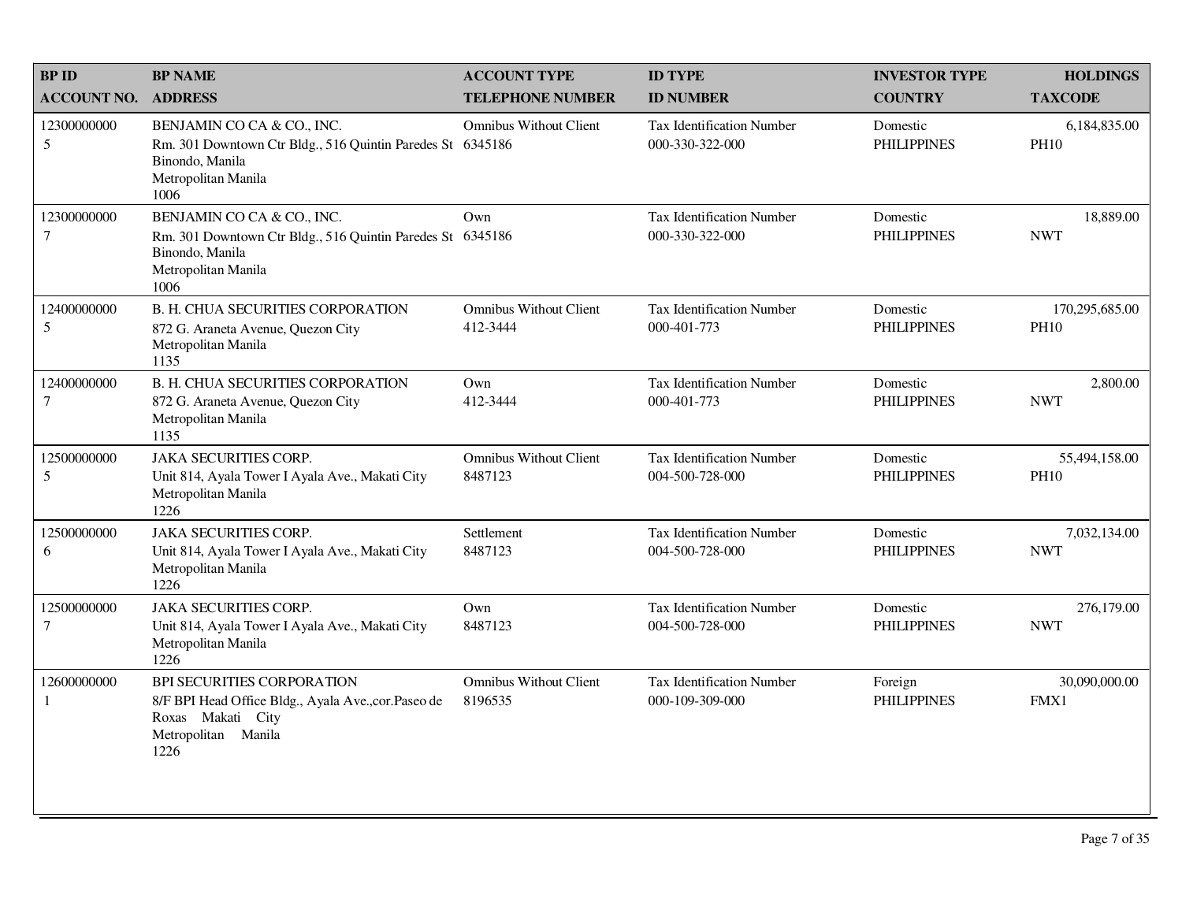| BP ID<br>ACCOUNT NO. | BP NAME<br>ADDRESS | ACCOUNT TYPE<br>TELEPHONE NUMBER | ID TYPE<br>ID NUMBER | INVESTOR TYPE<br>COUNTRY | HOLDINGS<br>TAXCODE |
|---|---|---|---|---|---|
| 12300000000<br>5 | BENJAMIN CO CA & CO., INC.<br>Rm. 301 Downtown Ctr Bldg., 516 Quintin Paredes St<br>Binondo, Manila<br>Metropolitan Manila<br>1006 | Omnibus Without Client<br>6345186 | Tax Identification Number<br>000-330-322-000 | Domestic<br>PHILIPPINES | 6,184,835.00<br>PH10 |
| 12300000000<br>7 | BENJAMIN CO CA & CO., INC.<br>Rm. 301 Downtown Ctr Bldg., 516 Quintin Paredes St<br>Binondo, Manila<br>Metropolitan Manila<br>1006 | Own<br>6345186 | Tax Identification Number<br>000-330-322-000 | Domestic<br>PHILIPPINES | 18,889.00<br>NWT |
| 12400000000<br>5 | B. H. CHUA SECURITIES CORPORATION<br>872 G. Araneta Avenue, Quezon City<br>Metropolitan Manila<br>1135 | Omnibus Without Client<br>412-3444 | Tax Identification Number<br>000-401-773 | Domestic<br>PHILIPPINES | 170,295,685.00<br>PH10 |
| 12400000000<br>7 | B. H. CHUA SECURITIES CORPORATION<br>872 G. Araneta Avenue, Quezon City<br>Metropolitan Manila<br>1135 | Own<br>412-3444 | Tax Identification Number<br>000-401-773 | Domestic<br>PHILIPPINES | 2,800.00<br>NWT |
| 12500000000<br>5 | JAKA SECURITIES CORP.<br>Unit 814, Ayala Tower I Ayala Ave., Makati City<br>Metropolitan Manila<br>1226 | Omnibus Without Client<br>8487123 | Tax Identification Number<br>004-500-728-000 | Domestic<br>PHILIPPINES | 55,494,158.00<br>PH10 |
| 12500000000<br>6 | JAKA SECURITIES CORP.<br>Unit 814, Ayala Tower I Ayala Ave., Makati City<br>Metropolitan Manila<br>1226 | Settlement<br>8487123 | Tax Identification Number<br>004-500-728-000 | Domestic<br>PHILIPPINES | 7,032,134.00<br>NWT |
| 12500000000<br>7 | JAKA SECURITIES CORP.<br>Unit 814, Ayala Tower I Ayala Ave., Makati City<br>Metropolitan Manila<br>1226 | Own<br>8487123 | Tax Identification Number<br>004-500-728-000 | Domestic<br>PHILIPPINES | 276,179.00<br>NWT |
| 12600000000<br>1 | BPI SECURITIES CORPORATION<br>8/F BPI Head Office Bldg., Ayala Ave.,cor.Paseo de Roxas Makati City<br>Metropolitan Manila<br>1226 | Omnibus Without Client<br>8196535 | Tax Identification Number<br>000-109-309-000 | Foreign<br>PHILIPPINES | 30,090,000.00<br>FMX1 |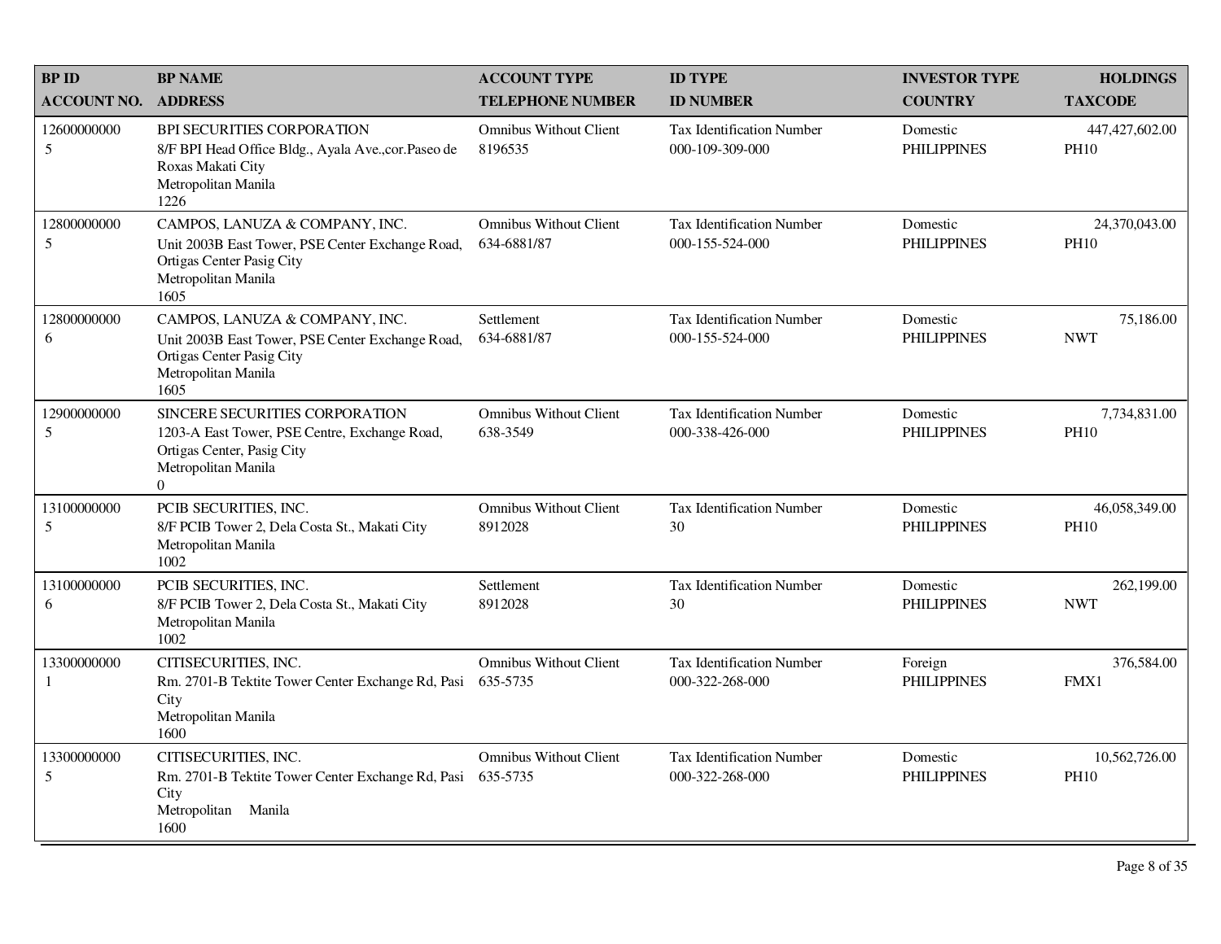| BP ID<br>ACCOUNT NO. | BP NAME<br>ADDRESS | ACCOUNT TYPE<br>TELEPHONE NUMBER | ID TYPE<br>ID NUMBER | INVESTOR TYPE<br>COUNTRY | HOLDINGS<br>TAXCODE |
|---|---|---|---|---|---|
| 12600000000<br>5 | BPI SECURITIES CORPORATION<br>8/F BPI Head Office Bldg., Ayala Ave.,cor.Paseo de Roxas Makati City<br>Metropolitan Manila<br>1226 | Omnibus Without Client<br>8196535 | Tax Identification Number<br>000-109-309-000 | Domestic<br>PHILIPPINES | 447,427,602.00<br>PH10 |
| 12800000000<br>5 | CAMPOS, LANUZA & COMPANY, INC.<br>Unit 2003B East Tower, PSE Center Exchange Road, Ortigas Center Pasig City<br>Metropolitan Manila<br>1605 | Omnibus Without Client<br>634-6881/87 | Tax Identification Number<br>000-155-524-000 | Domestic<br>PHILIPPINES | 24,370,043.00<br>PH10 |
| 12800000000<br>6 | CAMPOS, LANUZA & COMPANY, INC.<br>Unit 2003B East Tower, PSE Center Exchange Road, Ortigas Center Pasig City<br>Metropolitan Manila<br>1605 | Settlement<br>634-6881/87 | Tax Identification Number<br>000-155-524-000 | Domestic<br>PHILIPPINES | 75,186.00<br>NWT |
| 12900000000<br>5 | SINCERE SECURITIES CORPORATION<br>1203-A East Tower, PSE Centre, Exchange Road, Ortigas Center, Pasig City<br>Metropolitan Manila<br>0 | Omnibus Without Client<br>638-3549 | Tax Identification Number<br>000-338-426-000 | Domestic<br>PHILIPPINES | 7,734,831.00<br>PH10 |
| 13100000000<br>5 | PCIB SECURITIES, INC.<br>8/F PCIB Tower 2, Dela Costa St., Makati City<br>Metropolitan Manila<br>1002 | Omnibus Without Client<br>8912028 | Tax Identification Number<br>30 | Domestic<br>PHILIPPINES | 46,058,349.00<br>PH10 |
| 13100000000<br>6 | PCIB SECURITIES, INC.<br>8/F PCIB Tower 2, Dela Costa St., Makati City<br>Metropolitan Manila<br>1002 | Settlement<br>8912028 | Tax Identification Number<br>30 | Domestic<br>PHILIPPINES | 262,199.00<br>NWT |
| 13300000000<br>1 | CITISECURITIES, INC.<br>Rm. 2701-B Tektite Tower Center Exchange Rd, Pasi City<br>Metropolitan Manila<br>1600 | Omnibus Without Client<br>635-5735 | Tax Identification Number<br>000-322-268-000 | Foreign<br>PHILIPPINES | 376,584.00<br>FMX1 |
| 13300000000<br>5 | CITISECURITIES, INC.<br>Rm. 2701-B Tektite Tower Center Exchange Rd, Pasi City<br>Metropolitan Manila<br>1600 | Omnibus Without Client<br>635-5735 | Tax Identification Number<br>000-322-268-000 | Domestic<br>PHILIPPINES | 10,562,726.00<br>PH10 |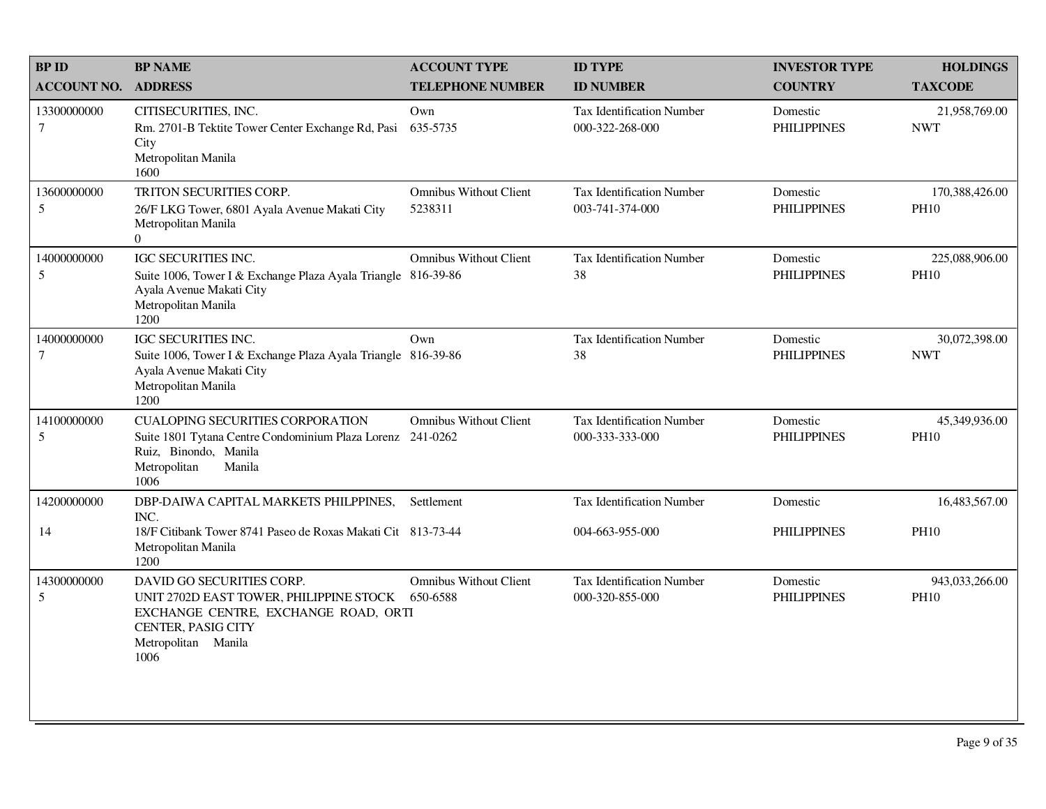| BP ID<br>ACCOUNT NO. | BP NAME<br>ADDRESS | ACCOUNT TYPE<br>TELEPHONE NUMBER | ID TYPE<br>ID NUMBER | INVESTOR TYPE<br>COUNTRY | HOLDINGS<br>TAXCODE |
|---|---|---|---|---|---|
| 13300000000<br>7 | CITISECURITIES, INC.<br>Rm. 2701-B Tektite Tower Center Exchange Rd, Pasi City<br>Metropolitan Manila<br>1600 | Own<br>635-5735 | Tax Identification Number<br>000-322-268-000 | Domestic<br>PHILIPPINES | 21,958,769.00<br>NWT |
| 13600000000<br>5 | TRITON SECURITIES CORP.<br>26/F LKG Tower, 6801 Ayala Avenue Makati City<br>Metropolitan Manila<br>0 | Omnibus Without Client<br>5238311 | Tax Identification Number<br>003-741-374-000 | Domestic<br>PHILIPPINES | 170,388,426.00<br>PH10 |
| 14000000000<br>5 | IGC SECURITIES INC.<br>Suite 1006, Tower I & Exchange Plaza Ayala Triangle Ayala Avenue Makati City<br>Metropolitan Manila<br>1200 | Omnibus Without Client<br>816-39-86 | Tax Identification Number<br>38 | Domestic<br>PHILIPPINES | 225,088,906.00<br>PH10 |
| 14000000000<br>7 | IGC SECURITIES INC.<br>Suite 1006, Tower I & Exchange Plaza Ayala Triangle Ayala Avenue Makati City<br>Metropolitan Manila<br>1200 | Own<br>816-39-86 | Tax Identification Number<br>38 | Domestic<br>PHILIPPINES | 30,072,398.00<br>NWT |
| 14100000000<br>5 | CUALOPING SECURITIES CORPORATION<br>Suite 1801 Tytana Centre Condominium Plaza Lorenz Ruiz, Binondo, Manila<br>Metropolitan Manila<br>1006 | Omnibus Without Client<br>241-0262 | Tax Identification Number<br>000-333-333-000 | Domestic<br>PHILIPPINES | 45,349,936.00<br>PH10 |
| 14200000000<br>14 | DBP-DAIWA CAPITAL MARKETS PHILPPINES, INC.<br>18/F Citibank Tower 8741 Paseo de Roxas Makati Cit<br>Metropolitan Manila<br>1200 | Settlement<br>813-73-44 | Tax Identification Number<br>004-663-955-000 | Domestic<br>PHILIPPINES | 16,483,567.00<br>PH10 |
| 14300000000<br>5 | DAVID GO SECURITIES CORP.<br>UNIT 2702D EAST TOWER, PHILIPPINE STOCK EXCHANGE CENTRE, EXCHANGE ROAD, ORTI CENTER, PASIG CITY<br>Metropolitan Manila<br>1006 | Omnibus Without Client<br>650-6588 | Tax Identification Number<br>000-320-855-000 | Domestic<br>PHILIPPINES | 943,033,266.00<br>PH10 |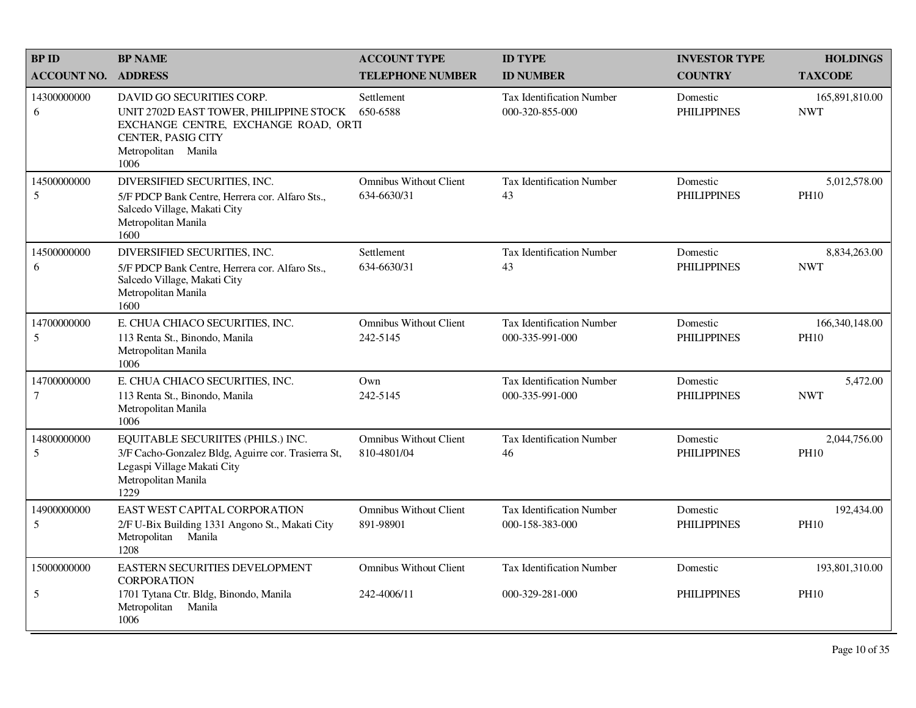| BP ID<br>ACCOUNT NO. | BP NAME<br>ADDRESS | ACCOUNT TYPE<br>TELEPHONE NUMBER | ID TYPE<br>ID NUMBER | INVESTOR TYPE<br>COUNTRY | HOLDINGS<br>TAXCODE |
|---|---|---|---|---|---|
| 14300000000<br>6 | DAVID GO SECURITIES CORP.<br>UNIT 2702D EAST TOWER, PHILIPPINE STOCK EXCHANGE CENTRE, EXCHANGE ROAD, ORTI CENTER, PASIG CITY<br>Metropolitan Manila<br>1006 | Settlement<br>650-6588 | Tax Identification Number<br>000-320-855-000 | Domestic<br>PHILIPPINES | 165,891,810.00<br>NWT |
| 14500000000<br>5 | DIVERSIFIED SECURITIES, INC.<br>5/F PDCP Bank Centre, Herrera cor. Alfaro Sts., Salcedo Village, Makati City<br>Metropolitan Manila<br>1600 | Omnibus Without Client<br>634-6630/31 | Tax Identification Number<br>43 | Domestic<br>PHILIPPINES | 5,012,578.00<br>PH10 |
| 14500000000<br>6 | DIVERSIFIED SECURITIES, INC.<br>5/F PDCP Bank Centre, Herrera cor. Alfaro Sts., Salcedo Village, Makati City<br>Metropolitan Manila<br>1600 | Settlement<br>634-6630/31 | Tax Identification Number<br>43 | Domestic<br>PHILIPPINES | 8,834,263.00<br>NWT |
| 14700000000<br>5 | E. CHUA CHIACO SECURITIES, INC.<br>113 Renta St., Binondo, Manila<br>Metropolitan Manila<br>1006 | Omnibus Without Client<br>242-5145 | Tax Identification Number<br>000-335-991-000 | Domestic<br>PHILIPPINES | 166,340,148.00<br>PH10 |
| 14700000000<br>7 | E. CHUA CHIACO SECURITIES, INC.<br>113 Renta St., Binondo, Manila<br>Metropolitan Manila<br>1006 | Own<br>242-5145 | Tax Identification Number<br>000-335-991-000 | Domestic<br>PHILIPPINES | 5,472.00<br>NWT |
| 14800000000<br>5 | EQUITABLE SECURIITES (PHILS.) INC.<br>3/F Cacho-Gonzalez Bldg, Aguirre cor. Trasierra St, Legaspi Village Makati City<br>Metropolitan Manila<br>1229 | Omnibus Without Client<br>810-4801/04 | Tax Identification Number<br>46 | Domestic<br>PHILIPPINES | 2,044,756.00<br>PH10 |
| 14900000000<br>5 | EAST WEST CAPITAL CORPORATION<br>2/F U-Bix Building 1331 Angono St., Makati City<br>Metropolitan Manila<br>1208 | Omnibus Without Client<br>891-98901 | Tax Identification Number<br>000-158-383-000 | Domestic<br>PHILIPPINES | 192,434.00<br>PH10 |
| 15000000000<br>5 | EASTERN SECURITIES DEVELOPMENT CORPORATION<br>1701 Tytana Ctr. Bldg, Binondo, Manila<br>Metropolitan Manila<br>1006 | Omnibus Without Client<br>242-4006/11 | Tax Identification Number<br>000-329-281-000 | Domestic<br>PHILIPPINES | 193,801,310.00<br>PH10 |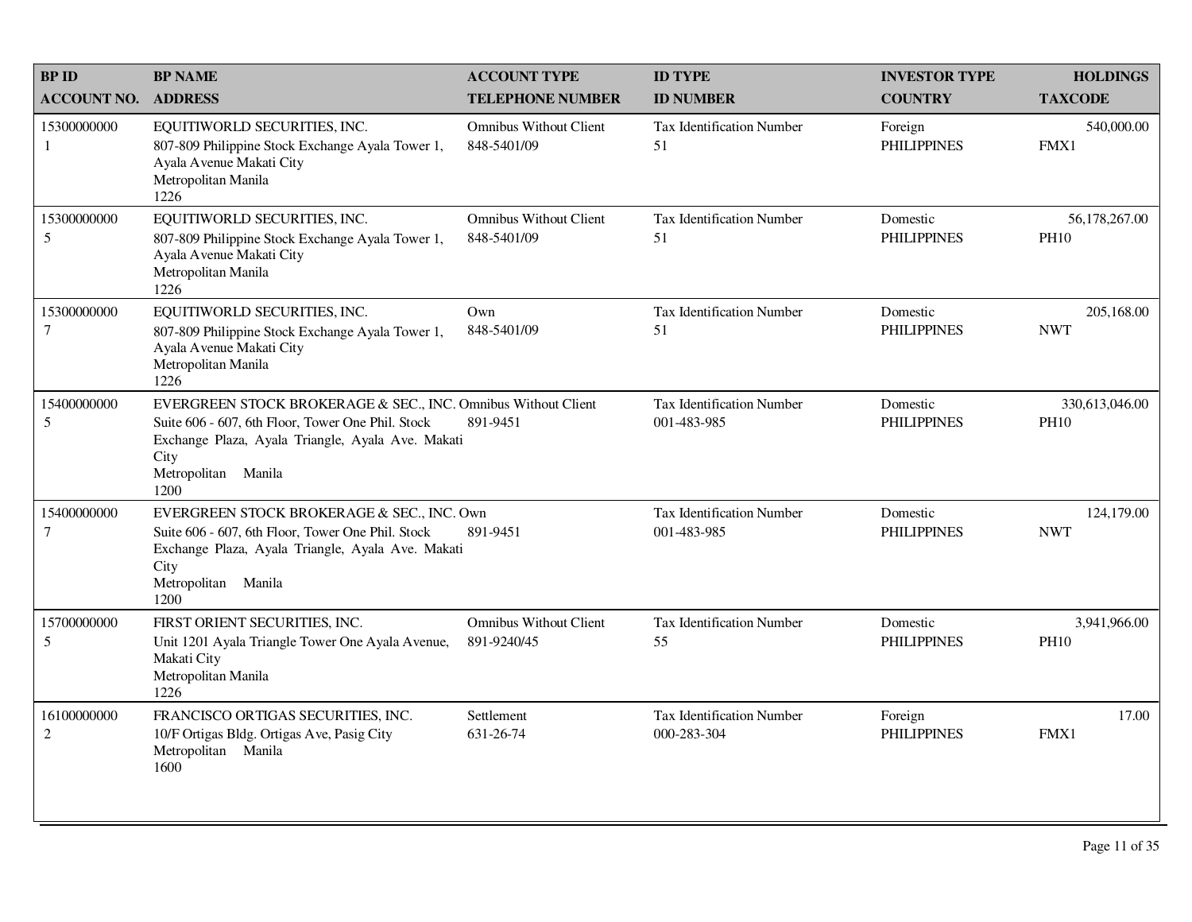| BP ID<br>ACCOUNT NO. | BP NAME<br>ADDRESS | ACCOUNT TYPE<br>TELEPHONE NUMBER | ID TYPE<br>ID NUMBER | INVESTOR TYPE<br>COUNTRY | HOLDINGS<br>TAXCODE |
|---|---|---|---|---|---|
| 15300000000<br>1 | EQUITIWORLD SECURITIES, INC.<br>807-809 Philippine Stock Exchange Ayala Tower 1, Ayala Avenue Makati City<br>Metropolitan Manila<br>1226 | Omnibus Without Client<br>848-5401/09 | Tax Identification Number<br>51 | Foreign<br>PHILIPPINES | 540,000.00<br>FMX1 |
| 15300000000<br>5 | EQUITIWORLD SECURITIES, INC.<br>807-809 Philippine Stock Exchange Ayala Tower 1, Ayala Avenue Makati City<br>Metropolitan Manila<br>1226 | Omnibus Without Client<br>848-5401/09 | Tax Identification Number<br>51 | Domestic<br>PHILIPPINES | 56,178,267.00<br>PH10 |
| 15300000000<br>7 | EQUITIWORLD SECURITIES, INC.<br>807-809 Philippine Stock Exchange Ayala Tower 1, Ayala Avenue Makati City<br>Metropolitan Manila<br>1226 | Own<br>848-5401/09 | Tax Identification Number<br>51 | Domestic<br>PHILIPPINES | 205,168.00<br>NWT |
| 15400000000<br>5 | EVERGREEN STOCK BROKERAGE & SEC., INC.<br>Suite 606 - 607, 6th Floor, Tower One Phil. Stock Exchange Plaza, Ayala Triangle, Ayala Ave. Makati City<br>Metropolitan Manila<br>1200 | Omnibus Without Client<br>891-9451 | Tax Identification Number<br>001-483-985 | Domestic<br>PHILIPPINES | 330,613,046.00<br>PH10 |
| 15400000000<br>7 | EVERGREEN STOCK BROKERAGE & SEC., INC.<br>Suite 606 - 607, 6th Floor, Tower One Phil. Stock Exchange Plaza, Ayala Triangle, Ayala Ave. Makati City<br>Metropolitan Manila<br>1200 | Own<br>891-9451 | Tax Identification Number<br>001-483-985 | Domestic<br>PHILIPPINES | 124,179.00<br>NWT |
| 15700000000<br>5 | FIRST ORIENT SECURITIES, INC.<br>Unit 1201 Ayala Triangle Tower One Ayala Avenue, Makati City<br>Metropolitan Manila<br>1226 | Omnibus Without Client<br>891-9240/45 | Tax Identification Number<br>55 | Domestic<br>PHILIPPINES | 3,941,966.00<br>PH10 |
| 16100000000<br>2 | FRANCISCO ORTIGAS SECURITIES, INC.<br>10/F Ortigas Bldg. Ortigas Ave, Pasig City<br>Metropolitan Manila<br>1600 | Settlement<br>631-26-74 | Tax Identification Number<br>000-283-304 | Foreign<br>PHILIPPINES | 17.00<br>FMX1 |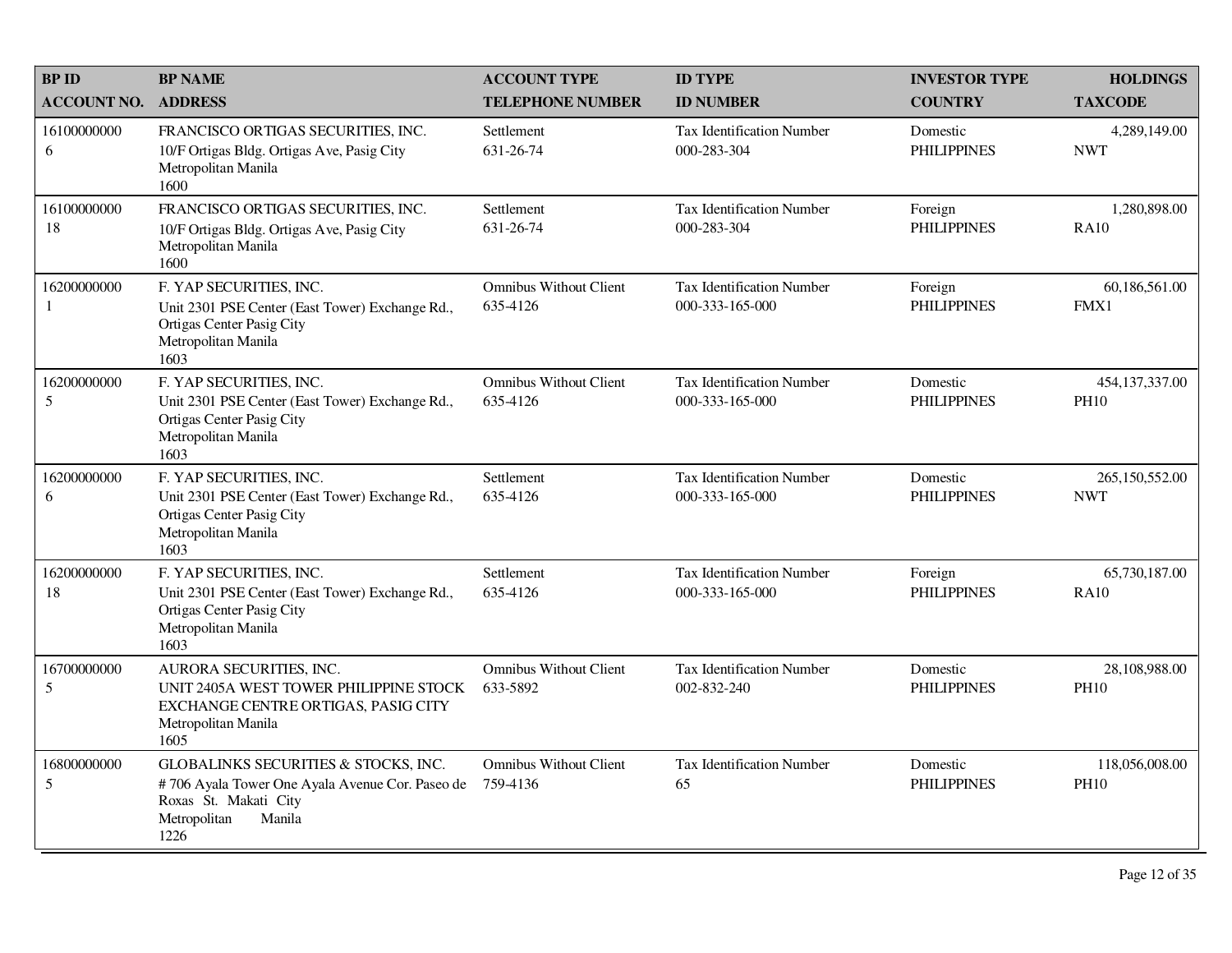| BP ID<br>ACCOUNT NO. | BP NAME<br>ADDRESS | ACCOUNT TYPE<br>TELEPHONE NUMBER | ID TYPE<br>ID NUMBER | INVESTOR TYPE<br>COUNTRY | HOLDINGS<br>TAXCODE |
|---|---|---|---|---|---|
| 16100000000<br>6 | FRANCISCO ORTIGAS SECURITIES, INC.<br>10/F Ortigas Bldg. Ortigas Ave, Pasig City<br>Metropolitan Manila<br>1600 | Settlement<br>631-26-74 | Tax Identification Number<br>000-283-304 | Domestic<br>PHILIPPINES | 4,289,149.00<br>NWT |
| 16100000000<br>18 | FRANCISCO ORTIGAS SECURITIES, INC.<br>10/F Ortigas Bldg. Ortigas Ave, Pasig City<br>Metropolitan Manila<br>1600 | Settlement<br>631-26-74 | Tax Identification Number<br>000-283-304 | Foreign<br>PHILIPPINES | 1,280,898.00<br>RA10 |
| 16200000000<br>1 | F. YAP SECURITIES, INC.<br>Unit 2301 PSE Center (East Tower) Exchange Rd., Ortigas Center Pasig City<br>Metropolitan Manila<br>1603 | Omnibus Without Client<br>635-4126 | Tax Identification Number<br>000-333-165-000 | Foreign<br>PHILIPPINES | 60,186,561.00<br>FMX1 |
| 16200000000<br>5 | F. YAP SECURITIES, INC.<br>Unit 2301 PSE Center (East Tower) Exchange Rd., Ortigas Center Pasig City<br>Metropolitan Manila<br>1603 | Omnibus Without Client<br>635-4126 | Tax Identification Number<br>000-333-165-000 | Domestic<br>PHILIPPINES | 454,137,337.00<br>PH10 |
| 16200000000<br>6 | F. YAP SECURITIES, INC.<br>Unit 2301 PSE Center (East Tower) Exchange Rd., Ortigas Center Pasig City<br>Metropolitan Manila<br>1603 | Settlement<br>635-4126 | Tax Identification Number<br>000-333-165-000 | Domestic<br>PHILIPPINES | 265,150,552.00<br>NWT |
| 16200000000<br>18 | F. YAP SECURITIES, INC.<br>Unit 2301 PSE Center (East Tower) Exchange Rd., Ortigas Center Pasig City<br>Metropolitan Manila<br>1603 | Settlement<br>635-4126 | Tax Identification Number<br>000-333-165-000 | Foreign<br>PHILIPPINES | 65,730,187.00<br>RA10 |
| 16700000000<br>5 | AURORA SECURITIES, INC.<br>UNIT 2405A WEST TOWER PHILIPPINE STOCK EXCHANGE CENTRE ORTIGAS, PASIG CITY<br>Metropolitan Manila<br>1605 | Omnibus Without Client<br>633-5892 | Tax Identification Number<br>002-832-240 | Domestic<br>PHILIPPINES | 28,108,988.00<br>PH10 |
| 16800000000<br>5 | GLOBALINKS SECURITIES & STOCKS, INC.<br># 706 Ayala Tower One Ayala Avenue Cor. Paseo de Roxas St. Makati City<br>Metropolitan Manila<br>1226 | Omnibus Without Client<br>759-4136 | Tax Identification Number<br>65 | Domestic<br>PHILIPPINES | 118,056,008.00<br>PH10 |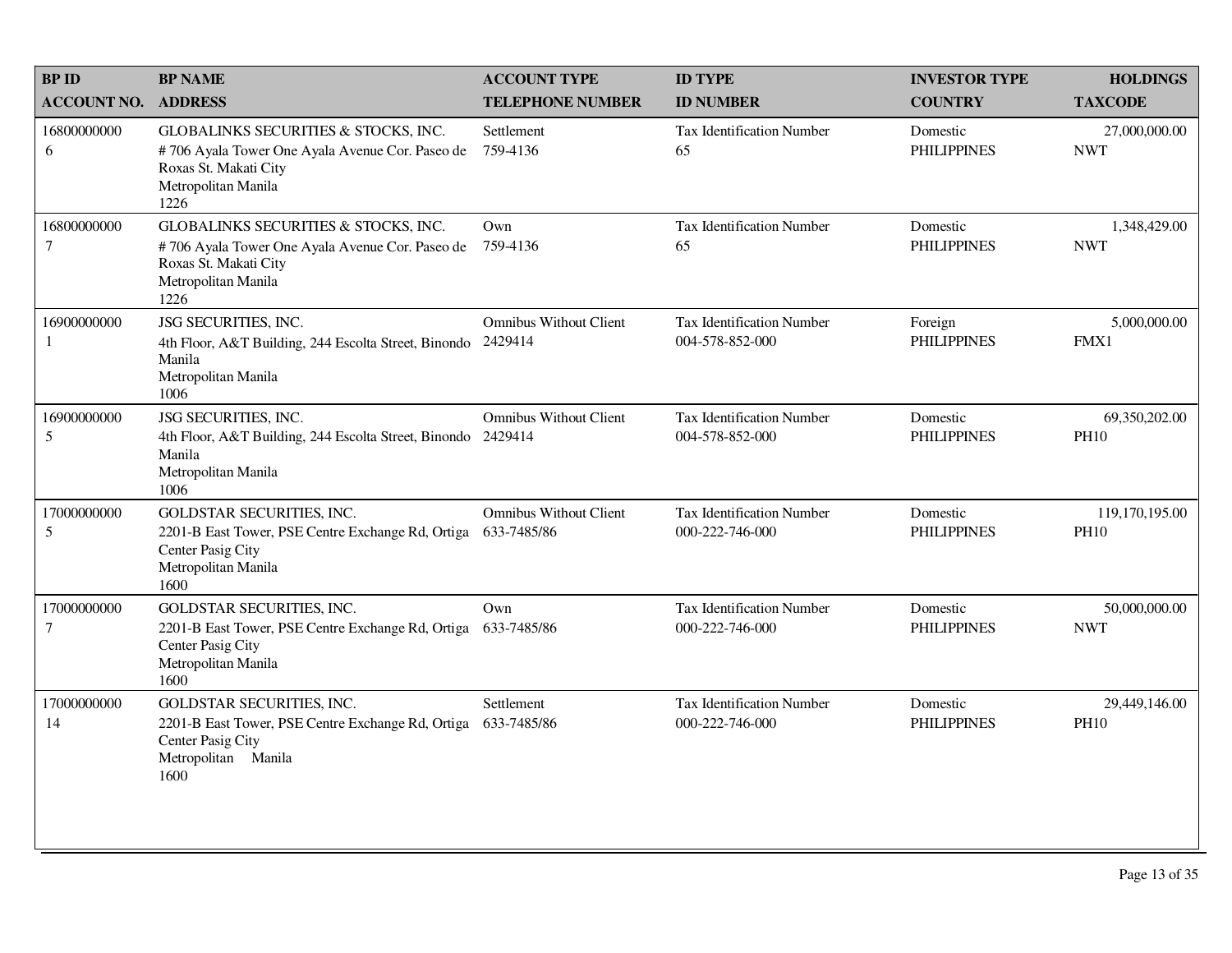| BP ID<br>ACCOUNT NO. | BP NAME<br>ADDRESS | ACCOUNT TYPE<br>TELEPHONE NUMBER | ID TYPE<br>ID NUMBER | INVESTOR TYPE<br>COUNTRY | HOLDINGS<br>TAXCODE |
|---|---|---|---|---|---|
| 16800000000<br>6 | GLOBALINKS SECURITIES & STOCKS, INC.<br># 706 Ayala Tower One Ayala Avenue Cor. Paseo de Roxas St. Makati City<br>Metropolitan Manila<br>1226 | Settlement<br>759-4136 | Tax Identification Number<br>65 | Domestic<br>PHILIPPINES | 27,000,000.00<br>NWT |
| 16800000000<br>7 | GLOBALINKS SECURITIES & STOCKS, INC.<br># 706 Ayala Tower One Ayala Avenue Cor. Paseo de Roxas St. Makati City<br>Metropolitan Manila<br>1226 | Own<br>759-4136 | Tax Identification Number<br>65 | Domestic<br>PHILIPPINES | 1,348,429.00<br>NWT |
| 16900000000<br>1 | JSG SECURITIES, INC.<br>4th Floor, A&T Building, 244 Escolta Street, Binondo Manila<br>Metropolitan Manila<br>1006 | Omnibus Without Client<br>2429414 | Tax Identification Number<br>004-578-852-000 | Foreign<br>PHILIPPINES | 5,000,000.00<br>FMX1 |
| 16900000000<br>5 | JSG SECURITIES, INC.<br>4th Floor, A&T Building, 244 Escolta Street, Binondo Manila<br>Metropolitan Manila<br>1006 | Omnibus Without Client<br>2429414 | Tax Identification Number<br>004-578-852-000 | Domestic<br>PHILIPPINES | 69,350,202.00<br>PH10 |
| 17000000000<br>5 | GOLDSTAR SECURITIES, INC.<br>2201-B East Tower, PSE Centre Exchange Rd, Ortiga Center Pasig City<br>Metropolitan Manila<br>1600 | Omnibus Without Client<br>633-7485/86 | Tax Identification Number<br>000-222-746-000 | Domestic<br>PHILIPPINES | 119,170,195.00<br>PH10 |
| 17000000000<br>7 | GOLDSTAR SECURITIES, INC.<br>2201-B East Tower, PSE Centre Exchange Rd, Ortiga Center Pasig City<br>Metropolitan Manila<br>1600 | Own<br>633-7485/86 | Tax Identification Number<br>000-222-746-000 | Domestic<br>PHILIPPINES | 50,000,000.00<br>NWT |
| 17000000000<br>14 | GOLDSTAR SECURITIES, INC.<br>2201-B East Tower, PSE Centre Exchange Rd, Ortiga Center Pasig City<br>Metropolitan Manila<br>1600 | Settlement<br>633-7485/86 | Tax Identification Number<br>000-222-746-000 | Domestic<br>PHILIPPINES | 29,449,146.00<br>PH10 |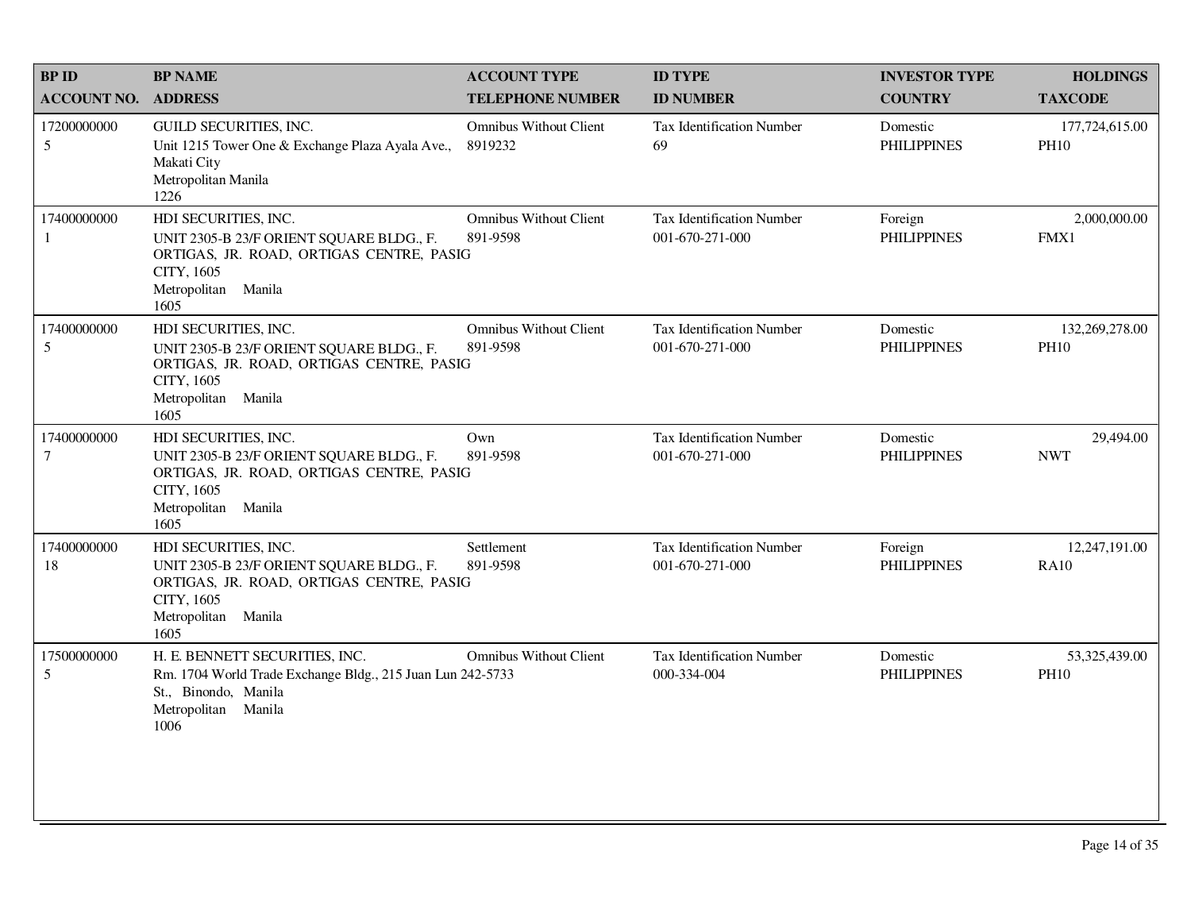| BP ID<br>ACCOUNT NO. | BP NAME<br>ADDRESS | ACCOUNT TYPE<br>TELEPHONE NUMBER | ID TYPE<br>ID NUMBER | INVESTOR TYPE<br>COUNTRY | HOLDINGS<br>TAXCODE |
|---|---|---|---|---|---|
| 17200000000<br>5 | GUILD SECURITIES, INC.<br>Unit 1215 Tower One & Exchange Plaza Ayala Ave., Makati City<br>Metropolitan Manila<br>1226 | Omnibus Without Client<br>8919232 | Tax Identification Number<br>69 | Domestic<br>PHILIPPINES | 177,724,615.00<br>PH10 |
| 17400000000<br>1 | HDI SECURITIES, INC.<br>UNIT 2305-B 23/F ORIENT SQUARE BLDG., F. ORTIGAS, JR. ROAD, ORTIGAS CENTRE, PASIG CITY, 1605<br>Metropolitan Manila<br>1605 | Omnibus Without Client<br>891-9598 | Tax Identification Number<br>001-670-271-000 | Foreign<br>PHILIPPINES | 2,000,000.00<br>FMX1 |
| 17400000000<br>5 | HDI SECURITIES, INC.<br>UNIT 2305-B 23/F ORIENT SQUARE BLDG., F. ORTIGAS, JR. ROAD, ORTIGAS CENTRE, PASIG CITY, 1605<br>Metropolitan Manila<br>1605 | Omnibus Without Client<br>891-9598 | Tax Identification Number<br>001-670-271-000 | Domestic<br>PHILIPPINES | 132,269,278.00<br>PH10 |
| 17400000000<br>7 | HDI SECURITIES, INC.<br>UNIT 2305-B 23/F ORIENT SQUARE BLDG., F. ORTIGAS, JR. ROAD, ORTIGAS CENTRE, PASIG CITY, 1605<br>Metropolitan Manila<br>1605 | Own<br>891-9598 | Tax Identification Number<br>001-670-271-000 | Domestic<br>PHILIPPINES | 29,494.00<br>NWT |
| 17400000000<br>18 | HDI SECURITIES, INC.<br>UNIT 2305-B 23/F ORIENT SQUARE BLDG., F. ORTIGAS, JR. ROAD, ORTIGAS CENTRE, PASIG CITY, 1605<br>Metropolitan Manila<br>1605 | Settlement<br>891-9598 | Tax Identification Number<br>001-670-271-000 | Foreign<br>PHILIPPINES | 12,247,191.00<br>RA10 |
| 17500000000<br>5 | H. E. BENNETT SECURITIES, INC.<br>Rm. 1704 World Trade Exchange Bldg., 215 Juan Lun St., Binondo, Manila<br>Metropolitan Manila<br>1006 | Omnibus Without Client<br>242-5733 | Tax Identification Number<br>000-334-004 | Domestic<br>PHILIPPINES | 53,325,439.00<br>PH10 |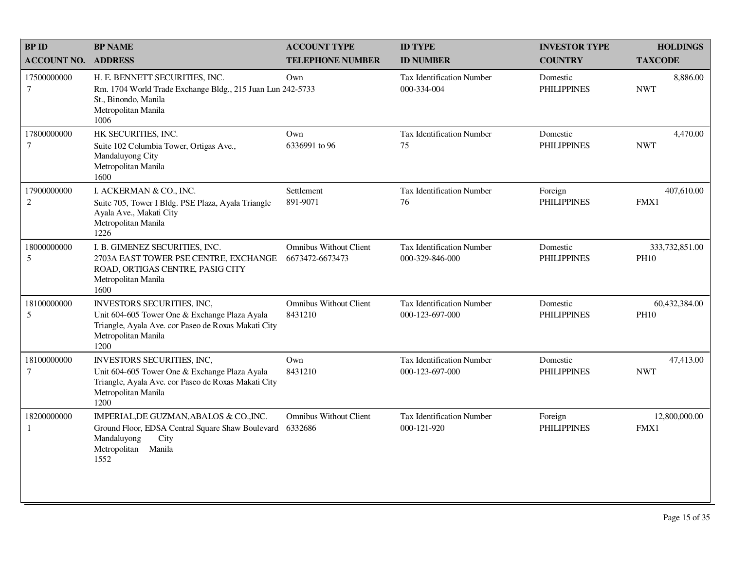| BP ID<br>ACCOUNT NO. | BP NAME<br>ADDRESS | ACCOUNT TYPE<br>TELEPHONE NUMBER | ID TYPE<br>ID NUMBER | INVESTOR TYPE<br>COUNTRY | HOLDINGS<br>TAXCODE |
|---|---|---|---|---|---|
| 17500000000<br>7 | H. E. BENNETT SECURITIES, INC.<br>Rm. 1704 World Trade Exchange Bldg., 215 Juan Lun St., Binondo, Manila<br>Metropolitan Manila<br>1006 | Own<br>242-5733 | Tax Identification Number<br>000-334-004 | Domestic<br>PHILIPPINES | 8,886.00<br>NWT |
| 17800000000<br>7 | HK SECURITIES, INC.<br>Suite 102 Columbia Tower, Ortigas Ave., Mandaluyong City<br>Metropolitan Manila<br>1600 | Own<br>6336991 to 96 | Tax Identification Number<br>75 | Domestic<br>PHILIPPINES | 4,470.00<br>NWT |
| 17900000000<br>2 | I. ACKERMAN & CO., INC.<br>Suite 705, Tower I Bldg. PSE Plaza, Ayala Triangle Ayala Ave., Makati City<br>Metropolitan Manila<br>1226 | Settlement<br>891-9071 | Tax Identification Number<br>76 | Foreign<br>PHILIPPINES | 407,610.00<br>FMX1 |
| 18000000000<br>5 | I. B. GIMENEZ SECURITIES, INC.<br>2703A EAST TOWER PSE CENTRE, EXCHANGE ROAD, ORTIGAS CENTRE, PASIG CITY<br>Metropolitan Manila<br>1600 | Omnibus Without Client<br>6673472-6673473 | Tax Identification Number<br>000-329-846-000 | Domestic<br>PHILIPPINES | 333,732,851.00<br>PH10 |
| 18100000000<br>5 | INVESTORS SECURITIES, INC,<br>Unit 604-605 Tower One & Exchange Plaza Ayala Triangle, Ayala Ave. cor Paseo de Roxas Makati City<br>Metropolitan Manila<br>1200 | Omnibus Without Client<br>8431210 | Tax Identification Number<br>000-123-697-000 | Domestic<br>PHILIPPINES | 60,432,384.00<br>PH10 |
| 18100000000<br>7 | INVESTORS SECURITIES, INC,<br>Unit 604-605 Tower One & Exchange Plaza Ayala Triangle, Ayala Ave. cor Paseo de Roxas Makati City<br>Metropolitan Manila<br>1200 | Own<br>8431210 | Tax Identification Number<br>000-123-697-000 | Domestic<br>PHILIPPINES | 47,413.00<br>NWT |
| 18200000000<br>1 | IMPERIAL,DE GUZMAN,ABALOS & CO.,INC.<br>Ground Floor, EDSA Central Square Shaw Boulevard Mandaluyong City<br>Metropolitan Manila<br>1552 | Omnibus Without Client<br>6332686 | Tax Identification Number<br>000-121-920 | Foreign<br>PHILIPPINES | 12,800,000.00<br>FMX1 |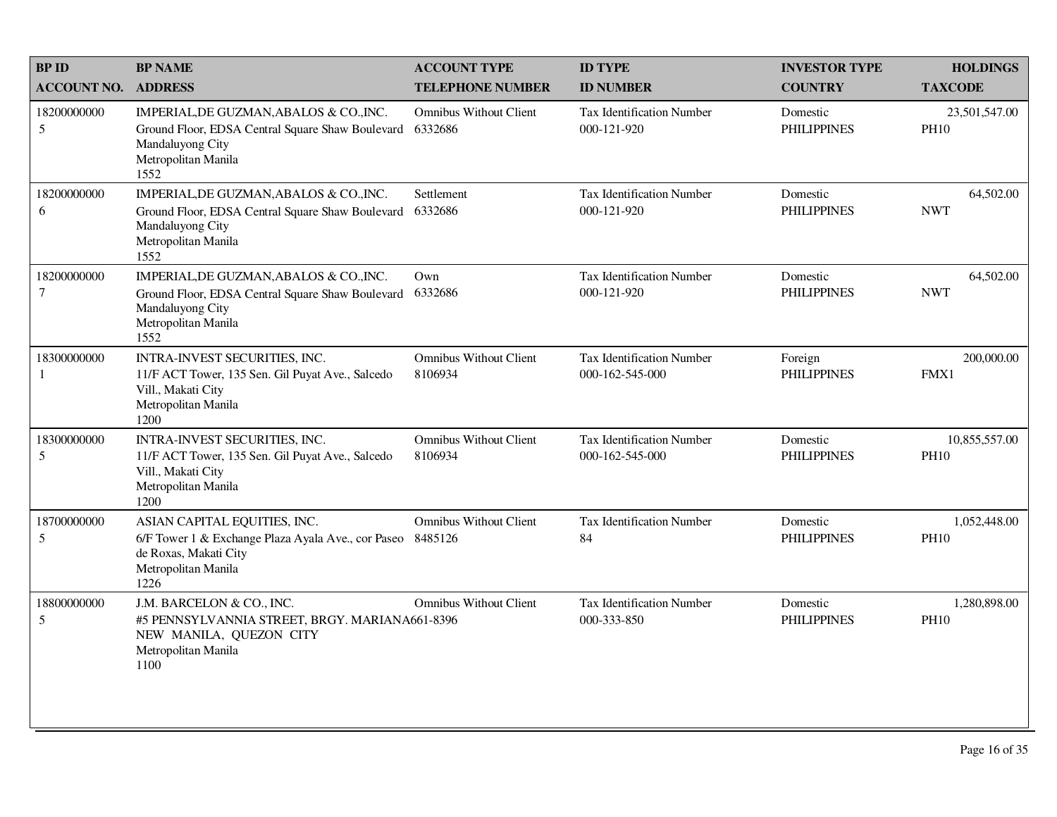| BP ID<br>ACCOUNT NO. | BP NAME<br>ADDRESS | ACCOUNT TYPE<br>TELEPHONE NUMBER | ID TYPE<br>ID NUMBER | INVESTOR TYPE<br>COUNTRY | HOLDINGS<br>TAXCODE |
|---|---|---|---|---|---|
| 18200000000<br>5 | IMPERIAL,DE GUZMAN,ABALOS & CO.,INC.<br>Ground Floor, EDSA Central Square Shaw Boulevard<br>Mandaluyong City<br>Metropolitan Manila<br>1552 | Omnibus Without Client<br>6332686 | Tax Identification Number<br>000-121-920 | Domestic<br>PHILIPPINES | 23,501,547.00<br>PH10 |
| 18200000000<br>6 | IMPERIAL,DE GUZMAN,ABALOS & CO.,INC.<br>Ground Floor, EDSA Central Square Shaw Boulevard<br>Mandaluyong City<br>Metropolitan Manila<br>1552 | Settlement<br>6332686 | Tax Identification Number<br>000-121-920 | Domestic<br>PHILIPPINES | 64,502.00<br>NWT |
| 18200000000<br>7 | IMPERIAL,DE GUZMAN,ABALOS & CO.,INC.<br>Ground Floor, EDSA Central Square Shaw Boulevard<br>Mandaluyong City<br>Metropolitan Manila<br>1552 | Own<br>6332686 | Tax Identification Number<br>000-121-920 | Domestic<br>PHILIPPINES | 64,502.00<br>NWT |
| 18300000000<br>1 | INTRA-INVEST SECURITIES, INC.<br>11/F ACT Tower, 135 Sen. Gil Puyat Ave., Salcedo Vill., Makati City<br>Metropolitan Manila<br>1200 | Omnibus Without Client<br>8106934 | Tax Identification Number<br>000-162-545-000 | Foreign<br>PHILIPPINES | 200,000.00<br>FMX1 |
| 18300000000<br>5 | INTRA-INVEST SECURITIES, INC.<br>11/F ACT Tower, 135 Sen. Gil Puyat Ave., Salcedo Vill., Makati City<br>Metropolitan Manila<br>1200 | Omnibus Without Client<br>8106934 | Tax Identification Number<br>000-162-545-000 | Domestic<br>PHILIPPINES | 10,855,557.00<br>PH10 |
| 18700000000<br>5 | ASIAN CAPITAL EQUITIES, INC.<br>6/F Tower 1 & Exchange Plaza Ayala Ave., cor Paseo de Roxas, Makati City<br>Metropolitan Manila<br>1226 | Omnibus Without Client<br>8485126 | Tax Identification Number<br>84 | Domestic<br>PHILIPPINES | 1,052,448.00<br>PH10 |
| 18800000000<br>5 | J.M. BARCELON & CO., INC.<br>#5 PENNSYLVANNIA STREET, BRGY. MARIANA NEW MANILA, QUEZON CITY<br>Metropolitan Manila<br>1100 | Omnibus Without Client<br>661-8396 | Tax Identification Number<br>000-333-850 | Domestic<br>PHILIPPINES | 1,280,898.00<br>PH10 |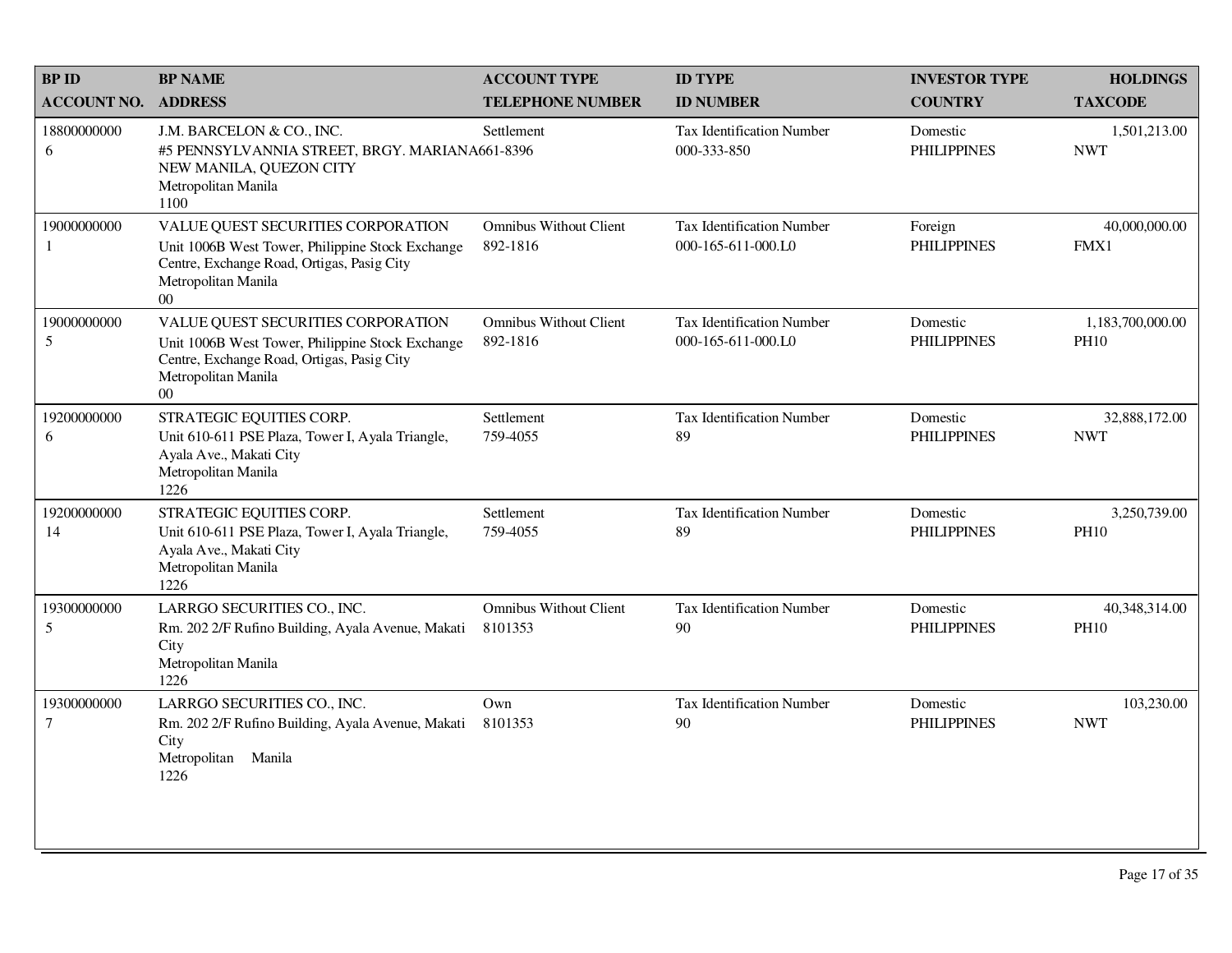| BP ID<br>ACCOUNT NO. | BP NAME<br>ADDRESS | ACCOUNT TYPE<br>TELEPHONE NUMBER | ID TYPE<br>ID NUMBER | INVESTOR TYPE<br>COUNTRY | HOLDINGS<br>TAXCODE |
|---|---|---|---|---|---|
| 18800000000<br>6 | J.M. BARCELON & CO., INC.<br>#5 PENNSYLVANNIA STREET, BRGY. MARIANA NEW MANILA, QUEZON CITY<br>Metropolitan Manila<br>1100 | Settlement<br>661-8396 | Tax Identification Number<br>000-333-850 | Domestic<br>PHILIPPINES | 1,501,213.00<br>NWT |
| 19000000000<br>1 | VALUE QUEST SECURITIES CORPORATION<br>Unit 1006B West Tower, Philippine Stock Exchange Centre, Exchange Road, Ortigas, Pasig City<br>Metropolitan Manila<br>00 | Omnibus Without Client<br>892-1816 | Tax Identification Number<br>000-165-611-000.L0 | Foreign<br>PHILIPPINES | 40,000,000.00<br>FMX1 |
| 19000000000<br>5 | VALUE QUEST SECURITIES CORPORATION<br>Unit 1006B West Tower, Philippine Stock Exchange Centre, Exchange Road, Ortigas, Pasig City<br>Metropolitan Manila<br>00 | Omnibus Without Client<br>892-1816 | Tax Identification Number<br>000-165-611-000.L0 | Domestic<br>PHILIPPINES | 1,183,700,000.00<br>PH10 |
| 19200000000<br>6 | STRATEGIC EQUITIES CORP.<br>Unit 610-611 PSE Plaza, Tower I, Ayala Triangle, Ayala Ave., Makati City<br>Metropolitan Manila<br>1226 | Settlement<br>759-4055 | Tax Identification Number<br>89 | Domestic<br>PHILIPPINES | 32,888,172.00<br>NWT |
| 19200000000<br>14 | STRATEGIC EQUITIES CORP.<br>Unit 610-611 PSE Plaza, Tower I, Ayala Triangle, Ayala Ave., Makati City<br>Metropolitan Manila<br>1226 | Settlement<br>759-4055 | Tax Identification Number<br>89 | Domestic<br>PHILIPPINES | 3,250,739.00<br>PH10 |
| 19300000000<br>5 | LARRGO SECURITIES CO., INC.<br>Rm. 202 2/F Rufino Building, Ayala Avenue, Makati City<br>Metropolitan Manila<br>1226 | Omnibus Without Client<br>8101353 | Tax Identification Number<br>90 | Domestic<br>PHILIPPINES | 40,348,314.00<br>PH10 |
| 19300000000<br>7 | LARRGO SECURITIES CO., INC.<br>Rm. 202 2/F Rufino Building, Ayala Avenue, Makati City<br>Metropolitan Manila<br>1226 | Own<br>8101353 | Tax Identification Number<br>90 | Domestic<br>PHILIPPINES | 103,230.00<br>NWT |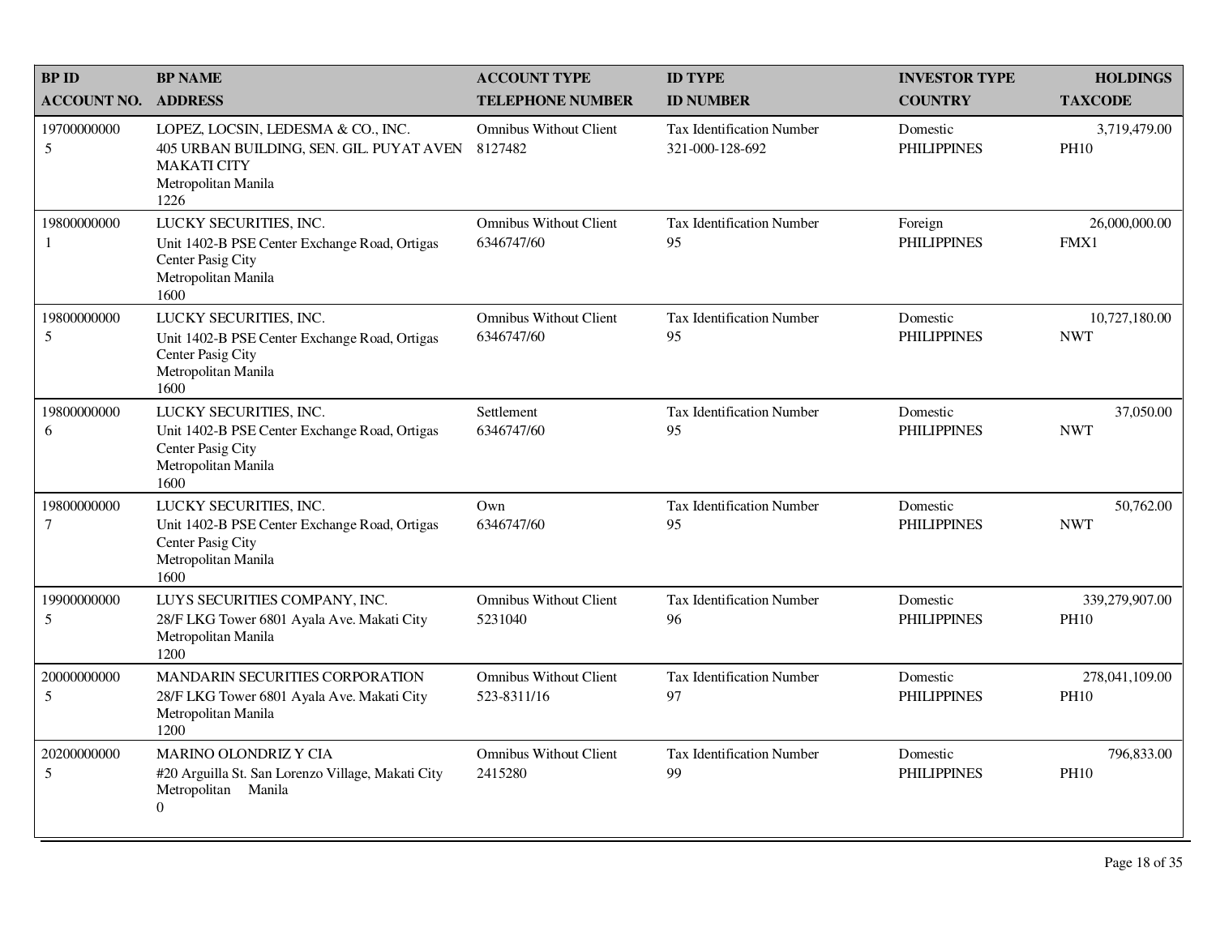| BP ID<br>ACCOUNT NO. | BP NAME<br>ADDRESS | ACCOUNT TYPE<br>TELEPHONE NUMBER | ID TYPE<br>ID NUMBER | INVESTOR TYPE<br>COUNTRY | HOLDINGS<br>TAXCODE |
|---|---|---|---|---|---|
| 19700000000<br>5 | LOPEZ, LOCSIN, LEDESMA & CO., INC.<br>405 URBAN BUILDING, SEN. GIL. PUYAT AVEN<br>MAKATI CITY<br>Metropolitan Manila<br>1226 | Omnibus Without Client<br>8127482 | Tax Identification Number<br>321-000-128-692 | Domestic<br>PHILIPPINES | 3,719,479.00<br>PH10 |
| 19800000000<br>1 | LUCKY SECURITIES, INC.<br>Unit 1402-B PSE Center Exchange Road, Ortigas Center Pasig City<br>Metropolitan Manila<br>1600 | Omnibus Without Client<br>6346747/60 | Tax Identification Number<br>95 | Foreign<br>PHILIPPINES | 26,000,000.00<br>FMX1 |
| 19800000000<br>5 | LUCKY SECURITIES, INC.<br>Unit 1402-B PSE Center Exchange Road, Ortigas Center Pasig City<br>Metropolitan Manila<br>1600 | Omnibus Without Client<br>6346747/60 | Tax Identification Number<br>95 | Domestic<br>PHILIPPINES | 10,727,180.00<br>NWT |
| 19800000000<br>6 | LUCKY SECURITIES, INC.<br>Unit 1402-B PSE Center Exchange Road, Ortigas Center Pasig City<br>Metropolitan Manila<br>1600 | Settlement<br>6346747/60 | Tax Identification Number<br>95 | Domestic<br>PHILIPPINES | 37,050.00<br>NWT |
| 19800000000<br>7 | LUCKY SECURITIES, INC.<br>Unit 1402-B PSE Center Exchange Road, Ortigas Center Pasig City<br>Metropolitan Manila<br>1600 | Own<br>6346747/60 | Tax Identification Number<br>95 | Domestic<br>PHILIPPINES | 50,762.00<br>NWT |
| 19900000000<br>5 | LUYS SECURITIES COMPANY, INC.<br>28/F LKG Tower 6801 Ayala Ave. Makati City<br>Metropolitan Manila<br>1200 | Omnibus Without Client<br>5231040 | Tax Identification Number<br>96 | Domestic<br>PHILIPPINES | 339,279,907.00<br>PH10 |
| 20000000000<br>5 | MANDARIN SECURITIES CORPORATION<br>28/F LKG Tower 6801 Ayala Ave. Makati City<br>Metropolitan Manila<br>1200 | Omnibus Without Client<br>523-8311/16 | Tax Identification Number<br>97 | Domestic<br>PHILIPPINES | 278,041,109.00<br>PH10 |
| 20200000000<br>5 | MARINO OLONDRIZ Y CIA<br>#20 Arguilla St. San Lorenzo Village, Makati City<br>Metropolitan Manila<br>0 | Omnibus Without Client<br>2415280 | Tax Identification Number<br>99 | Domestic<br>PHILIPPINES | 796,833.00<br>PH10 |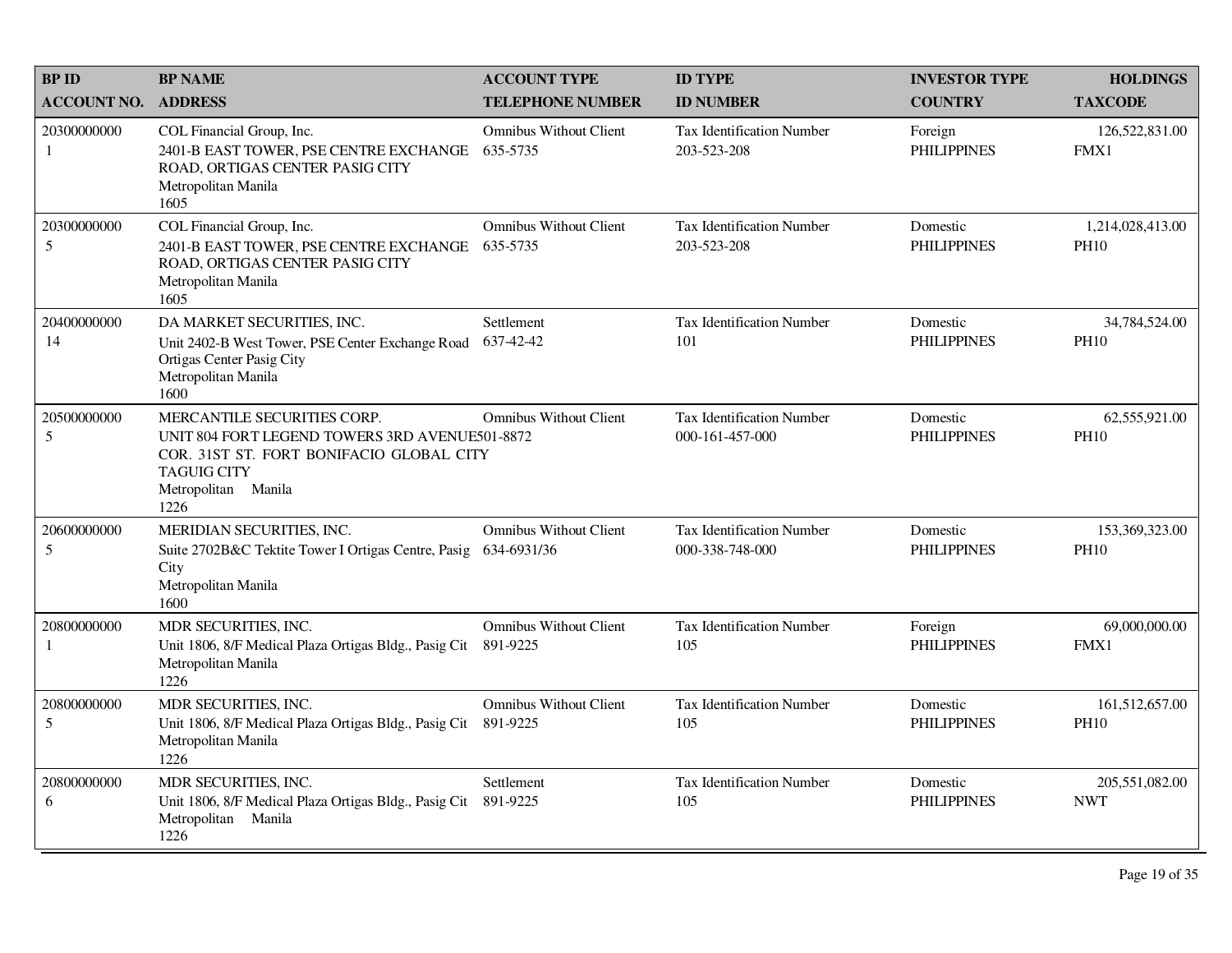| BP ID<br>ACCOUNT NO. | BP NAME<br>ADDRESS | ACCOUNT TYPE<br>TELEPHONE NUMBER | ID TYPE<br>ID NUMBER | INVESTOR TYPE<br>COUNTRY | HOLDINGS<br>TAXCODE |
|---|---|---|---|---|---|
| 20300000000<br>1 | COL Financial Group, Inc.<br>2401-B EAST TOWER, PSE CENTRE EXCHANGE ROAD, ORTIGAS CENTER PASIG CITY<br>Metropolitan Manila<br>1605 | Omnibus Without Client<br>635-5735 | Tax Identification Number<br>203-523-208 | Foreign<br>PHILIPPINES | 126,522,831.00<br>FMX1 |
| 20300000000<br>5 | COL Financial Group, Inc.<br>2401-B EAST TOWER, PSE CENTRE EXCHANGE ROAD, ORTIGAS CENTER PASIG CITY<br>Metropolitan Manila<br>1605 | Omnibus Without Client<br>635-5735 | Tax Identification Number<br>203-523-208 | Domestic<br>PHILIPPINES | 1,214,028,413.00<br>PH10 |
| 20400000000<br>14 | DA MARKET SECURITIES, INC.<br>Unit 2402-B West Tower, PSE Center Exchange Road Ortigas Center Pasig City<br>Metropolitan Manila<br>1600 | Settlement<br>637-42-42 | Tax Identification Number<br>101 | Domestic<br>PHILIPPINES | 34,784,524.00<br>PH10 |
| 20500000000<br>5 | MERCANTILE SECURITIES CORP.<br>UNIT 804 FORT LEGEND TOWERS 3RD AVENUE COR. 31ST ST. FORT BONIFACIO GLOBAL CITY TAGUIG CITY<br>Metropolitan Manila<br>1226 | Omnibus Without Client<br>501-8872 | Tax Identification Number<br>000-161-457-000 | Domestic<br>PHILIPPINES | 62,555,921.00<br>PH10 |
| 20600000000<br>5 | MERIDIAN SECURITIES, INC.<br>Suite 2702B&C Tektite Tower I Ortigas Centre, Pasig City<br>Metropolitan Manila<br>1600 | Omnibus Without Client<br>634-6931/36 | Tax Identification Number<br>000-338-748-000 | Domestic<br>PHILIPPINES | 153,369,323.00<br>PH10 |
| 20800000000<br>1 | MDR SECURITIES, INC.<br>Unit 1806, 8/F Medical Plaza Ortigas Bldg., Pasig Cit<br>Metropolitan Manila<br>1226 | Omnibus Without Client<br>891-9225 | Tax Identification Number<br>105 | Foreign<br>PHILIPPINES | 69,000,000.00<br>FMX1 |
| 20800000000<br>5 | MDR SECURITIES, INC.<br>Unit 1806, 8/F Medical Plaza Ortigas Bldg., Pasig Cit<br>Metropolitan Manila<br>1226 | Omnibus Without Client<br>891-9225 | Tax Identification Number<br>105 | Domestic<br>PHILIPPINES | 161,512,657.00<br>PH10 |
| 20800000000<br>6 | MDR SECURITIES, INC.<br>Unit 1806, 8/F Medical Plaza Ortigas Bldg., Pasig Cit<br>Metropolitan Manila<br>1226 | Settlement<br>891-9225 | Tax Identification Number<br>105 | Domestic<br>PHILIPPINES | 205,551,082.00<br>NWT |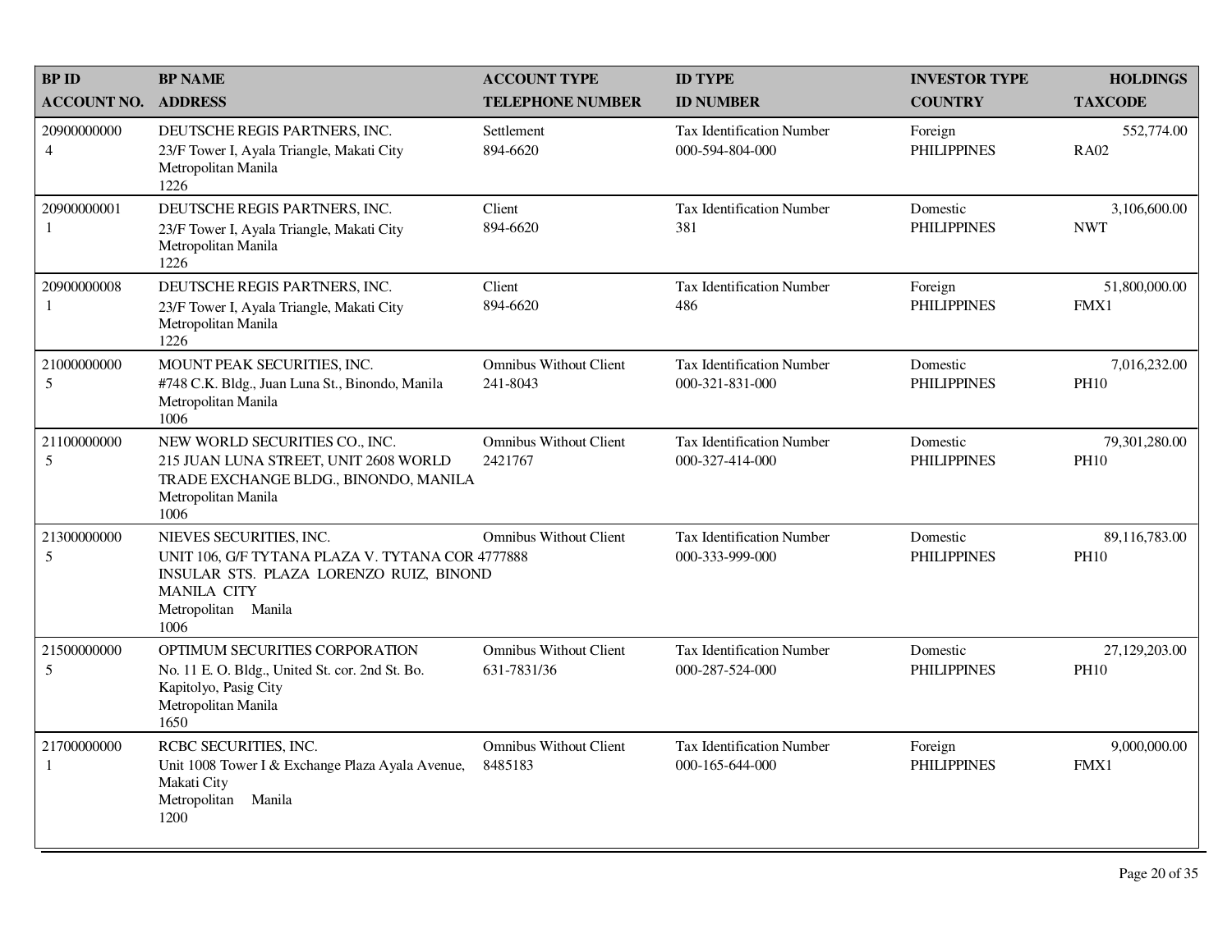| BP ID<br>ACCOUNT NO. | BP NAME<br>ADDRESS | ACCOUNT TYPE<br>TELEPHONE NUMBER | ID TYPE<br>ID NUMBER | INVESTOR TYPE<br>COUNTRY | HOLDINGS<br>TAXCODE |
|---|---|---|---|---|---|
| 20900000000<br>4 | DEUTSCHE REGIS PARTNERS, INC.<br>23/F Tower I, Ayala Triangle, Makati City<br>Metropolitan Manila<br>1226 | Settlement<br>894-6620 | Tax Identification Number<br>000-594-804-000 | Foreign<br>PHILIPPINES | 552,774.00<br>RA02 |
| 20900000001<br>1 | DEUTSCHE REGIS PARTNERS, INC.<br>23/F Tower I, Ayala Triangle, Makati City<br>Metropolitan Manila<br>1226 | Client<br>894-6620 | Tax Identification Number<br>381 | Domestic<br>PHILIPPINES | 3,106,600.00<br>NWT |
| 20900000008<br>1 | DEUTSCHE REGIS PARTNERS, INC.<br>23/F Tower I, Ayala Triangle, Makati City<br>Metropolitan Manila<br>1226 | Client<br>894-6620 | Tax Identification Number<br>486 | Foreign<br>PHILIPPINES | 51,800,000.00<br>FMX1 |
| 21000000000<br>5 | MOUNT PEAK SECURITIES, INC.<br>#748 C.K. Bldg., Juan Luna St., Binondo, Manila<br>Metropolitan Manila<br>1006 | Omnibus Without Client<br>241-8043 | Tax Identification Number<br>000-321-831-000 | Domestic<br>PHILIPPINES | 7,016,232.00<br>PH10 |
| 21100000000<br>5 | NEW WORLD SECURITIES CO., INC.<br>215 JUAN LUNA STREET, UNIT 2608 WORLD TRADE EXCHANGE BLDG., BINONDO, MANILA<br>Metropolitan Manila<br>1006 | Omnibus Without Client<br>2421767 | Tax Identification Number<br>000-327-414-000 | Domestic<br>PHILIPPINES | 79,301,280.00<br>PH10 |
| 21300000000<br>5 | NIEVES SECURITIES, INC.<br>UNIT 106, G/F TYTANA PLAZA V. TYTANA COR INSULAR STS. PLAZA LORENZO RUIZ, BINOND MANILA CITY<br>Metropolitan Manila<br>1006 | Omnibus Without Client<br>4777888 | Tax Identification Number<br>000-333-999-000 | Domestic<br>PHILIPPINES | 89,116,783.00<br>PH10 |
| 21500000000<br>5 | OPTIMUM SECURITIES CORPORATION<br>No. 11 E. O. Bldg., United St. cor. 2nd St. Bo. Kapitolyo, Pasig City<br>Metropolitan Manila<br>1650 | Omnibus Without Client<br>631-7831/36 | Tax Identification Number<br>000-287-524-000 | Domestic<br>PHILIPPINES | 27,129,203.00<br>PH10 |
| 21700000000<br>1 | RCBC SECURITIES, INC.<br>Unit 1008 Tower I & Exchange Plaza Ayala Avenue, Makati City<br>Metropolitan Manila<br>1200 | Omnibus Without Client<br>8485183 | Tax Identification Number<br>000-165-644-000 | Foreign<br>PHILIPPINES | 9,000,000.00<br>FMX1 |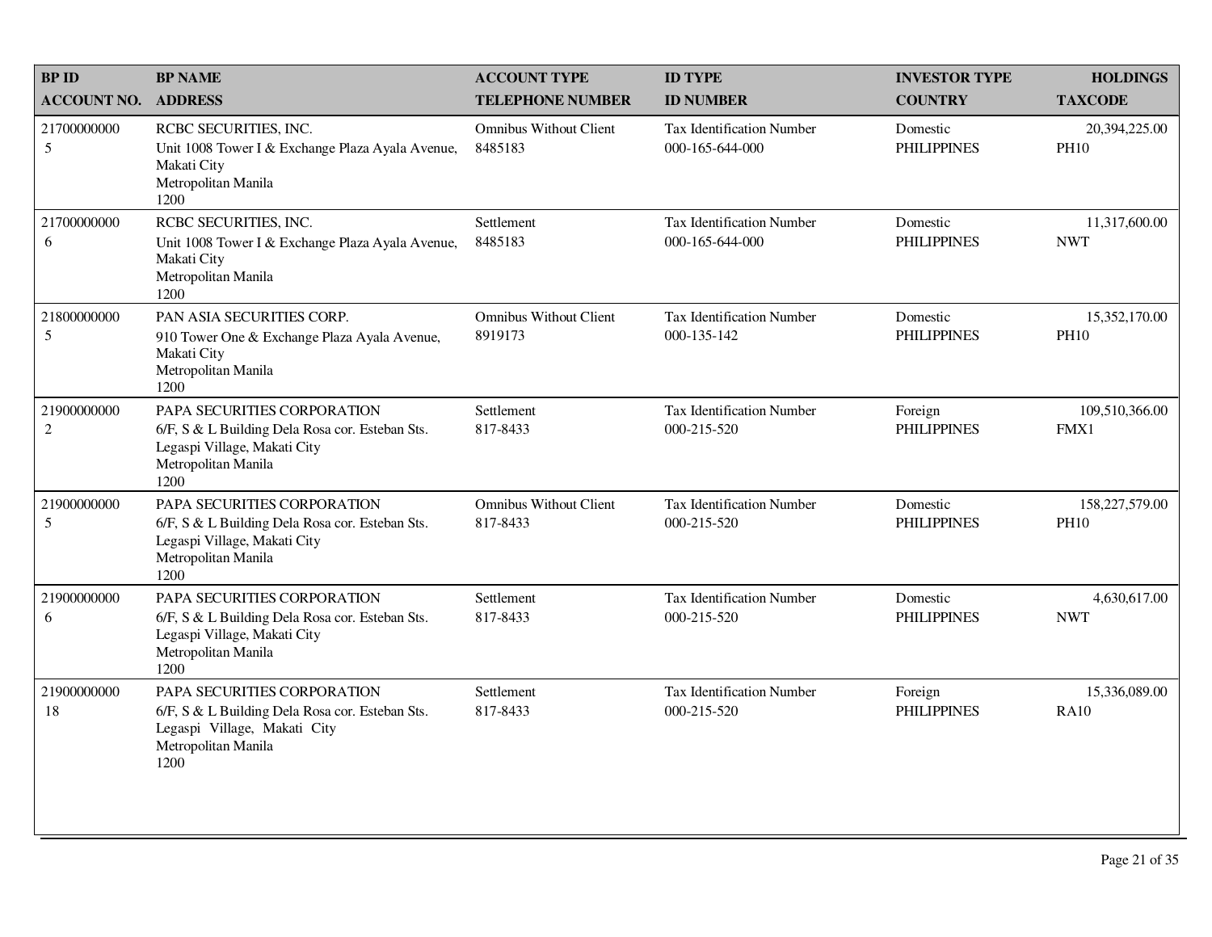| BP ID<br>ACCOUNT NO. | BP NAME<br>ADDRESS | ACCOUNT TYPE<br>TELEPHONE NUMBER | ID TYPE<br>ID NUMBER | INVESTOR TYPE<br>COUNTRY | HOLDINGS<br>TAXCODE |
|---|---|---|---|---|---|
| 21700000000<br>5 | RCBC SECURITIES, INC.<br>Unit 1008 Tower I & Exchange Plaza Ayala Avenue, Makati City<br>Metropolitan Manila<br>1200 | Omnibus Without Client<br>8485183 | Tax Identification Number<br>000-165-644-000 | Domestic<br>PHILIPPINES | 20,394,225.00<br>PH10 |
| 21700000000<br>6 | RCBC SECURITIES, INC.<br>Unit 1008 Tower I & Exchange Plaza Ayala Avenue, Makati City<br>Metropolitan Manila<br>1200 | Settlement<br>8485183 | Tax Identification Number<br>000-165-644-000 | Domestic<br>PHILIPPINES | 11,317,600.00<br>NWT |
| 21800000000<br>5 | PAN ASIA SECURITIES CORP.<br>910 Tower One & Exchange Plaza Ayala Avenue, Makati City<br>Metropolitan Manila<br>1200 | Omnibus Without Client<br>8919173 | Tax Identification Number<br>000-135-142 | Domestic<br>PHILIPPINES | 15,352,170.00<br>PH10 |
| 21900000000<br>2 | PAPA SECURITIES CORPORATION<br>6/F, S & L Building Dela Rosa cor. Esteban Sts. Legaspi Village, Makati City<br>Metropolitan Manila<br>1200 | Settlement<br>817-8433 | Tax Identification Number<br>000-215-520 | Foreign<br>PHILIPPINES | 109,510,366.00<br>FMX1 |
| 21900000000<br>5 | PAPA SECURITIES CORPORATION<br>6/F, S & L Building Dela Rosa cor. Esteban Sts. Legaspi Village, Makati City<br>Metropolitan Manila<br>1200 | Omnibus Without Client<br>817-8433 | Tax Identification Number<br>000-215-520 | Domestic<br>PHILIPPINES | 158,227,579.00<br>PH10 |
| 21900000000<br>6 | PAPA SECURITIES CORPORATION<br>6/F, S & L Building Dela Rosa cor. Esteban Sts. Legaspi Village, Makati City<br>Metropolitan Manila<br>1200 | Settlement<br>817-8433 | Tax Identification Number<br>000-215-520 | Domestic<br>PHILIPPINES | 4,630,617.00<br>NWT |
| 21900000000<br>18 | PAPA SECURITIES CORPORATION<br>6/F, S & L Building Dela Rosa cor. Esteban Sts. Legaspi Village, Makati City<br>Metropolitan Manila<br>1200 | Settlement<br>817-8433 | Tax Identification Number<br>000-215-520 | Foreign<br>PHILIPPINES | 15,336,089.00<br>RA10 |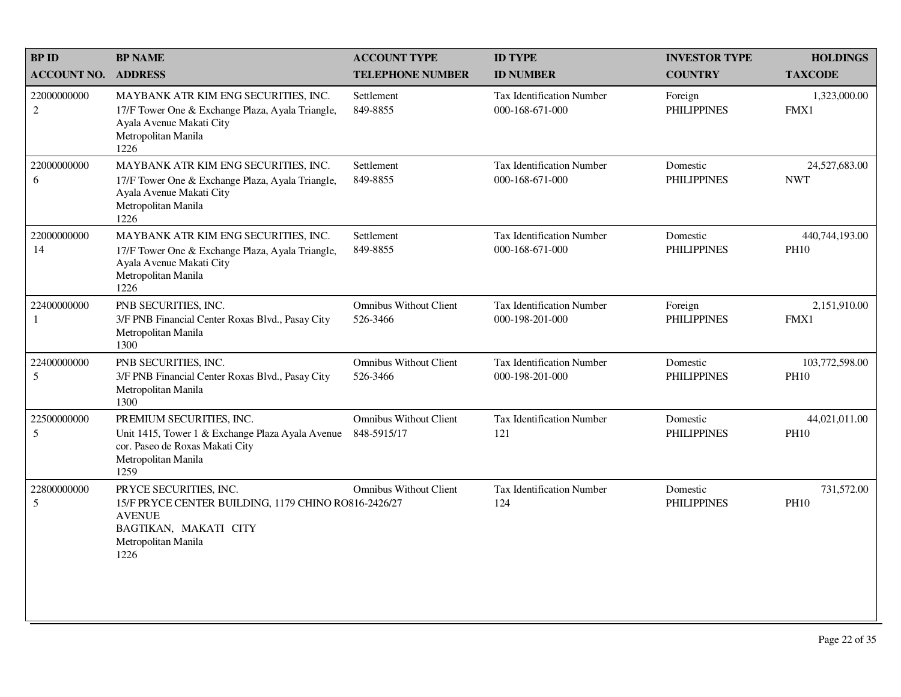| BP ID<br>ACCOUNT NO. | BP NAME<br>ADDRESS | ACCOUNT TYPE<br>TELEPHONE NUMBER | ID TYPE<br>ID NUMBER | INVESTOR TYPE<br>COUNTRY | HOLDINGS<br>TAXCODE |
|---|---|---|---|---|---|
| 22000000000<br>2 | MAYBANK ATR KIM ENG SECURITIES, INC.<br>17/F Tower One & Exchange Plaza, Ayala Triangle, Ayala Avenue Makati City<br>Metropolitan Manila<br>1226 | Settlement<br>849-8855 | Tax Identification Number<br>000-168-671-000 | Foreign<br>PHILIPPINES | 1,323,000.00<br>FMX1 |
| 22000000000<br>6 | MAYBANK ATR KIM ENG SECURITIES, INC.<br>17/F Tower One & Exchange Plaza, Ayala Triangle, Ayala Avenue Makati City<br>Metropolitan Manila<br>1226 | Settlement<br>849-8855 | Tax Identification Number<br>000-168-671-000 | Domestic<br>PHILIPPINES | 24,527,683.00<br>NWT |
| 22000000000<br>14 | MAYBANK ATR KIM ENG SECURITIES, INC.<br>17/F Tower One & Exchange Plaza, Ayala Triangle, Ayala Avenue Makati City<br>Metropolitan Manila<br>1226 | Settlement<br>849-8855 | Tax Identification Number<br>000-168-671-000 | Domestic<br>PHILIPPINES | 440,744,193.00<br>PH10 |
| 22400000000<br>1 | PNB SECURITIES, INC.<br>3/F PNB Financial Center Roxas Blvd., Pasay City<br>Metropolitan Manila<br>1300 | Omnibus Without Client<br>526-3466 | Tax Identification Number<br>000-198-201-000 | Foreign<br>PHILIPPINES | 2,151,910.00<br>FMX1 |
| 22400000000<br>5 | PNB SECURITIES, INC.<br>3/F PNB Financial Center Roxas Blvd., Pasay City<br>Metropolitan Manila<br>1300 | Omnibus Without Client<br>526-3466 | Tax Identification Number<br>000-198-201-000 | Domestic<br>PHILIPPINES | 103,772,598.00<br>PH10 |
| 22500000000<br>5 | PREMIUM SECURITIES, INC.<br>Unit 1415, Tower 1 & Exchange Plaza Ayala Avenue cor. Paseo de Roxas Makati City<br>Metropolitan Manila<br>1259 | Omnibus Without Client<br>848-5915/17 | Tax Identification Number<br>121 | Domestic<br>PHILIPPINES | 44,021,011.00<br>PH10 |
| 22800000000<br>5 | PRYCE SECURITIES, INC.<br>15/F PRYCE CENTER BUILDING, 1179 CHINO RO AVENUE<br>BAGTIKAN, MAKATI CITY<br>Metropolitan Manila<br>1226 | Omnibus Without Client<br>816-2426/27 | Tax Identification Number<br>124 | Domestic<br>PHILIPPINES | 731,572.00<br>PH10 |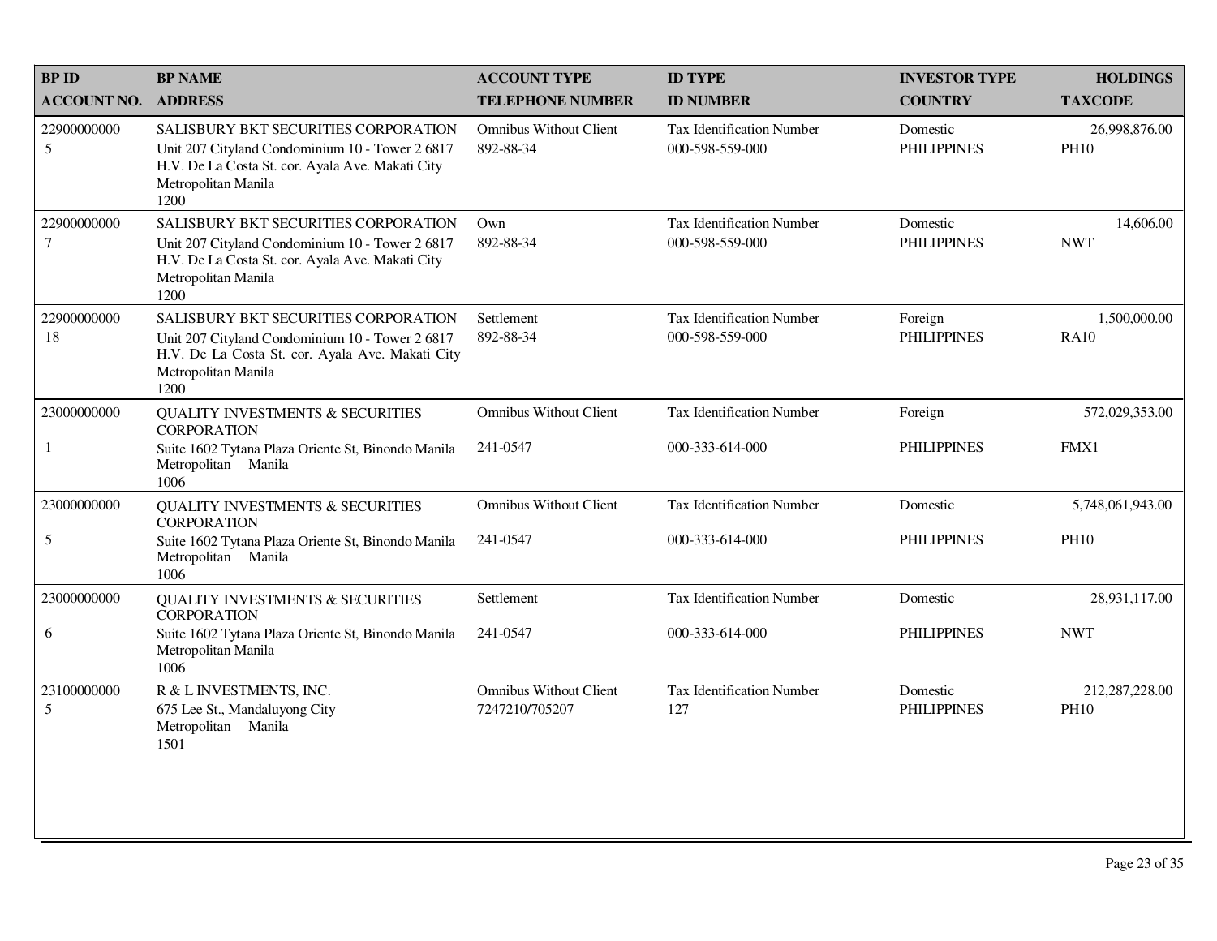| BP ID<br>ACCOUNT NO. | BP NAME<br>ADDRESS | ACCOUNT TYPE<br>TELEPHONE NUMBER | ID TYPE<br>ID NUMBER | INVESTOR TYPE<br>COUNTRY | HOLDINGS<br>TAXCODE |
|---|---|---|---|---|---|
| 22900000000<br>5 | SALISBURY BKT SECURITIES CORPORATION<br>Unit 207 Cityland Condominium 10 - Tower 2 6817 H.V. De La Costa St. cor. Ayala Ave. Makati City Metropolitan Manila<br>1200 | Omnibus Without Client<br>892-88-34 | Tax Identification Number<br>000-598-559-000 | Domestic<br>PHILIPPINES | 26,998,876.00<br>PH10 |
| 22900000000<br>7 | SALISBURY BKT SECURITIES CORPORATION<br>Unit 207 Cityland Condominium 10 - Tower 2 6817 H.V. De La Costa St. cor. Ayala Ave. Makati City Metropolitan Manila<br>1200 | Own<br>892-88-34 | Tax Identification Number<br>000-598-559-000 | Domestic<br>PHILIPPINES | 14,606.00<br>NWT |
| 22900000000<br>18 | SALISBURY BKT SECURITIES CORPORATION<br>Unit 207 Cityland Condominium 10 - Tower 2 6817 H.V. De La Costa St. cor. Ayala Ave. Makati City Metropolitan Manila<br>1200 | Settlement<br>892-88-34 | Tax Identification Number<br>000-598-559-000 | Foreign<br>PHILIPPINES | 1,500,000.00<br>RA10 |
| 23000000000<br>1 | QUALITY INVESTMENTS & SECURITIES CORPORATION<br>Suite 1602 Tytana Plaza Oriente St, Binondo Manila Metropolitan Manila<br>1006 | Omnibus Without Client<br>241-0547 | Tax Identification Number<br>000-333-614-000 | Foreign<br>PHILIPPINES | 572,029,353.00<br>FMX1 |
| 23000000000<br>5 | QUALITY INVESTMENTS & SECURITIES CORPORATION<br>Suite 1602 Tytana Plaza Oriente St, Binondo Manila Metropolitan Manila<br>1006 | Omnibus Without Client<br>241-0547 | Tax Identification Number<br>000-333-614-000 | Domestic<br>PHILIPPINES | 5,748,061,943.00<br>PH10 |
| 23000000000<br>6 | QUALITY INVESTMENTS & SECURITIES CORPORATION<br>Suite 1602 Tytana Plaza Oriente St, Binondo Manila Metropolitan Manila<br>1006 | Settlement<br>241-0547 | Tax Identification Number<br>000-333-614-000 | Domestic<br>PHILIPPINES | 28,931,117.00<br>NWT |
| 23100000000<br>5 | R & L INVESTMENTS, INC.<br>675 Lee St., Mandaluyong City Metropolitan Manila<br>1501 | Omnibus Without Client<br>7247210/705207 | Tax Identification Number<br>127 | Domestic<br>PHILIPPINES | 212,287,228.00<br>PH10 |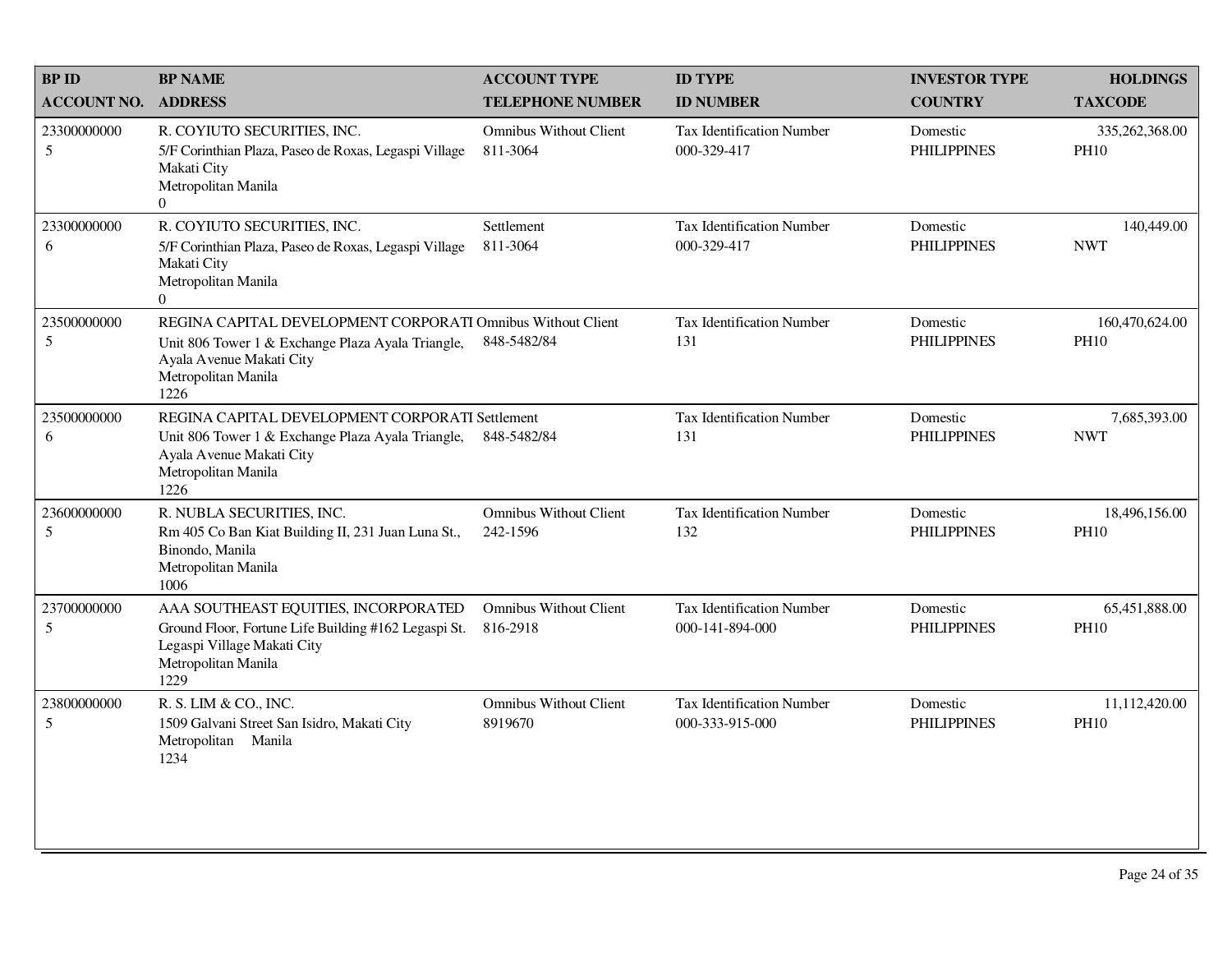| BP ID<br>ACCOUNT NO. | BP NAME<br>ADDRESS | ACCOUNT TYPE<br>TELEPHONE NUMBER | ID TYPE<br>ID NUMBER | INVESTOR TYPE<br>COUNTRY | HOLDINGS<br>TAXCODE |
|---|---|---|---|---|---|
| 23300000000<br>5 | R. COYIUTO SECURITIES, INC.<br>5/F Corinthian Plaza, Paseo de Roxas, Legaspi Village Makati City<br>Metropolitan Manila<br>0 | Omnibus Without Client<br>811-3064 | Tax Identification Number<br>000-329-417 | Domestic<br>PHILIPPINES | 335,262,368.00<br>PH10 |
| 23300000000<br>6 | R. COYIUTO SECURITIES, INC.<br>5/F Corinthian Plaza, Paseo de Roxas, Legaspi Village Makati City<br>Metropolitan Manila<br>0 | Settlement<br>811-3064 | Tax Identification Number<br>000-329-417 | Domestic<br>PHILIPPINES | 140,449.00<br>NWT |
| 23500000000<br>5 | REGINA CAPITAL DEVELOPMENT CORPORATI<br>Unit 806 Tower 1 & Exchange Plaza Ayala Triangle, Ayala Avenue Makati City<br>Metropolitan Manila<br>1226 | Omnibus Without Client<br>848-5482/84 | Tax Identification Number<br>131 | Domestic<br>PHILIPPINES | 160,470,624.00<br>PH10 |
| 23500000000<br>6 | REGINA CAPITAL DEVELOPMENT CORPORATI<br>Unit 806 Tower 1 & Exchange Plaza Ayala Triangle, Ayala Avenue Makati City<br>Metropolitan Manila<br>1226 | Settlement<br>848-5482/84 | Tax Identification Number<br>131 | Domestic<br>PHILIPPINES | 7,685,393.00<br>NWT |
| 23600000000<br>5 | R. NUBLA SECURITIES, INC.<br>Rm 405 Co Ban Kiat Building II, 231 Juan Luna St., Binondo, Manila<br>Metropolitan Manila<br>1006 | Omnibus Without Client<br>242-1596 | Tax Identification Number<br>132 | Domestic<br>PHILIPPINES | 18,496,156.00<br>PH10 |
| 23700000000<br>5 | AAA SOUTHEAST EQUITIES, INCORPORATED<br>Ground Floor, Fortune Life Building #162 Legaspi St. Legaspi Village Makati City<br>Metropolitan Manila<br>1229 | Omnibus Without Client<br>816-2918 | Tax Identification Number<br>000-141-894-000 | Domestic<br>PHILIPPINES | 65,451,888.00<br>PH10 |
| 23800000000<br>5 | R. S. LIM & CO., INC.<br>1509 Galvani Street San Isidro, Makati City<br>Metropolitan Manila<br>1234 | Omnibus Without Client<br>8919670 | Tax Identification Number<br>000-333-915-000 | Domestic<br>PHILIPPINES | 11,112,420.00<br>PH10 |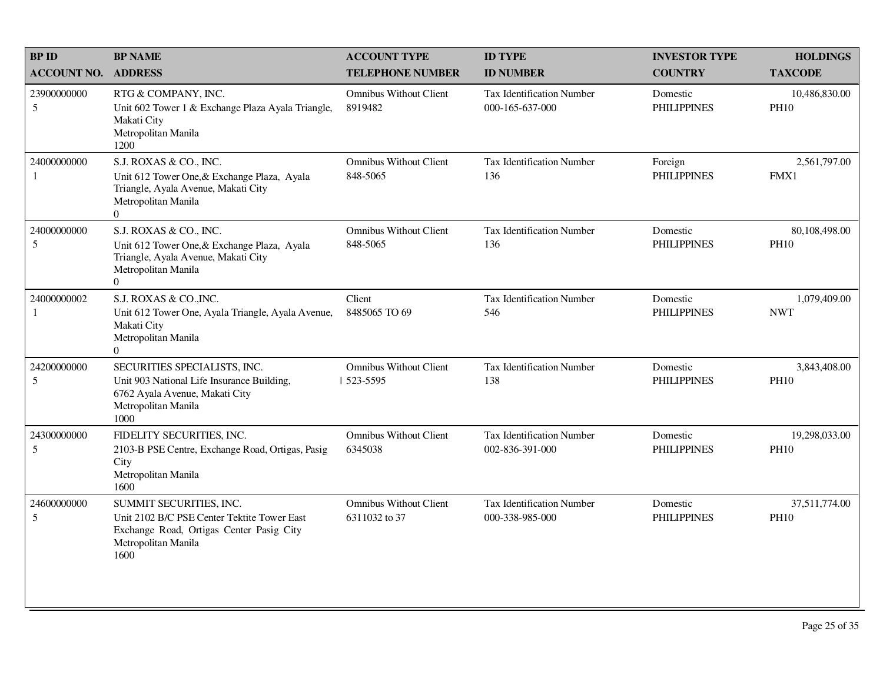| BP ID<br>ACCOUNT NO. | BP NAME<br>ADDRESS | ACCOUNT TYPE<br>TELEPHONE NUMBER | ID TYPE<br>ID NUMBER | INVESTOR TYPE<br>COUNTRY | HOLDINGS<br>TAXCODE |
|---|---|---|---|---|---|
| 23900000000<br>5 | RTG & COMPANY, INC.<br>Unit 602 Tower 1 & Exchange Plaza Ayala Triangle, Makati City<br>Metropolitan Manila<br>1200 | Omnibus Without Client<br>8919482 | Tax Identification Number<br>000-165-637-000 | Domestic<br>PHILIPPINES | 10,486,830.00<br>PH10 |
| 24000000000<br>1 | S.J. ROXAS & CO., INC.<br>Unit 612 Tower One,& Exchange Plaza, Ayala Triangle, Ayala Avenue, Makati City<br>Metropolitan Manila<br>0 | Omnibus Without Client<br>848-5065 | Tax Identification Number<br>136 | Foreign<br>PHILIPPINES | 2,561,797.00<br>FMX1 |
| 24000000000<br>5 | S.J. ROXAS & CO., INC.<br>Unit 612 Tower One,& Exchange Plaza, Ayala Triangle, Ayala Avenue, Makati City<br>Metropolitan Manila<br>0 | Omnibus Without Client<br>848-5065 | Tax Identification Number<br>136 | Domestic<br>PHILIPPINES | 80,108,498.00<br>PH10 |
| 24000000002<br>1 | S.J. ROXAS & CO.,INC.<br>Unit 612 Tower One, Ayala Triangle, Ayala Avenue, Makati City<br>Metropolitan Manila<br>0 | Client<br>8485065 TO 69 | Tax Identification Number<br>546 | Domestic<br>PHILIPPINES | 1,079,409.00<br>NWT |
| 24200000000<br>5 | SECURITIES SPECIALISTS, INC.<br>Unit 903 National Life Insurance Building, 6762 Ayala Avenue, Makati City<br>Metropolitan Manila<br>1000 | Omnibus Without Client<br>523-5595 | Tax Identification Number<br>138 | Domestic<br>PHILIPPINES | 3,843,408.00<br>PH10 |
| 24300000000<br>5 | FIDELITY SECURITIES, INC.<br>2103-B PSE Centre, Exchange Road, Ortigas, Pasig City<br>Metropolitan Manila<br>1600 | Omnibus Without Client<br>6345038 | Tax Identification Number<br>002-836-391-000 | Domestic<br>PHILIPPINES | 19,298,033.00<br>PH10 |
| 24600000000<br>5 | SUMMIT SECURITIES, INC.<br>Unit 2102 B/C PSE Center Tektite Tower East Exchange Road, Ortigas Center Pasig City<br>Metropolitan Manila<br>1600 | Omnibus Without Client<br>6311032 to 37 | Tax Identification Number<br>000-338-985-000 | Domestic<br>PHILIPPINES | 37,511,774.00<br>PH10 |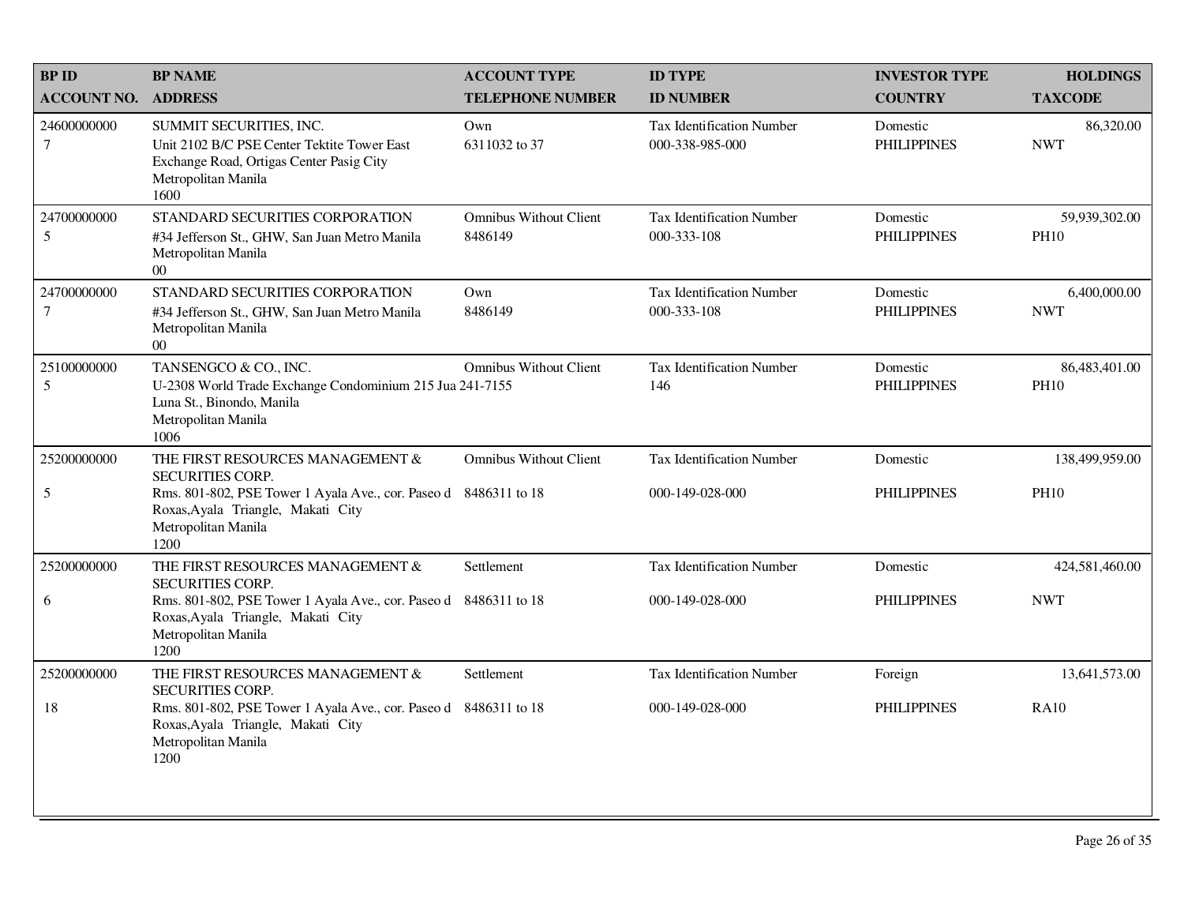| BP ID<br>ACCOUNT NO. | BP NAME<br>ADDRESS | ACCOUNT TYPE<br>TELEPHONE NUMBER | ID TYPE<br>ID NUMBER | INVESTOR TYPE<br>COUNTRY | HOLDINGS<br>TAXCODE |
|---|---|---|---|---|---|
| 24600000000<br>7 | SUMMIT SECURITIES, INC.<br>Unit 2102 B/C PSE Center Tektite Tower East Exchange Road, Ortigas Center Pasig City<br>Metropolitan Manila<br>1600 | Own<br>6311032 to 37 | Tax Identification Number<br>000-338-985-000 | Domestic<br>PHILIPPINES | 86,320.00<br>NWT |
| 24700000000<br>5 | STANDARD SECURITIES CORPORATION<br>#34 Jefferson St., GHW, San Juan Metro Manila<br>Metropolitan Manila<br>00 | Omnibus Without Client<br>8486149 | Tax Identification Number<br>000-333-108 | Domestic<br>PHILIPPINES | 59,939,302.00<br>PH10 |
| 24700000000<br>7 | STANDARD SECURITIES CORPORATION<br>#34 Jefferson St., GHW, San Juan Metro Manila<br>Metropolitan Manila<br>00 | Own<br>8486149 | Tax Identification Number<br>000-333-108 | Domestic<br>PHILIPPINES | 6,400,000.00<br>NWT |
| 25100000000<br>5 | TANSENGCO & CO., INC.<br>U-2308 World Trade Exchange Condominium 215 Jua Luna St., Binondo, Manila<br>Metropolitan Manila<br>1006 | Omnibus Without Client<br>241-7155 | Tax Identification Number<br>146 | Domestic<br>PHILIPPINES | 86,483,401.00<br>PH10 |
| 25200000000<br>5 | THE FIRST RESOURCES MANAGEMENT & SECURITIES CORP.<br>Rms. 801-802, PSE Tower 1 Ayala Ave., cor. Paseo d Roxas,Ayala Triangle, Makati City<br>Metropolitan Manila<br>1200 | Omnibus Without Client<br>8486311 to 18 | Tax Identification Number<br>000-149-028-000 | Domestic<br>PHILIPPINES | 138,499,959.00<br>PH10 |
| 25200000000<br>6 | THE FIRST RESOURCES MANAGEMENT & SECURITIES CORP.<br>Rms. 801-802, PSE Tower 1 Ayala Ave., cor. Paseo d Roxas,Ayala Triangle, Makati City<br>Metropolitan Manila<br>1200 | Settlement<br>8486311 to 18 | Tax Identification Number<br>000-149-028-000 | Domestic<br>PHILIPPINES | 424,581,460.00<br>NWT |
| 25200000000<br>18 | THE FIRST RESOURCES MANAGEMENT & SECURITIES CORP.<br>Rms. 801-802, PSE Tower 1 Ayala Ave., cor. Paseo d Roxas,Ayala Triangle, Makati City<br>Metropolitan Manila<br>1200 | Settlement<br>8486311 to 18 | Tax Identification Number<br>000-149-028-000 | Foreign<br>PHILIPPINES | 13,641,573.00<br>RA10 |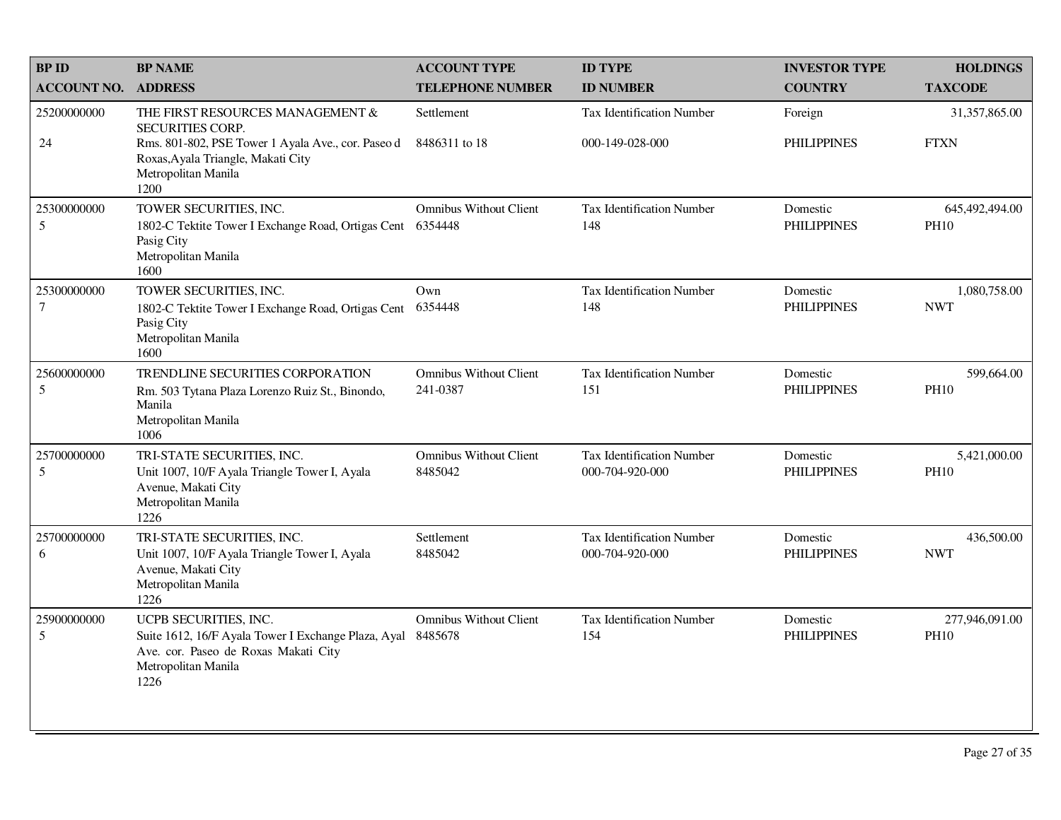| BP ID<br>ACCOUNT NO. | BP NAME<br>ADDRESS | ACCOUNT TYPE<br>TELEPHONE NUMBER | ID TYPE<br>ID NUMBER | INVESTOR TYPE<br>COUNTRY | HOLDINGS<br>TAXCODE |
|---|---|---|---|---|---|
| 25200000000<br>24 | THE FIRST RESOURCES MANAGEMENT & SECURITIES CORP.<br>Rms. 801-802, PSE Tower 1 Ayala Ave., cor. Paseo d Roxas,Ayala Triangle, Makati City<br>Metropolitan Manila<br>1200 | Settlement<br>8486311 to 18 | Tax Identification Number<br>000-149-028-000 | Foreign<br>PHILIPPINES | 31,357,865.00<br>FTXN |
| 25300000000<br>5 | TOWER SECURITIES, INC.<br>1802-C Tektite Tower I Exchange Road, Ortigas Cent Pasig City<br>Metropolitan Manila<br>1600 | Omnibus Without Client<br>6354448 | Tax Identification Number<br>148 | Domestic<br>PHILIPPINES | 645,492,494.00<br>PH10 |
| 25300000000<br>7 | TOWER SECURITIES, INC.<br>1802-C Tektite Tower I Exchange Road, Ortigas Cent Pasig City<br>Metropolitan Manila<br>1600 | Own<br>6354448 | Tax Identification Number<br>148 | Domestic<br>PHILIPPINES | 1,080,758.00<br>NWT |
| 25600000000<br>5 | TRENDLINE SECURITIES CORPORATION<br>Rm. 503 Tytana Plaza Lorenzo Ruiz St., Binondo, Manila<br>Metropolitan Manila<br>1006 | Omnibus Without Client<br>241-0387 | Tax Identification Number<br>151 | Domestic<br>PHILIPPINES | 599,664.00<br>PH10 |
| 25700000000<br>5 | TRI-STATE SECURITIES, INC.<br>Unit 1007, 10/F Ayala Triangle Tower I, Ayala Avenue, Makati City<br>Metropolitan Manila<br>1226 | Omnibus Without Client<br>8485042 | Tax Identification Number<br>000-704-920-000 | Domestic<br>PHILIPPINES | 5,421,000.00<br>PH10 |
| 25700000000<br>6 | TRI-STATE SECURITIES, INC.<br>Unit 1007, 10/F Ayala Triangle Tower I, Ayala Avenue, Makati City<br>Metropolitan Manila<br>1226 | Settlement<br>8485042 | Tax Identification Number<br>000-704-920-000 | Domestic<br>PHILIPPINES | 436,500.00<br>NWT |
| 25900000000<br>5 | UCPB SECURITIES, INC.<br>Suite 1612, 16/F Ayala Tower I Exchange Plaza, Ayal Ave. cor. Paseo de Roxas Makati City<br>Metropolitan Manila<br>1226 | Omnibus Without Client<br>8485678 | Tax Identification Number<br>154 | Domestic<br>PHILIPPINES | 277,946,091.00<br>PH10 |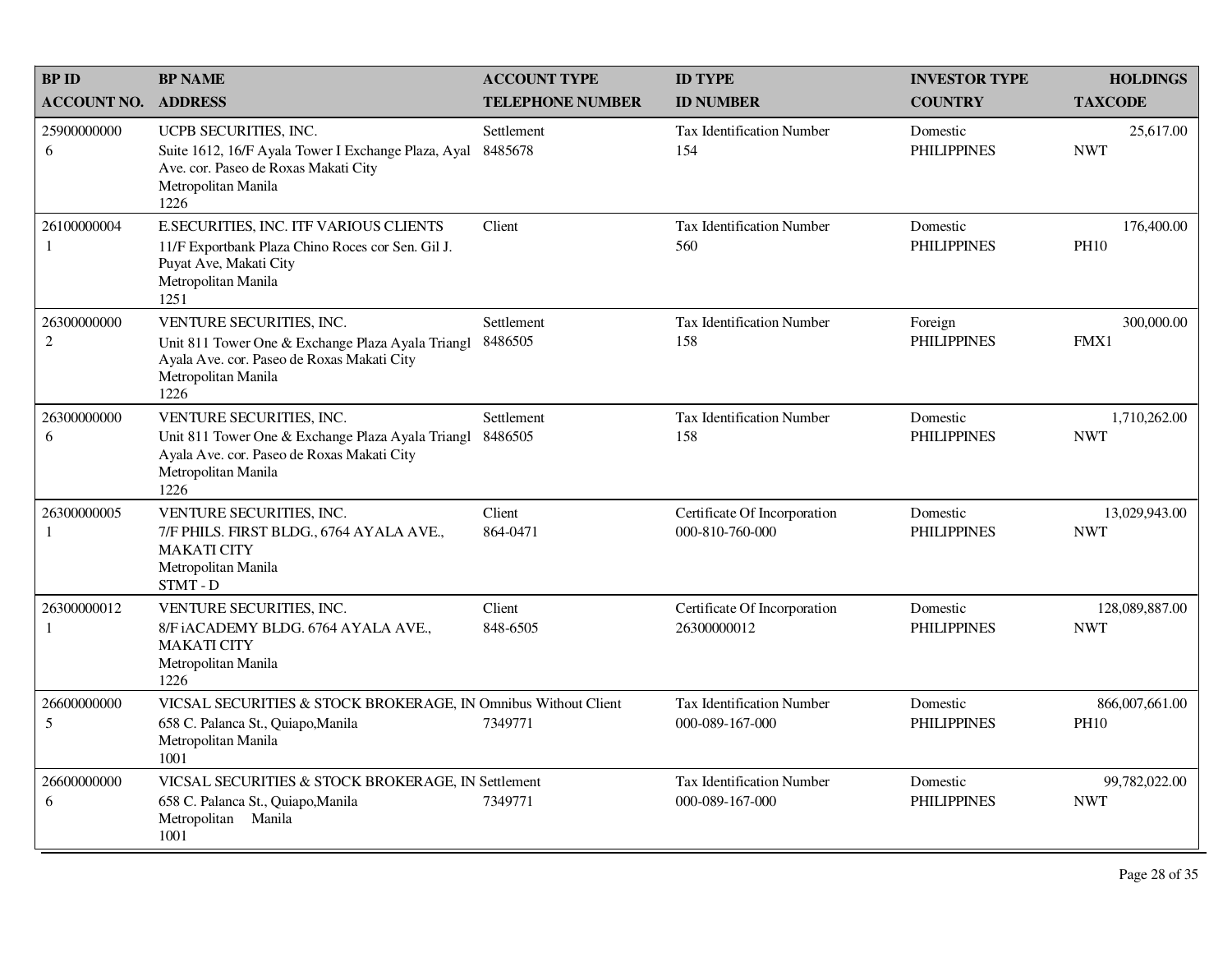| BP ID<br>ACCOUNT NO. | BP NAME<br>ADDRESS | ACCOUNT TYPE<br>TELEPHONE NUMBER | ID TYPE<br>ID NUMBER | INVESTOR TYPE<br>COUNTRY | HOLDINGS<br>TAXCODE |
|---|---|---|---|---|---|
| 25900000000<br>6 | UCPB SECURITIES, INC.<br>Suite 1612, 16/F Ayala Tower I Exchange Plaza, Ayal Ave. cor. Paseo de Roxas Makati City<br>Metropolitan Manila<br>1226 | Settlement<br>8485678 | Tax Identification Number<br>154 | Domestic<br>PHILIPPINES | 25,617.00<br>NWT |
| 26100000004<br>1 | E.SECURITIES, INC. ITF VARIOUS CLIENTS<br>11/F Exportbank Plaza Chino Roces cor Sen. Gil J. Puyat Ave, Makati City<br>Metropolitan Manila<br>1251 | Client | Tax Identification Number<br>560 | Domestic<br>PHILIPPINES | 176,400.00<br>PH10 |
| 26300000000<br>2 | VENTURE SECURITIES, INC.<br>Unit 811 Tower One & Exchange Plaza Ayala Triangl Ayala Ave. cor. Paseo de Roxas Makati City<br>Metropolitan Manila<br>1226 | Settlement<br>8486505 | Tax Identification Number<br>158 | Foreign<br>PHILIPPINES | 300,000.00<br>FMX1 |
| 26300000000<br>6 | VENTURE SECURITIES, INC.<br>Unit 811 Tower One & Exchange Plaza Ayala Triangl Ayala Ave. cor. Paseo de Roxas Makati City<br>Metropolitan Manila<br>1226 | Settlement<br>8486505 | Tax Identification Number<br>158 | Domestic<br>PHILIPPINES | 1,710,262.00<br>NWT |
| 26300000005<br>1 | VENTURE SECURITIES, INC.<br>7/F PHILS. FIRST BLDG., 6764 AYALA AVE., MAKATI CITY<br>Metropolitan Manila<br>STMT - D | Client<br>864-0471 | Certificate Of Incorporation<br>000-810-760-000 | Domestic<br>PHILIPPINES | 13,029,943.00<br>NWT |
| 26300000012<br>1 | VENTURE SECURITIES, INC.<br>8/F iACADEMY BLDG. 6764 AYALA AVE., MAKATI CITY<br>Metropolitan Manila<br>1226 | Client<br>848-6505 | Certificate Of Incorporation<br>26300000012 | Domestic<br>PHILIPPINES | 128,089,887.00<br>NWT |
| 26600000000<br>5 | VICSAL SECURITIES & STOCK BROKERAGE, IN<br>658 C. Palanca St., Quiapo,Manila<br>Metropolitan Manila<br>1001 | Omnibus Without Client<br>7349771 | Tax Identification Number<br>000-089-167-000 | Domestic<br>PHILIPPINES | 866,007,661.00<br>PH10 |
| 26600000000<br>6 | VICSAL SECURITIES & STOCK BROKERAGE, IN<br>658 C. Palanca St., Quiapo,Manila<br>Metropolitan Manila<br>1001 | Settlement<br>7349771 | Tax Identification Number<br>000-089-167-000 | Domestic<br>PHILIPPINES | 99,782,022.00<br>NWT |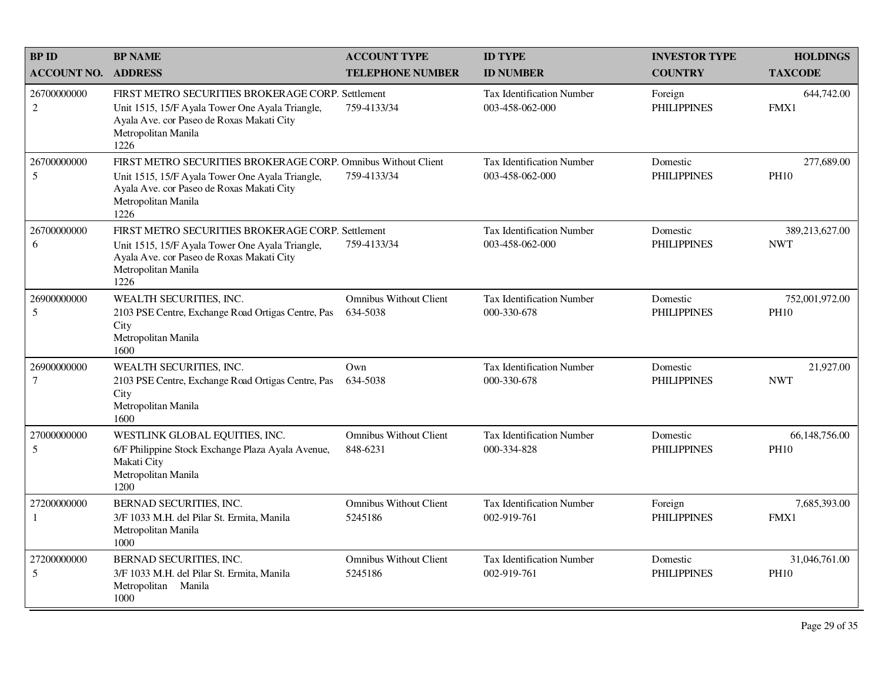| BP ID<br>ACCOUNT NO. | BP NAME<br>ADDRESS | ACCOUNT TYPE<br>TELEPHONE NUMBER | ID TYPE<br>ID NUMBER | INVESTOR TYPE<br>COUNTRY | HOLDINGS<br>TAXCODE |
|---|---|---|---|---|---|
| 26700000000<br>2 | FIRST METRO SECURITIES BROKERAGE CORP.<br>Unit 1515, 15/F Ayala Tower One Ayala Triangle, Ayala Ave. cor Paseo de Roxas Makati City<br>Metropolitan Manila<br>1226 | Settlement<br>759-4133/34 | Tax Identification Number<br>003-458-062-000 | Foreign<br>PHILIPPINES | 644,742.00<br>FMX1 |
| 26700000000<br>5 | FIRST METRO SECURITIES BROKERAGE CORP.<br>Unit 1515, 15/F Ayala Tower One Ayala Triangle, Ayala Ave. cor Paseo de Roxas Makati City<br>Metropolitan Manila<br>1226 | Omnibus Without Client<br>759-4133/34 | Tax Identification Number<br>003-458-062-000 | Domestic<br>PHILIPPINES | 277,689.00<br>PH10 |
| 26700000000<br>6 | FIRST METRO SECURITIES BROKERAGE CORP.<br>Unit 1515, 15/F Ayala Tower One Ayala Triangle, Ayala Ave. cor Paseo de Roxas Makati City<br>Metropolitan Manila<br>1226 | Settlement<br>759-4133/34 | Tax Identification Number<br>003-458-062-000 | Domestic<br>PHILIPPINES | 389,213,627.00<br>NWT |
| 26900000000<br>5 | WEALTH SECURITIES, INC.<br>2103 PSE Centre, Exchange Road Ortigas Centre, Pas City<br>Metropolitan Manila<br>1600 | Omnibus Without Client<br>634-5038 | Tax Identification Number<br>000-330-678 | Domestic<br>PHILIPPINES | 752,001,972.00<br>PH10 |
| 26900000000<br>7 | WEALTH SECURITIES, INC.<br>2103 PSE Centre, Exchange Road Ortigas Centre, Pas City<br>Metropolitan Manila<br>1600 | Own<br>634-5038 | Tax Identification Number<br>000-330-678 | Domestic<br>PHILIPPINES | 21,927.00<br>NWT |
| 27000000000<br>5 | WESTLINK GLOBAL EQUITIES, INC.<br>6/F Philippine Stock Exchange Plaza Ayala Avenue, Makati City<br>Metropolitan Manila<br>1200 | Omnibus Without Client<br>848-6231 | Tax Identification Number<br>000-334-828 | Domestic<br>PHILIPPINES | 66,148,756.00<br>PH10 |
| 27200000000<br>1 | BERNAD SECURITIES, INC.<br>3/F 1033 M.H. del Pilar St. Ermita, Manila<br>Metropolitan Manila<br>1000 | Omnibus Without Client<br>5245186 | Tax Identification Number<br>002-919-761 | Foreign<br>PHILIPPINES | 7,685,393.00<br>FMX1 |
| 27200000000<br>5 | BERNAD SECURITIES, INC.<br>3/F 1033 M.H. del Pilar St. Ermita, Manila<br>Metropolitan Manila<br>1000 | Omnibus Without Client<br>5245186 | Tax Identification Number<br>002-919-761 | Domestic<br>PHILIPPINES | 31,046,761.00<br>PH10 |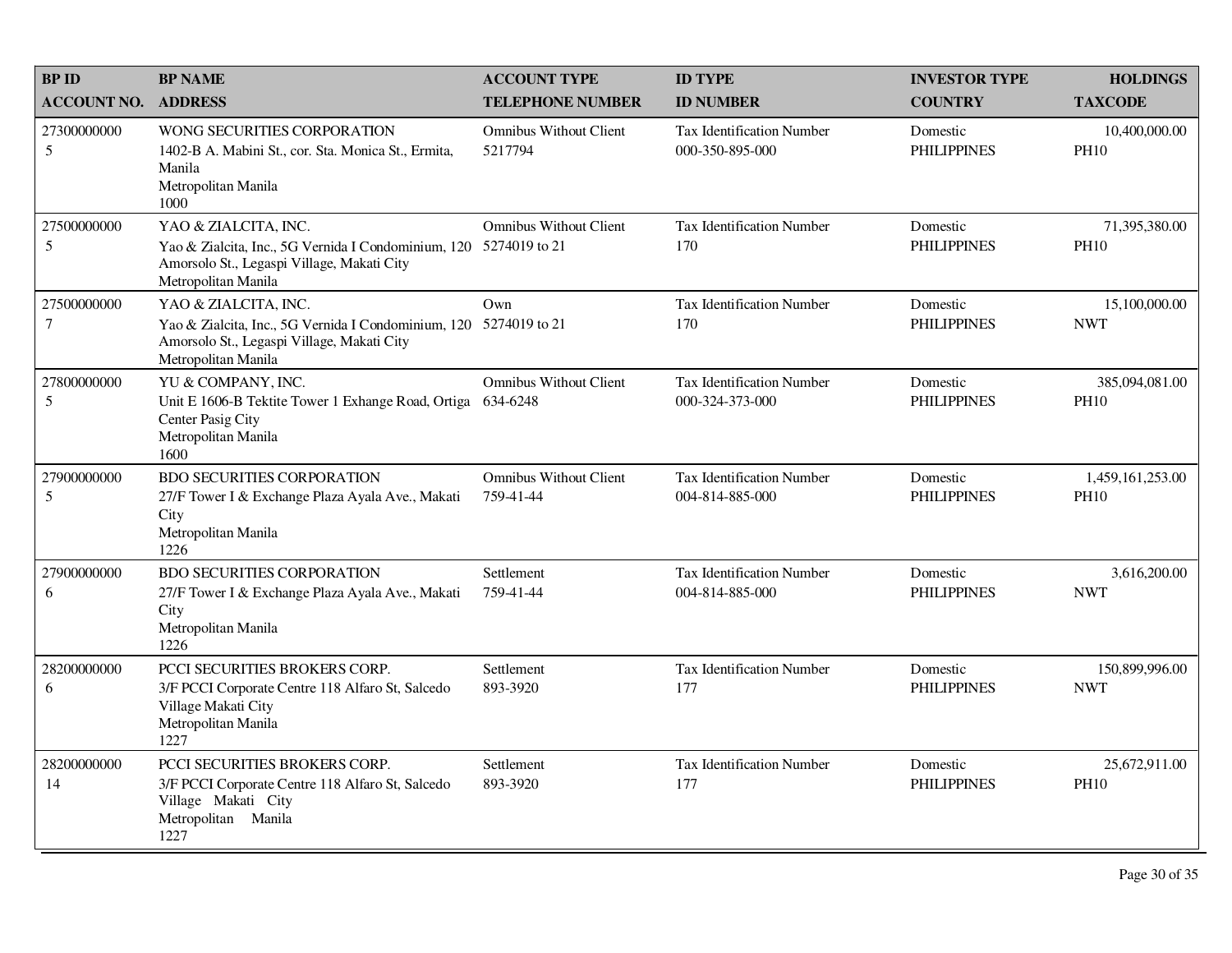| BP ID<br>ACCOUNT NO. | BP NAME<br>ADDRESS | ACCOUNT TYPE<br>TELEPHONE NUMBER | ID TYPE<br>ID NUMBER | INVESTOR TYPE<br>COUNTRY | HOLDINGS<br>TAXCODE |
|---|---|---|---|---|---|
| 27300000000<br>5 | WONG SECURITIES CORPORATION<br>1402-B A. Mabini St., cor. Sta. Monica St., Ermita, Manila<br>Metropolitan Manila<br>1000 | Omnibus Without Client<br>5217794 | Tax Identification Number<br>000-350-895-000 | Domestic<br>PHILIPPINES | 10,400,000.00<br>PH10 |
| 27500000000<br>5 | YAO & ZIALCITA, INC.<br>Yao & Zialcita, Inc., 5G Vernida I Condominium, 120 Amorsolo St., Legaspi Village, Makati City<br>Metropolitan Manila | Omnibus Without Client<br>5274019 to 21 | Tax Identification Number<br>170 | Domestic<br>PHILIPPINES | 71,395,380.00<br>PH10 |
| 27500000000<br>7 | YAO & ZIALCITA, INC.<br>Yao & Zialcita, Inc., 5G Vernida I Condominium, 120 Amorsolo St., Legaspi Village, Makati City<br>Metropolitan Manila | Own<br>5274019 to 21 | Tax Identification Number<br>170 | Domestic<br>PHILIPPINES | 15,100,000.00<br>NWT |
| 27800000000<br>5 | YU & COMPANY, INC.<br>Unit E 1606-B Tektite Tower 1 Exhange Road, Ortiga Center Pasig City<br>Metropolitan Manila<br>1600 | Omnibus Without Client<br>634-6248 | Tax Identification Number<br>000-324-373-000 | Domestic<br>PHILIPPINES | 385,094,081.00<br>PH10 |
| 27900000000<br>5 | BDO SECURITIES CORPORATION<br>27/F Tower I & Exchange Plaza Ayala Ave., Makati City<br>Metropolitan Manila<br>1226 | Omnibus Without Client<br>759-41-44 | Tax Identification Number<br>004-814-885-000 | Domestic<br>PHILIPPINES | 1,459,161,253.00<br>PH10 |
| 27900000000<br>6 | BDO SECURITIES CORPORATION<br>27/F Tower I & Exchange Plaza Ayala Ave., Makati City<br>Metropolitan Manila<br>1226 | Settlement<br>759-41-44 | Tax Identification Number<br>004-814-885-000 | Domestic<br>PHILIPPINES | 3,616,200.00<br>NWT |
| 28200000000<br>6 | PCCI SECURITIES BROKERS CORP.<br>3/F PCCI Corporate Centre 118 Alfaro St, Salcedo Village Makati City<br>Metropolitan Manila<br>1227 | Settlement<br>893-3920 | Tax Identification Number<br>177 | Domestic<br>PHILIPPINES | 150,899,996.00<br>NWT |
| 28200000000<br>14 | PCCI SECURITIES BROKERS CORP.<br>3/F PCCI Corporate Centre 118 Alfaro St, Salcedo Village Makati City<br>Metropolitan Manila<br>1227 | Settlement<br>893-3920 | Tax Identification Number<br>177 | Domestic<br>PHILIPPINES | 25,672,911.00<br>PH10 |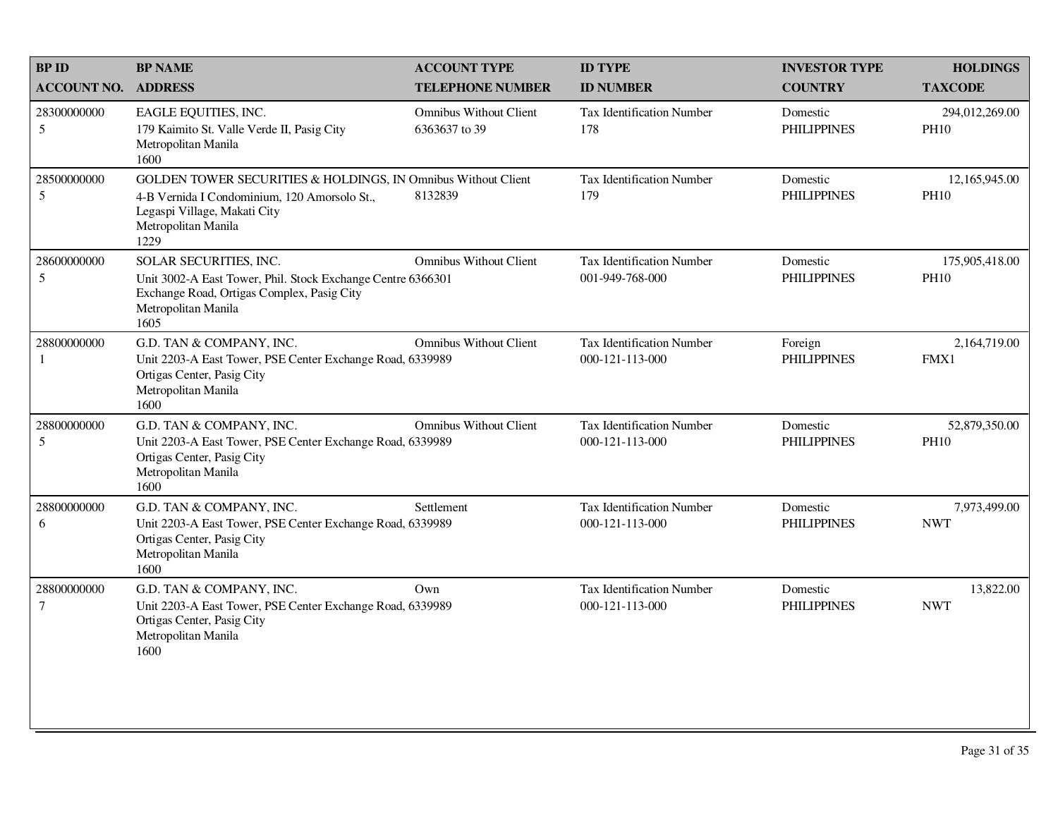| BP ID ACCOUNT NO. | BP NAME ADDRESS | ACCOUNT TYPE TELEPHONE NUMBER | ID TYPE ID NUMBER | INVESTOR TYPE COUNTRY | HOLDINGS TAXCODE |
|---|---|---|---|---|---|
| 28300000000 5 | EAGLE EQUITIES, INC. 179 Kaimito St. Valle Verde II, Pasig City Metropolitan Manila 1600 | Omnibus Without Client 6363637 to 39 | Tax Identification Number 178 | Domestic PHILIPPINES | 294,012,269.00 PH10 |
| 28500000000 5 | GOLDEN TOWER SECURITIES & HOLDINGS, IN 4-B Vernida I Condominium, 120 Amorsolo St., Legaspi Village, Makati City Metropolitan Manila 1229 | Omnibus Without Client 8132839 | Tax Identification Number 179 | Domestic PHILIPPINES | 12,165,945.00 PH10 |
| 28600000000 5 | SOLAR SECURITIES, INC. Unit 3002-A East Tower, Phil. Stock Exchange Centre Exchange Road, Ortigas Complex, Pasig City Metropolitan Manila 1605 | Omnibus Without Client 6366301 | Tax Identification Number 001-949-768-000 | Domestic PHILIPPINES | 175,905,418.00 PH10 |
| 28800000000 1 | G.D. TAN & COMPANY, INC. Unit 2203-A East Tower, PSE Center Exchange Road, Ortigas Center, Pasig City Metropolitan Manila 1600 | Omnibus Without Client 6339989 | Tax Identification Number 000-121-113-000 | Foreign PHILIPPINES | 2,164,719.00 FMX1 |
| 28800000000 5 | G.D. TAN & COMPANY, INC. Unit 2203-A East Tower, PSE Center Exchange Road, Ortigas Center, Pasig City Metropolitan Manila 1600 | Omnibus Without Client 6339989 | Tax Identification Number 000-121-113-000 | Domestic PHILIPPINES | 52,879,350.00 PH10 |
| 28800000000 6 | G.D. TAN & COMPANY, INC. Unit 2203-A East Tower, PSE Center Exchange Road, Ortigas Center, Pasig City Metropolitan Manila 1600 | Settlement 6339989 | Tax Identification Number 000-121-113-000 | Domestic PHILIPPINES | 7,973,499.00 NWT |
| 28800000000 7 | G.D. TAN & COMPANY, INC. Unit 2203-A East Tower, PSE Center Exchange Road, Ortigas Center, Pasig City Metropolitan Manila 1600 | Own 6339989 | Tax Identification Number 000-121-113-000 | Domestic PHILIPPINES | 13,822.00 NWT |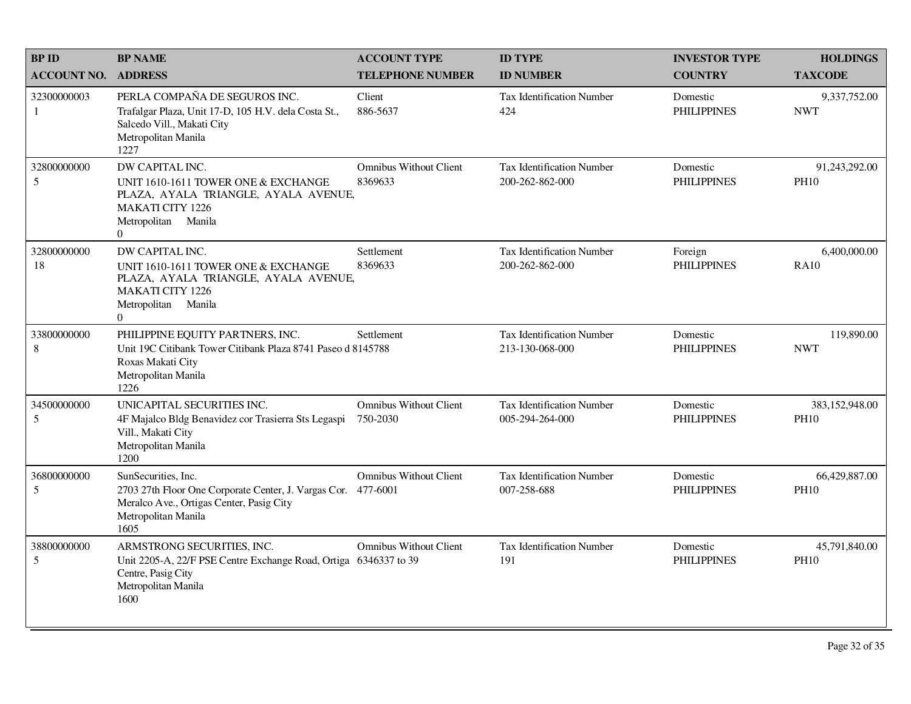| BP ID<br>ACCOUNT NO. | BP NAME<br>ADDRESS | ACCOUNT TYPE<br>TELEPHONE NUMBER | ID TYPE<br>ID NUMBER | INVESTOR TYPE<br>COUNTRY | HOLDINGS<br>TAXCODE |
|---|---|---|---|---|---|
| 32300000003<br>1 | PERLA COMPAÑA DE SEGUROS INC.<br>Trafalgar Plaza, Unit 17-D, 105 H.V. dela Costa St., Salcedo Vill., Makati City<br>Metropolitan Manila<br>1227 | Client<br>886-5637 | Tax Identification Number<br>424 | Domestic<br>PHILIPPINES | 9,337,752.00<br>NWT |
| 32800000000<br>5 | DW CAPITAL INC.<br>UNIT 1610-1611 TOWER ONE & EXCHANGE PLAZA, AYALA TRIANGLE, AYALA AVENUE, MAKATI CITY 1226<br>Metropolitan Manila<br>0 | Omnibus Without Client<br>8369633 | Tax Identification Number<br>200-262-862-000 | Domestic<br>PHILIPPINES | 91,243,292.00<br>PH10 |
| 32800000000<br>18 | DW CAPITAL INC.<br>UNIT 1610-1611 TOWER ONE & EXCHANGE PLAZA, AYALA TRIANGLE, AYALA AVENUE, MAKATI CITY 1226<br>Metropolitan Manila<br>0 | Settlement<br>8369633 | Tax Identification Number<br>200-262-862-000 | Foreign<br>PHILIPPINES | 6,400,000.00<br>RA10 |
| 33800000000<br>8 | PHILIPPINE EQUITY PARTNERS, INC.<br>Unit 19C Citibank Tower Citibank Plaza 8741 Paseo d Roxas Makati City<br>Metropolitan Manila<br>1226 | Settlement<br>8145788 | Tax Identification Number<br>213-130-068-000 | Domestic<br>PHILIPPINES | 119,890.00<br>NWT |
| 34500000000<br>5 | UNICAPITAL SECURITIES INC.<br>4F Majalco Bldg Benavidez cor Trasierra Sts Legaspi Vill., Makati City<br>Metropolitan Manila<br>1200 | Omnibus Without Client<br>750-2030 | Tax Identification Number<br>005-294-264-000 | Domestic<br>PHILIPPINES | 383,152,948.00<br>PH10 |
| 36800000000<br>5 | SunSecurities, Inc.<br>2703 27th Floor One Corporate Center, J. Vargas Cor. Meralco Ave., Ortigas Center, Pasig City<br>Metropolitan Manila<br>1605 | Omnibus Without Client<br>477-6001 | Tax Identification Number<br>007-258-688 | Domestic<br>PHILIPPINES | 66,429,887.00<br>PH10 |
| 38800000000<br>5 | ARMSTRONG SECURITIES, INC.<br>Unit 2205-A, 22/F PSE Centre Exchange Road, Ortiga Centre, Pasig City<br>Metropolitan Manila<br>1600 | Omnibus Without Client<br>6346337 to 39 | Tax Identification Number<br>191 | Domestic<br>PHILIPPINES | 45,791,840.00<br>PH10 |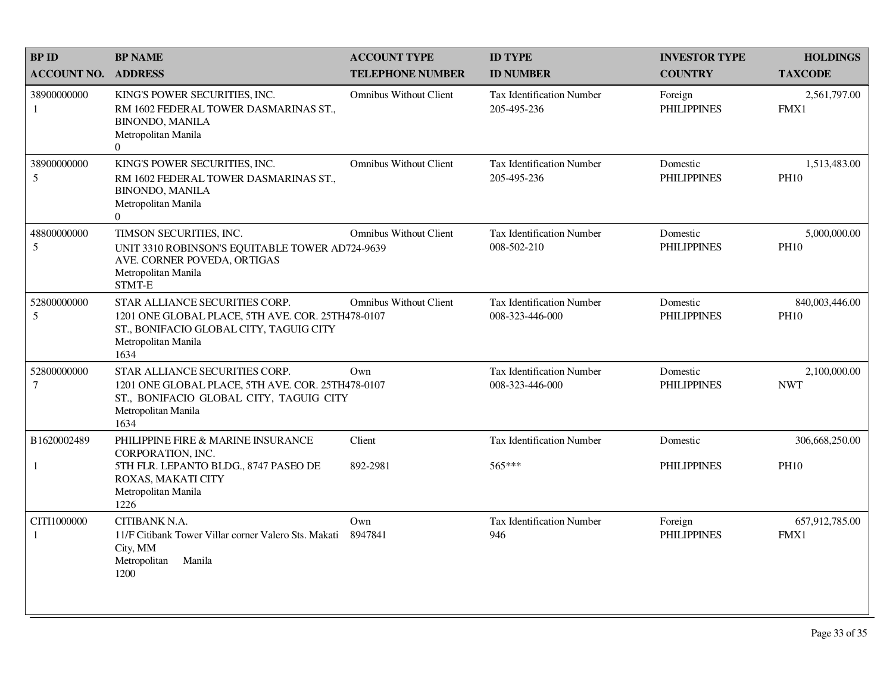| BP ID<br>ACCOUNT NO. | BP NAME<br>ADDRESS | ACCOUNT TYPE<br>TELEPHONE NUMBER | ID TYPE<br>ID NUMBER | INVESTOR TYPE<br>COUNTRY | HOLDINGS<br>TAXCODE |
|---|---|---|---|---|---|
| 38900000000<br>1 | KING'S POWER SECURITIES, INC.<br>RM 1602 FEDERAL TOWER DASMARINAS ST., BINONDO, MANILA<br>Metropolitan Manila<br>0 | Omnibus Without Client | Tax Identification Number<br>205-495-236 | Foreign<br>PHILIPPINES | 2,561,797.00<br>FMX1 |
| 38900000000<br>5 | KING'S POWER SECURITIES, INC.<br>RM 1602 FEDERAL TOWER DASMARINAS ST., BINONDO, MANILA<br>Metropolitan Manila<br>0 | Omnibus Without Client | Tax Identification Number<br>205-495-236 | Domestic<br>PHILIPPINES | 1,513,483.00<br>PH10 |
| 48800000000<br>5 | TIMSON SECURITIES, INC.<br>UNIT 3310 ROBINSON'S EQUITABLE TOWER AD AVE. CORNER POVEDA, ORTIGAS<br>Metropolitan Manila<br>STMT-E | Omnibus Without Client<br>724-9639 | Tax Identification Number<br>008-502-210 | Domestic<br>PHILIPPINES | 5,000,000.00<br>PH10 |
| 52800000000<br>5 | STAR ALLIANCE SECURITIES CORP.<br>1201 ONE GLOBAL PLACE, 5TH AVE. COR. 25TH ST., BONIFACIO GLOBAL CITY, TAGUIG CITY<br>Metropolitan Manila<br>1634 | Omnibus Without Client<br>478-0107 | Tax Identification Number<br>008-323-446-000 | Domestic<br>PHILIPPINES | 840,003,446.00<br>PH10 |
| 52800000000<br>7 | STAR ALLIANCE SECURITIES CORP.<br>1201 ONE GLOBAL PLACE, 5TH AVE. COR. 25TH ST., BONIFACIO GLOBAL CITY, TAGUIG CITY<br>Metropolitan Manila<br>1634 | Own<br>478-0107 | Tax Identification Number<br>008-323-446-000 | Domestic<br>PHILIPPINES | 2,100,000.00<br>NWT |
| B1620002489<br>1 | PHILIPPINE FIRE & MARINE INSURANCE CORPORATION, INC.<br>5TH FLR. LEPANTO BLDG., 8747 PASEO DE ROXAS, MAKATI CITY<br>Metropolitan Manila<br>1226 | Client<br>892-2981 | Tax Identification Number<br>565*** | Domestic<br>PHILIPPINES | 306,668,250.00<br>PH10 |
| CITI1000000<br>1 | CITIBANK N.A.<br>11/F Citibank Tower Villar corner Valero Sts. Makati City, MM<br>Metropolitan Manila<br>1200 | Own<br>8947841 | Tax Identification Number<br>946 | Foreign<br>PHILIPPINES | 657,912,785.00<br>FMX1 |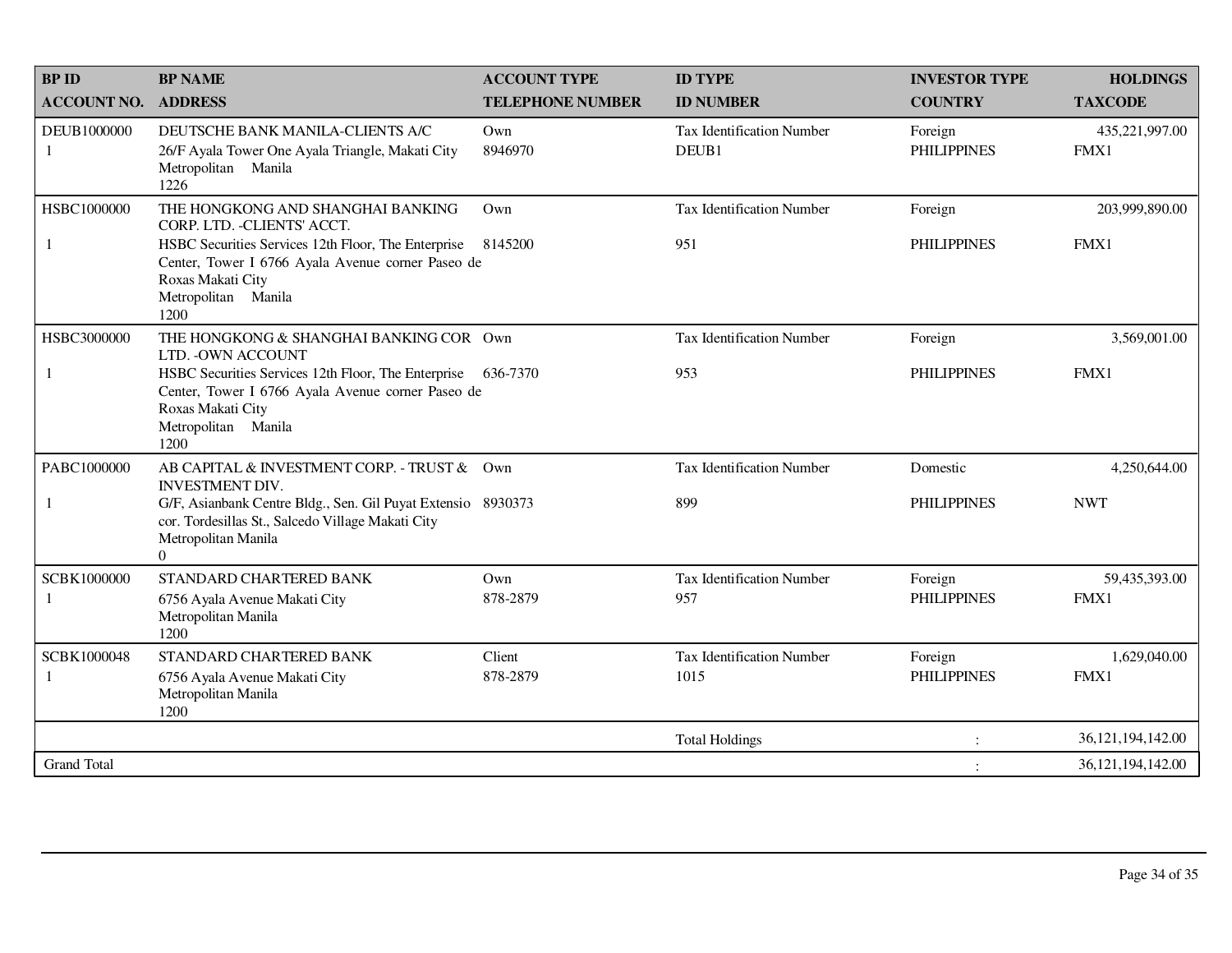| BP ID<br>ACCOUNT NO. | BP NAME<br>ADDRESS | ACCOUNT TYPE<br>TELEPHONE NUMBER | ID TYPE<br>ID NUMBER | INVESTOR TYPE<br>COUNTRY | HOLDINGS<br>TAXCODE |
|---|---|---|---|---|---|
| DEUB1000000<br>1 | DEUTSCHE BANK MANILA-CLIENTS A/C<br>26/F Ayala Tower One Ayala Triangle, Makati City<br>Metropolitan Manila<br>1226 | Own<br>8946970 | Tax Identification Number<br>DEUB1 | Foreign<br>PHILIPPINES | 435,221,997.00<br>FMX1 |
| HSBC1000000<br>1 | THE HONGKONG AND SHANGHAI BANKING CORP. LTD. -CLIENTS' ACCT.<br>HSBC Securities Services 12th Floor, The Enterprise Center, Tower I 6766 Ayala Avenue corner Paseo de Roxas Makati City<br>Metropolitan Manila<br>1200 | Own<br>8145200 | Tax Identification Number<br>951 | Foreign<br>PHILIPPINES | 203,999,890.00<br>FMX1 |
| HSBC3000000<br>1 | THE HONGKONG & SHANGHAI BANKING COR LTD. -OWN ACCOUNT<br>HSBC Securities Services 12th Floor, The Enterprise Center, Tower I 6766 Ayala Avenue corner Paseo de Roxas Makati City<br>Metropolitan Manila<br>1200 | Own<br>636-7370 | Tax Identification Number<br>953 | Foreign<br>PHILIPPINES | 3,569,001.00<br>FMX1 |
| PABC1000000<br>1 | AB CAPITAL & INVESTMENT CORP. - TRUST & INVESTMENT DIV.<br>G/F, Asianbank Centre Bldg., Sen. Gil Puyat Extensio cor. Tordesillas St., Salcedo Village Makati City<br>Metropolitan Manila<br>0 | Own<br>8930373 | Tax Identification Number<br>899 | Domestic<br>PHILIPPINES | 4,250,644.00<br>NWT |
| SCBK1000000<br>1 | STANDARD CHARTERED BANK<br>6756 Ayala Avenue Makati City<br>Metropolitan Manila<br>1200 | Own<br>878-2879 | Tax Identification Number<br>957 | Foreign<br>PHILIPPINES | 59,435,393.00<br>FMX1 |
| SCBK1000048<br>1 | STANDARD CHARTERED BANK<br>6756 Ayala Avenue Makati City<br>Metropolitan Manila<br>1200 | Client<br>878-2879 | Tax Identification Number<br>1015 | Foreign<br>PHILIPPINES | 1,629,040.00<br>FMX1 |
| | | | Total Holdings | : | 36,121,194,142.00 |
| Grand Total | | | | : | 36,121,194,142.00 |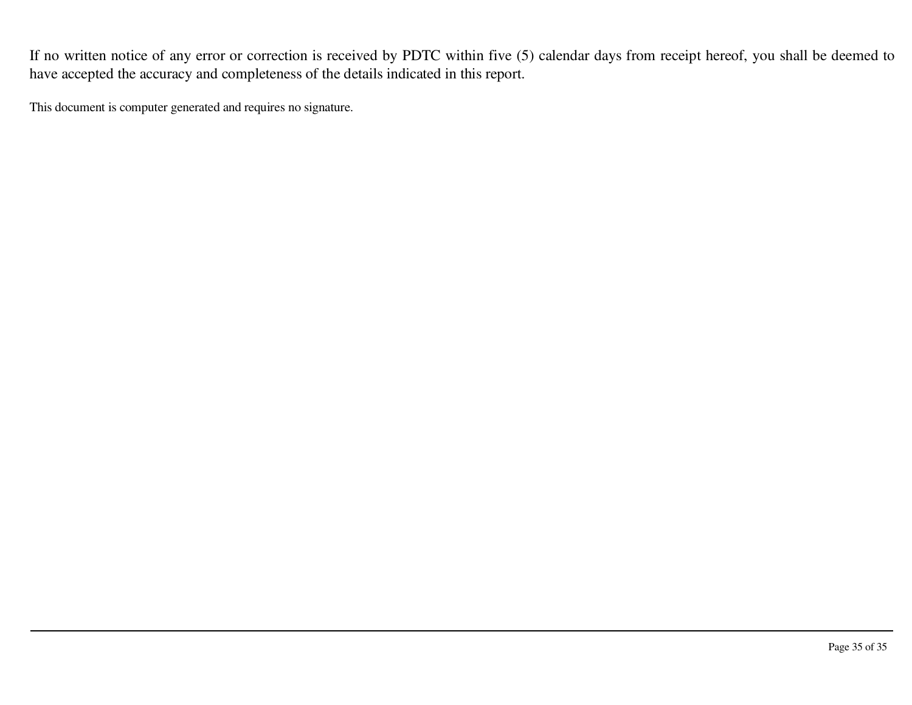If no written notice of any error or correction is received by PDTC within five (5) calendar days from receipt hereof, you shall be deemed to have accepted the accuracy and completeness of the details indicated in this report.

This document is computer generated and requires no signature.